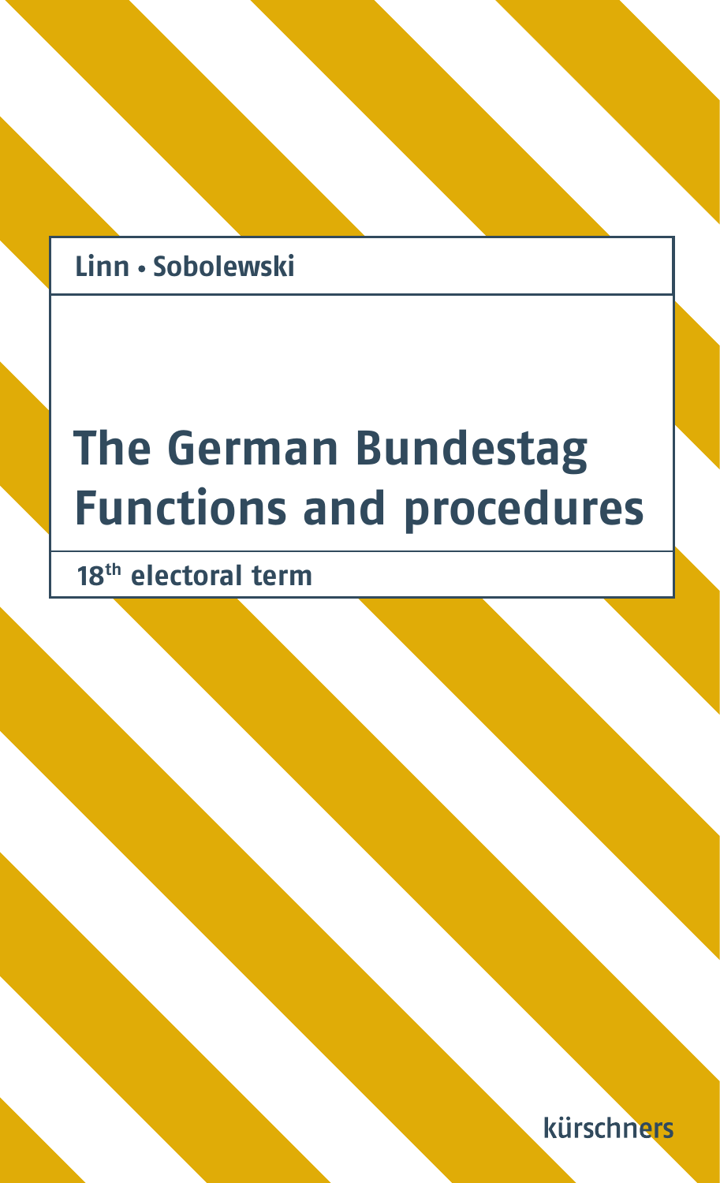Linn • Sobolewski

# The German Bundestag Functions and procedures

18th electoral term

kürschners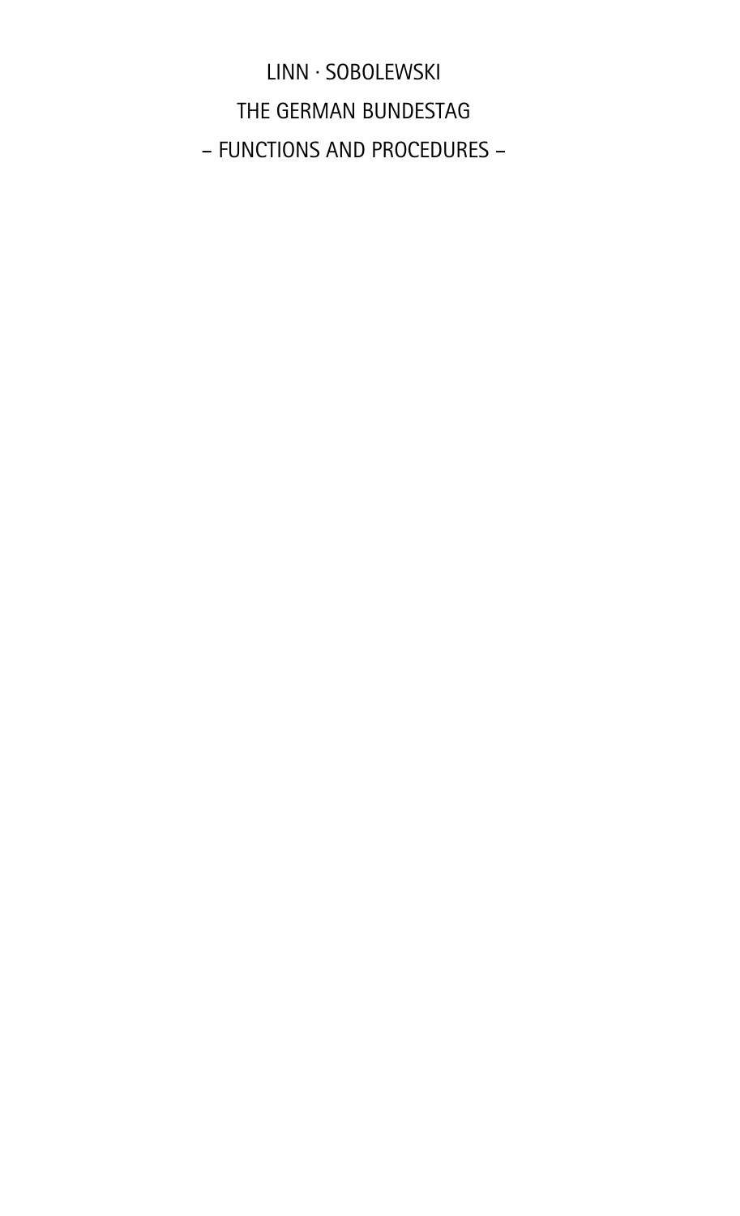LINN · SOBOLEWSKI

THE GERMAN BUNDESTAG

– FUNCTIONS AND PROCEDURES –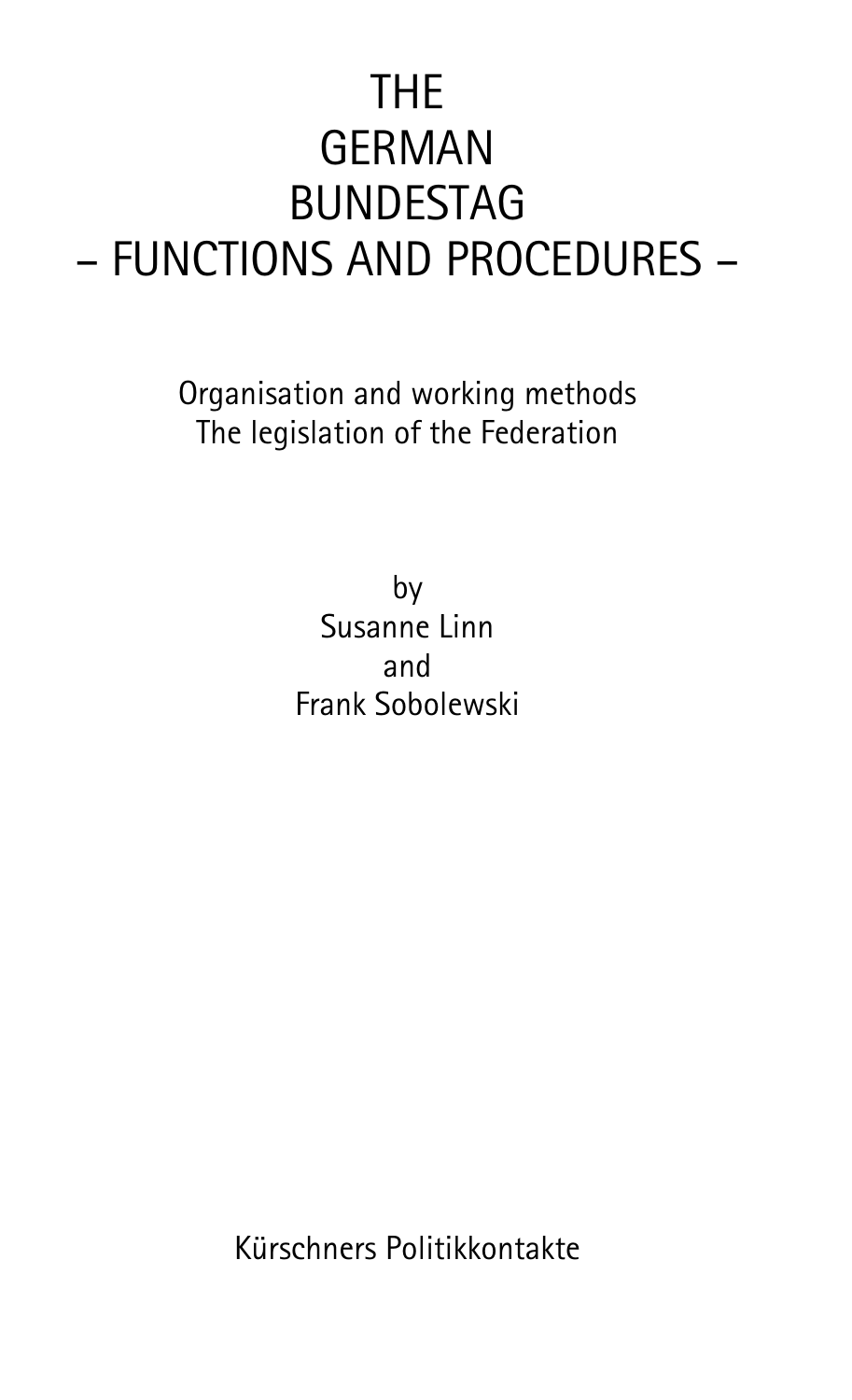# THE GERMAN BUNDESTAG – FUNCTIONS AND PROCEDURES –

Organisation and working methods
The legislation of the Federation

by
Susanne Linn
and
Frank Sobolewski

Kürschners Politikkontakte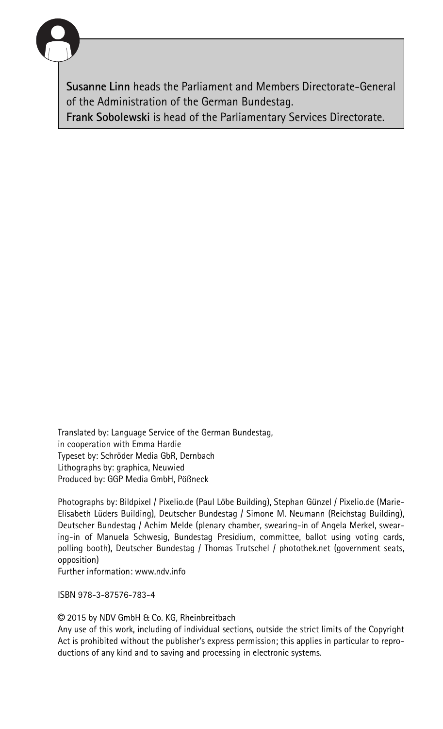**Susanne Linn** heads the Parliament and Members Directorate-General of the Administration of the German Bundestag.
**Frank Sobolewski** is head of the Parliamentary Services Directorate.

Translated by: Language Service of the German Bundestag,
in cooperation with Emma Hardie
Typeset by: Schröder Media GbR, Dernbach
Lithographs by: graphica, Neuwied
Produced by: GGP Media GmbH, Pößneck

Photographs by: Bildpixel / Pixelio.de (Paul Löbe Building), Stephan Günzel / Pixelio.de (Marie-Elisabeth Lüders Building), Deutscher Bundestag / Simone M. Neumann (Reichstag Building), Deutscher Bundestag / Achim Melde (plenary chamber, swearing-in of Angela Merkel, swearing-in of Manuela Schwesig, Bundestag Presidium, committee, ballot using voting cards, polling booth), Deutscher Bundestag / Thomas Trutschel / photothek.net (government seats, opposition)
Further information: www.ndv.info

ISBN 978-3-87576-783-4

© 2015 by NDV GmbH & Co. KG, Rheinbreitbach
Any use of this work, including of individual sections, outside the strict limits of the Copyright Act is prohibited without the publisher's express permission; this applies in particular to reproductions of any kind and to saving and processing in electronic systems.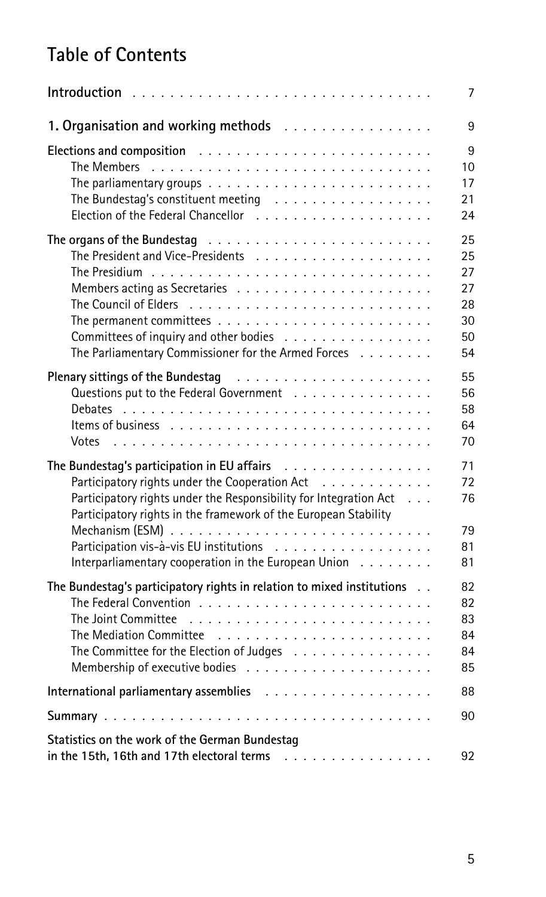# Table of Contents

| | |
|---|---|
| **Introduction** | 7 |
| **1. Organisation and working methods** | 9 |
| **Elections and composition** | 9 |
| The Members | 10 |
| The parliamentary groups | 17 |
| The Bundestag's constituent meeting | 21 |
| Election of the Federal Chancellor | 24 |
| **The organs of the Bundestag** | 25 |
| The President and Vice-Presidents | 25 |
| The Presidium | 27 |
| Members acting as Secretaries | 27 |
| The Council of Elders | 28 |
| The permanent committees | 30 |
| Committees of inquiry and other bodies | 50 |
| The Parliamentary Commissioner for the Armed Forces | 54 |
| **Plenary sittings of the Bundestag** | 55 |
| Questions put to the Federal Government | 56 |
| Debates | 58 |
| Items of business | 64 |
| Votes | 70 |
| **The Bundestag's participation in EU affairs** | 71 |
| Participatory rights under the Cooperation Act | 72 |
| Participatory rights under the Responsibility for Integration Act | 76 |
| Participatory rights in the framework of the European Stability Mechanism (ESM) | 79 |
| Participation vis-à-vis EU institutions | 81 |
| Interparliamentary cooperation in the European Union | 81 |
| **The Bundestag's participatory rights in relation to mixed institutions** | 82 |
| The Federal Convention | 82 |
| The Joint Committee | 83 |
| The Mediation Committee | 84 |
| The Committee for the Election of Judges | 84 |
| Membership of executive bodies | 85 |
| **International parliamentary assemblies** | 88 |
| **Summary** | 90 |
| **Statistics on the work of the German Bundestag in the 15th, 16th and 17th electoral terms** | 92 |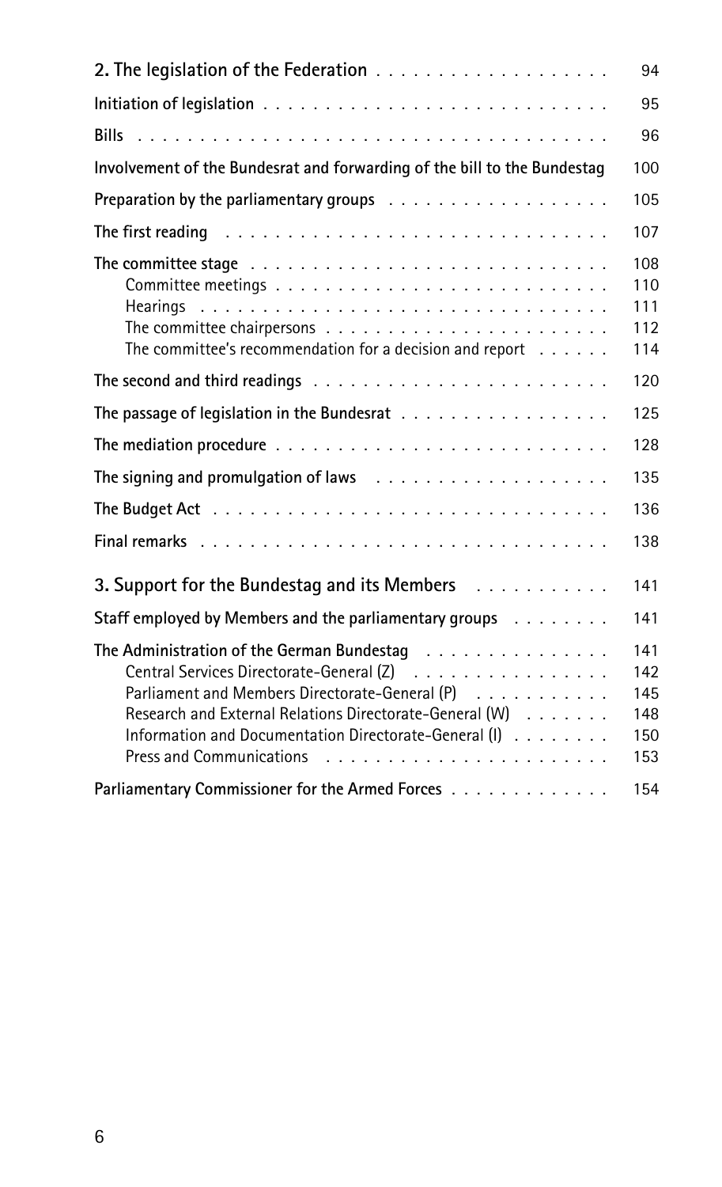| | |
|---|---|
| **2. The legislation of the Federation** | 94 |
| **Initiation of legislation** | 95 |
| **Bills** | 96 |
| **Involvement of the Bundesrat and forwarding of the bill to the Bundestag** | 100 |
| **Preparation by the parliamentary groups** | 105 |
| **The first reading** | 107 |
| **The committee stage** | 108 |
| Committee meetings | 110 |
| Hearings | 111 |
| The committee chairpersons | 112 |
| The committee's recommendation for a decision and report | 114 |
| **The second and third readings** | 120 |
| **The passage of legislation in the Bundesrat** | 125 |
| **The mediation procedure** | 128 |
| **The signing and promulgation of laws** | 135 |
| **The Budget Act** | 136 |
| **Final remarks** | 138 |
| **3. Support for the Bundestag and its Members** | 141 |
| **Staff employed by Members and the parliamentary groups** | 141 |
| **The Administration of the German Bundestag** | 141 |
| Central Services Directorate-General (Z) | 142 |
| Parliament and Members Directorate-General (P) | 145 |
| Research and External Relations Directorate-General (W) | 148 |
| Information and Documentation Directorate-General (I) | 150 |
| Press and Communications | 153 |
| **Parliamentary Commissioner for the Armed Forces** | 154 |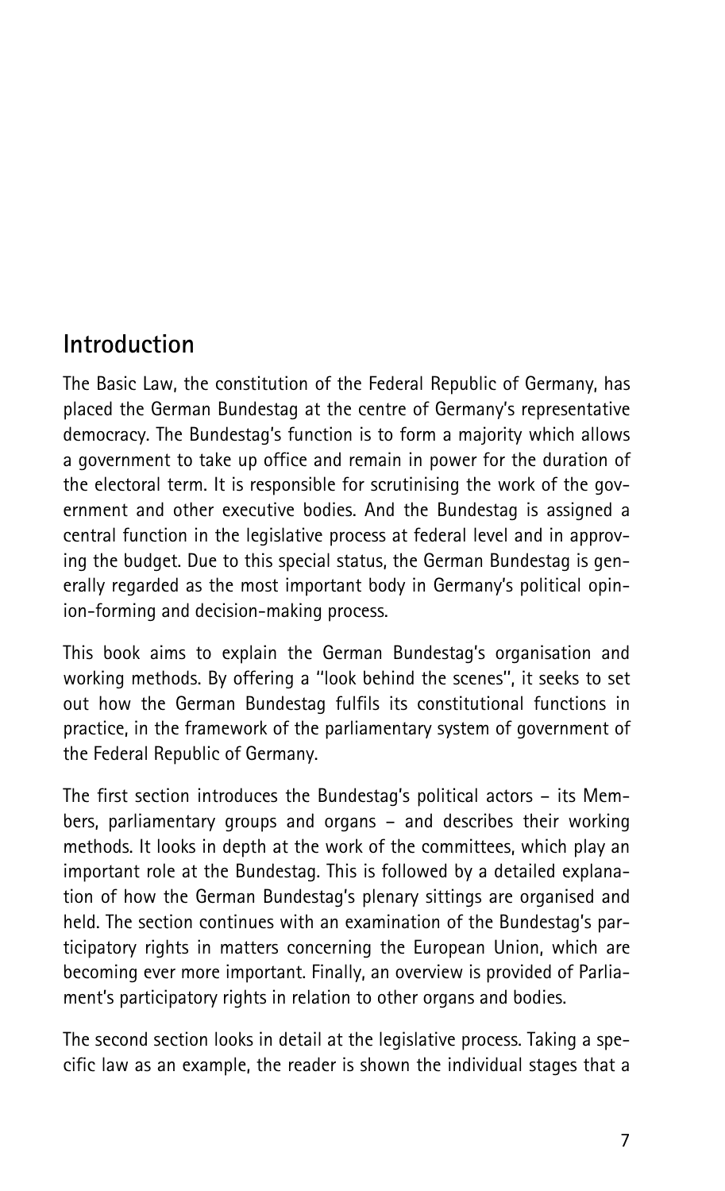## Introduction

The Basic Law, the constitution of the Federal Republic of Germany, has placed the German Bundestag at the centre of Germany's representative democracy. The Bundestag's function is to form a majority which allows a government to take up office and remain in power for the duration of the electoral term. It is responsible for scrutinising the work of the government and other executive bodies. And the Bundestag is assigned a central function in the legislative process at federal level and in approving the budget. Due to this special status, the German Bundestag is generally regarded as the most important body in Germany's political opinion-forming and decision-making process.

This book aims to explain the German Bundestag's organisation and working methods. By offering a "look behind the scenes", it seeks to set out how the German Bundestag fulfils its constitutional functions in practice, in the framework of the parliamentary system of government of the Federal Republic of Germany.

The first section introduces the Bundestag's political actors – its Members, parliamentary groups and organs – and describes their working methods. It looks in depth at the work of the committees, which play an important role at the Bundestag. This is followed by a detailed explanation of how the German Bundestag's plenary sittings are organised and held. The section continues with an examination of the Bundestag's participatory rights in matters concerning the European Union, which are becoming ever more important. Finally, an overview is provided of Parliament's participatory rights in relation to other organs and bodies.

The second section looks in detail at the legislative process. Taking a specific law as an example, the reader is shown the individual stages that a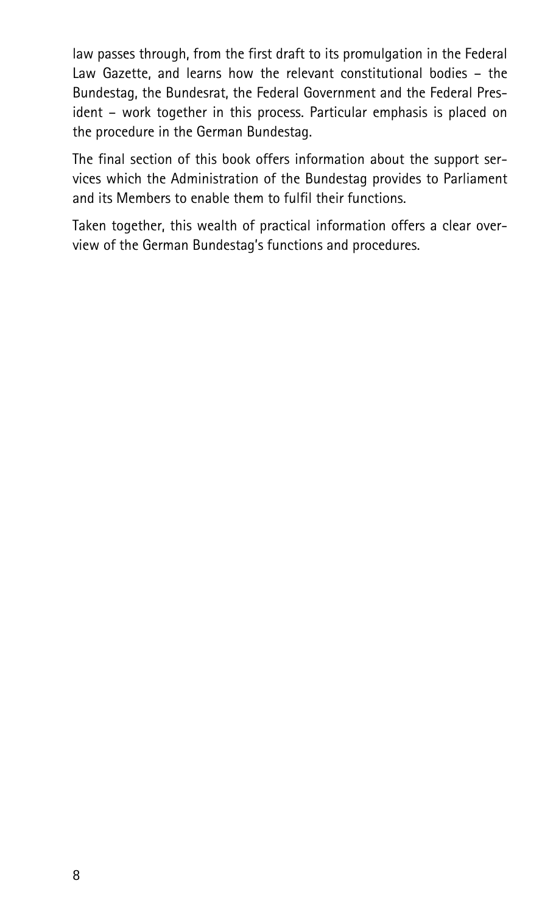law passes through, from the first draft to its promulgation in the Federal Law Gazette, and learns how the relevant constitutional bodies – the Bundestag, the Bundesrat, the Federal Government and the Federal President – work together in this process. Particular emphasis is placed on the procedure in the German Bundestag.

The final section of this book offers information about the support services which the Administration of the Bundestag provides to Parliament and its Members to enable them to fulfil their functions.

Taken together, this wealth of practical information offers a clear overview of the German Bundestag's functions and procedures.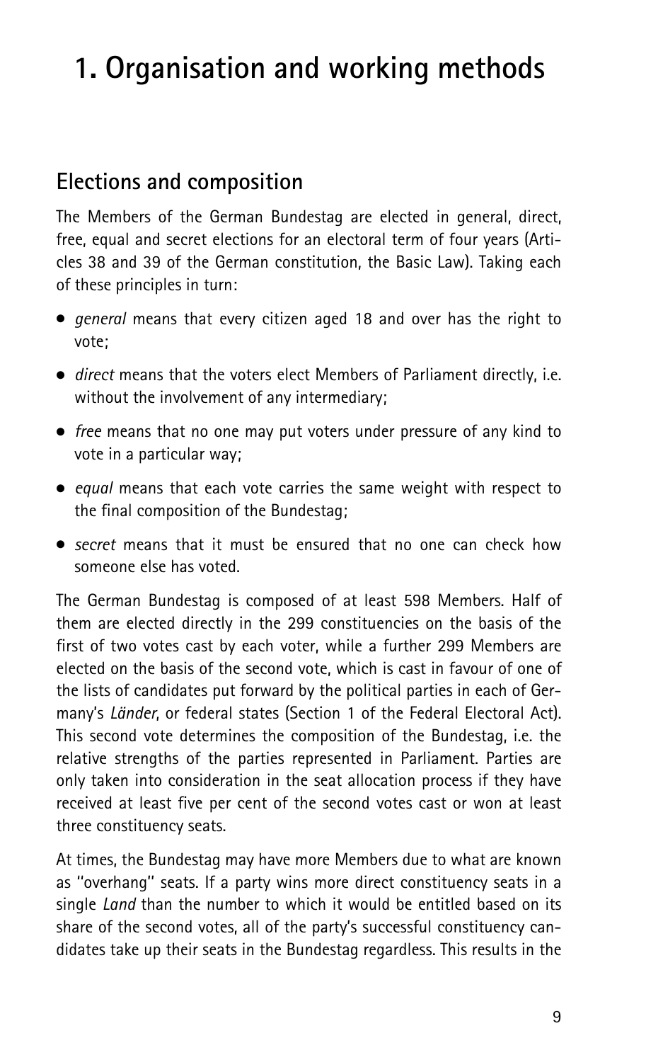# 1. Organisation and working methods

## Elections and composition

The Members of the German Bundestag are elected in general, direct, free, equal and secret elections for an electoral term of four years (Articles 38 and 39 of the German constitution, the Basic Law). Taking each of these principles in turn:

- *general* means that every citizen aged 18 and over has the right to vote;
- *direct* means that the voters elect Members of Parliament directly, i.e. without the involvement of any intermediary;
- *free* means that no one may put voters under pressure of any kind to vote in a particular way;
- *equal* means that each vote carries the same weight with respect to the final composition of the Bundestag;
- *secret* means that it must be ensured that no one can check how someone else has voted.

The German Bundestag is composed of at least 598 Members. Half of them are elected directly in the 299 constituencies on the basis of the first of two votes cast by each voter, while a further 299 Members are elected on the basis of the second vote, which is cast in favour of one of the lists of candidates put forward by the political parties in each of Germany's *Länder*, or federal states (Section 1 of the Federal Electoral Act). This second vote determines the composition of the Bundestag, i.e. the relative strengths of the parties represented in Parliament. Parties are only taken into consideration in the seat allocation process if they have received at least five per cent of the second votes cast or won at least three constituency seats.

At times, the Bundestag may have more Members due to what are known as "overhang" seats. If a party wins more direct constituency seats in a single *Land* than the number to which it would be entitled based on its share of the second votes, all of the party's successful constituency candidates take up their seats in the Bundestag regardless. This results in the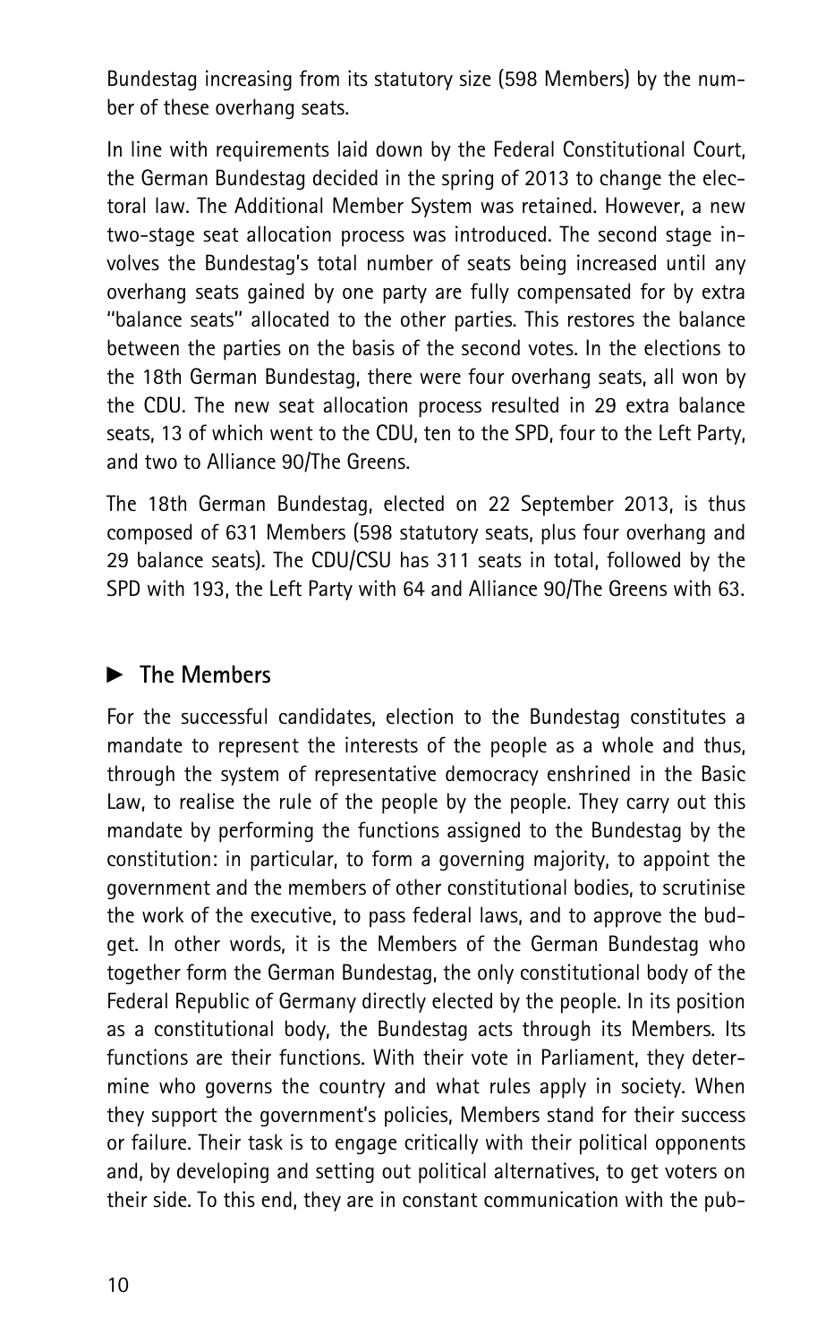Bundestag increasing from its statutory size (598 Members) by the number of these overhang seats.

In line with requirements laid down by the Federal Constitutional Court, the German Bundestag decided in the spring of 2013 to change the electoral law. The Additional Member System was retained. However, a new two-stage seat allocation process was introduced. The second stage involves the Bundestag's total number of seats being increased until any overhang seats gained by one party are fully compensated for by extra "balance seats" allocated to the other parties. This restores the balance between the parties on the basis of the second votes. In the elections to the 18th German Bundestag, there were four overhang seats, all won by the CDU. The new seat allocation process resulted in 29 extra balance seats, 13 of which went to the CDU, ten to the SPD, four to the Left Party, and two to Alliance 90/The Greens.

The 18th German Bundestag, elected on 22 September 2013, is thus composed of 631 Members (598 statutory seats, plus four overhang and 29 balance seats). The CDU/CSU has 311 seats in total, followed by the SPD with 193, the Left Party with 64 and Alliance 90/The Greens with 63.

## ► The Members

For the successful candidates, election to the Bundestag constitutes a mandate to represent the interests of the people as a whole and thus, through the system of representative democracy enshrined in the Basic Law, to realise the rule of the people by the people. They carry out this mandate by performing the functions assigned to the Bundestag by the constitution: in particular, to form a governing majority, to appoint the government and the members of other constitutional bodies, to scrutinise the work of the executive, to pass federal laws, and to approve the budget. In other words, it is the Members of the German Bundestag who together form the German Bundestag, the only constitutional body of the Federal Republic of Germany directly elected by the people. In its position as a constitutional body, the Bundestag acts through its Members. Its functions are their functions. With their vote in Parliament, they determine who governs the country and what rules apply in society. When they support the government's policies, Members stand for their success or failure. Their task is to engage critically with their political opponents and, by developing and setting out political alternatives, to get voters on their side. To this end, they are in constant communication with the pub-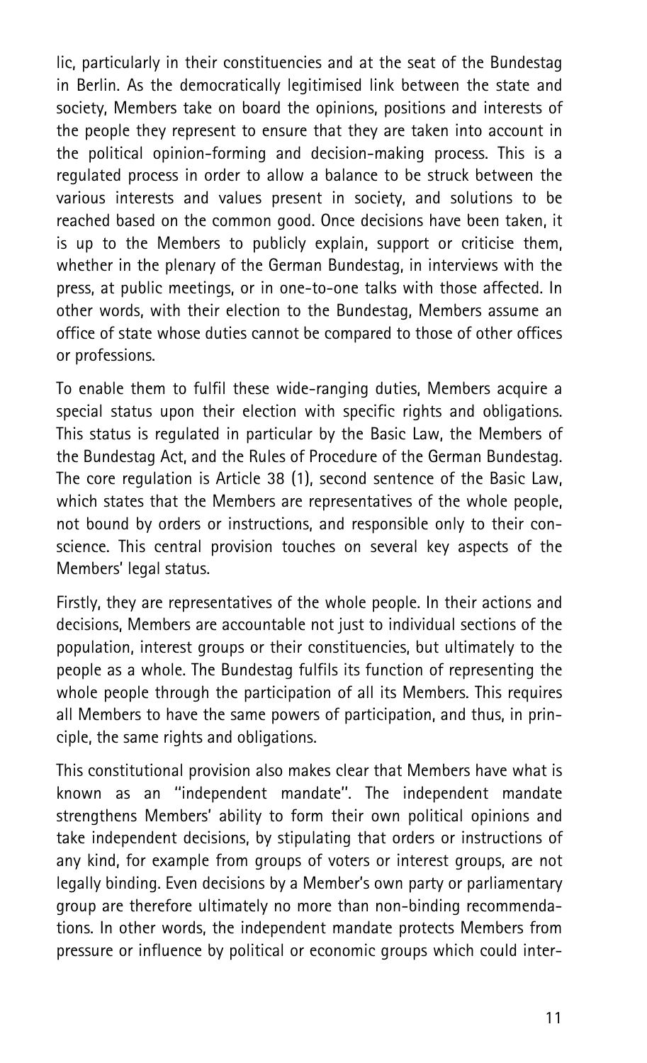lic, particularly in their constituencies and at the seat of the Bundestag in Berlin. As the democratically legitimised link between the state and society, Members take on board the opinions, positions and interests of the people they represent to ensure that they are taken into account in the political opinion-forming and decision-making process. This is a regulated process in order to allow a balance to be struck between the various interests and values present in society, and solutions to be reached based on the common good. Once decisions have been taken, it is up to the Members to publicly explain, support or criticise them, whether in the plenary of the German Bundestag, in interviews with the press, at public meetings, or in one-to-one talks with those affected. In other words, with their election to the Bundestag, Members assume an office of state whose duties cannot be compared to those of other offices or professions.

To enable them to fulfil these wide-ranging duties, Members acquire a special status upon their election with specific rights and obligations. This status is regulated in particular by the Basic Law, the Members of the Bundestag Act, and the Rules of Procedure of the German Bundestag. The core regulation is Article 38 (1), second sentence of the Basic Law, which states that the Members are representatives of the whole people, not bound by orders or instructions, and responsible only to their conscience. This central provision touches on several key aspects of the Members' legal status.

Firstly, they are representatives of the whole people. In their actions and decisions, Members are accountable not just to individual sections of the population, interest groups or their constituencies, but ultimately to the people as a whole. The Bundestag fulfils its function of representing the whole people through the participation of all its Members. This requires all Members to have the same powers of participation, and thus, in principle, the same rights and obligations.

This constitutional provision also makes clear that Members have what is known as an "independent mandate". The independent mandate strengthens Members' ability to form their own political opinions and take independent decisions, by stipulating that orders or instructions of any kind, for example from groups of voters or interest groups, are not legally binding. Even decisions by a Member's own party or parliamentary group are therefore ultimately no more than non-binding recommendations. In other words, the independent mandate protects Members from pressure or influence by political or economic groups which could inter-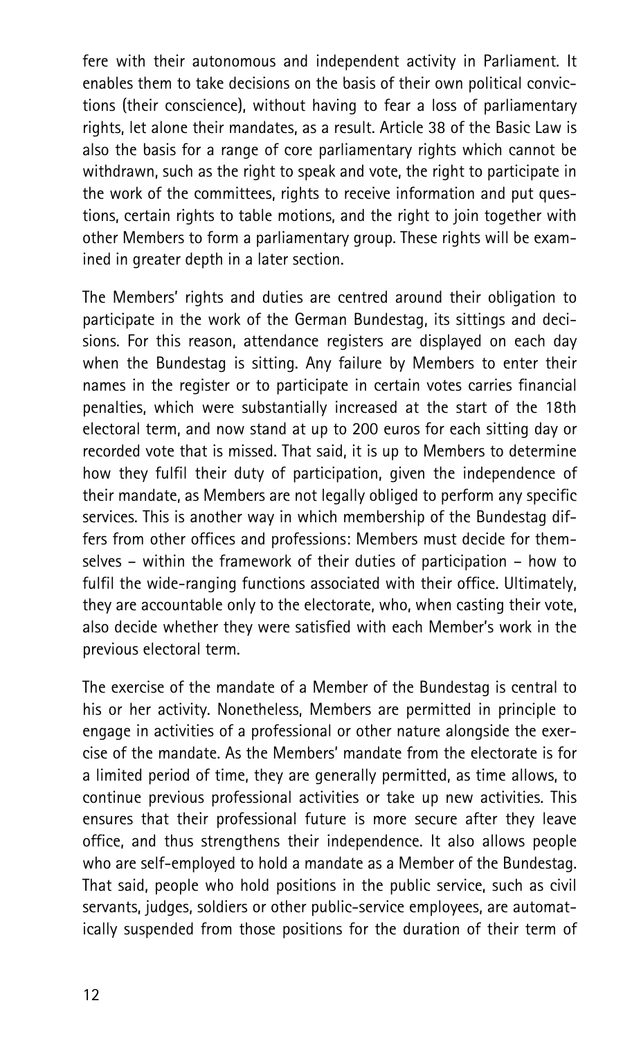fere with their autonomous and independent activity in Parliament. It enables them to take decisions on the basis of their own political convictions (their conscience), without having to fear a loss of parliamentary rights, let alone their mandates, as a result. Article 38 of the Basic Law is also the basis for a range of core parliamentary rights which cannot be withdrawn, such as the right to speak and vote, the right to participate in the work of the committees, rights to receive information and put questions, certain rights to table motions, and the right to join together with other Members to form a parliamentary group. These rights will be examined in greater depth in a later section.

The Members' rights and duties are centred around their obligation to participate in the work of the German Bundestag, its sittings and decisions. For this reason, attendance registers are displayed on each day when the Bundestag is sitting. Any failure by Members to enter their names in the register or to participate in certain votes carries financial penalties, which were substantially increased at the start of the 18th electoral term, and now stand at up to 200 euros for each sitting day or recorded vote that is missed. That said, it is up to Members to determine how they fulfil their duty of participation, given the independence of their mandate, as Members are not legally obliged to perform any specific services. This is another way in which membership of the Bundestag differs from other offices and professions: Members must decide for themselves – within the framework of their duties of participation – how to fulfil the wide-ranging functions associated with their office. Ultimately, they are accountable only to the electorate, who, when casting their vote, also decide whether they were satisfied with each Member's work in the previous electoral term.

The exercise of the mandate of a Member of the Bundestag is central to his or her activity. Nonetheless, Members are permitted in principle to engage in activities of a professional or other nature alongside the exercise of the mandate. As the Members' mandate from the electorate is for a limited period of time, they are generally permitted, as time allows, to continue previous professional activities or take up new activities. This ensures that their professional future is more secure after they leave office, and thus strengthens their independence. It also allows people who are self-employed to hold a mandate as a Member of the Bundestag. That said, people who hold positions in the public service, such as civil servants, judges, soldiers or other public-service employees, are automatically suspended from those positions for the duration of their term of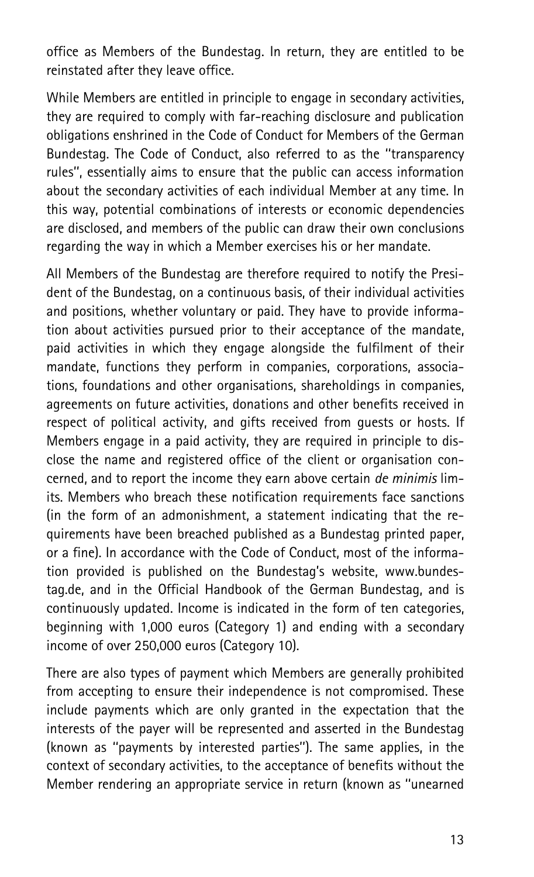office as Members of the Bundestag. In return, they are entitled to be reinstated after they leave office.

While Members are entitled in principle to engage in secondary activities, they are required to comply with far-reaching disclosure and publication obligations enshrined in the Code of Conduct for Members of the German Bundestag. The Code of Conduct, also referred to as the "transparency rules", essentially aims to ensure that the public can access information about the secondary activities of each individual Member at any time. In this way, potential combinations of interests or economic dependencies are disclosed, and members of the public can draw their own conclusions regarding the way in which a Member exercises his or her mandate.

All Members of the Bundestag are therefore required to notify the President of the Bundestag, on a continuous basis, of their individual activities and positions, whether voluntary or paid. They have to provide information about activities pursued prior to their acceptance of the mandate, paid activities in which they engage alongside the fulfilment of their mandate, functions they perform in companies, corporations, associations, foundations and other organisations, shareholdings in companies, agreements on future activities, donations and other benefits received in respect of political activity, and gifts received from guests or hosts. If Members engage in a paid activity, they are required in principle to disclose the name and registered office of the client or organisation concerned, and to report the income they earn above certain *de minimis* limits. Members who breach these notification requirements face sanctions (in the form of an admonishment, a statement indicating that the requirements have been breached published as a Bundestag printed paper, or a fine). In accordance with the Code of Conduct, most of the information provided is published on the Bundestag's website, www.bundestag.de, and in the Official Handbook of the German Bundestag, and is continuously updated. Income is indicated in the form of ten categories, beginning with 1,000 euros (Category 1) and ending with a secondary income of over 250,000 euros (Category 10).

There are also types of payment which Members are generally prohibited from accepting to ensure their independence is not compromised. These include payments which are only granted in the expectation that the interests of the payer will be represented and asserted in the Bundestag (known as "payments by interested parties"). The same applies, in the context of secondary activities, to the acceptance of benefits without the Member rendering an appropriate service in return (known as "unearned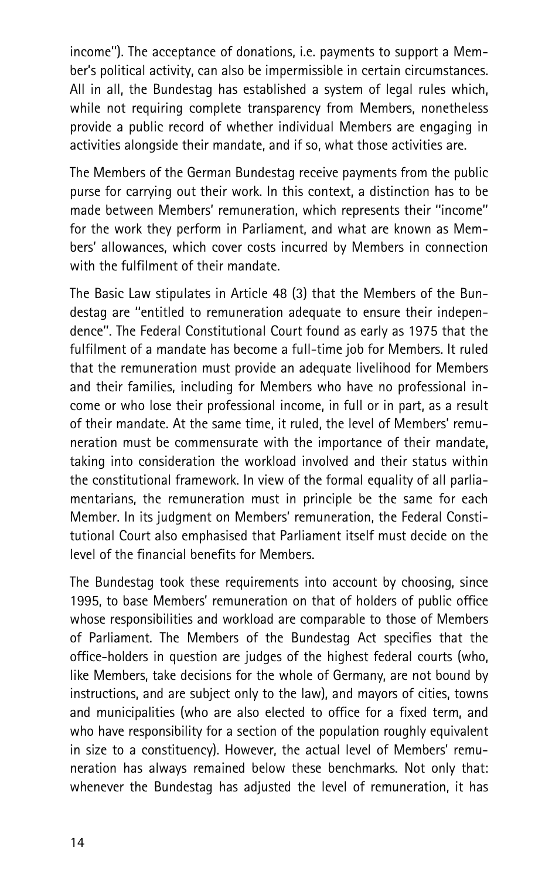income"). The acceptance of donations, i.e. payments to support a Member's political activity, can also be impermissible in certain circumstances. All in all, the Bundestag has established a system of legal rules which, while not requiring complete transparency from Members, nonetheless provide a public record of whether individual Members are engaging in activities alongside their mandate, and if so, what those activities are.

The Members of the German Bundestag receive payments from the public purse for carrying out their work. In this context, a distinction has to be made between Members' remuneration, which represents their "income" for the work they perform in Parliament, and what are known as Members' allowances, which cover costs incurred by Members in connection with the fulfilment of their mandate.

The Basic Law stipulates in Article 48 (3) that the Members of the Bundestag are "entitled to remuneration adequate to ensure their independence". The Federal Constitutional Court found as early as 1975 that the fulfilment of a mandate has become a full-time job for Members. It ruled that the remuneration must provide an adequate livelihood for Members and their families, including for Members who have no professional income or who lose their professional income, in full or in part, as a result of their mandate. At the same time, it ruled, the level of Members' remuneration must be commensurate with the importance of their mandate, taking into consideration the workload involved and their status within the constitutional framework. In view of the formal equality of all parliamentarians, the remuneration must in principle be the same for each Member. In its judgment on Members' remuneration, the Federal Constitutional Court also emphasised that Parliament itself must decide on the level of the financial benefits for Members.

The Bundestag took these requirements into account by choosing, since 1995, to base Members' remuneration on that of holders of public office whose responsibilities and workload are comparable to those of Members of Parliament. The Members of the Bundestag Act specifies that the office-holders in question are judges of the highest federal courts (who, like Members, take decisions for the whole of Germany, are not bound by instructions, and are subject only to the law), and mayors of cities, towns and municipalities (who are also elected to office for a fixed term, and who have responsibility for a section of the population roughly equivalent in size to a constituency). However, the actual level of Members' remuneration has always remained below these benchmarks. Not only that: whenever the Bundestag has adjusted the level of remuneration, it has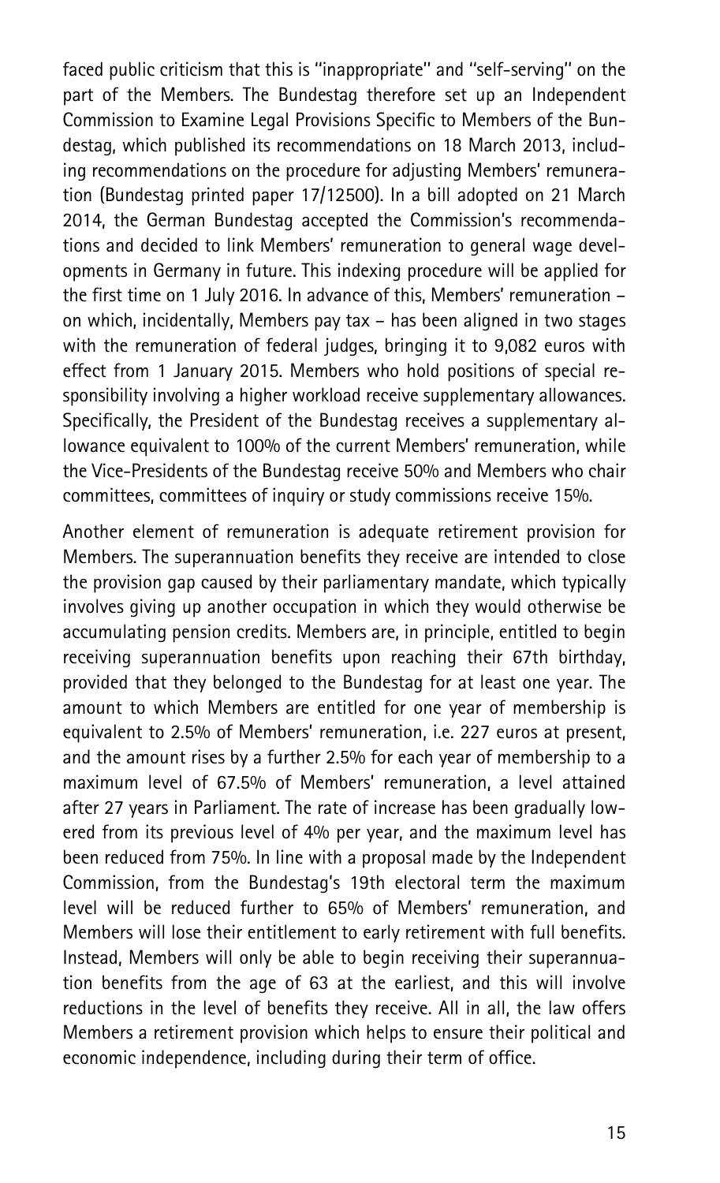faced public criticism that this is "inappropriate" and "self-serving" on the part of the Members. The Bundestag therefore set up an Independent Commission to Examine Legal Provisions Specific to Members of the Bundestag, which published its recommendations on 18 March 2013, including recommendations on the procedure for adjusting Members' remuneration (Bundestag printed paper 17/12500). In a bill adopted on 21 March 2014, the German Bundestag accepted the Commission's recommendations and decided to link Members' remuneration to general wage developments in Germany in future. This indexing procedure will be applied for the first time on 1 July 2016. In advance of this, Members' remuneration – on which, incidentally, Members pay tax – has been aligned in two stages with the remuneration of federal judges, bringing it to 9,082 euros with effect from 1 January 2015. Members who hold positions of special responsibility involving a higher workload receive supplementary allowances. Specifically, the President of the Bundestag receives a supplementary allowance equivalent to 100% of the current Members' remuneration, while the Vice-Presidents of the Bundestag receive 50% and Members who chair committees, committees of inquiry or study commissions receive 15%.

Another element of remuneration is adequate retirement provision for Members. The superannuation benefits they receive are intended to close the provision gap caused by their parliamentary mandate, which typically involves giving up another occupation in which they would otherwise be accumulating pension credits. Members are, in principle, entitled to begin receiving superannuation benefits upon reaching their 67th birthday, provided that they belonged to the Bundestag for at least one year. The amount to which Members are entitled for one year of membership is equivalent to 2.5% of Members' remuneration, i.e. 227 euros at present, and the amount rises by a further 2.5% for each year of membership to a maximum level of 67.5% of Members' remuneration, a level attained after 27 years in Parliament. The rate of increase has been gradually lowered from its previous level of 4% per year, and the maximum level has been reduced from 75%. In line with a proposal made by the Independent Commission, from the Bundestag's 19th electoral term the maximum level will be reduced further to 65% of Members' remuneration, and Members will lose their entitlement to early retirement with full benefits. Instead, Members will only be able to begin receiving their superannuation benefits from the age of 63 at the earliest, and this will involve reductions in the level of benefits they receive. All in all, the law offers Members a retirement provision which helps to ensure their political and economic independence, including during their term of office.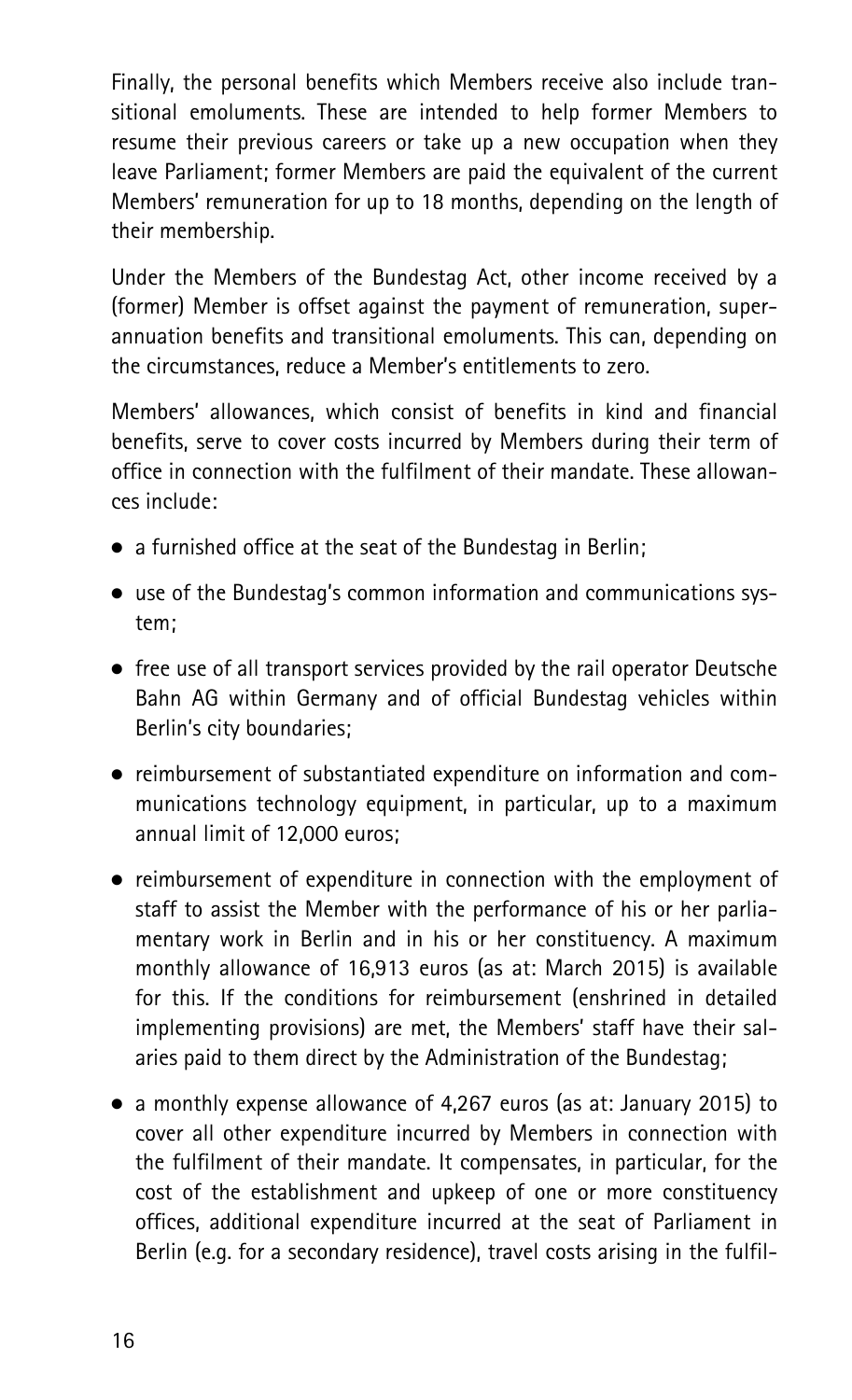Finally, the personal benefits which Members receive also include transitional emoluments. These are intended to help former Members to resume their previous careers or take up a new occupation when they leave Parliament; former Members are paid the equivalent of the current Members' remuneration for up to 18 months, depending on the length of their membership.

Under the Members of the Bundestag Act, other income received by a (former) Member is offset against the payment of remuneration, superannuation benefits and transitional emoluments. This can, depending on the circumstances, reduce a Member's entitlements to zero.

Members' allowances, which consist of benefits in kind and financial benefits, serve to cover costs incurred by Members during their term of office in connection with the fulfilment of their mandate. These allowances include:

- a furnished office at the seat of the Bundestag in Berlin;
- use of the Bundestag's common information and communications system;
- free use of all transport services provided by the rail operator Deutsche Bahn AG within Germany and of official Bundestag vehicles within Berlin's city boundaries;
- reimbursement of substantiated expenditure on information and communications technology equipment, in particular, up to a maximum annual limit of 12,000 euros;
- reimbursement of expenditure in connection with the employment of staff to assist the Member with the performance of his or her parliamentary work in Berlin and in his or her constituency. A maximum monthly allowance of 16,913 euros (as at: March 2015) is available for this. If the conditions for reimbursement (enshrined in detailed implementing provisions) are met, the Members' staff have their salaries paid to them direct by the Administration of the Bundestag;
- a monthly expense allowance of 4,267 euros (as at: January 2015) to cover all other expenditure incurred by Members in connection with the fulfilment of their mandate. It compensates, in particular, for the cost of the establishment and upkeep of one or more constituency offices, additional expenditure incurred at the seat of Parliament in Berlin (e.g. for a secondary residence), travel costs arising in the fulfil-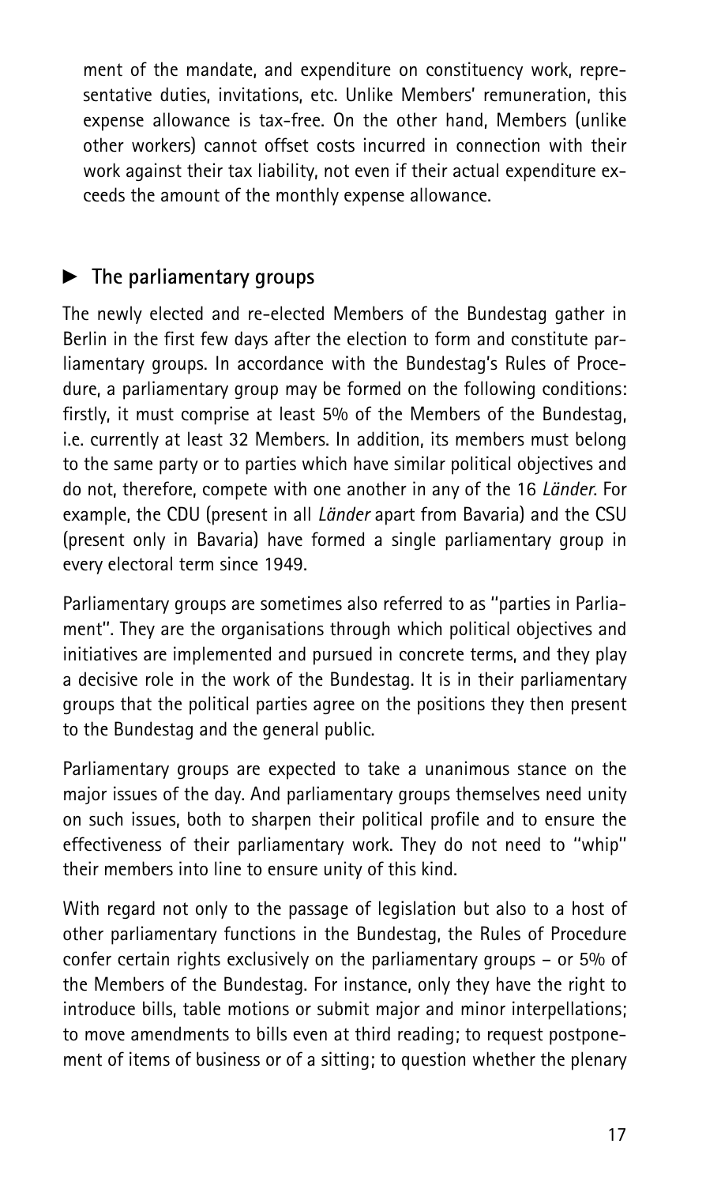ment of the mandate, and expenditure on constituency work, representative duties, invitations, etc. Unlike Members' remuneration, this expense allowance is tax-free. On the other hand, Members (unlike other workers) cannot offset costs incurred in connection with their work against their tax liability, not even if their actual expenditure exceeds the amount of the monthly expense allowance.

## ► The parliamentary groups

The newly elected and re-elected Members of the Bundestag gather in Berlin in the first few days after the election to form and constitute parliamentary groups. In accordance with the Bundestag's Rules of Procedure, a parliamentary group may be formed on the following conditions: firstly, it must comprise at least 5% of the Members of the Bundestag, i.e. currently at least 32 Members. In addition, its members must belong to the same party or to parties which have similar political objectives and do not, therefore, compete with one another in any of the 16 *Länder*. For example, the CDU (present in all *Länder* apart from Bavaria) and the CSU (present only in Bavaria) have formed a single parliamentary group in every electoral term since 1949.

Parliamentary groups are sometimes also referred to as "parties in Parliament". They are the organisations through which political objectives and initiatives are implemented and pursued in concrete terms, and they play a decisive role in the work of the Bundestag. It is in their parliamentary groups that the political parties agree on the positions they then present to the Bundestag and the general public.

Parliamentary groups are expected to take a unanimous stance on the major issues of the day. And parliamentary groups themselves need unity on such issues, both to sharpen their political profile and to ensure the effectiveness of their parliamentary work. They do not need to "whip" their members into line to ensure unity of this kind.

With regard not only to the passage of legislation but also to a host of other parliamentary functions in the Bundestag, the Rules of Procedure confer certain rights exclusively on the parliamentary groups – or 5% of the Members of the Bundestag. For instance, only they have the right to introduce bills, table motions or submit major and minor interpellations; to move amendments to bills even at third reading; to request postponement of items of business or of a sitting; to question whether the plenary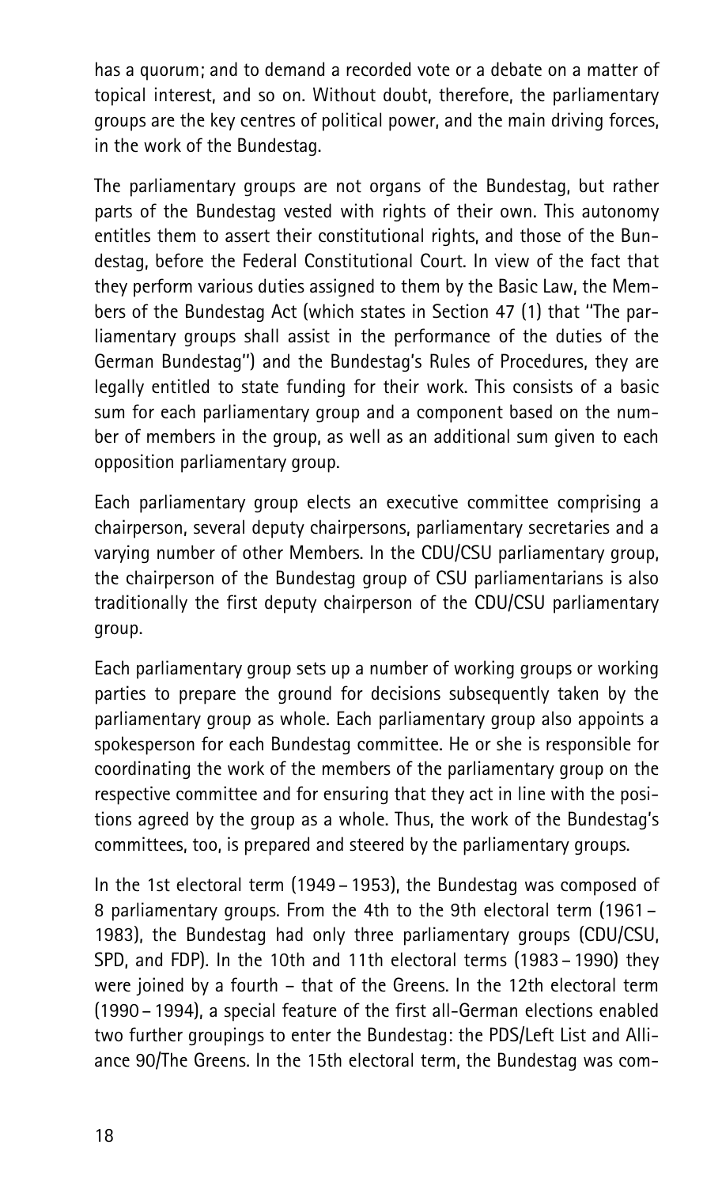has a quorum; and to demand a recorded vote or a debate on a matter of topical interest, and so on. Without doubt, therefore, the parliamentary groups are the key centres of political power, and the main driving forces, in the work of the Bundestag.

The parliamentary groups are not organs of the Bundestag, but rather parts of the Bundestag vested with rights of their own. This autonomy entitles them to assert their constitutional rights, and those of the Bundestag, before the Federal Constitutional Court. In view of the fact that they perform various duties assigned to them by the Basic Law, the Members of the Bundestag Act (which states in Section 47 (1) that "The parliamentary groups shall assist in the performance of the duties of the German Bundestag") and the Bundestag's Rules of Procedures, they are legally entitled to state funding for their work. This consists of a basic sum for each parliamentary group and a component based on the number of members in the group, as well as an additional sum given to each opposition parliamentary group.

Each parliamentary group elects an executive committee comprising a chairperson, several deputy chairpersons, parliamentary secretaries and a varying number of other Members. In the CDU/CSU parliamentary group, the chairperson of the Bundestag group of CSU parliamentarians is also traditionally the first deputy chairperson of the CDU/CSU parliamentary group.

Each parliamentary group sets up a number of working groups or working parties to prepare the ground for decisions subsequently taken by the parliamentary group as whole. Each parliamentary group also appoints a spokesperson for each Bundestag committee. He or she is responsible for coordinating the work of the members of the parliamentary group on the respective committee and for ensuring that they act in line with the positions agreed by the group as a whole. Thus, the work of the Bundestag's committees, too, is prepared and steered by the parliamentary groups.

In the 1st electoral term (1949 – 1953), the Bundestag was composed of 8 parliamentary groups. From the 4th to the 9th electoral term (1961 – 1983), the Bundestag had only three parliamentary groups (CDU/CSU, SPD, and FDP). In the 10th and 11th electoral terms (1983 – 1990) they were joined by a fourth – that of the Greens. In the 12th electoral term (1990 – 1994), a special feature of the first all-German elections enabled two further groupings to enter the Bundestag: the PDS/Left List and Alliance 90/The Greens. In the 15th electoral term, the Bundestag was com-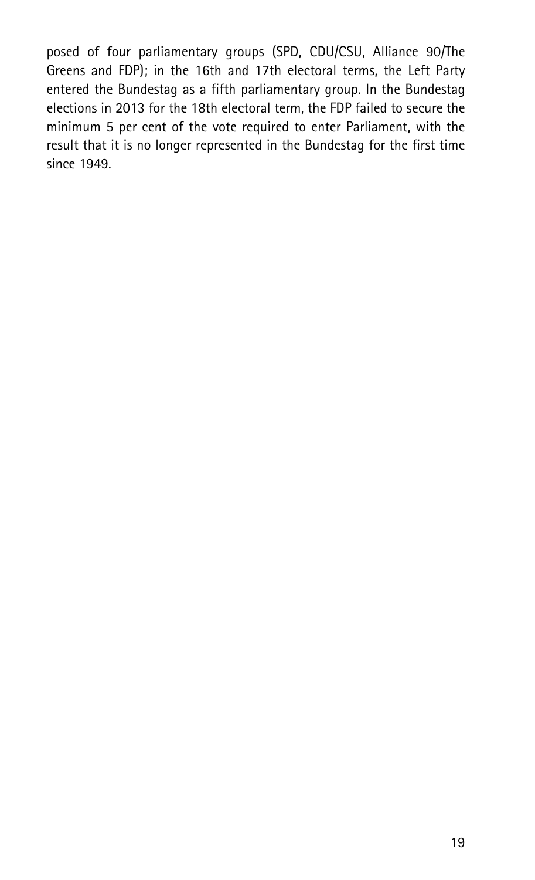posed of four parliamentary groups (SPD, CDU/CSU, Alliance 90/The Greens and FDP); in the 16th and 17th electoral terms, the Left Party entered the Bundestag as a fifth parliamentary group. In the Bundestag elections in 2013 for the 18th electoral term, the FDP failed to secure the minimum 5 per cent of the vote required to enter Parliament, with the result that it is no longer represented in the Bundestag for the first time since 1949.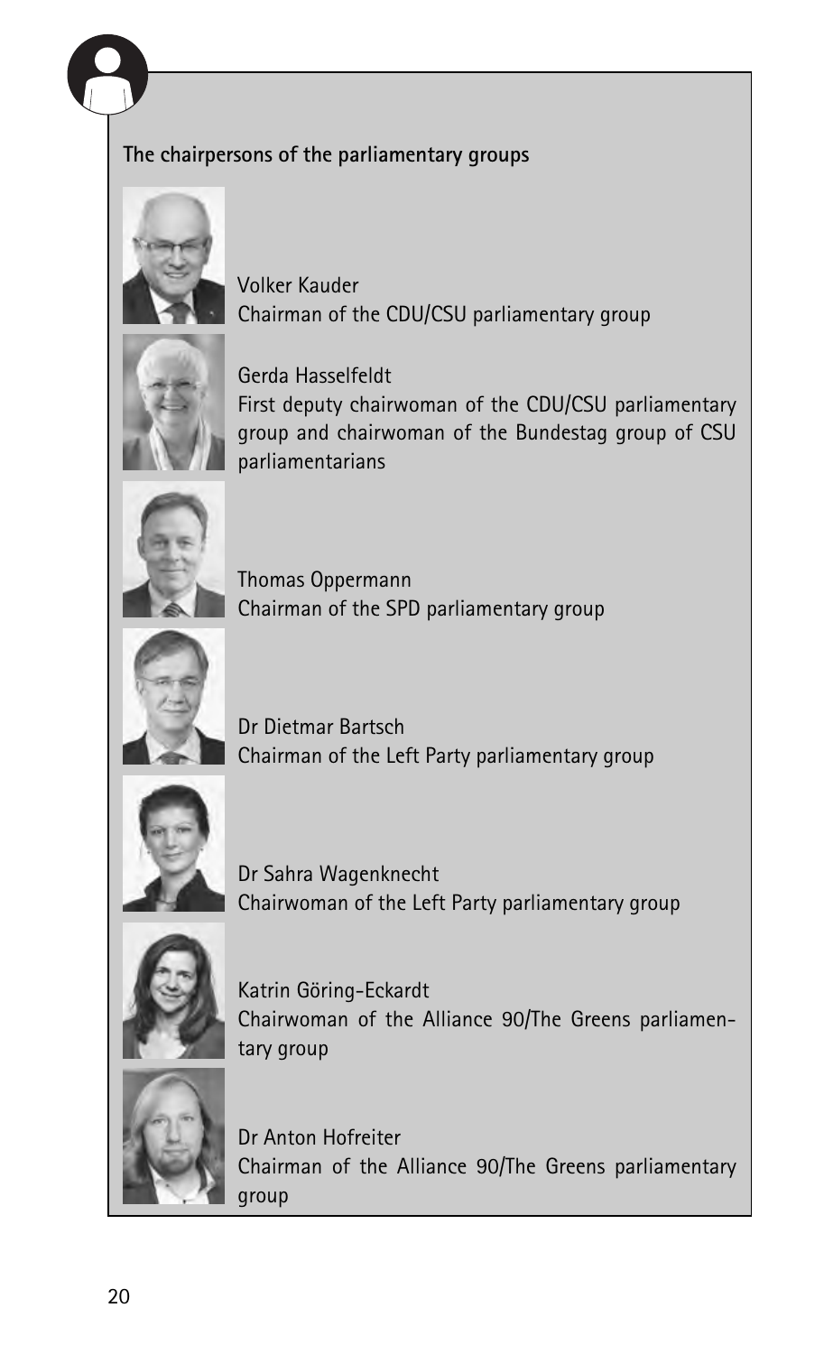**The chairpersons of the parliamentary groups**

Volker Kauder
Chairman of the CDU/CSU parliamentary group

Gerda Hasselfeldt
First deputy chairwoman of the CDU/CSU parliamentary group and chairwoman of the Bundestag group of CSU parliamentarians

Thomas Oppermann
Chairman of the SPD parliamentary group

Dr Dietmar Bartsch
Chairman of the Left Party parliamentary group

Dr Sahra Wagenknecht
Chairwoman of the Left Party parliamentary group

Katrin Göring-Eckardt
Chairwoman of the Alliance 90/The Greens parliamentary group

Dr Anton Hofreiter
Chairman of the Alliance 90/The Greens parliamentary group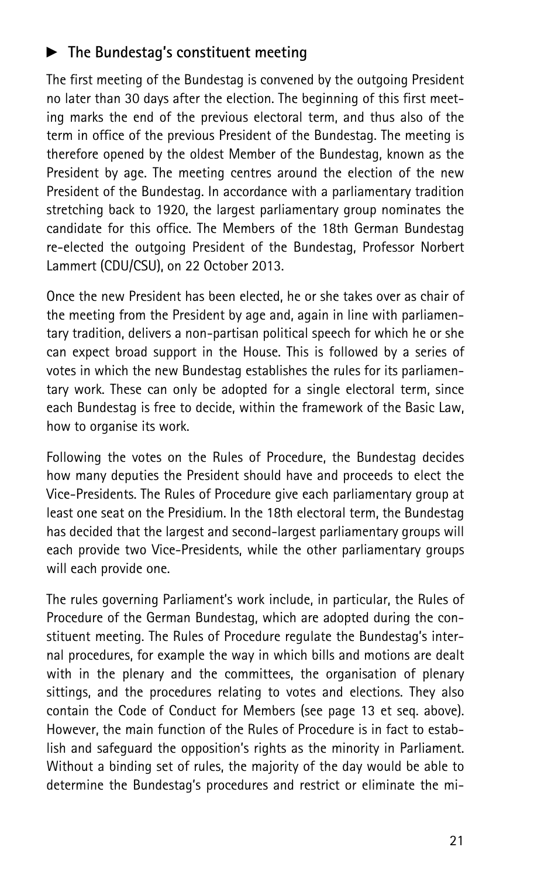## ► The Bundestag's constituent meeting

The first meeting of the Bundestag is convened by the outgoing President no later than 30 days after the election. The beginning of this first meeting marks the end of the previous electoral term, and thus also of the term in office of the previous President of the Bundestag. The meeting is therefore opened by the oldest Member of the Bundestag, known as the President by age. The meeting centres around the election of the new President of the Bundestag. In accordance with a parliamentary tradition stretching back to 1920, the largest parliamentary group nominates the candidate for this office. The Members of the 18th German Bundestag re-elected the outgoing President of the Bundestag, Professor Norbert Lammert (CDU/CSU), on 22 October 2013.

Once the new President has been elected, he or she takes over as chair of the meeting from the President by age and, again in line with parliamentary tradition, delivers a non-partisan political speech for which he or she can expect broad support in the House. This is followed by a series of votes in which the new Bundestag establishes the rules for its parliamentary work. These can only be adopted for a single electoral term, since each Bundestag is free to decide, within the framework of the Basic Law, how to organise its work.

Following the votes on the Rules of Procedure, the Bundestag decides how many deputies the President should have and proceeds to elect the Vice-Presidents. The Rules of Procedure give each parliamentary group at least one seat on the Presidium. In the 18th electoral term, the Bundestag has decided that the largest and second-largest parliamentary groups will each provide two Vice-Presidents, while the other parliamentary groups will each provide one.

The rules governing Parliament's work include, in particular, the Rules of Procedure of the German Bundestag, which are adopted during the constituent meeting. The Rules of Procedure regulate the Bundestag's internal procedures, for example the way in which bills and motions are dealt with in the plenary and the committees, the organisation of plenary sittings, and the procedures relating to votes and elections. They also contain the Code of Conduct for Members (see page 13 et seq. above). However, the main function of the Rules of Procedure is in fact to establish and safeguard the opposition's rights as the minority in Parliament. Without a binding set of rules, the majority of the day would be able to determine the Bundestag's procedures and restrict or eliminate the mi-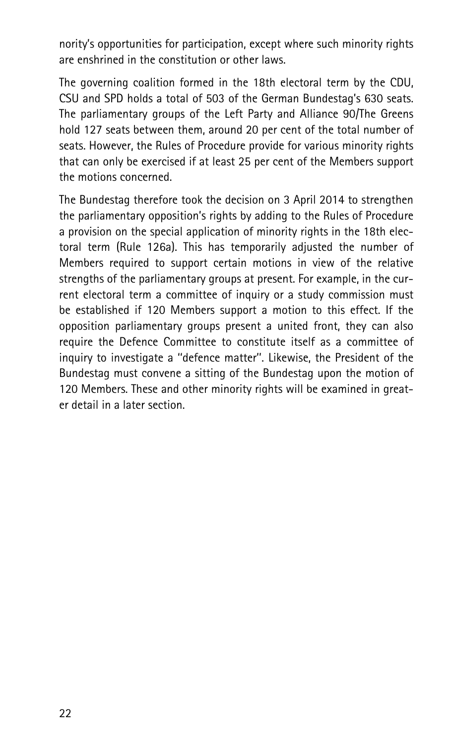nority's opportunities for participation, except where such minority rights are enshrined in the constitution or other laws.

The governing coalition formed in the 18th electoral term by the CDU, CSU and SPD holds a total of 503 of the German Bundestag's 630 seats. The parliamentary groups of the Left Party and Alliance 90/The Greens hold 127 seats between them, around 20 per cent of the total number of seats. However, the Rules of Procedure provide for various minority rights that can only be exercised if at least 25 per cent of the Members support the motions concerned.

The Bundestag therefore took the decision on 3 April 2014 to strengthen the parliamentary opposition's rights by adding to the Rules of Procedure a provision on the special application of minority rights in the 18th electoral term (Rule 126a). This has temporarily adjusted the number of Members required to support certain motions in view of the relative strengths of the parliamentary groups at present. For example, in the current electoral term a committee of inquiry or a study commission must be established if 120 Members support a motion to this effect. If the opposition parliamentary groups present a united front, they can also require the Defence Committee to constitute itself as a committee of inquiry to investigate a "defence matter". Likewise, the President of the Bundestag must convene a sitting of the Bundestag upon the motion of 120 Members. These and other minority rights will be examined in greater detail in a later section.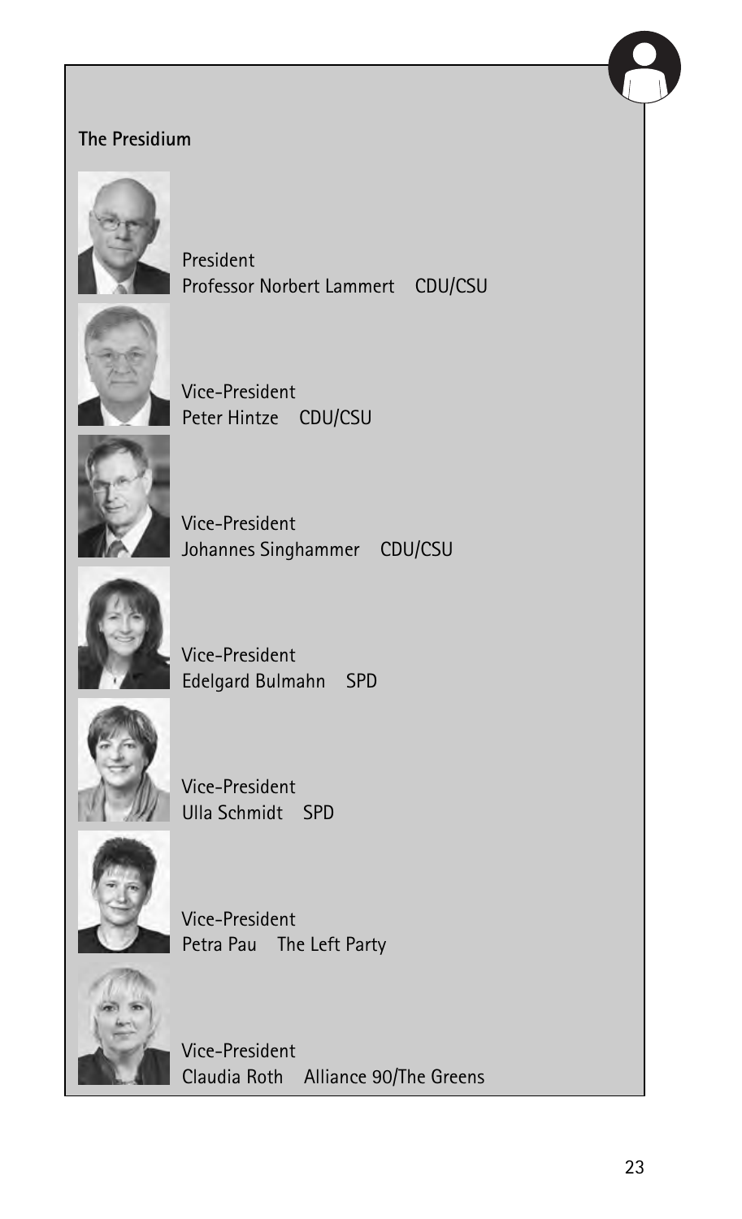## The Presidium

President
Professor Norbert Lammert    CDU/CSU

Vice-President
Peter Hintze    CDU/CSU

Vice-President
Johannes Singhammer    CDU/CSU

Vice-President
Edelgard Bulmahn    SPD

Vice-President
Ulla Schmidt    SPD

Vice-President
Petra Pau    The Left Party

Vice-President
Claudia Roth    Alliance 90/The Greens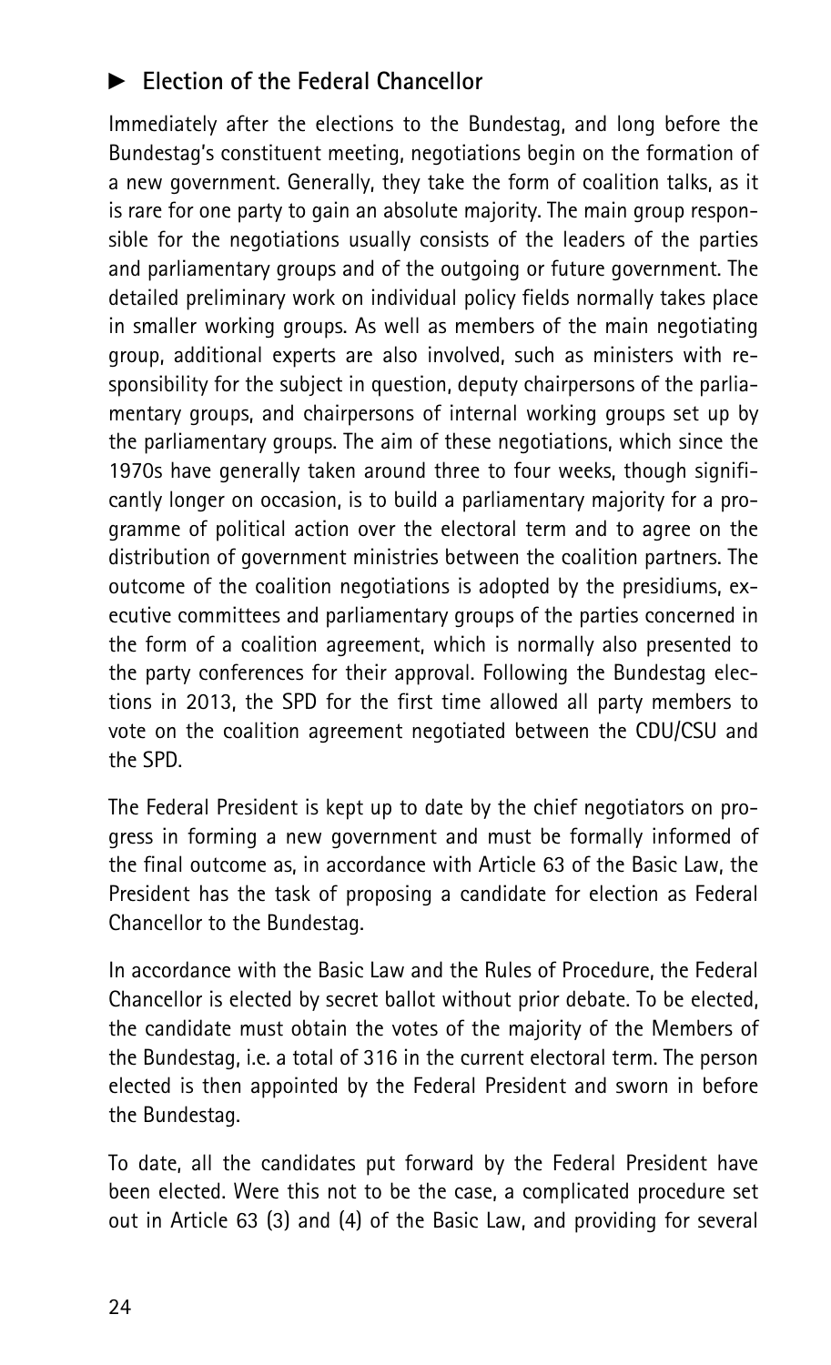## ► Election of the Federal Chancellor

Immediately after the elections to the Bundestag, and long before the Bundestag's constituent meeting, negotiations begin on the formation of a new government. Generally, they take the form of coalition talks, as it is rare for one party to gain an absolute majority. The main group responsible for the negotiations usually consists of the leaders of the parties and parliamentary groups and of the outgoing or future government. The detailed preliminary work on individual policy fields normally takes place in smaller working groups. As well as members of the main negotiating group, additional experts are also involved, such as ministers with responsibility for the subject in question, deputy chairpersons of the parliamentary groups, and chairpersons of internal working groups set up by the parliamentary groups. The aim of these negotiations, which since the 1970s have generally taken around three to four weeks, though significantly longer on occasion, is to build a parliamentary majority for a programme of political action over the electoral term and to agree on the distribution of government ministries between the coalition partners. The outcome of the coalition negotiations is adopted by the presidiums, executive committees and parliamentary groups of the parties concerned in the form of a coalition agreement, which is normally also presented to the party conferences for their approval. Following the Bundestag elections in 2013, the SPD for the first time allowed all party members to vote on the coalition agreement negotiated between the CDU/CSU and the SPD.

The Federal President is kept up to date by the chief negotiators on progress in forming a new government and must be formally informed of the final outcome as, in accordance with Article 63 of the Basic Law, the President has the task of proposing a candidate for election as Federal Chancellor to the Bundestag.

In accordance with the Basic Law and the Rules of Procedure, the Federal Chancellor is elected by secret ballot without prior debate. To be elected, the candidate must obtain the votes of the majority of the Members of the Bundestag, i.e. a total of 316 in the current electoral term. The person elected is then appointed by the Federal President and sworn in before the Bundestag.

To date, all the candidates put forward by the Federal President have been elected. Were this not to be the case, a complicated procedure set out in Article 63 (3) and (4) of the Basic Law, and providing for several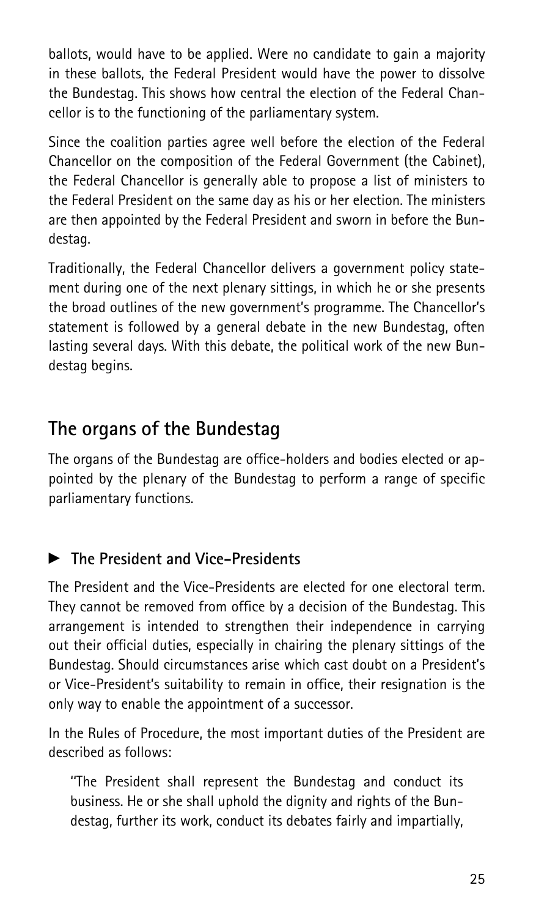ballots, would have to be applied. Were no candidate to gain a majority in these ballots, the Federal President would have the power to dissolve the Bundestag. This shows how central the election of the Federal Chancellor is to the functioning of the parliamentary system.

Since the coalition parties agree well before the election of the Federal Chancellor on the composition of the Federal Government (the Cabinet), the Federal Chancellor is generally able to propose a list of ministers to the Federal President on the same day as his or her election. The ministers are then appointed by the Federal President and sworn in before the Bundestag.

Traditionally, the Federal Chancellor delivers a government policy statement during one of the next plenary sittings, in which he or she presents the broad outlines of the new government's programme. The Chancellor's statement is followed by a general debate in the new Bundestag, often lasting several days. With this debate, the political work of the new Bundestag begins.

## The organs of the Bundestag

The organs of the Bundestag are office-holders and bodies elected or appointed by the plenary of the Bundestag to perform a range of specific parliamentary functions.

### ► The President and Vice-Presidents

The President and the Vice-Presidents are elected for one electoral term. They cannot be removed from office by a decision of the Bundestag. This arrangement is intended to strengthen their independence in carrying out their official duties, especially in chairing the plenary sittings of the Bundestag. Should circumstances arise which cast doubt on a President's or Vice-President's suitability to remain in office, their resignation is the only way to enable the appointment of a successor.

In the Rules of Procedure, the most important duties of the President are described as follows:

> "The President shall represent the Bundestag and conduct its business. He or she shall uphold the dignity and rights of the Bundestag, further its work, conduct its debates fairly and impartially,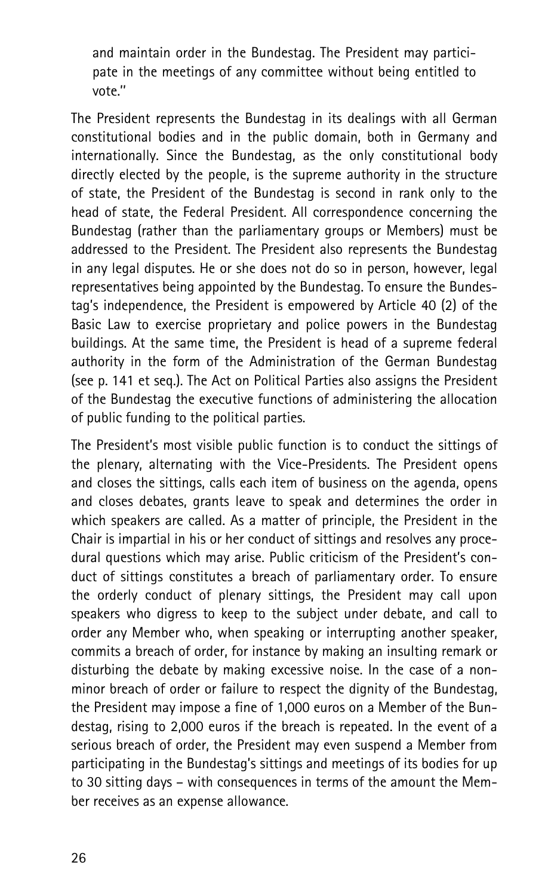and maintain order in the Bundestag. The President may participate in the meetings of any committee without being entitled to vote."

The President represents the Bundestag in its dealings with all German constitutional bodies and in the public domain, both in Germany and internationally. Since the Bundestag, as the only constitutional body directly elected by the people, is the supreme authority in the structure of state, the President of the Bundestag is second in rank only to the head of state, the Federal President. All correspondence concerning the Bundestag (rather than the parliamentary groups or Members) must be addressed to the President. The President also represents the Bundestag in any legal disputes. He or she does not do so in person, however, legal representatives being appointed by the Bundestag. To ensure the Bundestag's independence, the President is empowered by Article 40 (2) of the Basic Law to exercise proprietary and police powers in the Bundestag buildings. At the same time, the President is head of a supreme federal authority in the form of the Administration of the German Bundestag (see p. 141 et seq.). The Act on Political Parties also assigns the President of the Bundestag the executive functions of administering the allocation of public funding to the political parties.

The President's most visible public function is to conduct the sittings of the plenary, alternating with the Vice-Presidents. The President opens and closes the sittings, calls each item of business on the agenda, opens and closes debates, grants leave to speak and determines the order in which speakers are called. As a matter of principle, the President in the Chair is impartial in his or her conduct of sittings and resolves any procedural questions which may arise. Public criticism of the President's conduct of sittings constitutes a breach of parliamentary order. To ensure the orderly conduct of plenary sittings, the President may call upon speakers who digress to keep to the subject under debate, and call to order any Member who, when speaking or interrupting another speaker, commits a breach of order, for instance by making an insulting remark or disturbing the debate by making excessive noise. In the case of a non-minor breach of order or failure to respect the dignity of the Bundestag, the President may impose a fine of 1,000 euros on a Member of the Bundestag, rising to 2,000 euros if the breach is repeated. In the event of a serious breach of order, the President may even suspend a Member from participating in the Bundestag's sittings and meetings of its bodies for up to 30 sitting days – with consequences in terms of the amount the Member receives as an expense allowance.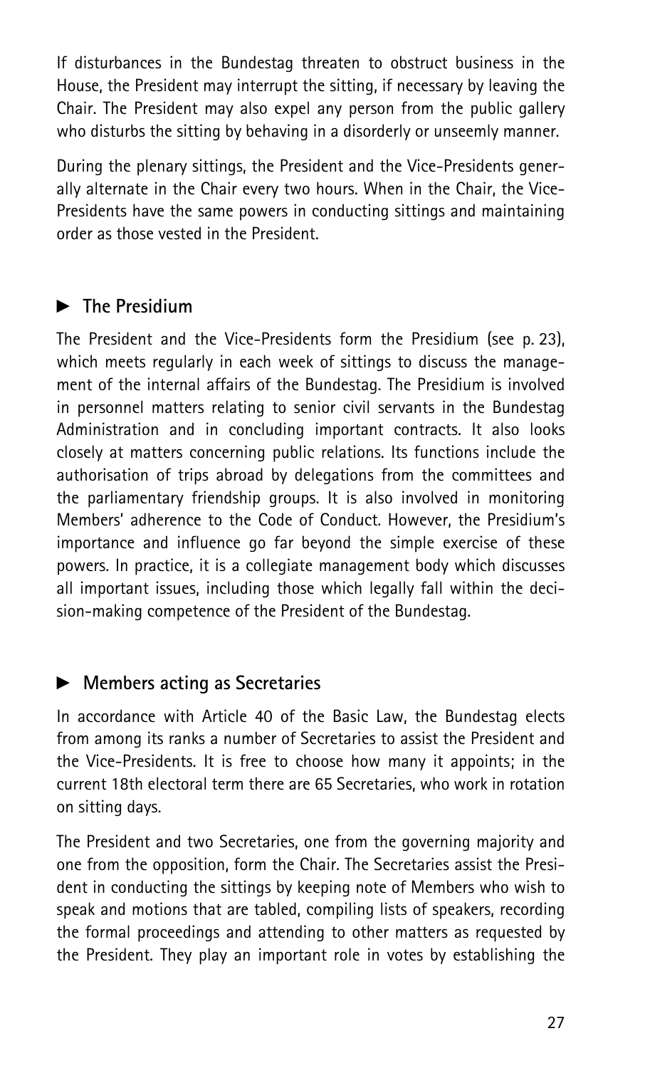If disturbances in the Bundestag threaten to obstruct business in the House, the President may interrupt the sitting, if necessary by leaving the Chair. The President may also expel any person from the public gallery who disturbs the sitting by behaving in a disorderly or unseemly manner.

During the plenary sittings, the President and the Vice-Presidents generally alternate in the Chair every two hours. When in the Chair, the Vice-Presidents have the same powers in conducting sittings and maintaining order as those vested in the President.

## ► The Presidium

The President and the Vice-Presidents form the Presidium (see p. 23), which meets regularly in each week of sittings to discuss the management of the internal affairs of the Bundestag. The Presidium is involved in personnel matters relating to senior civil servants in the Bundestag Administration and in concluding important contracts. It also looks closely at matters concerning public relations. Its functions include the authorisation of trips abroad by delegations from the committees and the parliamentary friendship groups. It is also involved in monitoring Members' adherence to the Code of Conduct. However, the Presidium's importance and influence go far beyond the simple exercise of these powers. In practice, it is a collegiate management body which discusses all important issues, including those which legally fall within the decision-making competence of the President of the Bundestag.

## ► Members acting as Secretaries

In accordance with Article 40 of the Basic Law, the Bundestag elects from among its ranks a number of Secretaries to assist the President and the Vice-Presidents. It is free to choose how many it appoints; in the current 18th electoral term there are 65 Secretaries, who work in rotation on sitting days.

The President and two Secretaries, one from the governing majority and one from the opposition, form the Chair. The Secretaries assist the President in conducting the sittings by keeping note of Members who wish to speak and motions that are tabled, compiling lists of speakers, recording the formal proceedings and attending to other matters as requested by the President. They play an important role in votes by establishing the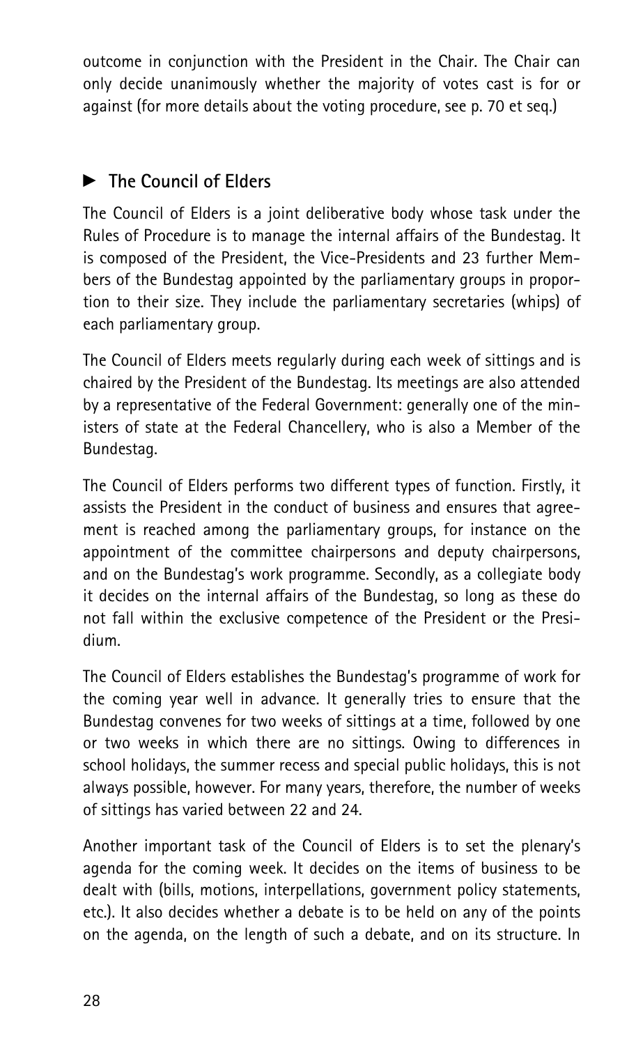outcome in conjunction with the President in the Chair. The Chair can only decide unanimously whether the majority of votes cast is for or against (for more details about the voting procedure, see p. 70 et seq.)

## ► The Council of Elders

The Council of Elders is a joint deliberative body whose task under the Rules of Procedure is to manage the internal affairs of the Bundestag. It is composed of the President, the Vice-Presidents and 23 further Members of the Bundestag appointed by the parliamentary groups in proportion to their size. They include the parliamentary secretaries (whips) of each parliamentary group.

The Council of Elders meets regularly during each week of sittings and is chaired by the President of the Bundestag. Its meetings are also attended by a representative of the Federal Government: generally one of the ministers of state at the Federal Chancellery, who is also a Member of the Bundestag.

The Council of Elders performs two different types of function. Firstly, it assists the President in the conduct of business and ensures that agreement is reached among the parliamentary groups, for instance on the appointment of the committee chairpersons and deputy chairpersons, and on the Bundestag's work programme. Secondly, as a collegiate body it decides on the internal affairs of the Bundestag, so long as these do not fall within the exclusive competence of the President or the Presidium.

The Council of Elders establishes the Bundestag's programme of work for the coming year well in advance. It generally tries to ensure that the Bundestag convenes for two weeks of sittings at a time, followed by one or two weeks in which there are no sittings. Owing to differences in school holidays, the summer recess and special public holidays, this is not always possible, however. For many years, therefore, the number of weeks of sittings has varied between 22 and 24.

Another important task of the Council of Elders is to set the plenary's agenda for the coming week. It decides on the items of business to be dealt with (bills, motions, interpellations, government policy statements, etc.). It also decides whether a debate is to be held on any of the points on the agenda, on the length of such a debate, and on its structure. In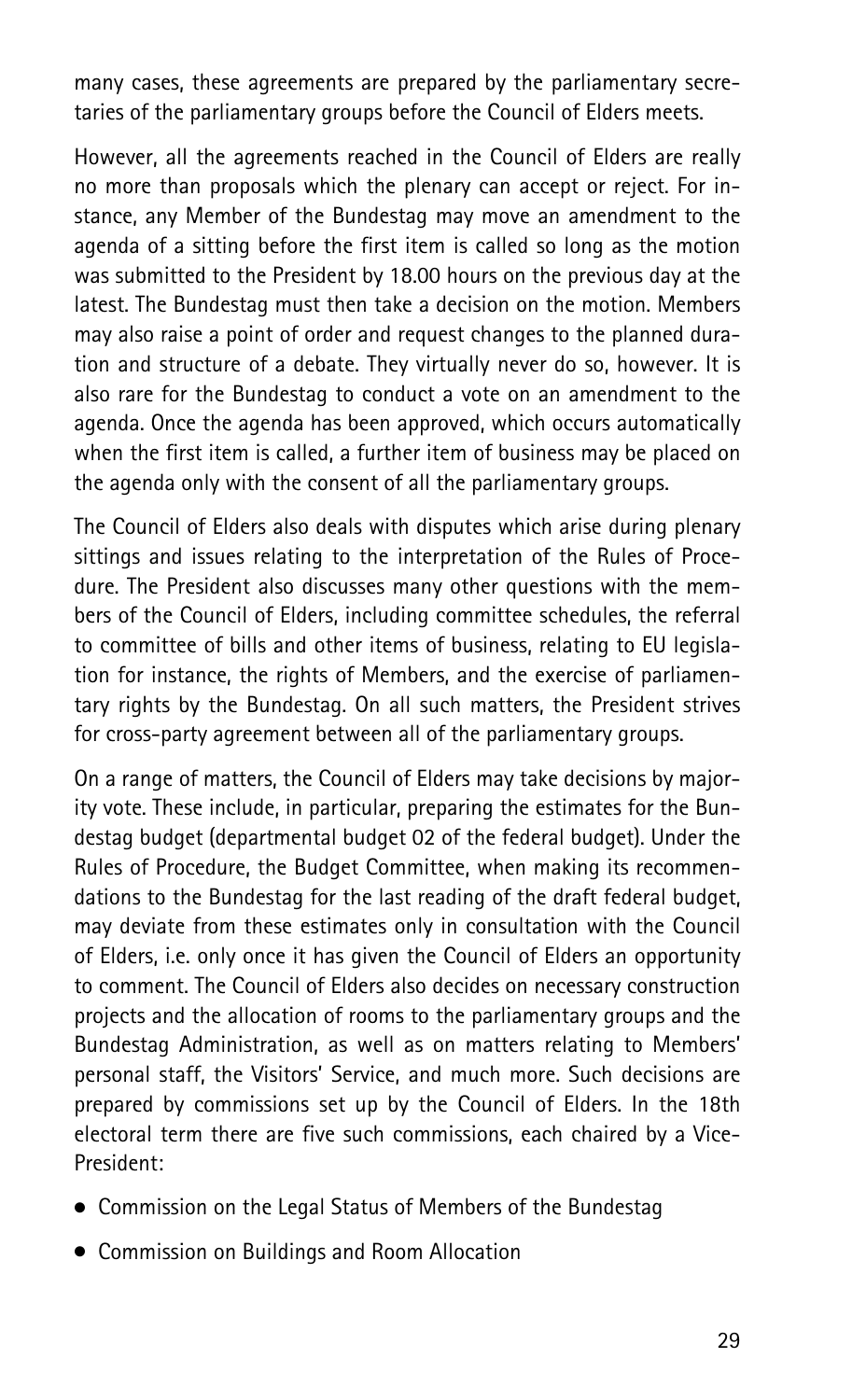many cases, these agreements are prepared by the parliamentary secretaries of the parliamentary groups before the Council of Elders meets.

However, all the agreements reached in the Council of Elders are really no more than proposals which the plenary can accept or reject. For instance, any Member of the Bundestag may move an amendment to the agenda of a sitting before the first item is called so long as the motion was submitted to the President by 18.00 hours on the previous day at the latest. The Bundestag must then take a decision on the motion. Members may also raise a point of order and request changes to the planned duration and structure of a debate. They virtually never do so, however. It is also rare for the Bundestag to conduct a vote on an amendment to the agenda. Once the agenda has been approved, which occurs automatically when the first item is called, a further item of business may be placed on the agenda only with the consent of all the parliamentary groups.

The Council of Elders also deals with disputes which arise during plenary sittings and issues relating to the interpretation of the Rules of Procedure. The President also discusses many other questions with the members of the Council of Elders, including committee schedules, the referral to committee of bills and other items of business, relating to EU legislation for instance, the rights of Members, and the exercise of parliamentary rights by the Bundestag. On all such matters, the President strives for cross-party agreement between all of the parliamentary groups.

On a range of matters, the Council of Elders may take decisions by majority vote. These include, in particular, preparing the estimates for the Bundestag budget (departmental budget 02 of the federal budget). Under the Rules of Procedure, the Budget Committee, when making its recommendations to the Bundestag for the last reading of the draft federal budget, may deviate from these estimates only in consultation with the Council of Elders, i.e. only once it has given the Council of Elders an opportunity to comment. The Council of Elders also decides on necessary construction projects and the allocation of rooms to the parliamentary groups and the Bundestag Administration, as well as on matters relating to Members' personal staff, the Visitors' Service, and much more. Such decisions are prepared by commissions set up by the Council of Elders. In the 18th electoral term there are five such commissions, each chaired by a Vice-President:

- Commission on the Legal Status of Members of the Bundestag
- Commission on Buildings and Room Allocation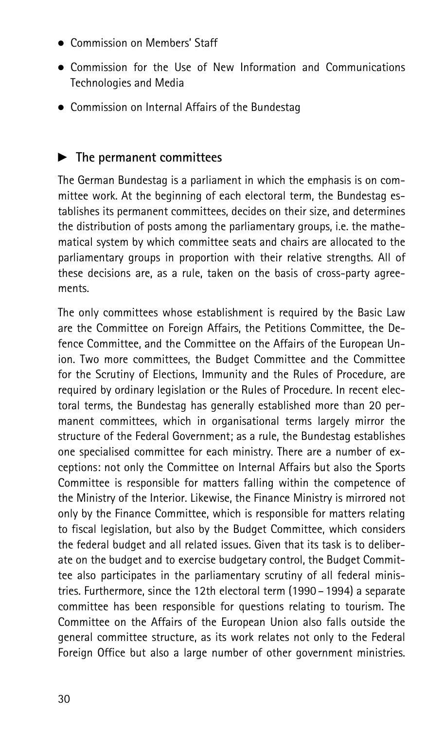- Commission on Members' Staff
- Commission for the Use of New Information and Communications Technologies and Media
- Commission on Internal Affairs of the Bundestag

## ► The permanent committees

The German Bundestag is a parliament in which the emphasis is on committee work. At the beginning of each electoral term, the Bundestag establishes its permanent committees, decides on their size, and determines the distribution of posts among the parliamentary groups, i.e. the mathematical system by which committee seats and chairs are allocated to the parliamentary groups in proportion with their relative strengths. All of these decisions are, as a rule, taken on the basis of cross-party agreements.

The only committees whose establishment is required by the Basic Law are the Committee on Foreign Affairs, the Petitions Committee, the Defence Committee, and the Committee on the Affairs of the European Union. Two more committees, the Budget Committee and the Committee for the Scrutiny of Elections, Immunity and the Rules of Procedure, are required by ordinary legislation or the Rules of Procedure. In recent electoral terms, the Bundestag has generally established more than 20 permanent committees, which in organisational terms largely mirror the structure of the Federal Government; as a rule, the Bundestag establishes one specialised committee for each ministry. There are a number of exceptions: not only the Committee on Internal Affairs but also the Sports Committee is responsible for matters falling within the competence of the Ministry of the Interior. Likewise, the Finance Ministry is mirrored not only by the Finance Committee, which is responsible for matters relating to fiscal legislation, but also by the Budget Committee, which considers the federal budget and all related issues. Given that its task is to deliberate on the budget and to exercise budgetary control, the Budget Committee also participates in the parliamentary scrutiny of all federal ministries. Furthermore, since the 12th electoral term (1990 – 1994) a separate committee has been responsible for questions relating to tourism. The Committee on the Affairs of the European Union also falls outside the general committee structure, as its work relates not only to the Federal Foreign Office but also a large number of other government ministries.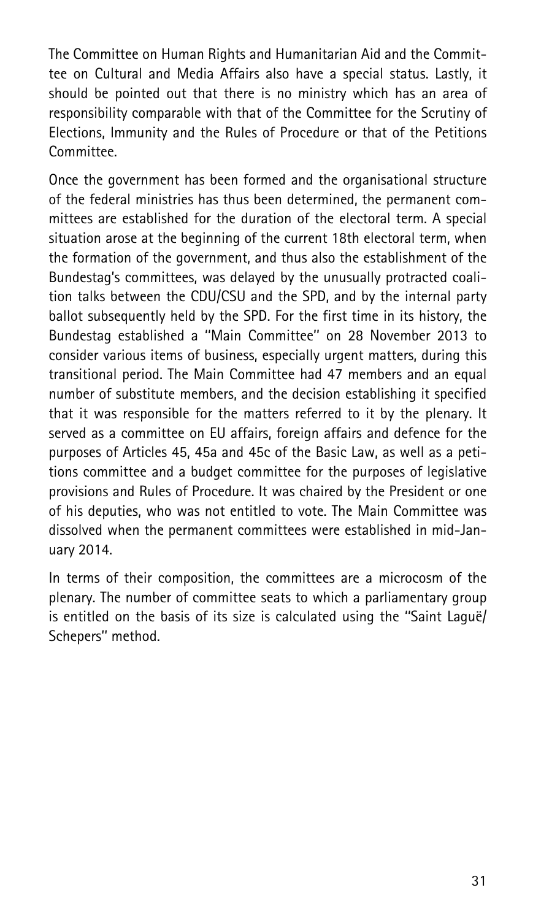The Committee on Human Rights and Humanitarian Aid and the Committee on Cultural and Media Affairs also have a special status. Lastly, it should be pointed out that there is no ministry which has an area of responsibility comparable with that of the Committee for the Scrutiny of Elections, Immunity and the Rules of Procedure or that of the Petitions Committee.

Once the government has been formed and the organisational structure of the federal ministries has thus been determined, the permanent committees are established for the duration of the electoral term. A special situation arose at the beginning of the current 18th electoral term, when the formation of the government, and thus also the establishment of the Bundestag's committees, was delayed by the unusually protracted coalition talks between the CDU/CSU and the SPD, and by the internal party ballot subsequently held by the SPD. For the first time in its history, the Bundestag established a "Main Committee" on 28 November 2013 to consider various items of business, especially urgent matters, during this transitional period. The Main Committee had 47 members and an equal number of substitute members, and the decision establishing it specified that it was responsible for the matters referred to it by the plenary. It served as a committee on EU affairs, foreign affairs and defence for the purposes of Articles 45, 45a and 45c of the Basic Law, as well as a petitions committee and a budget committee for the purposes of legislative provisions and Rules of Procedure. It was chaired by the President or one of his deputies, who was not entitled to vote. The Main Committee was dissolved when the permanent committees were established in mid-January 2014.

In terms of their composition, the committees are a microcosm of the plenary. The number of committee seats to which a parliamentary group is entitled on the basis of its size is calculated using the "Saint Laguë/ Schepers" method.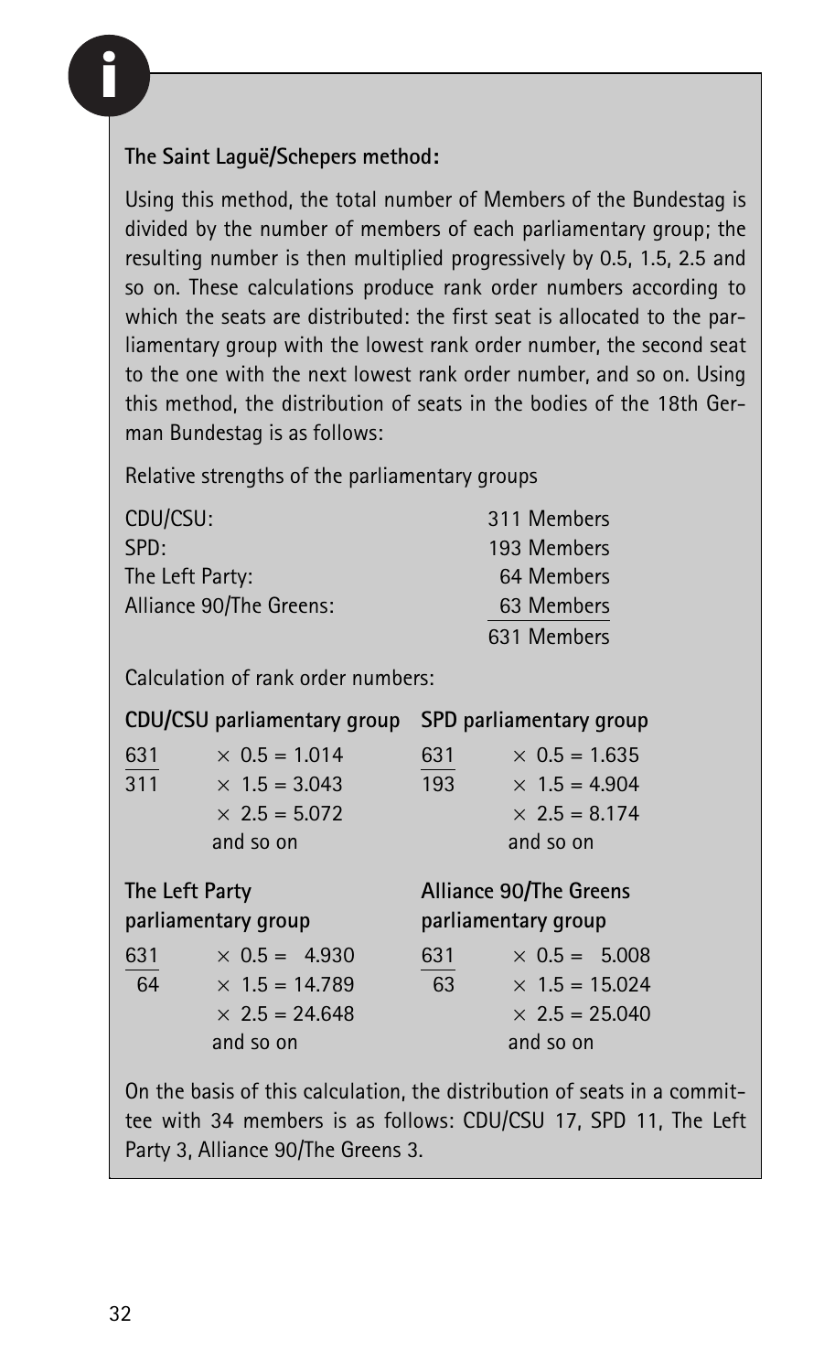**The Saint Laguë/Schepers method:**

Using this method, the total number of Members of the Bundestag is divided by the number of members of each parliamentary group; the resulting number is then multiplied progressively by 0.5, 1.5, 2.5 and so on. These calculations produce rank order numbers according to which the seats are distributed: the first seat is allocated to the parliamentary group with the lowest rank order number, the second seat to the one with the next lowest rank order number, and so on. Using this method, the distribution of seats in the bodies of the 18th German Bundestag is as follows:

Relative strengths of the parliamentary groups

| | |
|---|---|
| CDU/CSU: | 311 Members |
| SPD: | 193 Members |
| The Left Party: | 64 Members |
| Alliance 90/The Greens: | 63 Members |
| | 631 Members |

Calculation of rank order numbers:

**CDU/CSU parliamentary group**

$$\frac{631}{311} \times 0.5 = 1.014$$
$$\times 1.5 = 3.043$$
$$\times 2.5 = 5.072$$

and so on

**SPD parliamentary group**

$$\frac{631}{193} \times 0.5 = 1.635$$
$$\times 1.5 = 4.904$$
$$\times 2.5 = 8.174$$

and so on

**The Left Party parliamentary group**

$$\frac{631}{64} \times 0.5 = 4.930$$
$$\times 1.5 = 14.789$$
$$\times 2.5 = 24.648$$

and so on

**Alliance 90/The Greens parliamentary group**

$$\frac{631}{63} \times 0.5 = 5.008$$
$$\times 1.5 = 15.024$$
$$\times 2.5 = 25.040$$

and so on

On the basis of this calculation, the distribution of seats in a committee with 34 members is as follows: CDU/CSU 17, SPD 11, The Left Party 3, Alliance 90/The Greens 3.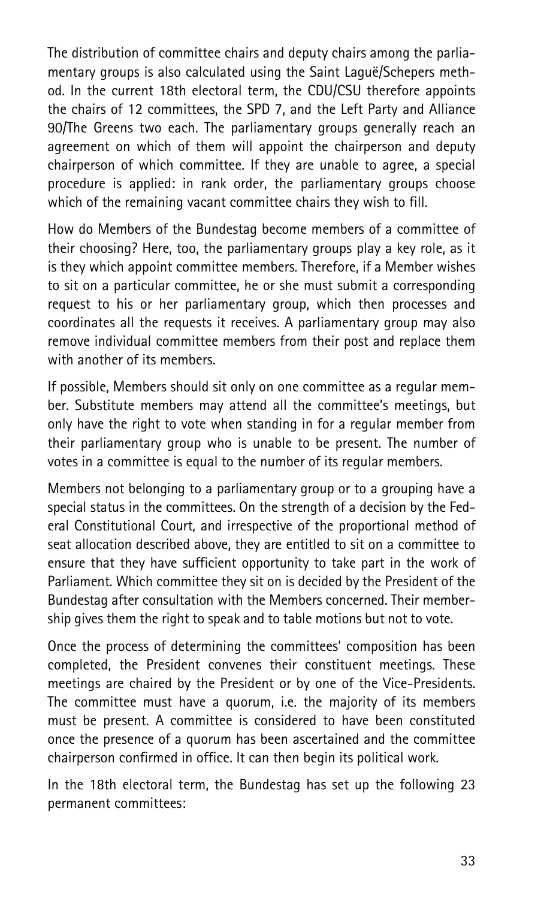The distribution of committee chairs and deputy chairs among the parliamentary groups is also calculated using the Saint Laguë/Schepers method. In the current 18th electoral term, the CDU/CSU therefore appoints the chairs of 12 committees, the SPD 7, and the Left Party and Alliance 90/The Greens two each. The parliamentary groups generally reach an agreement on which of them will appoint the chairperson and deputy chairperson of which committee. If they are unable to agree, a special procedure is applied: in rank order, the parliamentary groups choose which of the remaining vacant committee chairs they wish to fill.

How do Members of the Bundestag become members of a committee of their choosing? Here, too, the parliamentary groups play a key role, as it is they which appoint committee members. Therefore, if a Member wishes to sit on a particular committee, he or she must submit a corresponding request to his or her parliamentary group, which then processes and coordinates all the requests it receives. A parliamentary group may also remove individual committee members from their post and replace them with another of its members.

If possible, Members should sit only on one committee as a regular member. Substitute members may attend all the committee's meetings, but only have the right to vote when standing in for a regular member from their parliamentary group who is unable to be present. The number of votes in a committee is equal to the number of its regular members.

Members not belonging to a parliamentary group or to a grouping have a special status in the committees. On the strength of a decision by the Federal Constitutional Court, and irrespective of the proportional method of seat allocation described above, they are entitled to sit on a committee to ensure that they have sufficient opportunity to take part in the work of Parliament. Which committee they sit on is decided by the President of the Bundestag after consultation with the Members concerned. Their membership gives them the right to speak and to table motions but not to vote.

Once the process of determining the committees' composition has been completed, the President convenes their constituent meetings. These meetings are chaired by the President or by one of the Vice-Presidents. The committee must have a quorum, i.e. the majority of its members must be present. A committee is considered to have been constituted once the presence of a quorum has been ascertained and the committee chairperson confirmed in office. It can then begin its political work.

In the 18th electoral term, the Bundestag has set up the following 23 permanent committees: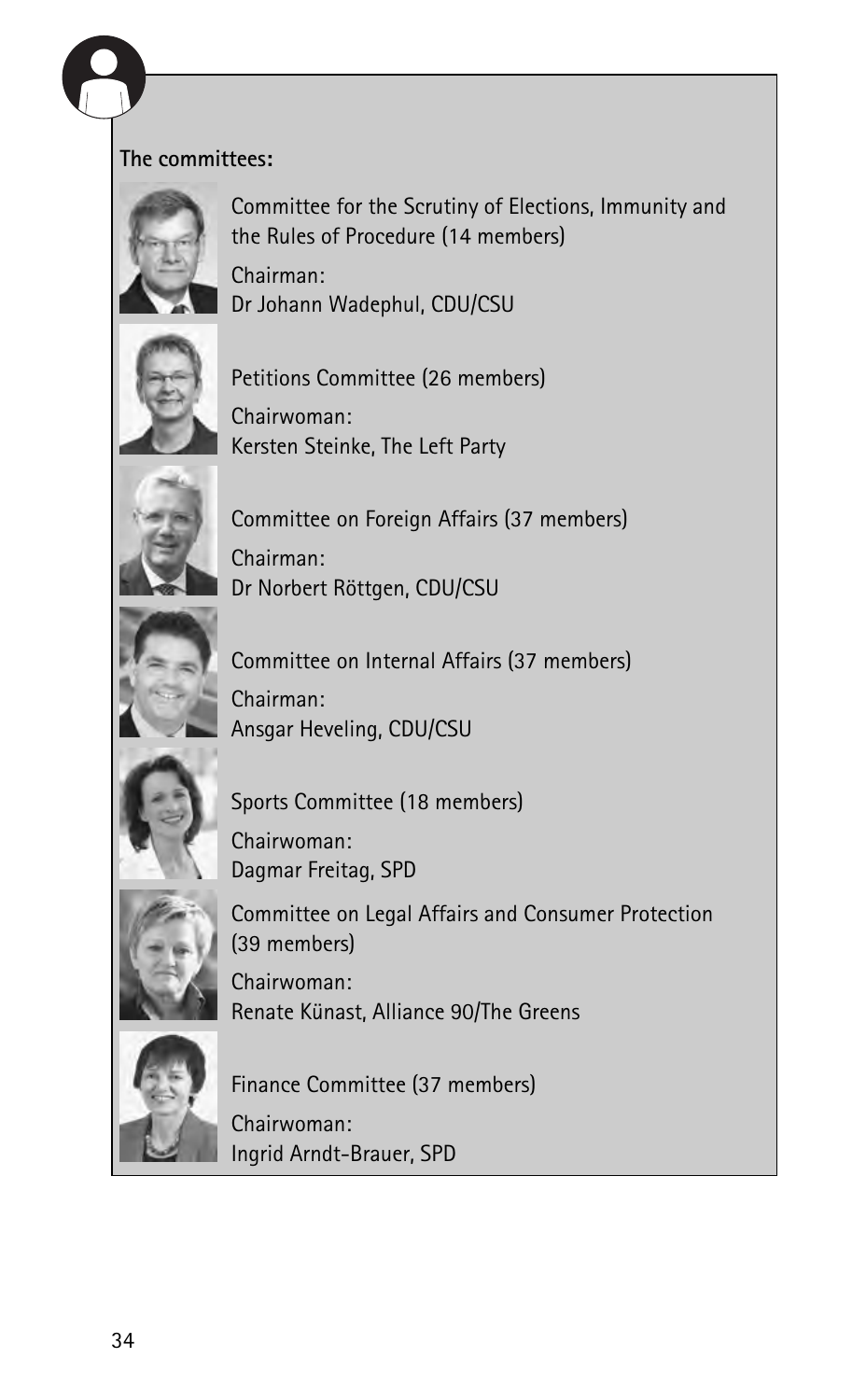**The committees:**

Committee for the Scrutiny of Elections, Immunity and the Rules of Procedure (14 members)

Chairman:
Dr Johann Wadephul, CDU/CSU

Petitions Committee (26 members)

Chairwoman:
Kersten Steinke, The Left Party

Committee on Foreign Affairs (37 members)

Chairman:
Dr Norbert Röttgen, CDU/CSU

Committee on Internal Affairs (37 members)

Chairman:
Ansgar Heveling, CDU/CSU

Sports Committee (18 members)

Chairwoman:
Dagmar Freitag, SPD

Committee on Legal Affairs and Consumer Protection (39 members)

Chairwoman:
Renate Künast, Alliance 90/The Greens

Finance Committee (37 members)

Chairwoman:
Ingrid Arndt-Brauer, SPD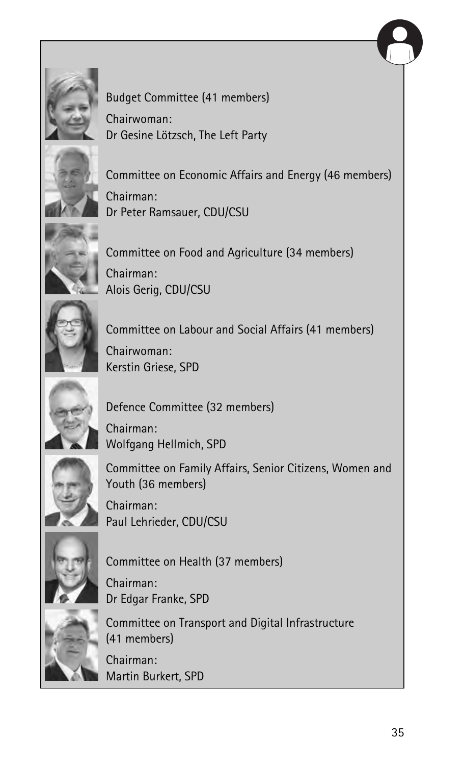Budget Committee (41 members)

Chairwoman:
Dr Gesine Lötzsch, The Left Party

Committee on Economic Affairs and Energy (46 members)

Chairman:
Dr Peter Ramsauer, CDU/CSU

Committee on Food and Agriculture (34 members)

Chairman:
Alois Gerig, CDU/CSU

Committee on Labour and Social Affairs (41 members)

Chairwoman:
Kerstin Griese, SPD

Defence Committee (32 members)

Chairman:
Wolfgang Hellmich, SPD

Committee on Family Affairs, Senior Citizens, Women and Youth (36 members)

Chairman:
Paul Lehrieder, CDU/CSU

Committee on Health (37 members)

Chairman:
Dr Edgar Franke, SPD

Committee on Transport and Digital Infrastructure (41 members)

Chairman:
Martin Burkert, SPD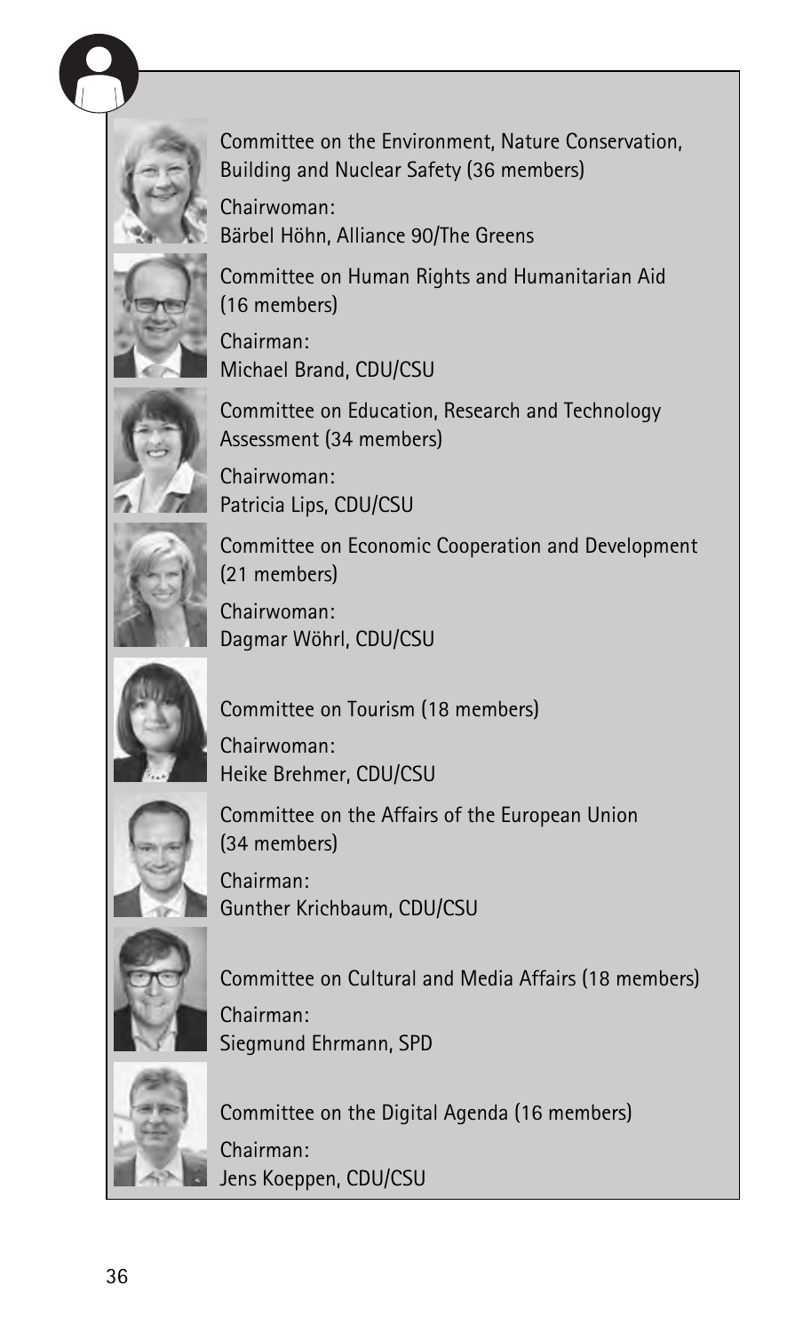Committee on the Environment, Nature Conservation, Building and Nuclear Safety (36 members)

Chairwoman:
Bärbel Höhn, Alliance 90/The Greens

Committee on Human Rights and Humanitarian Aid (16 members)

Chairman:
Michael Brand, CDU/CSU

Committee on Education, Research and Technology Assessment (34 members)

Chairwoman:
Patricia Lips, CDU/CSU

Committee on Economic Cooperation and Development (21 members)

Chairwoman:
Dagmar Wöhrl, CDU/CSU

Committee on Tourism (18 members)

Chairwoman:
Heike Brehmer, CDU/CSU

Committee on the Affairs of the European Union (34 members)

Chairman:
Gunther Krichbaum, CDU/CSU

Committee on Cultural and Media Affairs (18 members)

Chairman:
Siegmund Ehrmann, SPD

Committee on the Digital Agenda (16 members)

Chairman:
Jens Koeppen, CDU/CSU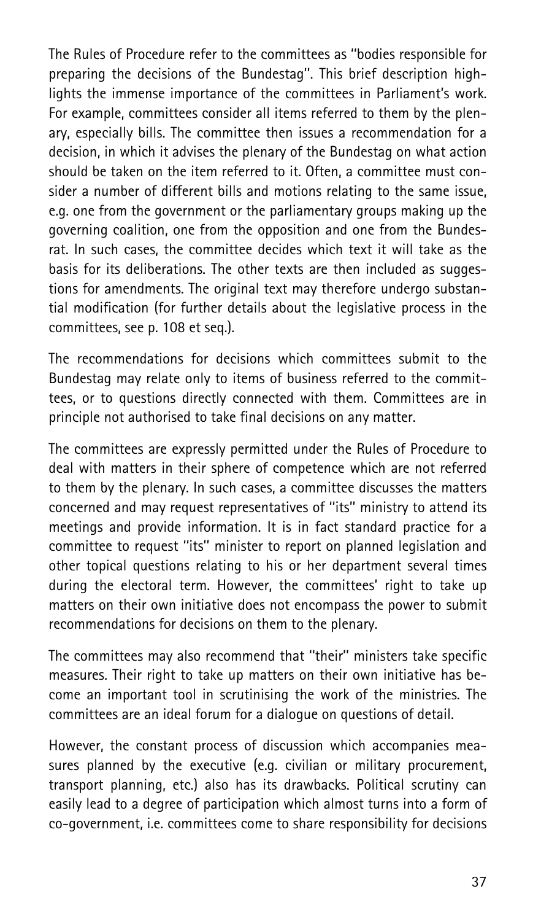The Rules of Procedure refer to the committees as "bodies responsible for preparing the decisions of the Bundestag". This brief description highlights the immense importance of the committees in Parliament's work. For example, committees consider all items referred to them by the plenary, especially bills. The committee then issues a recommendation for a decision, in which it advises the plenary of the Bundestag on what action should be taken on the item referred to it. Often, a committee must consider a number of different bills and motions relating to the same issue, e.g. one from the government or the parliamentary groups making up the governing coalition, one from the opposition and one from the Bundesrat. In such cases, the committee decides which text it will take as the basis for its deliberations. The other texts are then included as suggestions for amendments. The original text may therefore undergo substantial modification (for further details about the legislative process in the committees, see p. 108 et seq.).

The recommendations for decisions which committees submit to the Bundestag may relate only to items of business referred to the committees, or to questions directly connected with them. Committees are in principle not authorised to take final decisions on any matter.

The committees are expressly permitted under the Rules of Procedure to deal with matters in their sphere of competence which are not referred to them by the plenary. In such cases, a committee discusses the matters concerned and may request representatives of "its" ministry to attend its meetings and provide information. It is in fact standard practice for a committee to request "its" minister to report on planned legislation and other topical questions relating to his or her department several times during the electoral term. However, the committees' right to take up matters on their own initiative does not encompass the power to submit recommendations for decisions on them to the plenary.

The committees may also recommend that "their" ministers take specific measures. Their right to take up matters on their own initiative has become an important tool in scrutinising the work of the ministries. The committees are an ideal forum for a dialogue on questions of detail.

However, the constant process of discussion which accompanies measures planned by the executive (e.g. civilian or military procurement, transport planning, etc.) also has its drawbacks. Political scrutiny can easily lead to a degree of participation which almost turns into a form of co-government, i.e. committees come to share responsibility for decisions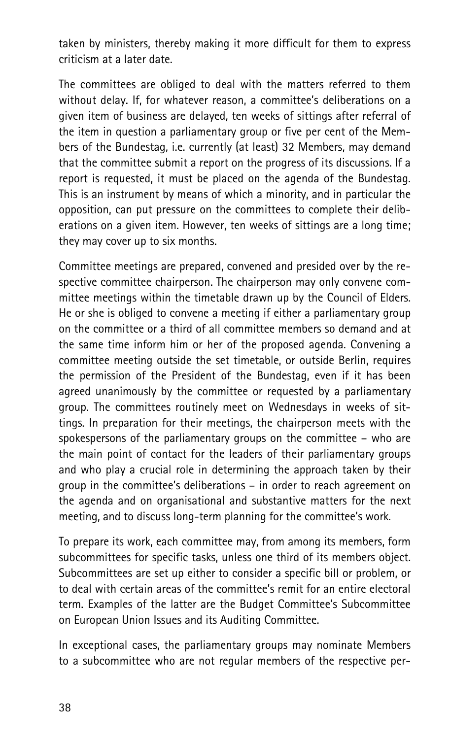taken by ministers, thereby making it more difficult for them to express criticism at a later date.

The committees are obliged to deal with the matters referred to them without delay. If, for whatever reason, a committee's deliberations on a given item of business are delayed, ten weeks of sittings after referral of the item in question a parliamentary group or five per cent of the Members of the Bundestag, i.e. currently (at least) 32 Members, may demand that the committee submit a report on the progress of its discussions. If a report is requested, it must be placed on the agenda of the Bundestag. This is an instrument by means of which a minority, and in particular the opposition, can put pressure on the committees to complete their deliberations on a given item. However, ten weeks of sittings are a long time; they may cover up to six months.

Committee meetings are prepared, convened and presided over by the respective committee chairperson. The chairperson may only convene committee meetings within the timetable drawn up by the Council of Elders. He or she is obliged to convene a meeting if either a parliamentary group on the committee or a third of all committee members so demand and at the same time inform him or her of the proposed agenda. Convening a committee meeting outside the set timetable, or outside Berlin, requires the permission of the President of the Bundestag, even if it has been agreed unanimously by the committee or requested by a parliamentary group. The committees routinely meet on Wednesdays in weeks of sittings. In preparation for their meetings, the chairperson meets with the spokespersons of the parliamentary groups on the committee – who are the main point of contact for the leaders of their parliamentary groups and who play a crucial role in determining the approach taken by their group in the committee's deliberations – in order to reach agreement on the agenda and on organisational and substantive matters for the next meeting, and to discuss long-term planning for the committee's work.

To prepare its work, each committee may, from among its members, form subcommittees for specific tasks, unless one third of its members object. Subcommittees are set up either to consider a specific bill or problem, or to deal with certain areas of the committee's remit for an entire electoral term. Examples of the latter are the Budget Committee's Subcommittee on European Union Issues and its Auditing Committee.

In exceptional cases, the parliamentary groups may nominate Members to a subcommittee who are not regular members of the respective per-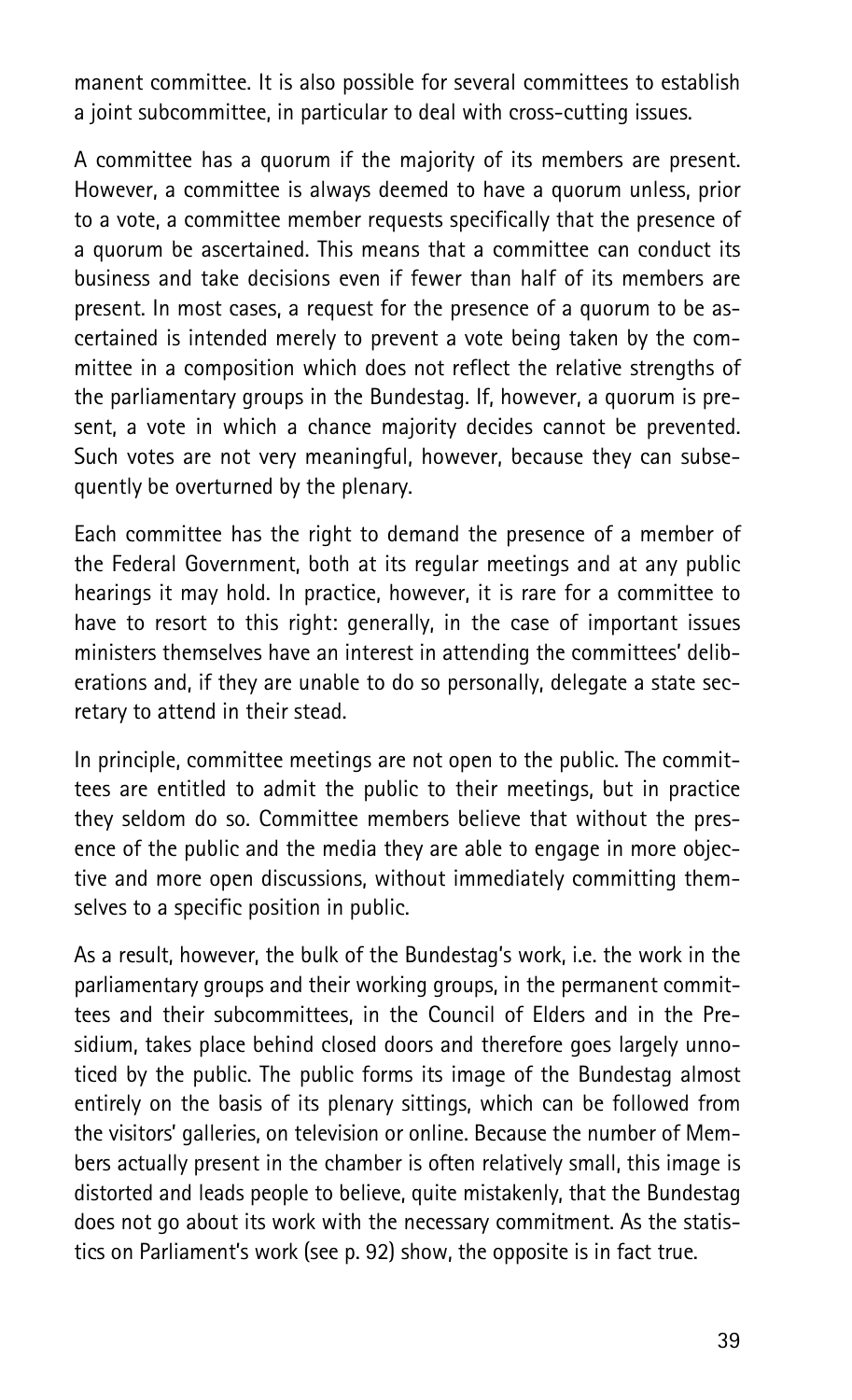manent committee. It is also possible for several committees to establish a joint subcommittee, in particular to deal with cross-cutting issues.

A committee has a quorum if the majority of its members are present. However, a committee is always deemed to have a quorum unless, prior to a vote, a committee member requests specifically that the presence of a quorum be ascertained. This means that a committee can conduct its business and take decisions even if fewer than half of its members are present. In most cases, a request for the presence of a quorum to be ascertained is intended merely to prevent a vote being taken by the committee in a composition which does not reflect the relative strengths of the parliamentary groups in the Bundestag. If, however, a quorum is present, a vote in which a chance majority decides cannot be prevented. Such votes are not very meaningful, however, because they can subsequently be overturned by the plenary.

Each committee has the right to demand the presence of a member of the Federal Government, both at its regular meetings and at any public hearings it may hold. In practice, however, it is rare for a committee to have to resort to this right: generally, in the case of important issues ministers themselves have an interest in attending the committees' deliberations and, if they are unable to do so personally, delegate a state secretary to attend in their stead.

In principle, committee meetings are not open to the public. The committees are entitled to admit the public to their meetings, but in practice they seldom do so. Committee members believe that without the presence of the public and the media they are able to engage in more objective and more open discussions, without immediately committing themselves to a specific position in public.

As a result, however, the bulk of the Bundestag's work, i.e. the work in the parliamentary groups and their working groups, in the permanent committees and their subcommittees, in the Council of Elders and in the Presidium, takes place behind closed doors and therefore goes largely unnoticed by the public. The public forms its image of the Bundestag almost entirely on the basis of its plenary sittings, which can be followed from the visitors' galleries, on television or online. Because the number of Members actually present in the chamber is often relatively small, this image is distorted and leads people to believe, quite mistakenly, that the Bundestag does not go about its work with the necessary commitment. As the statistics on Parliament's work (see p. 92) show, the opposite is in fact true.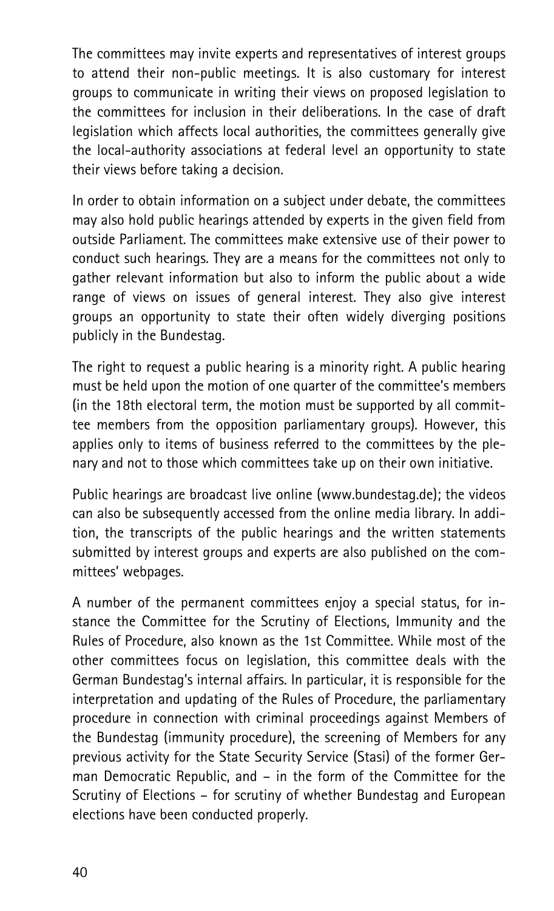The committees may invite experts and representatives of interest groups to attend their non-public meetings. It is also customary for interest groups to communicate in writing their views on proposed legislation to the committees for inclusion in their deliberations. In the case of draft legislation which affects local authorities, the committees generally give the local-authority associations at federal level an opportunity to state their views before taking a decision.

In order to obtain information on a subject under debate, the committees may also hold public hearings attended by experts in the given field from outside Parliament. The committees make extensive use of their power to conduct such hearings. They are a means for the committees not only to gather relevant information but also to inform the public about a wide range of views on issues of general interest. They also give interest groups an opportunity to state their often widely diverging positions publicly in the Bundestag.

The right to request a public hearing is a minority right. A public hearing must be held upon the motion of one quarter of the committee's members (in the 18th electoral term, the motion must be supported by all committee members from the opposition parliamentary groups). However, this applies only to items of business referred to the committees by the plenary and not to those which committees take up on their own initiative.

Public hearings are broadcast live online (www.bundestag.de); the videos can also be subsequently accessed from the online media library. In addition, the transcripts of the public hearings and the written statements submitted by interest groups and experts are also published on the committees' webpages.

A number of the permanent committees enjoy a special status, for instance the Committee for the Scrutiny of Elections, Immunity and the Rules of Procedure, also known as the 1st Committee. While most of the other committees focus on legislation, this committee deals with the German Bundestag's internal affairs. In particular, it is responsible for the interpretation and updating of the Rules of Procedure, the parliamentary procedure in connection with criminal proceedings against Members of the Bundestag (immunity procedure), the screening of Members for any previous activity for the State Security Service (Stasi) of the former German Democratic Republic, and – in the form of the Committee for the Scrutiny of Elections – for scrutiny of whether Bundestag and European elections have been conducted properly.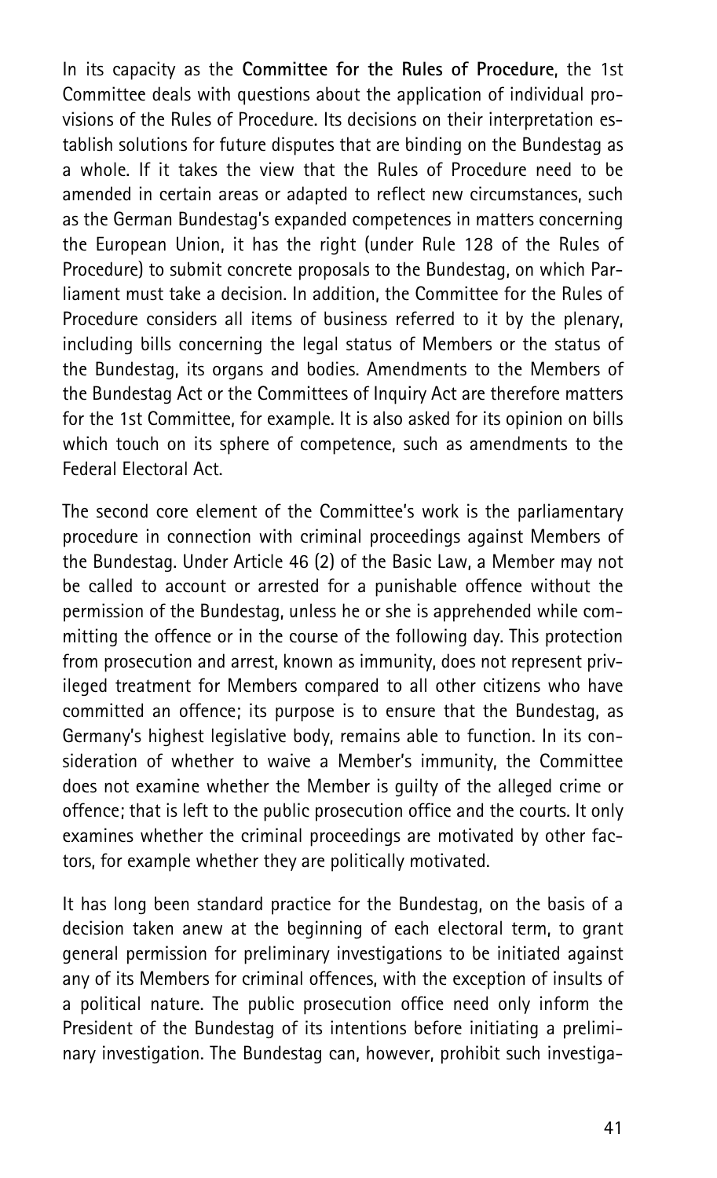In its capacity as the **Committee for the Rules of Procedure**, the 1st Committee deals with questions about the application of individual provisions of the Rules of Procedure. Its decisions on their interpretation establish solutions for future disputes that are binding on the Bundestag as a whole. If it takes the view that the Rules of Procedure need to be amended in certain areas or adapted to reflect new circumstances, such as the German Bundestag's expanded competences in matters concerning the European Union, it has the right (under Rule 128 of the Rules of Procedure) to submit concrete proposals to the Bundestag, on which Parliament must take a decision. In addition, the Committee for the Rules of Procedure considers all items of business referred to it by the plenary, including bills concerning the legal status of Members or the status of the Bundestag, its organs and bodies. Amendments to the Members of the Bundestag Act or the Committees of Inquiry Act are therefore matters for the 1st Committee, for example. It is also asked for its opinion on bills which touch on its sphere of competence, such as amendments to the Federal Electoral Act.

The second core element of the Committee's work is the parliamentary procedure in connection with criminal proceedings against Members of the Bundestag. Under Article 46 (2) of the Basic Law, a Member may not be called to account or arrested for a punishable offence without the permission of the Bundestag, unless he or she is apprehended while committing the offence or in the course of the following day. This protection from prosecution and arrest, known as immunity, does not represent privileged treatment for Members compared to all other citizens who have committed an offence; its purpose is to ensure that the Bundestag, as Germany's highest legislative body, remains able to function. In its consideration of whether to waive a Member's immunity, the Committee does not examine whether the Member is guilty of the alleged crime or offence; that is left to the public prosecution office and the courts. It only examines whether the criminal proceedings are motivated by other factors, for example whether they are politically motivated.

It has long been standard practice for the Bundestag, on the basis of a decision taken anew at the beginning of each electoral term, to grant general permission for preliminary investigations to be initiated against any of its Members for criminal offences, with the exception of insults of a political nature. The public prosecution office need only inform the President of the Bundestag of its intentions before initiating a preliminary investigation. The Bundestag can, however, prohibit such investiga-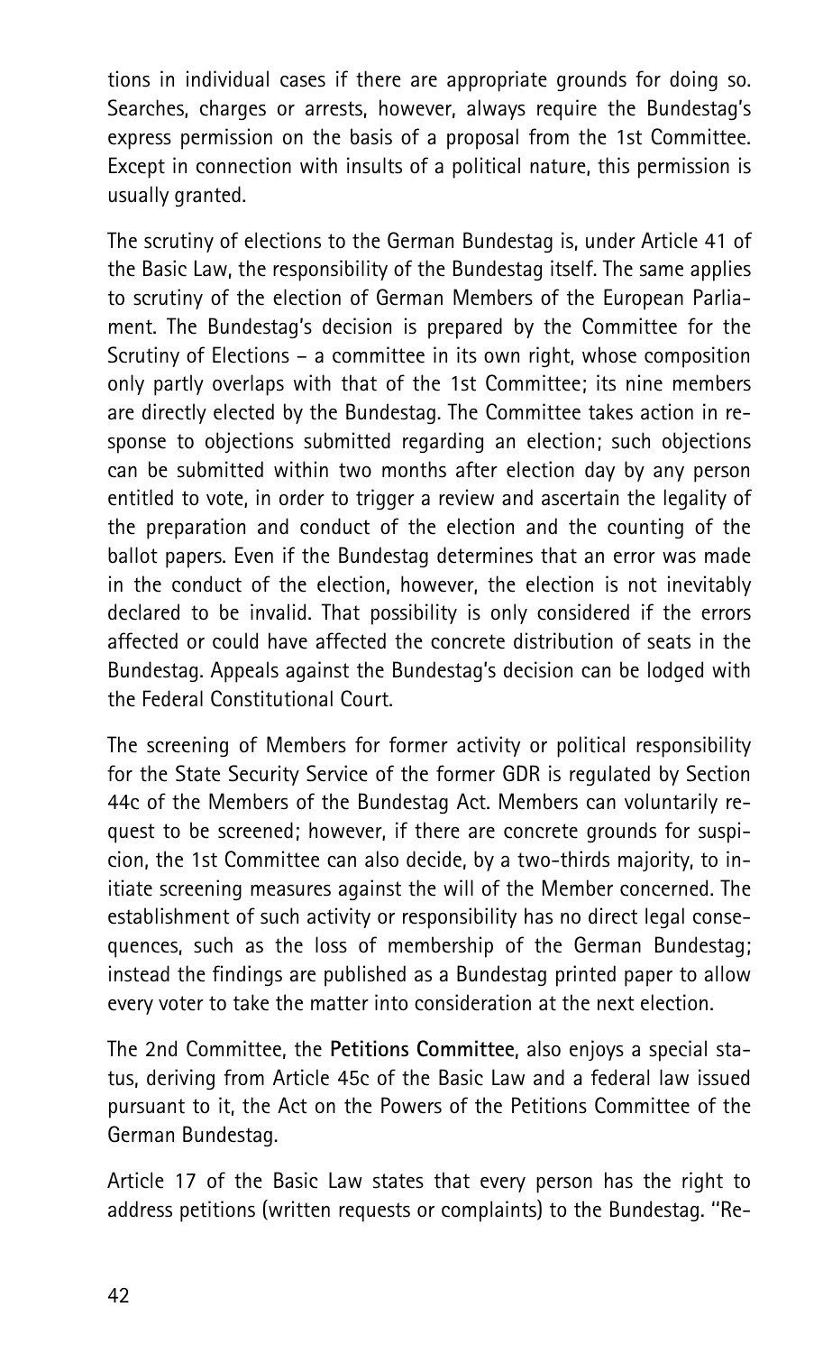tions in individual cases if there are appropriate grounds for doing so. Searches, charges or arrests, however, always require the Bundestag's express permission on the basis of a proposal from the 1st Committee. Except in connection with insults of a political nature, this permission is usually granted.

The scrutiny of elections to the German Bundestag is, under Article 41 of the Basic Law, the responsibility of the Bundestag itself. The same applies to scrutiny of the election of German Members of the European Parliament. The Bundestag's decision is prepared by the Committee for the Scrutiny of Elections – a committee in its own right, whose composition only partly overlaps with that of the 1st Committee; its nine members are directly elected by the Bundestag. The Committee takes action in response to objections submitted regarding an election; such objections can be submitted within two months after election day by any person entitled to vote, in order to trigger a review and ascertain the legality of the preparation and conduct of the election and the counting of the ballot papers. Even if the Bundestag determines that an error was made in the conduct of the election, however, the election is not inevitably declared to be invalid. That possibility is only considered if the errors affected or could have affected the concrete distribution of seats in the Bundestag. Appeals against the Bundestag's decision can be lodged with the Federal Constitutional Court.

The screening of Members for former activity or political responsibility for the State Security Service of the former GDR is regulated by Section 44c of the Members of the Bundestag Act. Members can voluntarily request to be screened; however, if there are concrete grounds for suspicion, the 1st Committee can also decide, by a two-thirds majority, to initiate screening measures against the will of the Member concerned. The establishment of such activity or responsibility has no direct legal consequences, such as the loss of membership of the German Bundestag; instead the findings are published as a Bundestag printed paper to allow every voter to take the matter into consideration at the next election.

The 2nd Committee, the **Petitions Committee**, also enjoys a special status, deriving from Article 45c of the Basic Law and a federal law issued pursuant to it, the Act on the Powers of the Petitions Committee of the German Bundestag.

Article 17 of the Basic Law states that every person has the right to address petitions (written requests or complaints) to the Bundestag. "Re-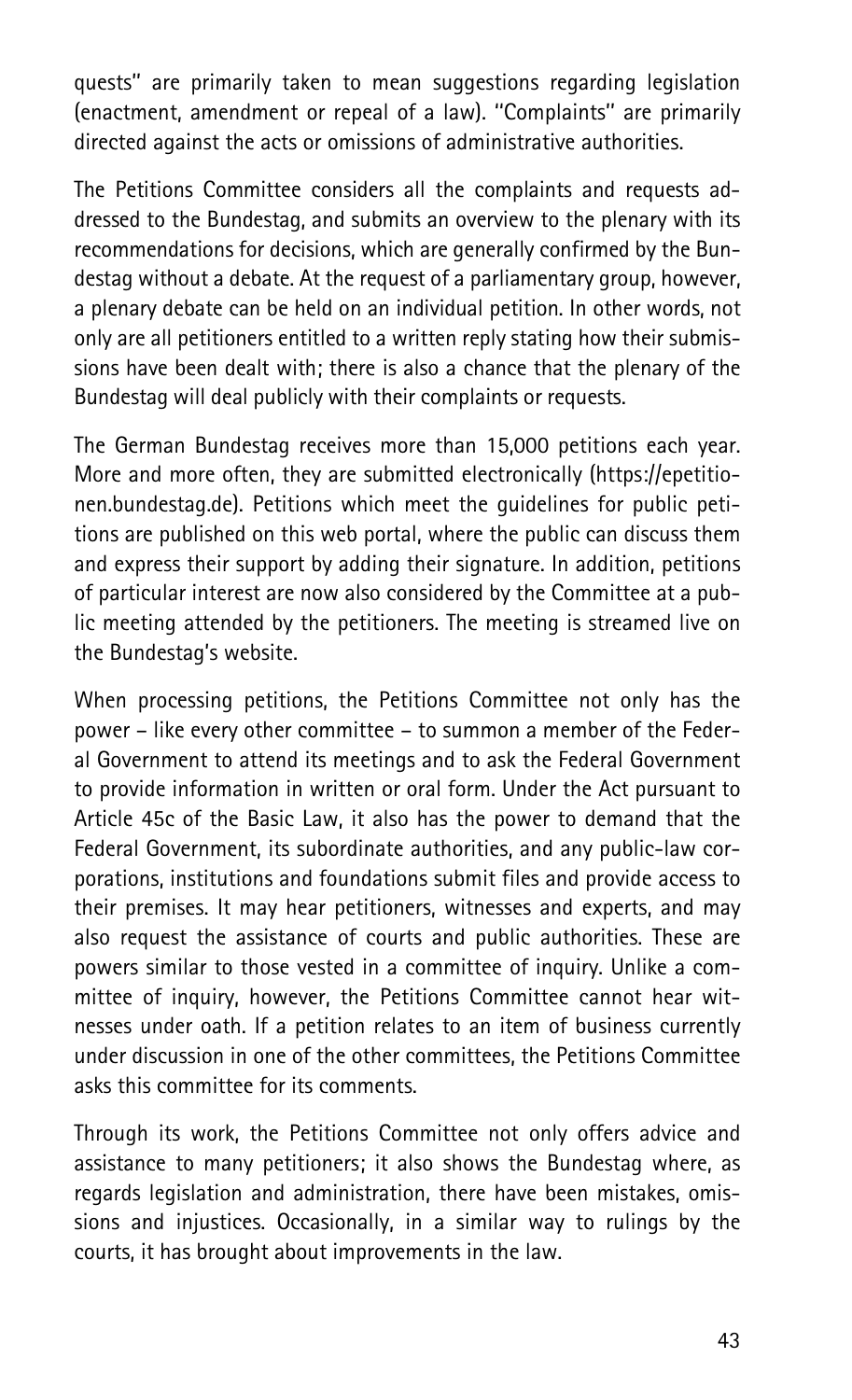quests" are primarily taken to mean suggestions regarding legislation (enactment, amendment or repeal of a law). "Complaints" are primarily directed against the acts or omissions of administrative authorities.

The Petitions Committee considers all the complaints and requests addressed to the Bundestag, and submits an overview to the plenary with its recommendations for decisions, which are generally confirmed by the Bundestag without a debate. At the request of a parliamentary group, however, a plenary debate can be held on an individual petition. In other words, not only are all petitioners entitled to a written reply stating how their submissions have been dealt with; there is also a chance that the plenary of the Bundestag will deal publicly with their complaints or requests.

The German Bundestag receives more than 15,000 petitions each year. More and more often, they are submitted electronically (https://epetitionen.bundestag.de). Petitions which meet the guidelines for public petitions are published on this web portal, where the public can discuss them and express their support by adding their signature. In addition, petitions of particular interest are now also considered by the Committee at a public meeting attended by the petitioners. The meeting is streamed live on the Bundestag's website.

When processing petitions, the Petitions Committee not only has the power – like every other committee – to summon a member of the Federal Government to attend its meetings and to ask the Federal Government to provide information in written or oral form. Under the Act pursuant to Article 45c of the Basic Law, it also has the power to demand that the Federal Government, its subordinate authorities, and any public-law corporations, institutions and foundations submit files and provide access to their premises. It may hear petitioners, witnesses and experts, and may also request the assistance of courts and public authorities. These are powers similar to those vested in a committee of inquiry. Unlike a committee of inquiry, however, the Petitions Committee cannot hear witnesses under oath. If a petition relates to an item of business currently under discussion in one of the other committees, the Petitions Committee asks this committee for its comments.

Through its work, the Petitions Committee not only offers advice and assistance to many petitioners; it also shows the Bundestag where, as regards legislation and administration, there have been mistakes, omissions and injustices. Occasionally, in a similar way to rulings by the courts, it has brought about improvements in the law.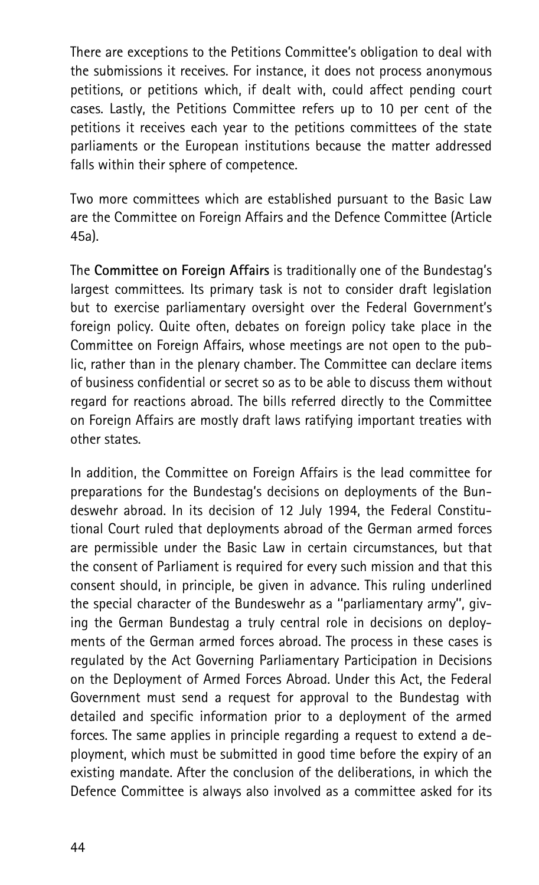There are exceptions to the Petitions Committee's obligation to deal with the submissions it receives. For instance, it does not process anonymous petitions, or petitions which, if dealt with, could affect pending court cases. Lastly, the Petitions Committee refers up to 10 per cent of the petitions it receives each year to the petitions committees of the state parliaments or the European institutions because the matter addressed falls within their sphere of competence.

Two more committees which are established pursuant to the Basic Law are the Committee on Foreign Affairs and the Defence Committee (Article 45a).

The **Committee on Foreign Affairs** is traditionally one of the Bundestag's largest committees. Its primary task is not to consider draft legislation but to exercise parliamentary oversight over the Federal Government's foreign policy. Quite often, debates on foreign policy take place in the Committee on Foreign Affairs, whose meetings are not open to the public, rather than in the plenary chamber. The Committee can declare items of business confidential or secret so as to be able to discuss them without regard for reactions abroad. The bills referred directly to the Committee on Foreign Affairs are mostly draft laws ratifying important treaties with other states.

In addition, the Committee on Foreign Affairs is the lead committee for preparations for the Bundestag's decisions on deployments of the Bundeswehr abroad. In its decision of 12 July 1994, the Federal Constitutional Court ruled that deployments abroad of the German armed forces are permissible under the Basic Law in certain circumstances, but that the consent of Parliament is required for every such mission and that this consent should, in principle, be given in advance. This ruling underlined the special character of the Bundeswehr as a "parliamentary army", giving the German Bundestag a truly central role in decisions on deployments of the German armed forces abroad. The process in these cases is regulated by the Act Governing Parliamentary Participation in Decisions on the Deployment of Armed Forces Abroad. Under this Act, the Federal Government must send a request for approval to the Bundestag with detailed and specific information prior to a deployment of the armed forces. The same applies in principle regarding a request to extend a deployment, which must be submitted in good time before the expiry of an existing mandate. After the conclusion of the deliberations, in which the Defence Committee is always also involved as a committee asked for its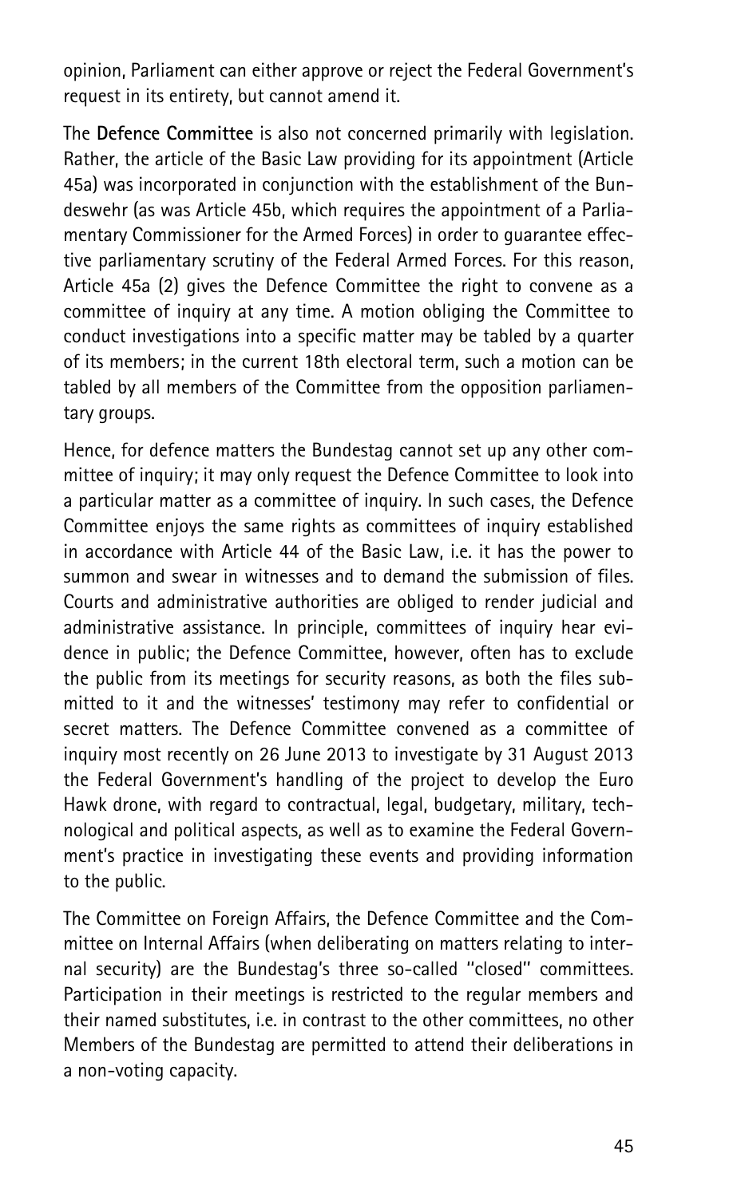opinion, Parliament can either approve or reject the Federal Government's request in its entirety, but cannot amend it.

The **Defence Committee** is also not concerned primarily with legislation. Rather, the article of the Basic Law providing for its appointment (Article 45a) was incorporated in conjunction with the establishment of the Bundeswehr (as was Article 45b, which requires the appointment of a Parliamentary Commissioner for the Armed Forces) in order to guarantee effective parliamentary scrutiny of the Federal Armed Forces. For this reason, Article 45a (2) gives the Defence Committee the right to convene as a committee of inquiry at any time. A motion obliging the Committee to conduct investigations into a specific matter may be tabled by a quarter of its members; in the current 18th electoral term, such a motion can be tabled by all members of the Committee from the opposition parliamentary groups.

Hence, for defence matters the Bundestag cannot set up any other committee of inquiry; it may only request the Defence Committee to look into a particular matter as a committee of inquiry. In such cases, the Defence Committee enjoys the same rights as committees of inquiry established in accordance with Article 44 of the Basic Law, i.e. it has the power to summon and swear in witnesses and to demand the submission of files. Courts and administrative authorities are obliged to render judicial and administrative assistance. In principle, committees of inquiry hear evidence in public; the Defence Committee, however, often has to exclude the public from its meetings for security reasons, as both the files submitted to it and the witnesses' testimony may refer to confidential or secret matters. The Defence Committee convened as a committee of inquiry most recently on 26 June 2013 to investigate by 31 August 2013 the Federal Government's handling of the project to develop the Euro Hawk drone, with regard to contractual, legal, budgetary, military, technological and political aspects, as well as to examine the Federal Government's practice in investigating these events and providing information to the public.

The Committee on Foreign Affairs, the Defence Committee and the Committee on Internal Affairs (when deliberating on matters relating to internal security) are the Bundestag's three so-called "closed" committees. Participation in their meetings is restricted to the regular members and their named substitutes, i.e. in contrast to the other committees, no other Members of the Bundestag are permitted to attend their deliberations in a non-voting capacity.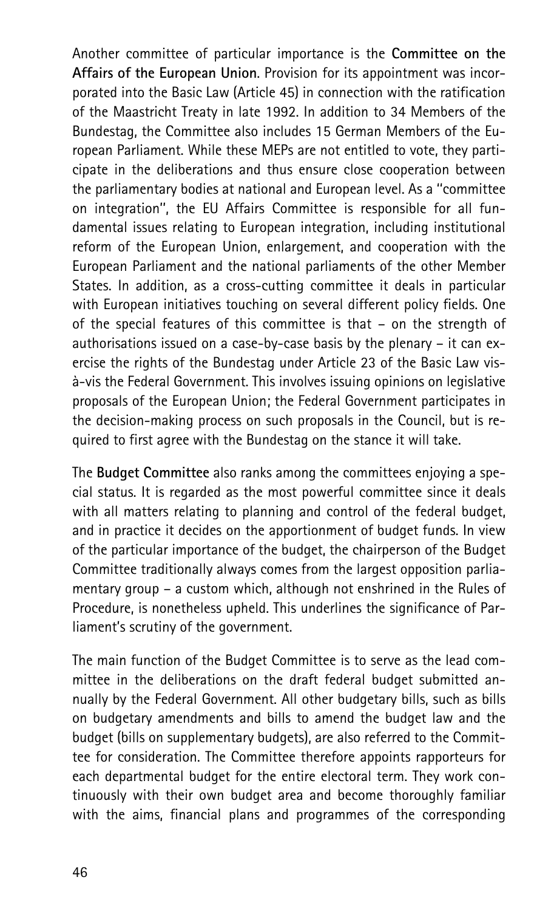Another committee of particular importance is the **Committee on the Affairs of the European Union**. Provision for its appointment was incorporated into the Basic Law (Article 45) in connection with the ratification of the Maastricht Treaty in late 1992. In addition to 34 Members of the Bundestag, the Committee also includes 15 German Members of the European Parliament. While these MEPs are not entitled to vote, they participate in the deliberations and thus ensure close cooperation between the parliamentary bodies at national and European level. As a "committee on integration", the EU Affairs Committee is responsible for all fundamental issues relating to European integration, including institutional reform of the European Union, enlargement, and cooperation with the European Parliament and the national parliaments of the other Member States. In addition, as a cross-cutting committee it deals in particular with European initiatives touching on several different policy fields. One of the special features of this committee is that – on the strength of authorisations issued on a case-by-case basis by the plenary – it can exercise the rights of the Bundestag under Article 23 of the Basic Law vis-à-vis the Federal Government. This involves issuing opinions on legislative proposals of the European Union; the Federal Government participates in the decision-making process on such proposals in the Council, but is required to first agree with the Bundestag on the stance it will take.

The **Budget Committee** also ranks among the committees enjoying a special status. It is regarded as the most powerful committee since it deals with all matters relating to planning and control of the federal budget, and in practice it decides on the apportionment of budget funds. In view of the particular importance of the budget, the chairperson of the Budget Committee traditionally always comes from the largest opposition parliamentary group – a custom which, although not enshrined in the Rules of Procedure, is nonetheless upheld. This underlines the significance of Parliament's scrutiny of the government.

The main function of the Budget Committee is to serve as the lead committee in the deliberations on the draft federal budget submitted annually by the Federal Government. All other budgetary bills, such as bills on budgetary amendments and bills to amend the budget law and the budget (bills on supplementary budgets), are also referred to the Committee for consideration. The Committee therefore appoints rapporteurs for each departmental budget for the entire electoral term. They work continuously with their own budget area and become thoroughly familiar with the aims, financial plans and programmes of the corresponding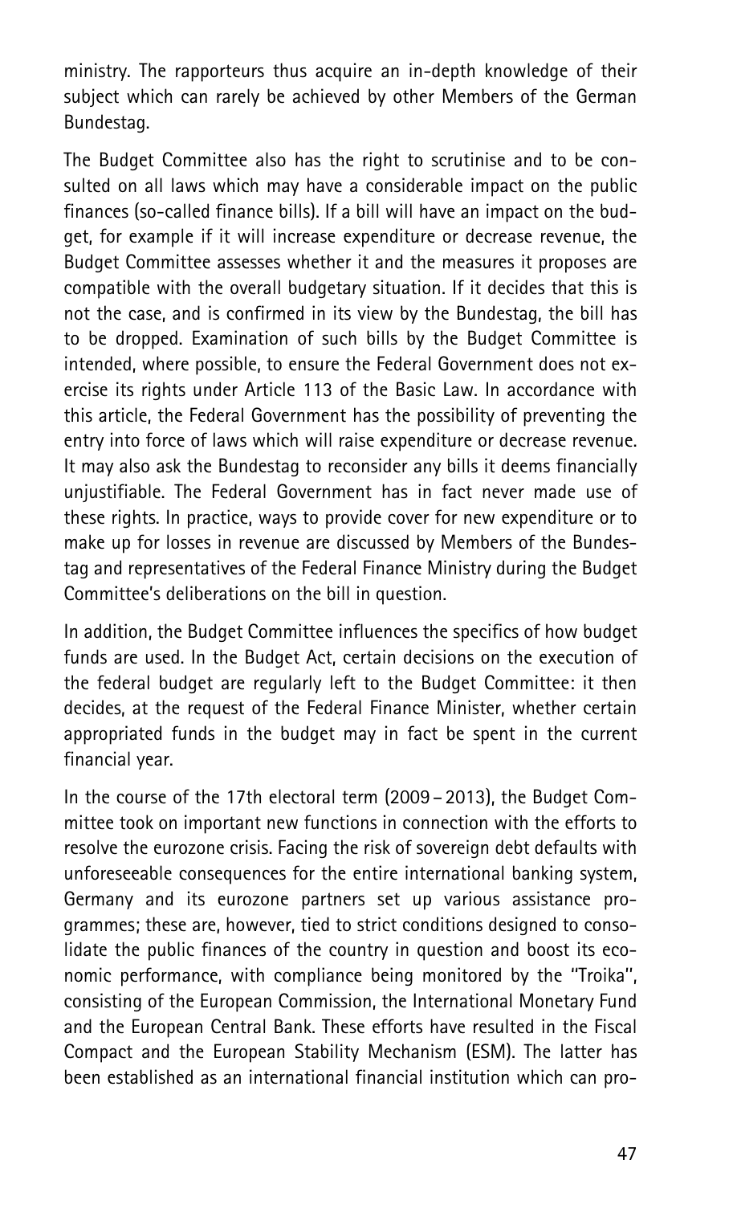ministry. The rapporteurs thus acquire an in-depth knowledge of their subject which can rarely be achieved by other Members of the German Bundestag.

The Budget Committee also has the right to scrutinise and to be consulted on all laws which may have a considerable impact on the public finances (so-called finance bills). If a bill will have an impact on the budget, for example if it will increase expenditure or decrease revenue, the Budget Committee assesses whether it and the measures it proposes are compatible with the overall budgetary situation. If it decides that this is not the case, and is confirmed in its view by the Bundestag, the bill has to be dropped. Examination of such bills by the Budget Committee is intended, where possible, to ensure the Federal Government does not exercise its rights under Article 113 of the Basic Law. In accordance with this article, the Federal Government has the possibility of preventing the entry into force of laws which will raise expenditure or decrease revenue. It may also ask the Bundestag to reconsider any bills it deems financially unjustifiable. The Federal Government has in fact never made use of these rights. In practice, ways to provide cover for new expenditure or to make up for losses in revenue are discussed by Members of the Bundestag and representatives of the Federal Finance Ministry during the Budget Committee's deliberations on the bill in question.

In addition, the Budget Committee influences the specifics of how budget funds are used. In the Budget Act, certain decisions on the execution of the federal budget are regularly left to the Budget Committee: it then decides, at the request of the Federal Finance Minister, whether certain appropriated funds in the budget may in fact be spent in the current financial year.

In the course of the 17th electoral term (2009 – 2013), the Budget Committee took on important new functions in connection with the efforts to resolve the eurozone crisis. Facing the risk of sovereign debt defaults with unforeseeable consequences for the entire international banking system, Germany and its eurozone partners set up various assistance programmes; these are, however, tied to strict conditions designed to consolidate the public finances of the country in question and boost its economic performance, with compliance being monitored by the "Troika", consisting of the European Commission, the International Monetary Fund and the European Central Bank. These efforts have resulted in the Fiscal Compact and the European Stability Mechanism (ESM). The latter has been established as an international financial institution which can pro-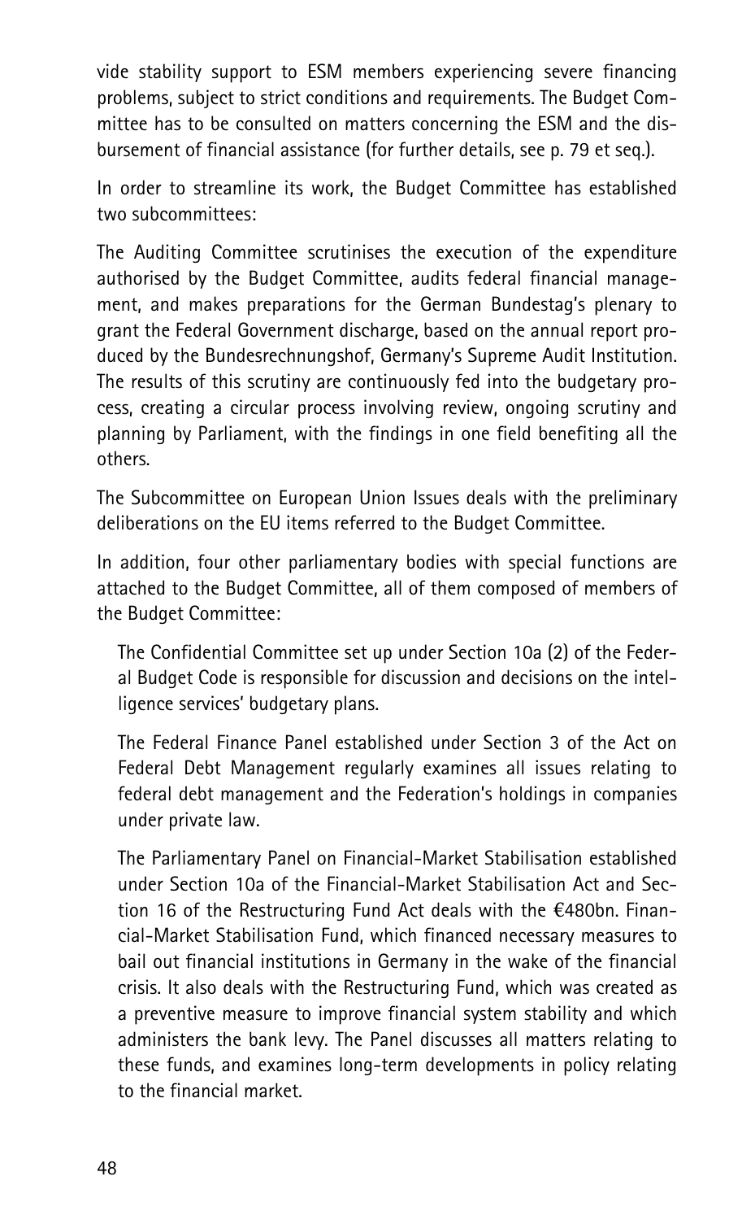vide stability support to ESM members experiencing severe financing problems, subject to strict conditions and requirements. The Budget Committee has to be consulted on matters concerning the ESM and the disbursement of financial assistance (for further details, see p. 79 et seq.).

In order to streamline its work, the Budget Committee has established two subcommittees:

The Auditing Committee scrutinises the execution of the expenditure authorised by the Budget Committee, audits federal financial management, and makes preparations for the German Bundestag's plenary to grant the Federal Government discharge, based on the annual report produced by the Bundesrechnungshof, Germany's Supreme Audit Institution. The results of this scrutiny are continuously fed into the budgetary process, creating a circular process involving review, ongoing scrutiny and planning by Parliament, with the findings in one field benefiting all the others.

The Subcommittee on European Union Issues deals with the preliminary deliberations on the EU items referred to the Budget Committee.

In addition, four other parliamentary bodies with special functions are attached to the Budget Committee, all of them composed of members of the Budget Committee:

The Confidential Committee set up under Section 10a (2) of the Federal Budget Code is responsible for discussion and decisions on the intelligence services' budgetary plans.

The Federal Finance Panel established under Section 3 of the Act on Federal Debt Management regularly examines all issues relating to federal debt management and the Federation's holdings in companies under private law.

The Parliamentary Panel on Financial-Market Stabilisation established under Section 10a of the Financial-Market Stabilisation Act and Section 16 of the Restructuring Fund Act deals with the €480bn. Financial-Market Stabilisation Fund, which financed necessary measures to bail out financial institutions in Germany in the wake of the financial crisis. It also deals with the Restructuring Fund, which was created as a preventive measure to improve financial system stability and which administers the bank levy. The Panel discusses all matters relating to these funds, and examines long-term developments in policy relating to the financial market.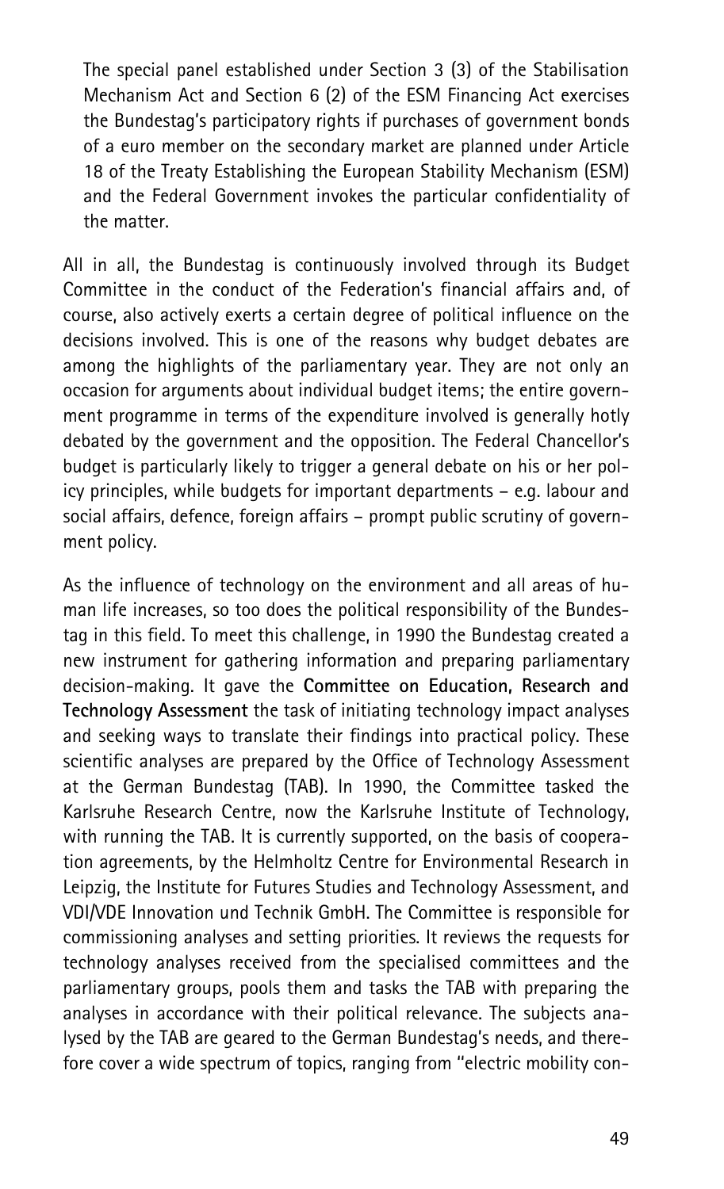The special panel established under Section 3 (3) of the Stabilisation Mechanism Act and Section 6 (2) of the ESM Financing Act exercises the Bundestag's participatory rights if purchases of government bonds of a euro member on the secondary market are planned under Article 18 of the Treaty Establishing the European Stability Mechanism (ESM) and the Federal Government invokes the particular confidentiality of the matter.

All in all, the Bundestag is continuously involved through its Budget Committee in the conduct of the Federation's financial affairs and, of course, also actively exerts a certain degree of political influence on the decisions involved. This is one of the reasons why budget debates are among the highlights of the parliamentary year. They are not only an occasion for arguments about individual budget items; the entire government programme in terms of the expenditure involved is generally hotly debated by the government and the opposition. The Federal Chancellor's budget is particularly likely to trigger a general debate on his or her policy principles, while budgets for important departments – e.g. labour and social affairs, defence, foreign affairs – prompt public scrutiny of government policy.

As the influence of technology on the environment and all areas of human life increases, so too does the political responsibility of the Bundestag in this field. To meet this challenge, in 1990 the Bundestag created a new instrument for gathering information and preparing parliamentary decision-making. It gave the **Committee on Education, Research and Technology Assessment** the task of initiating technology impact analyses and seeking ways to translate their findings into practical policy. These scientific analyses are prepared by the Office of Technology Assessment at the German Bundestag (TAB). In 1990, the Committee tasked the Karlsruhe Research Centre, now the Karlsruhe Institute of Technology, with running the TAB. It is currently supported, on the basis of cooperation agreements, by the Helmholtz Centre for Environmental Research in Leipzig, the Institute for Futures Studies and Technology Assessment, and VDI/VDE Innovation und Technik GmbH. The Committee is responsible for commissioning analyses and setting priorities. It reviews the requests for technology analyses received from the specialised committees and the parliamentary groups, pools them and tasks the TAB with preparing the analyses in accordance with their political relevance. The subjects analysed by the TAB are geared to the German Bundestag's needs, and therefore cover a wide spectrum of topics, ranging from "electric mobility con-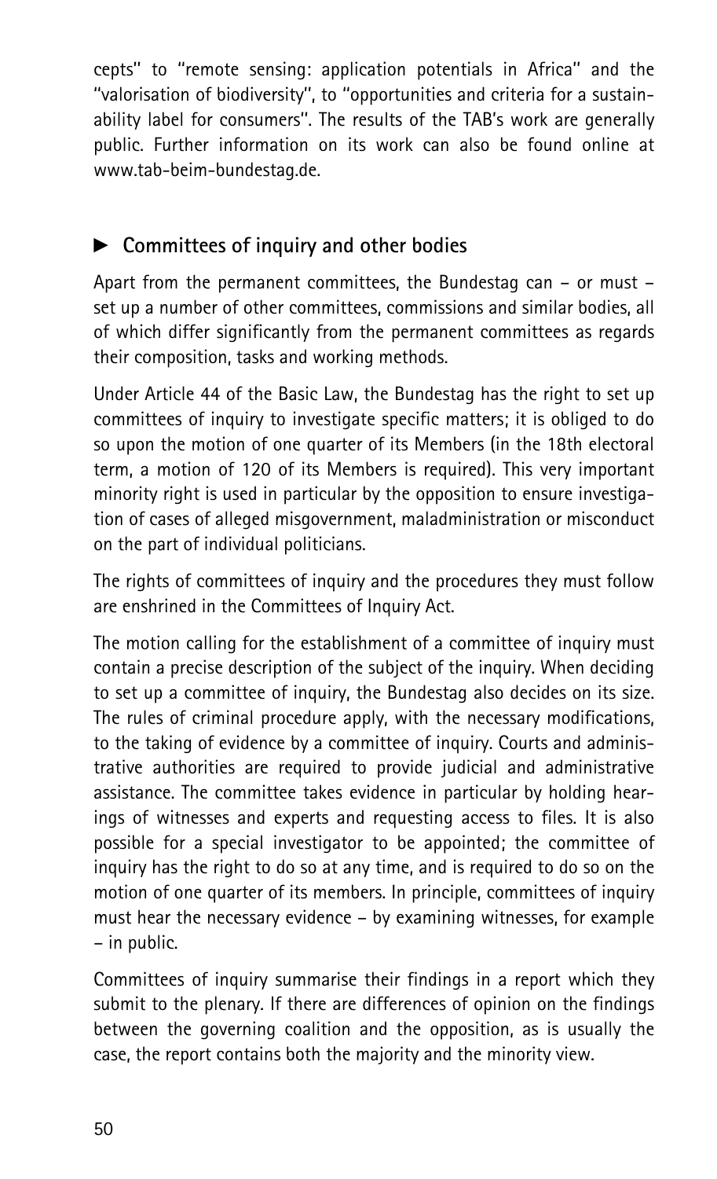cepts" to "remote sensing: application potentials in Africa" and the "valorisation of biodiversity", to "opportunities and criteria for a sustainability label for consumers". The results of the TAB's work are generally public. Further information on its work can also be found online at www.tab-beim-bundestag.de.

## ► Committees of inquiry and other bodies

Apart from the permanent committees, the Bundestag can – or must – set up a number of other committees, commissions and similar bodies, all of which differ significantly from the permanent committees as regards their composition, tasks and working methods.

Under Article 44 of the Basic Law, the Bundestag has the right to set up committees of inquiry to investigate specific matters; it is obliged to do so upon the motion of one quarter of its Members (in the 18th electoral term, a motion of 120 of its Members is required). This very important minority right is used in particular by the opposition to ensure investigation of cases of alleged misgovernment, maladministration or misconduct on the part of individual politicians.

The rights of committees of inquiry and the procedures they must follow are enshrined in the Committees of Inquiry Act.

The motion calling for the establishment of a committee of inquiry must contain a precise description of the subject of the inquiry. When deciding to set up a committee of inquiry, the Bundestag also decides on its size. The rules of criminal procedure apply, with the necessary modifications, to the taking of evidence by a committee of inquiry. Courts and administrative authorities are required to provide judicial and administrative assistance. The committee takes evidence in particular by holding hearings of witnesses and experts and requesting access to files. It is also possible for a special investigator to be appointed; the committee of inquiry has the right to do so at any time, and is required to do so on the motion of one quarter of its members. In principle, committees of inquiry must hear the necessary evidence – by examining witnesses, for example – in public.

Committees of inquiry summarise their findings in a report which they submit to the plenary. If there are differences of opinion on the findings between the governing coalition and the opposition, as is usually the case, the report contains both the majority and the minority view.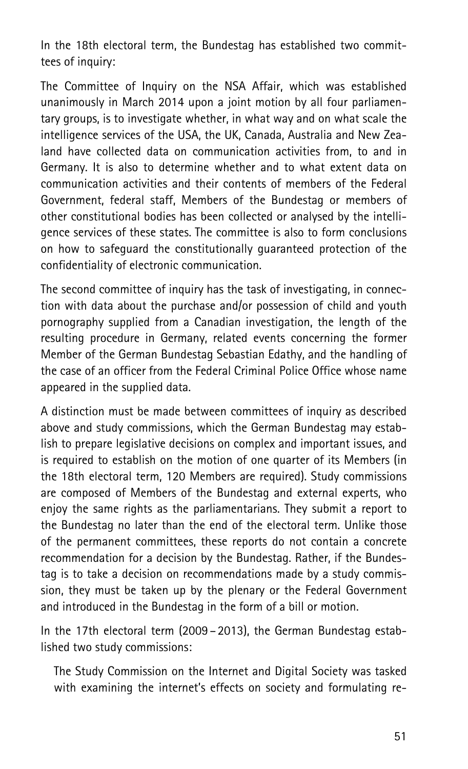In the 18th electoral term, the Bundestag has established two committees of inquiry:

The Committee of Inquiry on the NSA Affair, which was established unanimously in March 2014 upon a joint motion by all four parliamentary groups, is to investigate whether, in what way and on what scale the intelligence services of the USA, the UK, Canada, Australia and New Zealand have collected data on communication activities from, to and in Germany. It is also to determine whether and to what extent data on communication activities and their contents of members of the Federal Government, federal staff, Members of the Bundestag or members of other constitutional bodies has been collected or analysed by the intelligence services of these states. The committee is also to form conclusions on how to safeguard the constitutionally guaranteed protection of the confidentiality of electronic communication.

The second committee of inquiry has the task of investigating, in connection with data about the purchase and/or possession of child and youth pornography supplied from a Canadian investigation, the length of the resulting procedure in Germany, related events concerning the former Member of the German Bundestag Sebastian Edathy, and the handling of the case of an officer from the Federal Criminal Police Office whose name appeared in the supplied data.

A distinction must be made between committees of inquiry as described above and study commissions, which the German Bundestag may establish to prepare legislative decisions on complex and important issues, and is required to establish on the motion of one quarter of its Members (in the 18th electoral term, 120 Members are required). Study commissions are composed of Members of the Bundestag and external experts, who enjoy the same rights as the parliamentarians. They submit a report to the Bundestag no later than the end of the electoral term. Unlike those of the permanent committees, these reports do not contain a concrete recommendation for a decision by the Bundestag. Rather, if the Bundestag is to take a decision on recommendations made by a study commission, they must be taken up by the plenary or the Federal Government and introduced in the Bundestag in the form of a bill or motion.

In the 17th electoral term (2009 – 2013), the German Bundestag established two study commissions:

The Study Commission on the Internet and Digital Society was tasked with examining the internet's effects on society and formulating re-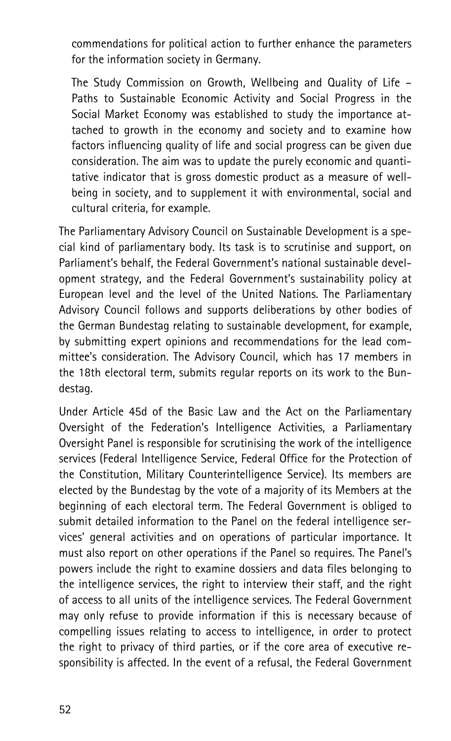commendations for political action to further enhance the parameters for the information society in Germany.

The Study Commission on Growth, Wellbeing and Quality of Life – Paths to Sustainable Economic Activity and Social Progress in the Social Market Economy was established to study the importance attached to growth in the economy and society and to examine how factors influencing quality of life and social progress can be given due consideration. The aim was to update the purely economic and quantitative indicator that is gross domestic product as a measure of wellbeing in society, and to supplement it with environmental, social and cultural criteria, for example.

The Parliamentary Advisory Council on Sustainable Development is a special kind of parliamentary body. Its task is to scrutinise and support, on Parliament's behalf, the Federal Government's national sustainable development strategy, and the Federal Government's sustainability policy at European level and the level of the United Nations. The Parliamentary Advisory Council follows and supports deliberations by other bodies of the German Bundestag relating to sustainable development, for example, by submitting expert opinions and recommendations for the lead committee's consideration. The Advisory Council, which has 17 members in the 18th electoral term, submits regular reports on its work to the Bundestag.

Under Article 45d of the Basic Law and the Act on the Parliamentary Oversight of the Federation's Intelligence Activities, a Parliamentary Oversight Panel is responsible for scrutinising the work of the intelligence services (Federal Intelligence Service, Federal Office for the Protection of the Constitution, Military Counterintelligence Service). Its members are elected by the Bundestag by the vote of a majority of its Members at the beginning of each electoral term. The Federal Government is obliged to submit detailed information to the Panel on the federal intelligence services' general activities and on operations of particular importance. It must also report on other operations if the Panel so requires. The Panel's powers include the right to examine dossiers and data files belonging to the intelligence services, the right to interview their staff, and the right of access to all units of the intelligence services. The Federal Government may only refuse to provide information if this is necessary because of compelling issues relating to access to intelligence, in order to protect the right to privacy of third parties, or if the core area of executive responsibility is affected. In the event of a refusal, the Federal Government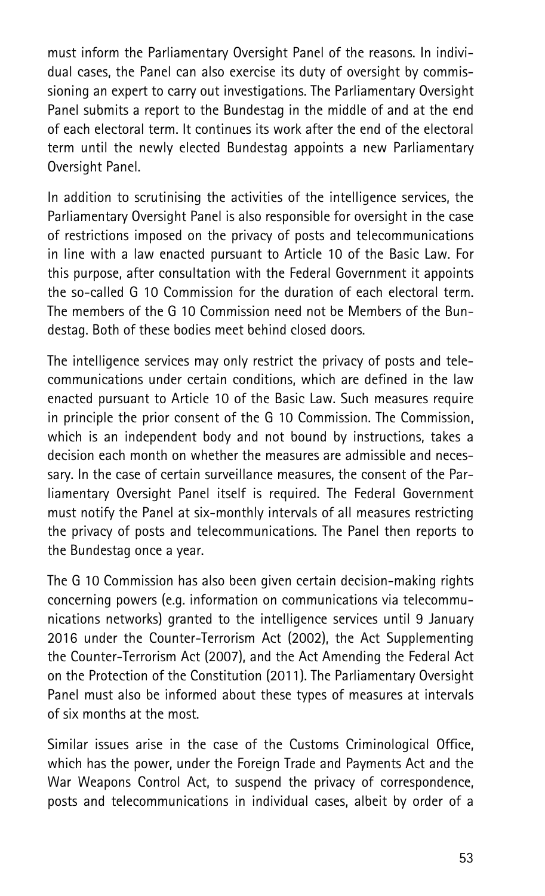must inform the Parliamentary Oversight Panel of the reasons. In individual cases, the Panel can also exercise its duty of oversight by commissioning an expert to carry out investigations. The Parliamentary Oversight Panel submits a report to the Bundestag in the middle of and at the end of each electoral term. It continues its work after the end of the electoral term until the newly elected Bundestag appoints a new Parliamentary Oversight Panel.

In addition to scrutinising the activities of the intelligence services, the Parliamentary Oversight Panel is also responsible for oversight in the case of restrictions imposed on the privacy of posts and telecommunications in line with a law enacted pursuant to Article 10 of the Basic Law. For this purpose, after consultation with the Federal Government it appoints the so-called G 10 Commission for the duration of each electoral term. The members of the G 10 Commission need not be Members of the Bundestag. Both of these bodies meet behind closed doors.

The intelligence services may only restrict the privacy of posts and telecommunications under certain conditions, which are defined in the law enacted pursuant to Article 10 of the Basic Law. Such measures require in principle the prior consent of the G 10 Commission. The Commission, which is an independent body and not bound by instructions, takes a decision each month on whether the measures are admissible and necessary. In the case of certain surveillance measures, the consent of the Parliamentary Oversight Panel itself is required. The Federal Government must notify the Panel at six-monthly intervals of all measures restricting the privacy of posts and telecommunications. The Panel then reports to the Bundestag once a year.

The G 10 Commission has also been given certain decision-making rights concerning powers (e.g. information on communications via telecommunications networks) granted to the intelligence services until 9 January 2016 under the Counter-Terrorism Act (2002), the Act Supplementing the Counter-Terrorism Act (2007), and the Act Amending the Federal Act on the Protection of the Constitution (2011). The Parliamentary Oversight Panel must also be informed about these types of measures at intervals of six months at the most.

Similar issues arise in the case of the Customs Criminological Office, which has the power, under the Foreign Trade and Payments Act and the War Weapons Control Act, to suspend the privacy of correspondence, posts and telecommunications in individual cases, albeit by order of a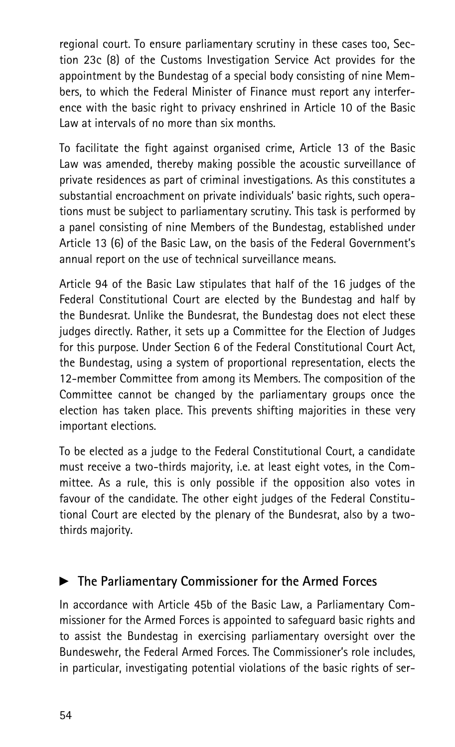regional court. To ensure parliamentary scrutiny in these cases too, Section 23c (8) of the Customs Investigation Service Act provides for the appointment by the Bundestag of a special body consisting of nine Members, to which the Federal Minister of Finance must report any interference with the basic right to privacy enshrined in Article 10 of the Basic Law at intervals of no more than six months.

To facilitate the fight against organised crime, Article 13 of the Basic Law was amended, thereby making possible the acoustic surveillance of private residences as part of criminal investigations. As this constitutes a substantial encroachment on private individuals' basic rights, such operations must be subject to parliamentary scrutiny. This task is performed by a panel consisting of nine Members of the Bundestag, established under Article 13 (6) of the Basic Law, on the basis of the Federal Government's annual report on the use of technical surveillance means.

Article 94 of the Basic Law stipulates that half of the 16 judges of the Federal Constitutional Court are elected by the Bundestag and half by the Bundesrat. Unlike the Bundesrat, the Bundestag does not elect these judges directly. Rather, it sets up a Committee for the Election of Judges for this purpose. Under Section 6 of the Federal Constitutional Court Act, the Bundestag, using a system of proportional representation, elects the 12-member Committee from among its Members. The composition of the Committee cannot be changed by the parliamentary groups once the election has taken place. This prevents shifting majorities in these very important elections.

To be elected as a judge to the Federal Constitutional Court, a candidate must receive a two-thirds majority, i.e. at least eight votes, in the Committee. As a rule, this is only possible if the opposition also votes in favour of the candidate. The other eight judges of the Federal Constitutional Court are elected by the plenary of the Bundesrat, also by a two-thirds majority.

## ► The Parliamentary Commissioner for the Armed Forces

In accordance with Article 45b of the Basic Law, a Parliamentary Commissioner for the Armed Forces is appointed to safeguard basic rights and to assist the Bundestag in exercising parliamentary oversight over the Bundeswehr, the Federal Armed Forces. The Commissioner's role includes, in particular, investigating potential violations of the basic rights of ser-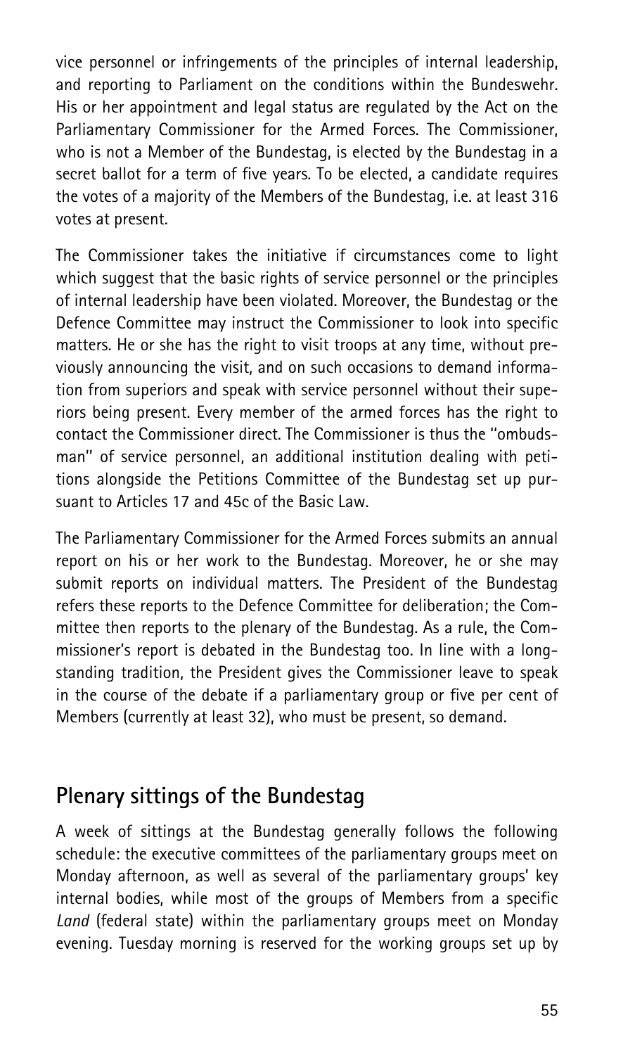vice personnel or infringements of the principles of internal leadership, and reporting to Parliament on the conditions within the Bundeswehr. His or her appointment and legal status are regulated by the Act on the Parliamentary Commissioner for the Armed Forces. The Commissioner, who is not a Member of the Bundestag, is elected by the Bundestag in a secret ballot for a term of five years. To be elected, a candidate requires the votes of a majority of the Members of the Bundestag, i.e. at least 316 votes at present.

The Commissioner takes the initiative if circumstances come to light which suggest that the basic rights of service personnel or the principles of internal leadership have been violated. Moreover, the Bundestag or the Defence Committee may instruct the Commissioner to look into specific matters. He or she has the right to visit troops at any time, without previously announcing the visit, and on such occasions to demand information from superiors and speak with service personnel without their superiors being present. Every member of the armed forces has the right to contact the Commissioner direct. The Commissioner is thus the "ombudsman" of service personnel, an additional institution dealing with petitions alongside the Petitions Committee of the Bundestag set up pursuant to Articles 17 and 45c of the Basic Law.

The Parliamentary Commissioner for the Armed Forces submits an annual report on his or her work to the Bundestag. Moreover, he or she may submit reports on individual matters. The President of the Bundestag refers these reports to the Defence Committee for deliberation; the Committee then reports to the plenary of the Bundestag. As a rule, the Commissioner's report is debated in the Bundestag too. In line with a longstanding tradition, the President gives the Commissioner leave to speak in the course of the debate if a parliamentary group or five per cent of Members (currently at least 32), who must be present, so demand.

## Plenary sittings of the Bundestag

A week of sittings at the Bundestag generally follows the following schedule: the executive committees of the parliamentary groups meet on Monday afternoon, as well as several of the parliamentary groups' key internal bodies, while most of the groups of Members from a specific *Land* (federal state) within the parliamentary groups meet on Monday evening. Tuesday morning is reserved for the working groups set up by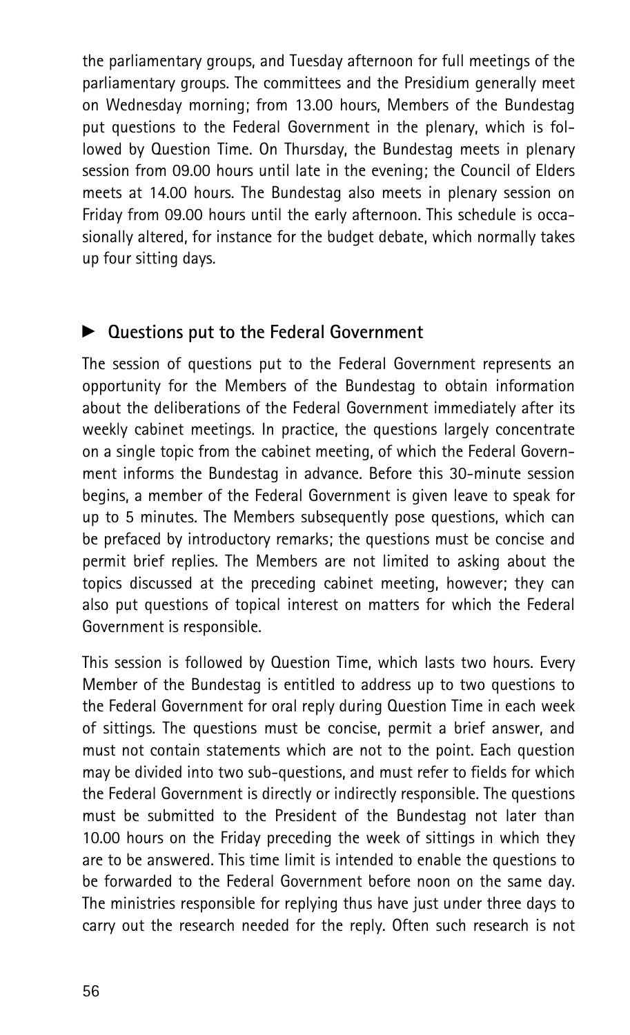the parliamentary groups, and Tuesday afternoon for full meetings of the parliamentary groups. The committees and the Presidium generally meet on Wednesday morning; from 13.00 hours, Members of the Bundestag put questions to the Federal Government in the plenary, which is followed by Question Time. On Thursday, the Bundestag meets in plenary session from 09.00 hours until late in the evening; the Council of Elders meets at 14.00 hours. The Bundestag also meets in plenary session on Friday from 09.00 hours until the early afternoon. This schedule is occasionally altered, for instance for the budget debate, which normally takes up four sitting days.

## ► Questions put to the Federal Government

The session of questions put to the Federal Government represents an opportunity for the Members of the Bundestag to obtain information about the deliberations of the Federal Government immediately after its weekly cabinet meetings. In practice, the questions largely concentrate on a single topic from the cabinet meeting, of which the Federal Government informs the Bundestag in advance. Before this 30-minute session begins, a member of the Federal Government is given leave to speak for up to 5 minutes. The Members subsequently pose questions, which can be prefaced by introductory remarks; the questions must be concise and permit brief replies. The Members are not limited to asking about the topics discussed at the preceding cabinet meeting, however; they can also put questions of topical interest on matters for which the Federal Government is responsible.

This session is followed by Question Time, which lasts two hours. Every Member of the Bundestag is entitled to address up to two questions to the Federal Government for oral reply during Question Time in each week of sittings. The questions must be concise, permit a brief answer, and must not contain statements which are not to the point. Each question may be divided into two sub-questions, and must refer to fields for which the Federal Government is directly or indirectly responsible. The questions must be submitted to the President of the Bundestag not later than 10.00 hours on the Friday preceding the week of sittings in which they are to be answered. This time limit is intended to enable the questions to be forwarded to the Federal Government before noon on the same day. The ministries responsible for replying thus have just under three days to carry out the research needed for the reply. Often such research is not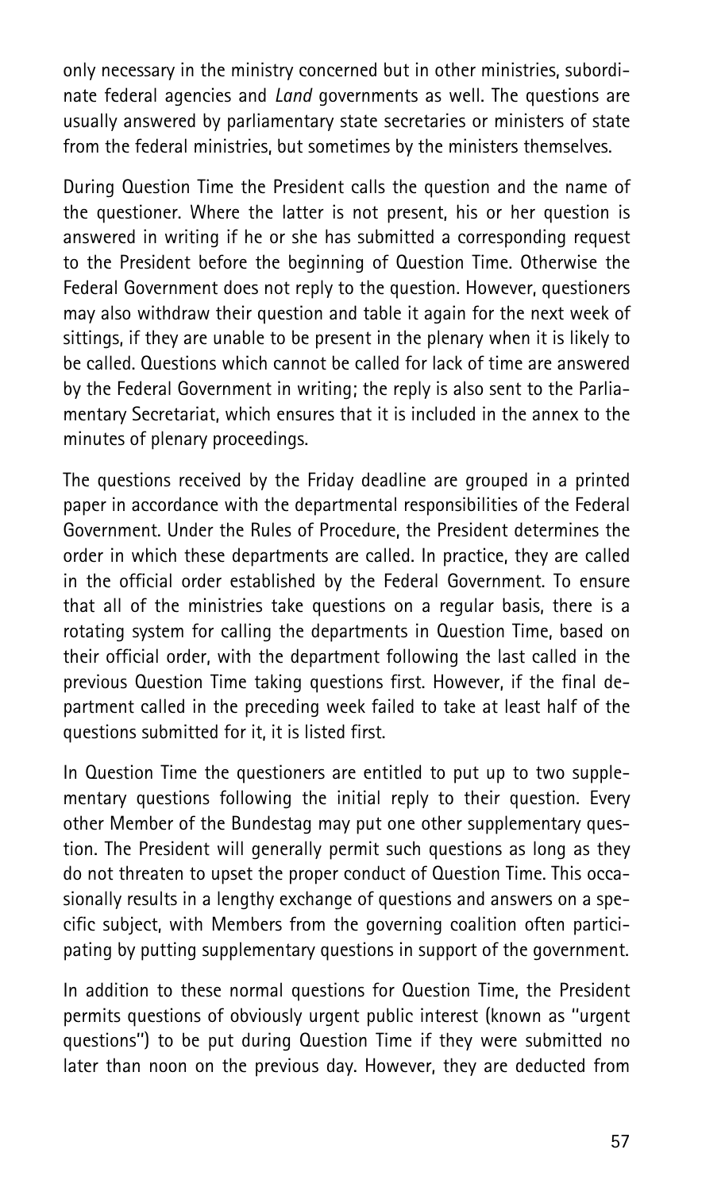only necessary in the ministry concerned but in other ministries, subordinate federal agencies and *Land* governments as well. The questions are usually answered by parliamentary state secretaries or ministers of state from the federal ministries, but sometimes by the ministers themselves.

During Question Time the President calls the question and the name of the questioner. Where the latter is not present, his or her question is answered in writing if he or she has submitted a corresponding request to the President before the beginning of Question Time. Otherwise the Federal Government does not reply to the question. However, questioners may also withdraw their question and table it again for the next week of sittings, if they are unable to be present in the plenary when it is likely to be called. Questions which cannot be called for lack of time are answered by the Federal Government in writing; the reply is also sent to the Parliamentary Secretariat, which ensures that it is included in the annex to the minutes of plenary proceedings.

The questions received by the Friday deadline are grouped in a printed paper in accordance with the departmental responsibilities of the Federal Government. Under the Rules of Procedure, the President determines the order in which these departments are called. In practice, they are called in the official order established by the Federal Government. To ensure that all of the ministries take questions on a regular basis, there is a rotating system for calling the departments in Question Time, based on their official order, with the department following the last called in the previous Question Time taking questions first. However, if the final department called in the preceding week failed to take at least half of the questions submitted for it, it is listed first.

In Question Time the questioners are entitled to put up to two supplementary questions following the initial reply to their question. Every other Member of the Bundestag may put one other supplementary question. The President will generally permit such questions as long as they do not threaten to upset the proper conduct of Question Time. This occasionally results in a lengthy exchange of questions and answers on a specific subject, with Members from the governing coalition often participating by putting supplementary questions in support of the government.

In addition to these normal questions for Question Time, the President permits questions of obviously urgent public interest (known as "urgent questions") to be put during Question Time if they were submitted no later than noon on the previous day. However, they are deducted from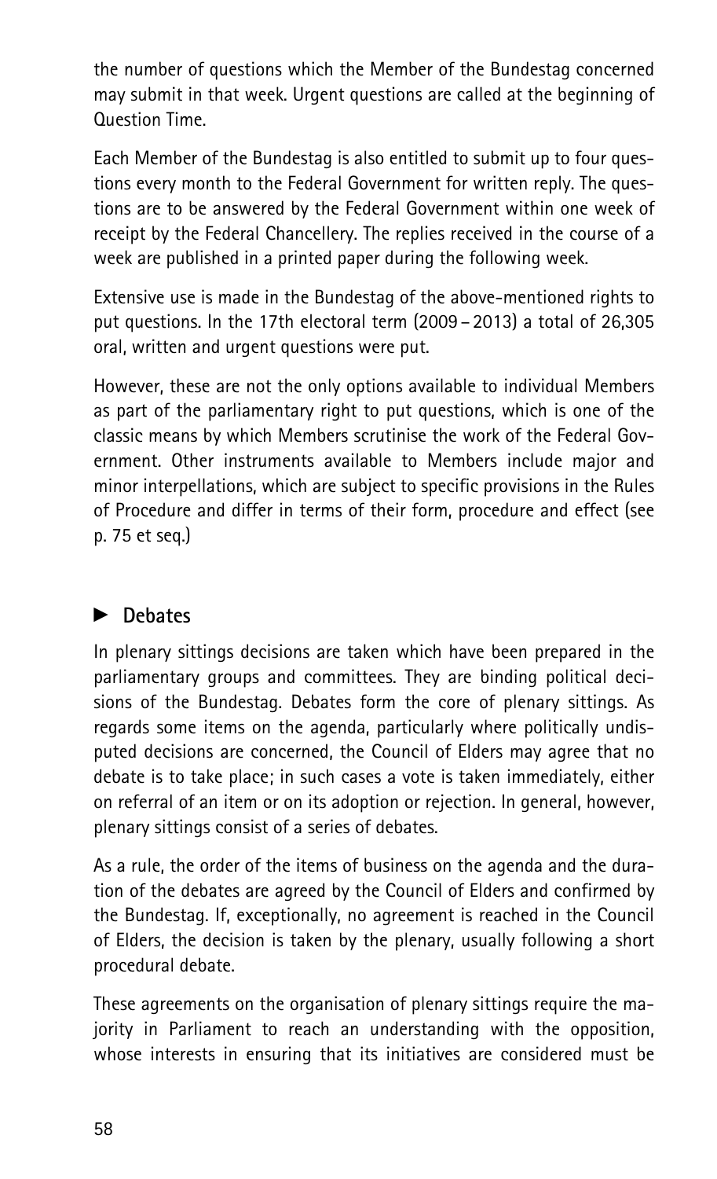the number of questions which the Member of the Bundestag concerned may submit in that week. Urgent questions are called at the beginning of Question Time.

Each Member of the Bundestag is also entitled to submit up to four questions every month to the Federal Government for written reply. The questions are to be answered by the Federal Government within one week of receipt by the Federal Chancellery. The replies received in the course of a week are published in a printed paper during the following week.

Extensive use is made in the Bundestag of the above-mentioned rights to put questions. In the 17th electoral term (2009 – 2013) a total of 26,305 oral, written and urgent questions were put.

However, these are not the only options available to individual Members as part of the parliamentary right to put questions, which is one of the classic means by which Members scrutinise the work of the Federal Government. Other instruments available to Members include major and minor interpellations, which are subject to specific provisions in the Rules of Procedure and differ in terms of their form, procedure and effect (see p. 75 et seq.)

## ► Debates

In plenary sittings decisions are taken which have been prepared in the parliamentary groups and committees. They are binding political decisions of the Bundestag. Debates form the core of plenary sittings. As regards some items on the agenda, particularly where politically undisputed decisions are concerned, the Council of Elders may agree that no debate is to take place; in such cases a vote is taken immediately, either on referral of an item or on its adoption or rejection. In general, however, plenary sittings consist of a series of debates.

As a rule, the order of the items of business on the agenda and the duration of the debates are agreed by the Council of Elders and confirmed by the Bundestag. If, exceptionally, no agreement is reached in the Council of Elders, the decision is taken by the plenary, usually following a short procedural debate.

These agreements on the organisation of plenary sittings require the majority in Parliament to reach an understanding with the opposition, whose interests in ensuring that its initiatives are considered must be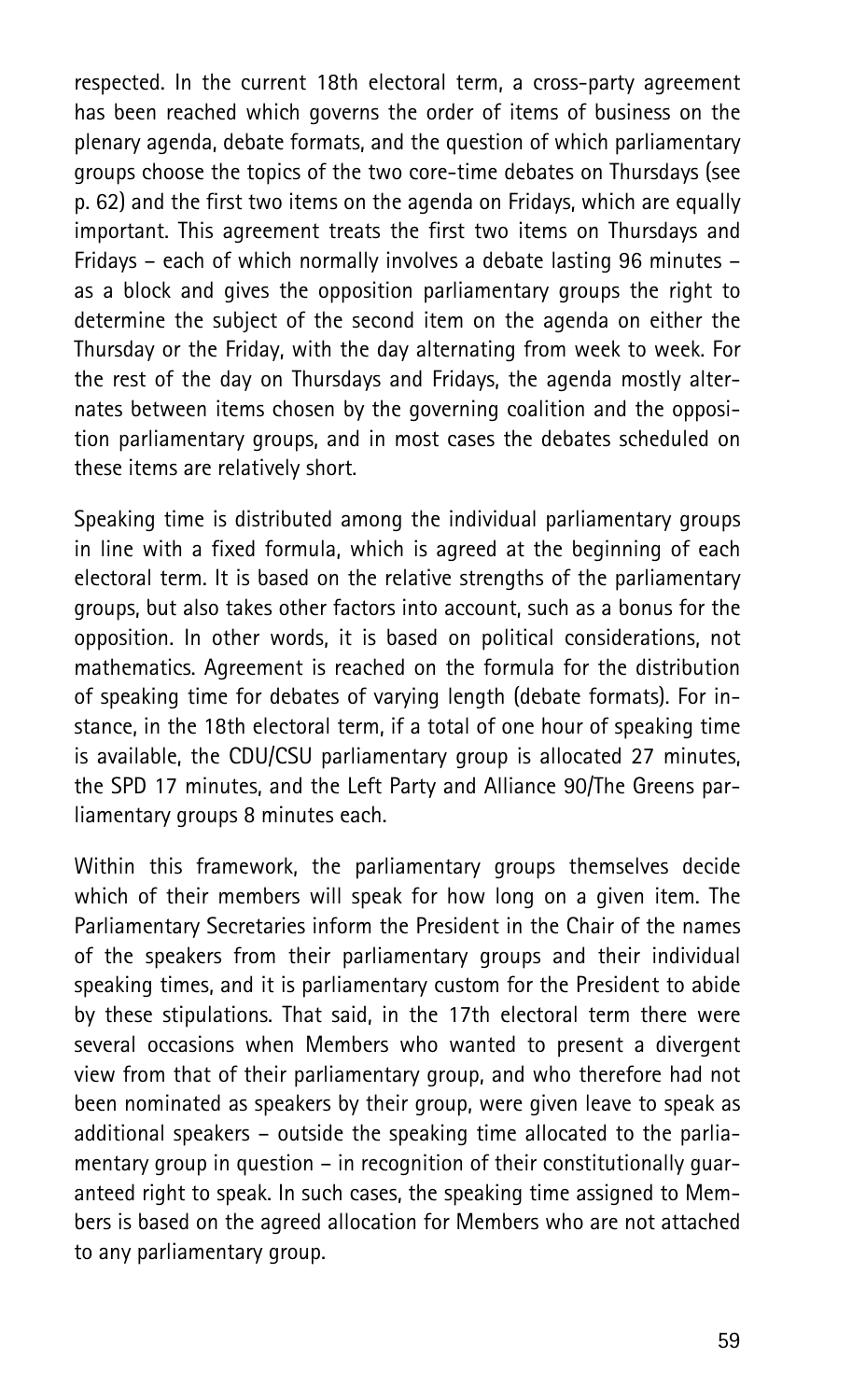respected. In the current 18th electoral term, a cross-party agreement has been reached which governs the order of items of business on the plenary agenda, debate formats, and the question of which parliamentary groups choose the topics of the two core-time debates on Thursdays (see p. 62) and the first two items on the agenda on Fridays, which are equally important. This agreement treats the first two items on Thursdays and Fridays – each of which normally involves a debate lasting 96 minutes – as a block and gives the opposition parliamentary groups the right to determine the subject of the second item on the agenda on either the Thursday or the Friday, with the day alternating from week to week. For the rest of the day on Thursdays and Fridays, the agenda mostly alternates between items chosen by the governing coalition and the opposition parliamentary groups, and in most cases the debates scheduled on these items are relatively short.

Speaking time is distributed among the individual parliamentary groups in line with a fixed formula, which is agreed at the beginning of each electoral term. It is based on the relative strengths of the parliamentary groups, but also takes other factors into account, such as a bonus for the opposition. In other words, it is based on political considerations, not mathematics. Agreement is reached on the formula for the distribution of speaking time for debates of varying length (debate formats). For instance, in the 18th electoral term, if a total of one hour of speaking time is available, the CDU/CSU parliamentary group is allocated 27 minutes, the SPD 17 minutes, and the Left Party and Alliance 90/The Greens parliamentary groups 8 minutes each.

Within this framework, the parliamentary groups themselves decide which of their members will speak for how long on a given item. The Parliamentary Secretaries inform the President in the Chair of the names of the speakers from their parliamentary groups and their individual speaking times, and it is parliamentary custom for the President to abide by these stipulations. That said, in the 17th electoral term there were several occasions when Members who wanted to present a divergent view from that of their parliamentary group, and who therefore had not been nominated as speakers by their group, were given leave to speak as additional speakers – outside the speaking time allocated to the parliamentary group in question – in recognition of their constitutionally guaranteed right to speak. In such cases, the speaking time assigned to Members is based on the agreed allocation for Members who are not attached to any parliamentary group.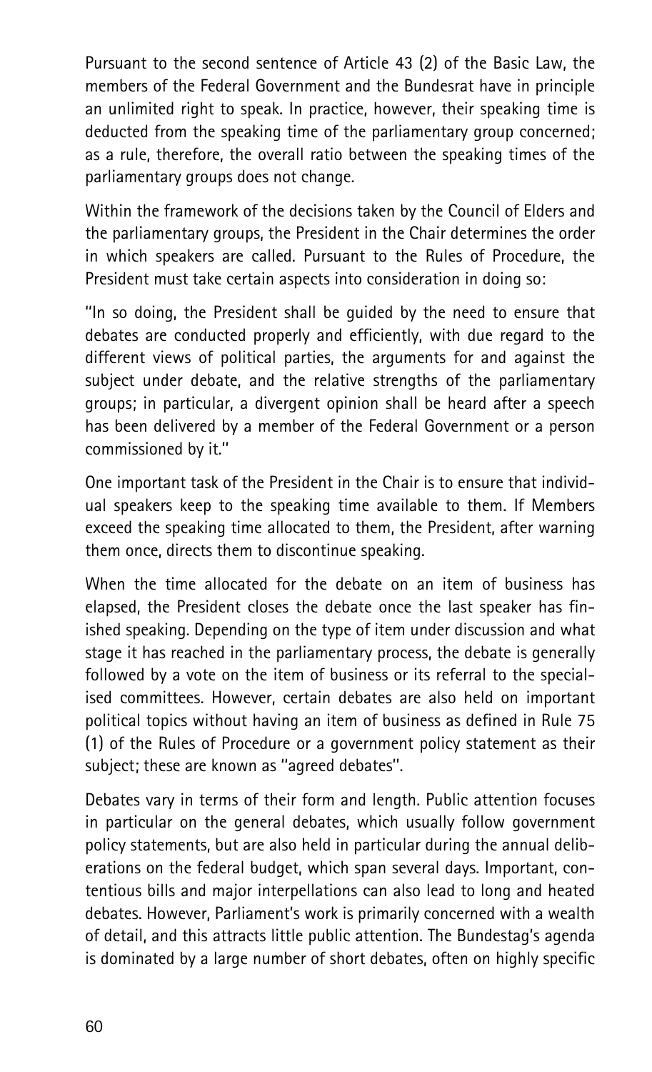Pursuant to the second sentence of Article 43 (2) of the Basic Law, the members of the Federal Government and the Bundesrat have in principle an unlimited right to speak. In practice, however, their speaking time is deducted from the speaking time of the parliamentary group concerned; as a rule, therefore, the overall ratio between the speaking times of the parliamentary groups does not change.

Within the framework of the decisions taken by the Council of Elders and the parliamentary groups, the President in the Chair determines the order in which speakers are called. Pursuant to the Rules of Procedure, the President must take certain aspects into consideration in doing so:

"In so doing, the President shall be guided by the need to ensure that debates are conducted properly and efficiently, with due regard to the different views of political parties, the arguments for and against the subject under debate, and the relative strengths of the parliamentary groups; in particular, a divergent opinion shall be heard after a speech has been delivered by a member of the Federal Government or a person commissioned by it."

One important task of the President in the Chair is to ensure that individual speakers keep to the speaking time available to them. If Members exceed the speaking time allocated to them, the President, after warning them once, directs them to discontinue speaking.

When the time allocated for the debate on an item of business has elapsed, the President closes the debate once the last speaker has finished speaking. Depending on the type of item under discussion and what stage it has reached in the parliamentary process, the debate is generally followed by a vote on the item of business or its referral to the specialised committees. However, certain debates are also held on important political topics without having an item of business as defined in Rule 75 (1) of the Rules of Procedure or a government policy statement as their subject; these are known as "agreed debates".

Debates vary in terms of their form and length. Public attention focuses in particular on the general debates, which usually follow government policy statements, but are also held in particular during the annual deliberations on the federal budget, which span several days. Important, contentious bills and major interpellations can also lead to long and heated debates. However, Parliament's work is primarily concerned with a wealth of detail, and this attracts little public attention. The Bundestag's agenda is dominated by a large number of short debates, often on highly specific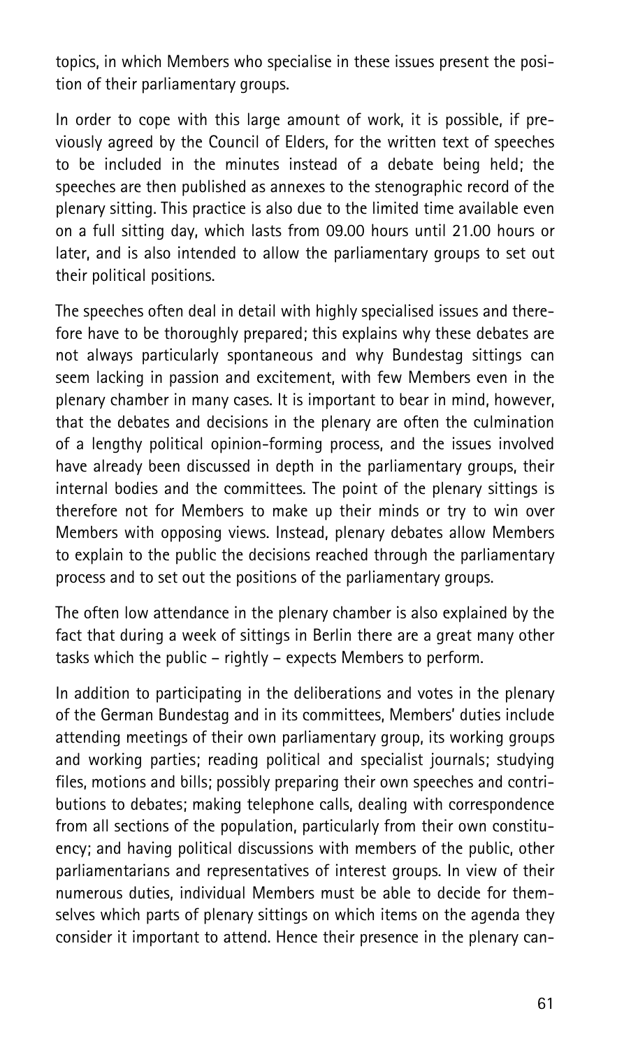topics, in which Members who specialise in these issues present the position of their parliamentary groups.

In order to cope with this large amount of work, it is possible, if previously agreed by the Council of Elders, for the written text of speeches to be included in the minutes instead of a debate being held; the speeches are then published as annexes to the stenographic record of the plenary sitting. This practice is also due to the limited time available even on a full sitting day, which lasts from 09.00 hours until 21.00 hours or later, and is also intended to allow the parliamentary groups to set out their political positions.

The speeches often deal in detail with highly specialised issues and therefore have to be thoroughly prepared; this explains why these debates are not always particularly spontaneous and why Bundestag sittings can seem lacking in passion and excitement, with few Members even in the plenary chamber in many cases. It is important to bear in mind, however, that the debates and decisions in the plenary are often the culmination of a lengthy political opinion-forming process, and the issues involved have already been discussed in depth in the parliamentary groups, their internal bodies and the committees. The point of the plenary sittings is therefore not for Members to make up their minds or try to win over Members with opposing views. Instead, plenary debates allow Members to explain to the public the decisions reached through the parliamentary process and to set out the positions of the parliamentary groups.

The often low attendance in the plenary chamber is also explained by the fact that during a week of sittings in Berlin there are a great many other tasks which the public – rightly – expects Members to perform.

In addition to participating in the deliberations and votes in the plenary of the German Bundestag and in its committees, Members' duties include attending meetings of their own parliamentary group, its working groups and working parties; reading political and specialist journals; studying files, motions and bills; possibly preparing their own speeches and contributions to debates; making telephone calls, dealing with correspondence from all sections of the population, particularly from their own constituency; and having political discussions with members of the public, other parliamentarians and representatives of interest groups. In view of their numerous duties, individual Members must be able to decide for themselves which parts of plenary sittings on which items on the agenda they consider it important to attend. Hence their presence in the plenary can-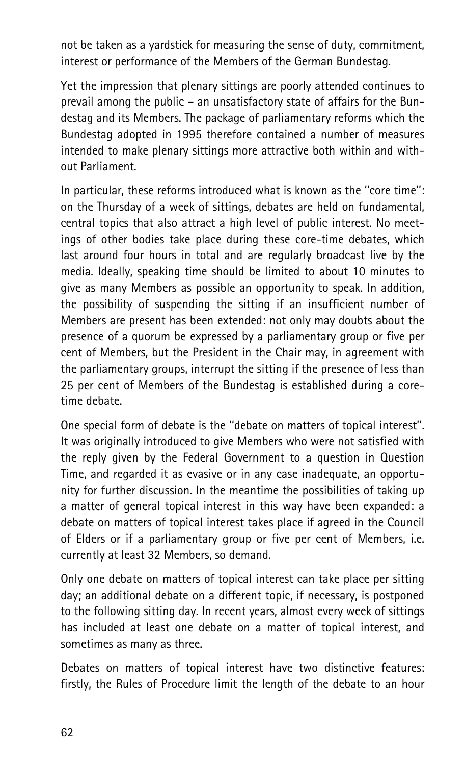not be taken as a yardstick for measuring the sense of duty, commitment, interest or performance of the Members of the German Bundestag.

Yet the impression that plenary sittings are poorly attended continues to prevail among the public – an unsatisfactory state of affairs for the Bundestag and its Members. The package of parliamentary reforms which the Bundestag adopted in 1995 therefore contained a number of measures intended to make plenary sittings more attractive both within and without Parliament.

In particular, these reforms introduced what is known as the "core time": on the Thursday of a week of sittings, debates are held on fundamental, central topics that also attract a high level of public interest. No meetings of other bodies take place during these core-time debates, which last around four hours in total and are regularly broadcast live by the media. Ideally, speaking time should be limited to about 10 minutes to give as many Members as possible an opportunity to speak. In addition, the possibility of suspending the sitting if an insufficient number of Members are present has been extended: not only may doubts about the presence of a quorum be expressed by a parliamentary group or five per cent of Members, but the President in the Chair may, in agreement with the parliamentary groups, interrupt the sitting if the presence of less than 25 per cent of Members of the Bundestag is established during a core-time debate.

One special form of debate is the "debate on matters of topical interest". It was originally introduced to give Members who were not satisfied with the reply given by the Federal Government to a question in Question Time, and regarded it as evasive or in any case inadequate, an opportunity for further discussion. In the meantime the possibilities of taking up a matter of general topical interest in this way have been expanded: a debate on matters of topical interest takes place if agreed in the Council of Elders or if a parliamentary group or five per cent of Members, i.e. currently at least 32 Members, so demand.

Only one debate on matters of topical interest can take place per sitting day; an additional debate on a different topic, if necessary, is postponed to the following sitting day. In recent years, almost every week of sittings has included at least one debate on a matter of topical interest, and sometimes as many as three.

Debates on matters of topical interest have two distinctive features: firstly, the Rules of Procedure limit the length of the debate to an hour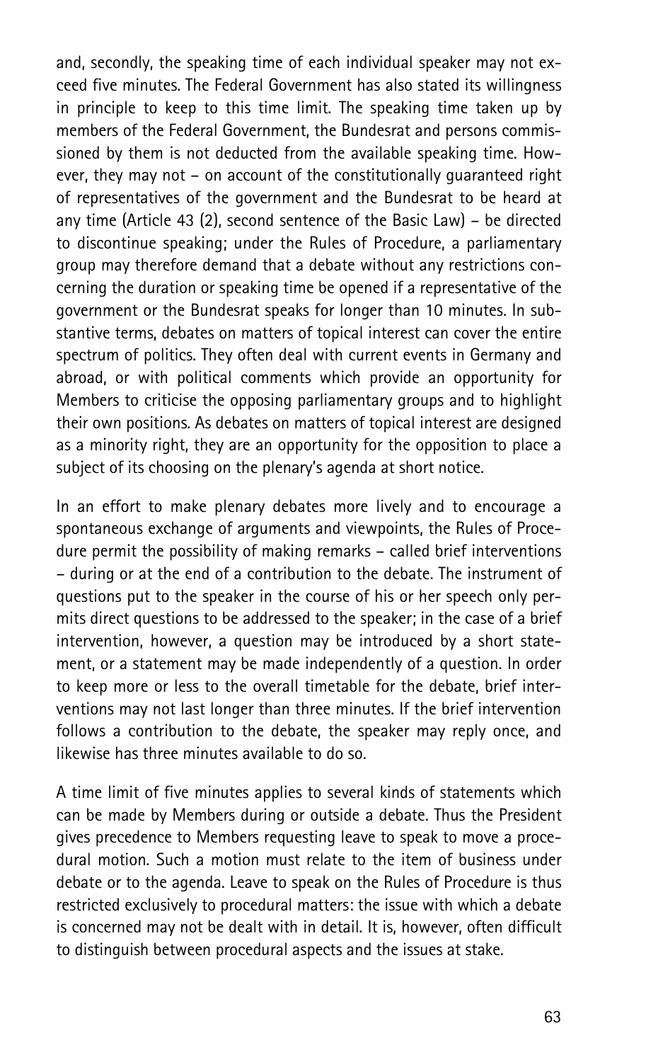and, secondly, the speaking time of each individual speaker may not exceed five minutes. The Federal Government has also stated its willingness in principle to keep to this time limit. The speaking time taken up by members of the Federal Government, the Bundesrat and persons commissioned by them is not deducted from the available speaking time. However, they may not – on account of the constitutionally guaranteed right of representatives of the government and the Bundesrat to be heard at any time (Article 43 (2), second sentence of the Basic Law) – be directed to discontinue speaking; under the Rules of Procedure, a parliamentary group may therefore demand that a debate without any restrictions concerning the duration or speaking time be opened if a representative of the government or the Bundesrat speaks for longer than 10 minutes. In substantive terms, debates on matters of topical interest can cover the entire spectrum of politics. They often deal with current events in Germany and abroad, or with political comments which provide an opportunity for Members to criticise the opposing parliamentary groups and to highlight their own positions. As debates on matters of topical interest are designed as a minority right, they are an opportunity for the opposition to place a subject of its choosing on the plenary's agenda at short notice.

In an effort to make plenary debates more lively and to encourage a spontaneous exchange of arguments and viewpoints, the Rules of Procedure permit the possibility of making remarks – called brief interventions – during or at the end of a contribution to the debate. The instrument of questions put to the speaker in the course of his or her speech only permits direct questions to be addressed to the speaker; in the case of a brief intervention, however, a question may be introduced by a short statement, or a statement may be made independently of a question. In order to keep more or less to the overall timetable for the debate, brief interventions may not last longer than three minutes. If the brief intervention follows a contribution to the debate, the speaker may reply once, and likewise has three minutes available to do so.

A time limit of five minutes applies to several kinds of statements which can be made by Members during or outside a debate. Thus the President gives precedence to Members requesting leave to speak to move a procedural motion. Such a motion must relate to the item of business under debate or to the agenda. Leave to speak on the Rules of Procedure is thus restricted exclusively to procedural matters: the issue with which a debate is concerned may not be dealt with in detail. It is, however, often difficult to distinguish between procedural aspects and the issues at stake.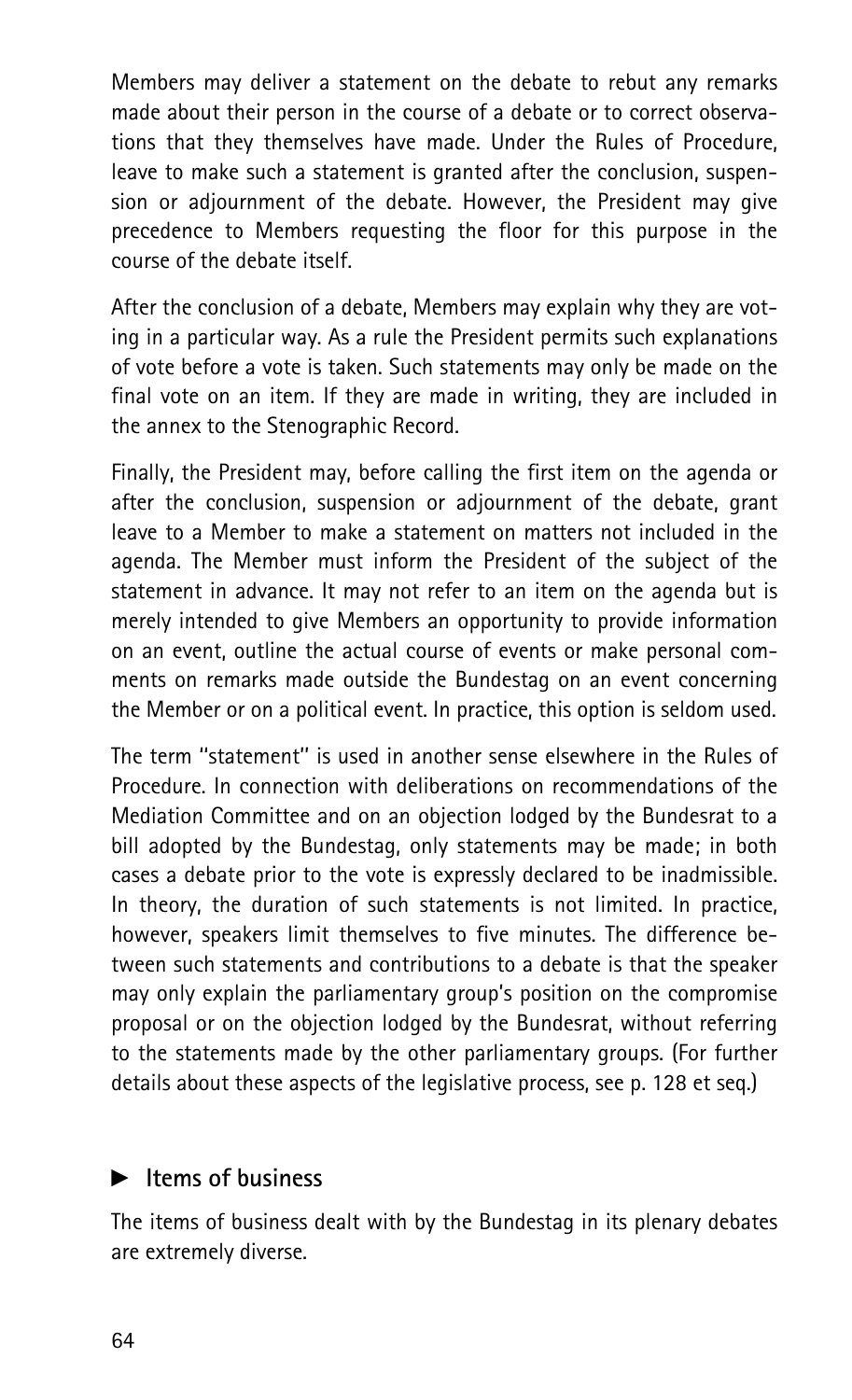Members may deliver a statement on the debate to rebut any remarks made about their person in the course of a debate or to correct observations that they themselves have made. Under the Rules of Procedure, leave to make such a statement is granted after the conclusion, suspension or adjournment of the debate. However, the President may give precedence to Members requesting the floor for this purpose in the course of the debate itself.

After the conclusion of a debate, Members may explain why they are voting in a particular way. As a rule the President permits such explanations of vote before a vote is taken. Such statements may only be made on the final vote on an item. If they are made in writing, they are included in the annex to the Stenographic Record.

Finally, the President may, before calling the first item on the agenda or after the conclusion, suspension or adjournment of the debate, grant leave to a Member to make a statement on matters not included in the agenda. The Member must inform the President of the subject of the statement in advance. It may not refer to an item on the agenda but is merely intended to give Members an opportunity to provide information on an event, outline the actual course of events or make personal comments on remarks made outside the Bundestag on an event concerning the Member or on a political event. In practice, this option is seldom used.

The term "statement" is used in another sense elsewhere in the Rules of Procedure. In connection with deliberations on recommendations of the Mediation Committee and on an objection lodged by the Bundesrat to a bill adopted by the Bundestag, only statements may be made; in both cases a debate prior to the vote is expressly declared to be inadmissible. In theory, the duration of such statements is not limited. In practice, however, speakers limit themselves to five minutes. The difference between such statements and contributions to a debate is that the speaker may only explain the parliamentary group's position on the compromise proposal or on the objection lodged by the Bundesrat, without referring to the statements made by the other parliamentary groups. (For further details about these aspects of the legislative process, see p. 128 et seq.)

## ► Items of business

The items of business dealt with by the Bundestag in its plenary debates are extremely diverse.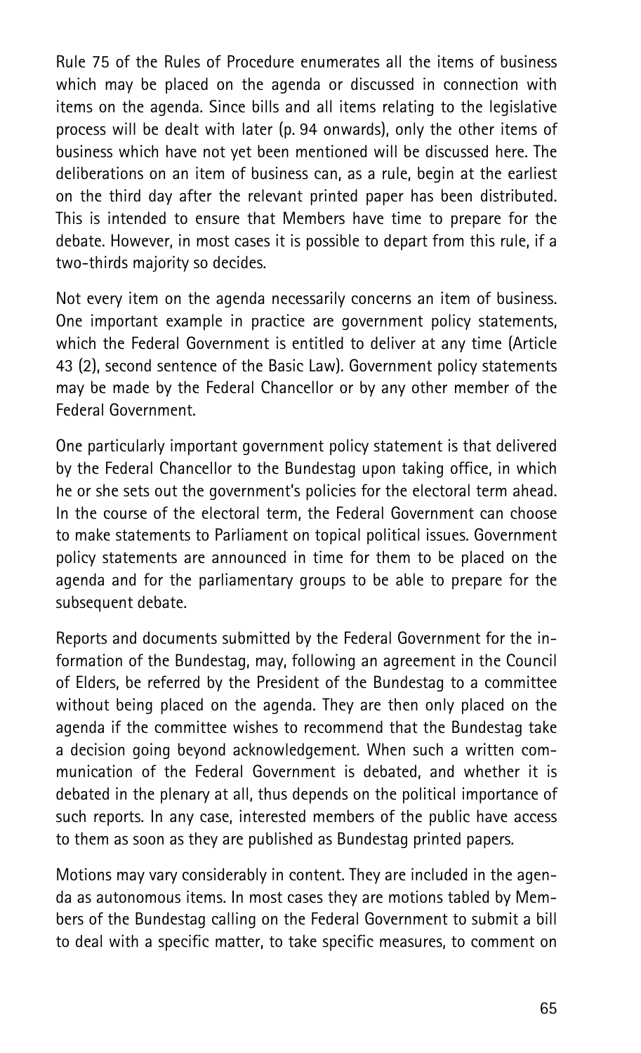Rule 75 of the Rules of Procedure enumerates all the items of business which may be placed on the agenda or discussed in connection with items on the agenda. Since bills and all items relating to the legislative process will be dealt with later (p. 94 onwards), only the other items of business which have not yet been mentioned will be discussed here. The deliberations on an item of business can, as a rule, begin at the earliest on the third day after the relevant printed paper has been distributed. This is intended to ensure that Members have time to prepare for the debate. However, in most cases it is possible to depart from this rule, if a two-thirds majority so decides.

Not every item on the agenda necessarily concerns an item of business. One important example in practice are government policy statements, which the Federal Government is entitled to deliver at any time (Article 43 (2), second sentence of the Basic Law). Government policy statements may be made by the Federal Chancellor or by any other member of the Federal Government.

One particularly important government policy statement is that delivered by the Federal Chancellor to the Bundestag upon taking office, in which he or she sets out the government's policies for the electoral term ahead. In the course of the electoral term, the Federal Government can choose to make statements to Parliament on topical political issues. Government policy statements are announced in time for them to be placed on the agenda and for the parliamentary groups to be able to prepare for the subsequent debate.

Reports and documents submitted by the Federal Government for the information of the Bundestag, may, following an agreement in the Council of Elders, be referred by the President of the Bundestag to a committee without being placed on the agenda. They are then only placed on the agenda if the committee wishes to recommend that the Bundestag take a decision going beyond acknowledgement. When such a written communication of the Federal Government is debated, and whether it is debated in the plenary at all, thus depends on the political importance of such reports. In any case, interested members of the public have access to them as soon as they are published as Bundestag printed papers.

Motions may vary considerably in content. They are included in the agenda as autonomous items. In most cases they are motions tabled by Members of the Bundestag calling on the Federal Government to submit a bill to deal with a specific matter, to take specific measures, to comment on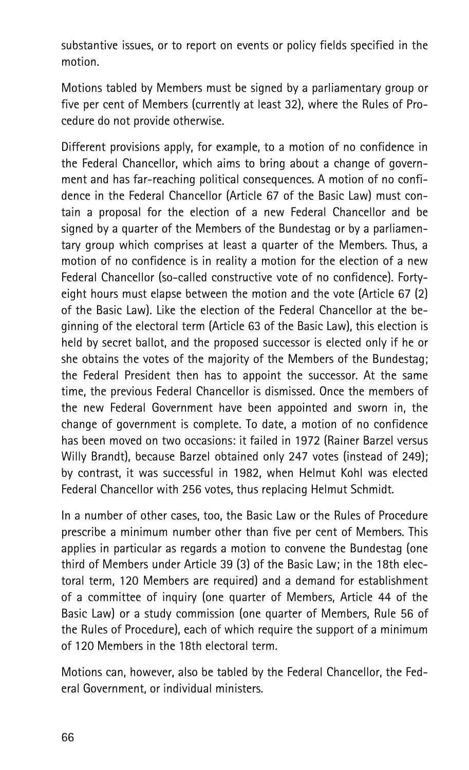substantive issues, or to report on events or policy fields specified in the motion.

Motions tabled by Members must be signed by a parliamentary group or five per cent of Members (currently at least 32), where the Rules of Procedure do not provide otherwise.

Different provisions apply, for example, to a motion of no confidence in the Federal Chancellor, which aims to bring about a change of government and has far-reaching political consequences. A motion of no confidence in the Federal Chancellor (Article 67 of the Basic Law) must contain a proposal for the election of a new Federal Chancellor and be signed by a quarter of the Members of the Bundestag or by a parliamentary group which comprises at least a quarter of the Members. Thus, a motion of no confidence is in reality a motion for the election of a new Federal Chancellor (so-called constructive vote of no confidence). Forty-eight hours must elapse between the motion and the vote (Article 67 (2) of the Basic Law). Like the election of the Federal Chancellor at the beginning of the electoral term (Article 63 of the Basic Law), this election is held by secret ballot, and the proposed successor is elected only if he or she obtains the votes of the majority of the Members of the Bundestag; the Federal President then has to appoint the successor. At the same time, the previous Federal Chancellor is dismissed. Once the members of the new Federal Government have been appointed and sworn in, the change of government is complete. To date, a motion of no confidence has been moved on two occasions: it failed in 1972 (Rainer Barzel versus Willy Brandt), because Barzel obtained only 247 votes (instead of 249); by contrast, it was successful in 1982, when Helmut Kohl was elected Federal Chancellor with 256 votes, thus replacing Helmut Schmidt.

In a number of other cases, too, the Basic Law or the Rules of Procedure prescribe a minimum number other than five per cent of Members. This applies in particular as regards a motion to convene the Bundestag (one third of Members under Article 39 (3) of the Basic Law; in the 18th electoral term, 120 Members are required) and a demand for establishment of a committee of inquiry (one quarter of Members, Article 44 of the Basic Law) or a study commission (one quarter of Members, Rule 56 of the Rules of Procedure), each of which require the support of a minimum of 120 Members in the 18th electoral term.

Motions can, however, also be tabled by the Federal Chancellor, the Federal Government, or individual ministers.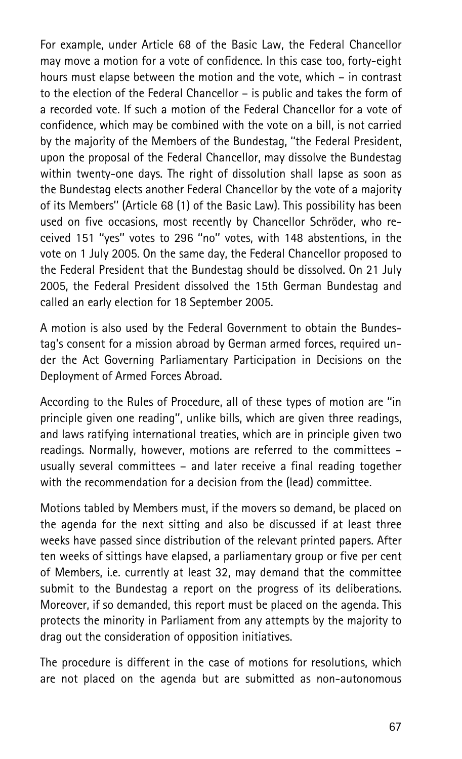For example, under Article 68 of the Basic Law, the Federal Chancellor may move a motion for a vote of confidence. In this case too, forty-eight hours must elapse between the motion and the vote, which – in contrast to the election of the Federal Chancellor – is public and takes the form of a recorded vote. If such a motion of the Federal Chancellor for a vote of confidence, which may be combined with the vote on a bill, is not carried by the majority of the Members of the Bundestag, "the Federal President, upon the proposal of the Federal Chancellor, may dissolve the Bundestag within twenty-one days. The right of dissolution shall lapse as soon as the Bundestag elects another Federal Chancellor by the vote of a majority of its Members" (Article 68 (1) of the Basic Law). This possibility has been used on five occasions, most recently by Chancellor Schröder, who received 151 "yes" votes to 296 "no" votes, with 148 abstentions, in the vote on 1 July 2005. On the same day, the Federal Chancellor proposed to the Federal President that the Bundestag should be dissolved. On 21 July 2005, the Federal President dissolved the 15th German Bundestag and called an early election for 18 September 2005.

A motion is also used by the Federal Government to obtain the Bundestag's consent for a mission abroad by German armed forces, required under the Act Governing Parliamentary Participation in Decisions on the Deployment of Armed Forces Abroad.

According to the Rules of Procedure, all of these types of motion are "in principle given one reading", unlike bills, which are given three readings, and laws ratifying international treaties, which are in principle given two readings. Normally, however, motions are referred to the committees – usually several committees – and later receive a final reading together with the recommendation for a decision from the (lead) committee.

Motions tabled by Members must, if the movers so demand, be placed on the agenda for the next sitting and also be discussed if at least three weeks have passed since distribution of the relevant printed papers. After ten weeks of sittings have elapsed, a parliamentary group or five per cent of Members, i.e. currently at least 32, may demand that the committee submit to the Bundestag a report on the progress of its deliberations. Moreover, if so demanded, this report must be placed on the agenda. This protects the minority in Parliament from any attempts by the majority to drag out the consideration of opposition initiatives.

The procedure is different in the case of motions for resolutions, which are not placed on the agenda but are submitted as non-autonomous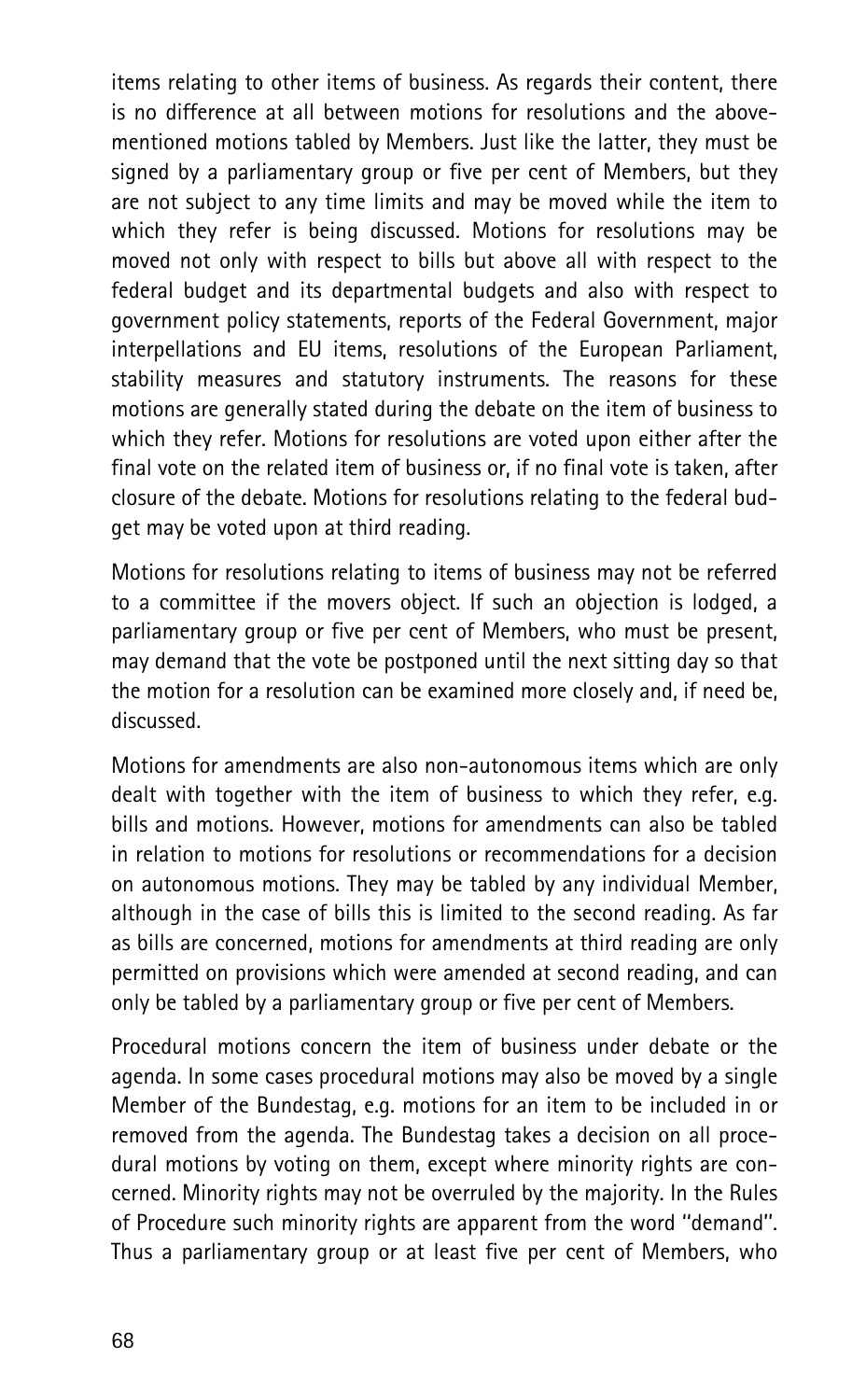items relating to other items of business. As regards their content, there is no difference at all between motions for resolutions and the above-mentioned motions tabled by Members. Just like the latter, they must be signed by a parliamentary group or five per cent of Members, but they are not subject to any time limits and may be moved while the item to which they refer is being discussed. Motions for resolutions may be moved not only with respect to bills but above all with respect to the federal budget and its departmental budgets and also with respect to government policy statements, reports of the Federal Government, major interpellations and EU items, resolutions of the European Parliament, stability measures and statutory instruments. The reasons for these motions are generally stated during the debate on the item of business to which they refer. Motions for resolutions are voted upon either after the final vote on the related item of business or, if no final vote is taken, after closure of the debate. Motions for resolutions relating to the federal budget may be voted upon at third reading.

Motions for resolutions relating to items of business may not be referred to a committee if the movers object. If such an objection is lodged, a parliamentary group or five per cent of Members, who must be present, may demand that the vote be postponed until the next sitting day so that the motion for a resolution can be examined more closely and, if need be, discussed.

Motions for amendments are also non-autonomous items which are only dealt with together with the item of business to which they refer, e.g. bills and motions. However, motions for amendments can also be tabled in relation to motions for resolutions or recommendations for a decision on autonomous motions. They may be tabled by any individual Member, although in the case of bills this is limited to the second reading. As far as bills are concerned, motions for amendments at third reading are only permitted on provisions which were amended at second reading, and can only be tabled by a parliamentary group or five per cent of Members.

Procedural motions concern the item of business under debate or the agenda. In some cases procedural motions may also be moved by a single Member of the Bundestag, e.g. motions for an item to be included in or removed from the agenda. The Bundestag takes a decision on all procedural motions by voting on them, except where minority rights are concerned. Minority rights may not be overruled by the majority. In the Rules of Procedure such minority rights are apparent from the word "demand". Thus a parliamentary group or at least five per cent of Members, who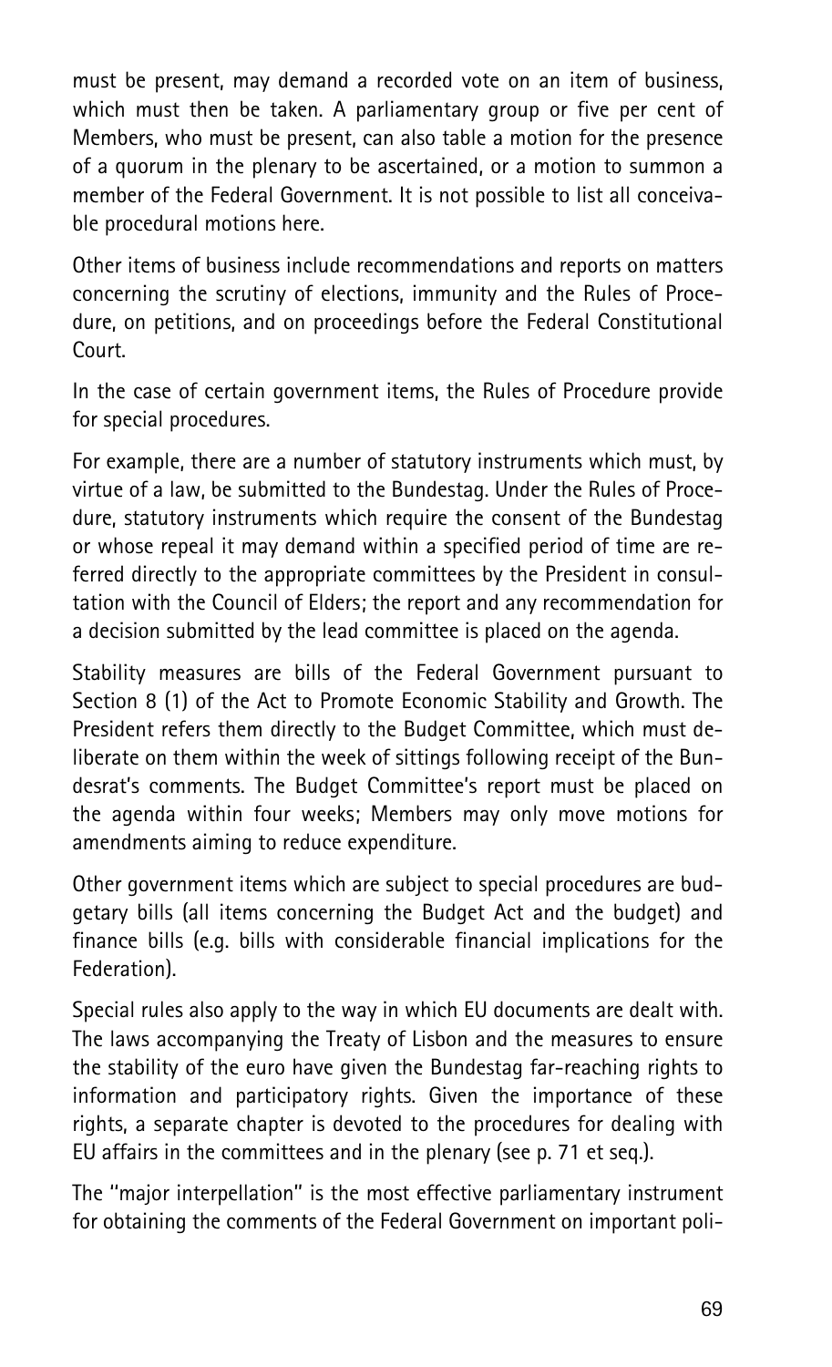must be present, may demand a recorded vote on an item of business, which must then be taken. A parliamentary group or five per cent of Members, who must be present, can also table a motion for the presence of a quorum in the plenary to be ascertained, or a motion to summon a member of the Federal Government. It is not possible to list all conceivable procedural motions here.

Other items of business include recommendations and reports on matters concerning the scrutiny of elections, immunity and the Rules of Procedure, on petitions, and on proceedings before the Federal Constitutional Court.

In the case of certain government items, the Rules of Procedure provide for special procedures.

For example, there are a number of statutory instruments which must, by virtue of a law, be submitted to the Bundestag. Under the Rules of Procedure, statutory instruments which require the consent of the Bundestag or whose repeal it may demand within a specified period of time are referred directly to the appropriate committees by the President in consultation with the Council of Elders; the report and any recommendation for a decision submitted by the lead committee is placed on the agenda.

Stability measures are bills of the Federal Government pursuant to Section 8 (1) of the Act to Promote Economic Stability and Growth. The President refers them directly to the Budget Committee, which must deliberate on them within the week of sittings following receipt of the Bundesrat's comments. The Budget Committee's report must be placed on the agenda within four weeks; Members may only move motions for amendments aiming to reduce expenditure.

Other government items which are subject to special procedures are budgetary bills (all items concerning the Budget Act and the budget) and finance bills (e.g. bills with considerable financial implications for the Federation).

Special rules also apply to the way in which EU documents are dealt with. The laws accompanying the Treaty of Lisbon and the measures to ensure the stability of the euro have given the Bundestag far-reaching rights to information and participatory rights. Given the importance of these rights, a separate chapter is devoted to the procedures for dealing with EU affairs in the committees and in the plenary (see p. 71 et seq.).

The "major interpellation" is the most effective parliamentary instrument for obtaining the comments of the Federal Government on important poli-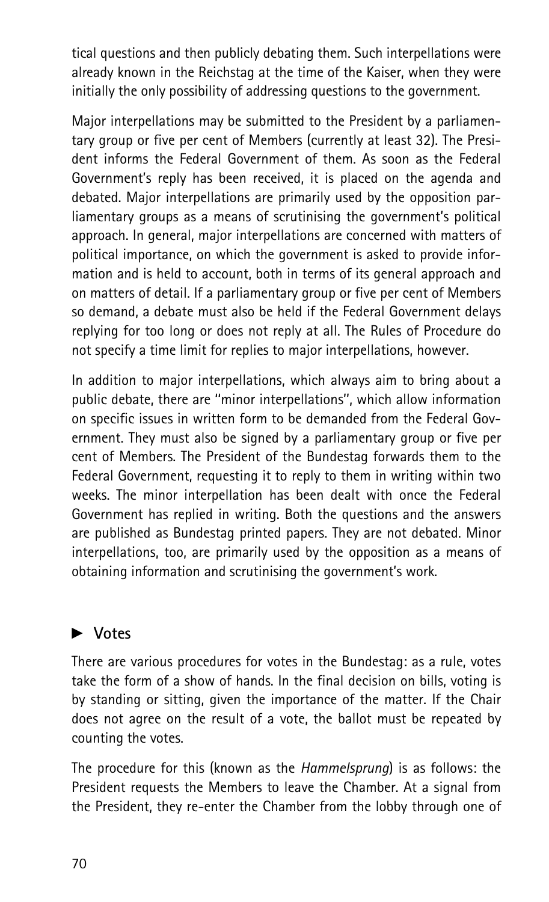tical questions and then publicly debating them. Such interpellations were already known in the Reichstag at the time of the Kaiser, when they were initially the only possibility of addressing questions to the government.

Major interpellations may be submitted to the President by a parliamentary group or five per cent of Members (currently at least 32). The President informs the Federal Government of them. As soon as the Federal Government's reply has been received, it is placed on the agenda and debated. Major interpellations are primarily used by the opposition parliamentary groups as a means of scrutinising the government's political approach. In general, major interpellations are concerned with matters of political importance, on which the government is asked to provide information and is held to account, both in terms of its general approach and on matters of detail. If a parliamentary group or five per cent of Members so demand, a debate must also be held if the Federal Government delays replying for too long or does not reply at all. The Rules of Procedure do not specify a time limit for replies to major interpellations, however.

In addition to major interpellations, which always aim to bring about a public debate, there are "minor interpellations", which allow information on specific issues in written form to be demanded from the Federal Government. They must also be signed by a parliamentary group or five per cent of Members. The President of the Bundestag forwards them to the Federal Government, requesting it to reply to them in writing within two weeks. The minor interpellation has been dealt with once the Federal Government has replied in writing. Both the questions and the answers are published as Bundestag printed papers. They are not debated. Minor interpellations, too, are primarily used by the opposition as a means of obtaining information and scrutinising the government's work.

## ► Votes

There are various procedures for votes in the Bundestag: as a rule, votes take the form of a show of hands. In the final decision on bills, voting is by standing or sitting, given the importance of the matter. If the Chair does not agree on the result of a vote, the ballot must be repeated by counting the votes.

The procedure for this (known as the *Hammelsprung*) is as follows: the President requests the Members to leave the Chamber. At a signal from the President, they re-enter the Chamber from the lobby through one of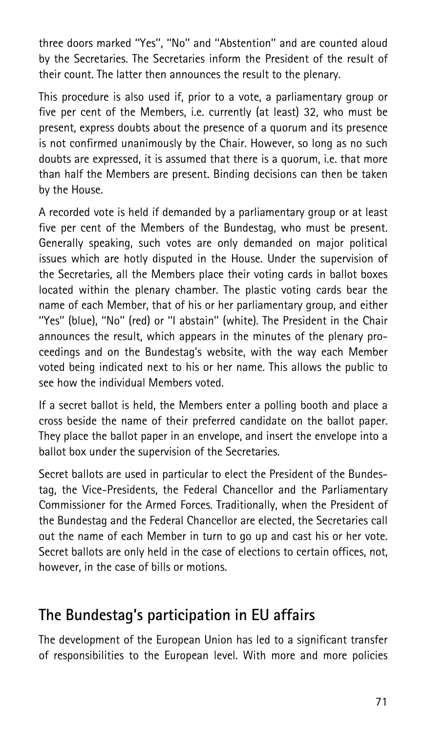three doors marked "Yes", "No" and "Abstention" and are counted aloud by the Secretaries. The Secretaries inform the President of the result of their count. The latter then announces the result to the plenary.

This procedure is also used if, prior to a vote, a parliamentary group or five per cent of the Members, i.e. currently (at least) 32, who must be present, express doubts about the presence of a quorum and its presence is not confirmed unanimously by the Chair. However, so long as no such doubts are expressed, it is assumed that there is a quorum, i.e. that more than half the Members are present. Binding decisions can then be taken by the House.

A recorded vote is held if demanded by a parliamentary group or at least five per cent of the Members of the Bundestag, who must be present. Generally speaking, such votes are only demanded on major political issues which are hotly disputed in the House. Under the supervision of the Secretaries, all the Members place their voting cards in ballot boxes located within the plenary chamber. The plastic voting cards bear the name of each Member, that of his or her parliamentary group, and either "Yes" (blue), "No" (red) or "I abstain" (white). The President in the Chair announces the result, which appears in the minutes of the plenary proceedings and on the Bundestag's website, with the way each Member voted being indicated next to his or her name. This allows the public to see how the individual Members voted.

If a secret ballot is held, the Members enter a polling booth and place a cross beside the name of their preferred candidate on the ballot paper. They place the ballot paper in an envelope, and insert the envelope into a ballot box under the supervision of the Secretaries.

Secret ballots are used in particular to elect the President of the Bundestag, the Vice-Presidents, the Federal Chancellor and the Parliamentary Commissioner for the Armed Forces. Traditionally, when the President of the Bundestag and the Federal Chancellor are elected, the Secretaries call out the name of each Member in turn to go up and cast his or her vote. Secret ballots are only held in the case of elections to certain offices, not, however, in the case of bills or motions.

## The Bundestag's participation in EU affairs

The development of the European Union has led to a significant transfer of responsibilities to the European level. With more and more policies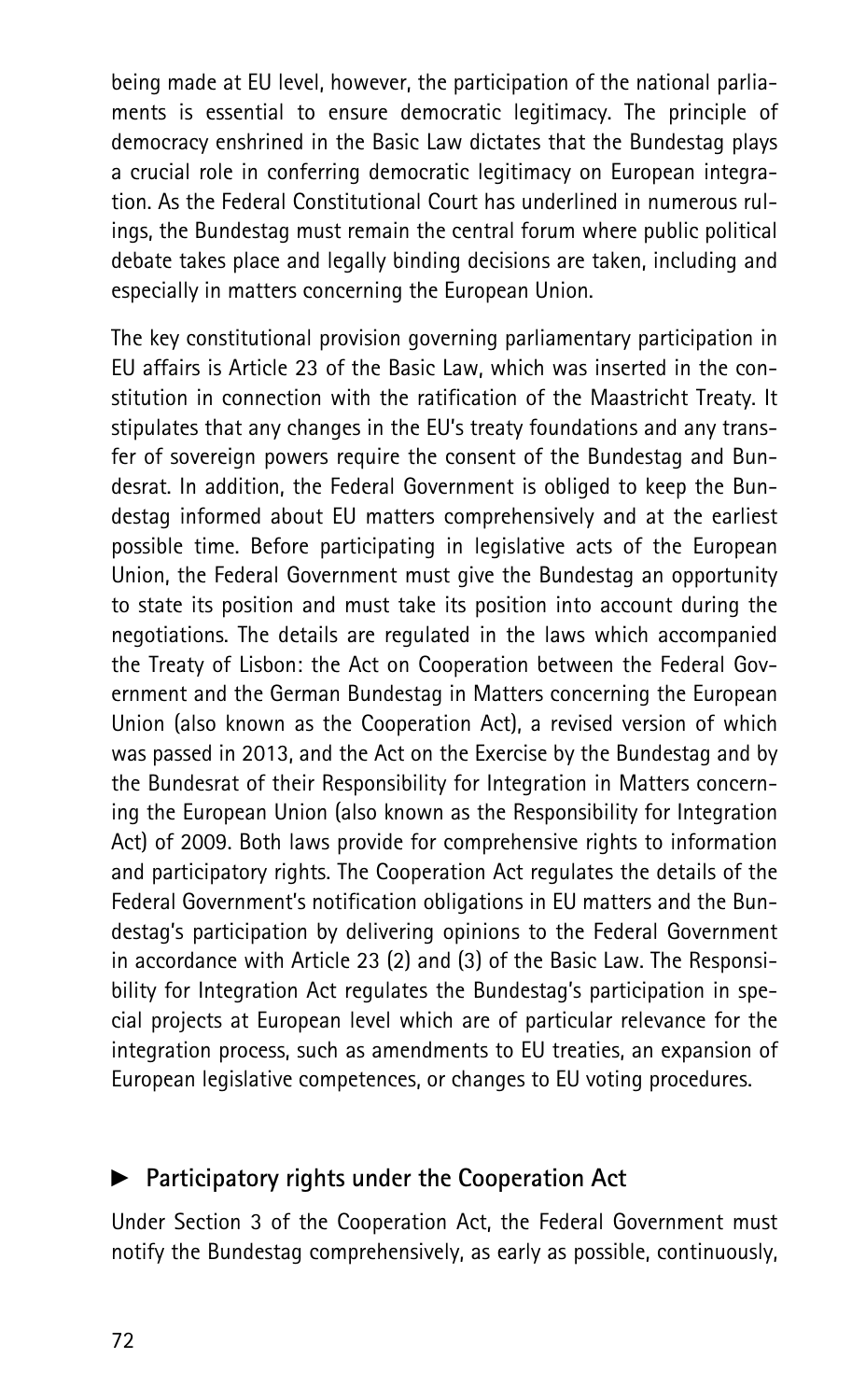being made at EU level, however, the participation of the national parliaments is essential to ensure democratic legitimacy. The principle of democracy enshrined in the Basic Law dictates that the Bundestag plays a crucial role in conferring democratic legitimacy on European integration. As the Federal Constitutional Court has underlined in numerous rulings, the Bundestag must remain the central forum where public political debate takes place and legally binding decisions are taken, including and especially in matters concerning the European Union.

The key constitutional provision governing parliamentary participation in EU affairs is Article 23 of the Basic Law, which was inserted in the constitution in connection with the ratification of the Maastricht Treaty. It stipulates that any changes in the EU's treaty foundations and any transfer of sovereign powers require the consent of the Bundestag and Bundesrat. In addition, the Federal Government is obliged to keep the Bundestag informed about EU matters comprehensively and at the earliest possible time. Before participating in legislative acts of the European Union, the Federal Government must give the Bundestag an opportunity to state its position and must take its position into account during the negotiations. The details are regulated in the laws which accompanied the Treaty of Lisbon: the Act on Cooperation between the Federal Government and the German Bundestag in Matters concerning the European Union (also known as the Cooperation Act), a revised version of which was passed in 2013, and the Act on the Exercise by the Bundestag and by the Bundesrat of their Responsibility for Integration in Matters concerning the European Union (also known as the Responsibility for Integration Act) of 2009. Both laws provide for comprehensive rights to information and participatory rights. The Cooperation Act regulates the details of the Federal Government's notification obligations in EU matters and the Bundestag's participation by delivering opinions to the Federal Government in accordance with Article 23 (2) and (3) of the Basic Law. The Responsibility for Integration Act regulates the Bundestag's participation in special projects at European level which are of particular relevance for the integration process, such as amendments to EU treaties, an expansion of European legislative competences, or changes to EU voting procedures.

## ► Participatory rights under the Cooperation Act

Under Section 3 of the Cooperation Act, the Federal Government must notify the Bundestag comprehensively, as early as possible, continuously,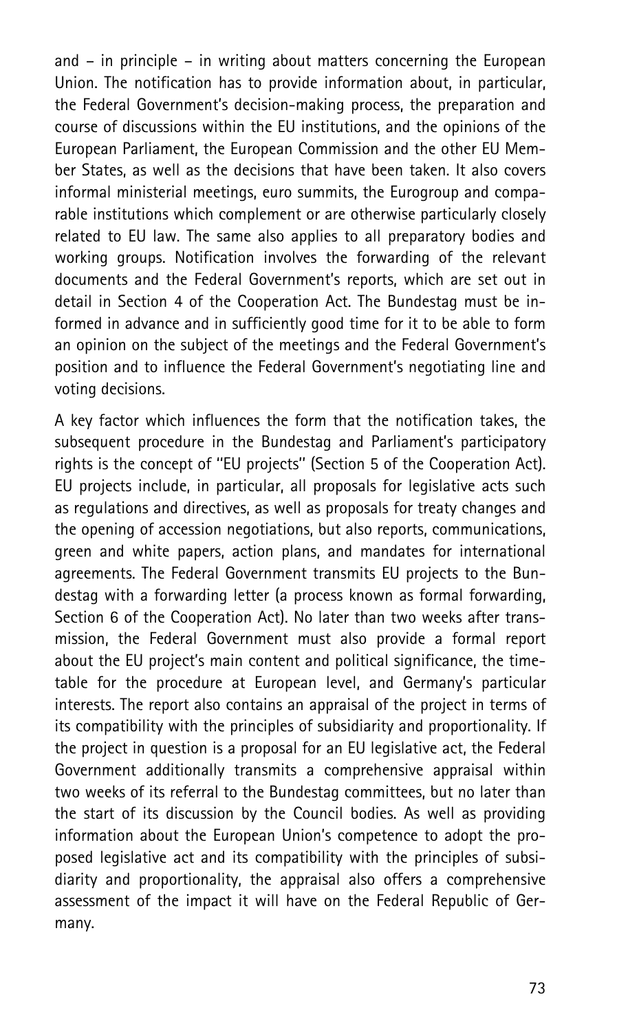and – in principle – in writing about matters concerning the European Union. The notification has to provide information about, in particular, the Federal Government's decision-making process, the preparation and course of discussions within the EU institutions, and the opinions of the European Parliament, the European Commission and the other EU Member States, as well as the decisions that have been taken. It also covers informal ministerial meetings, euro summits, the Eurogroup and comparable institutions which complement or are otherwise particularly closely related to EU law. The same also applies to all preparatory bodies and working groups. Notification involves the forwarding of the relevant documents and the Federal Government's reports, which are set out in detail in Section 4 of the Cooperation Act. The Bundestag must be informed in advance and in sufficiently good time for it to be able to form an opinion on the subject of the meetings and the Federal Government's position and to influence the Federal Government's negotiating line and voting decisions.

A key factor which influences the form that the notification takes, the subsequent procedure in the Bundestag and Parliament's participatory rights is the concept of "EU projects" (Section 5 of the Cooperation Act). EU projects include, in particular, all proposals for legislative acts such as regulations and directives, as well as proposals for treaty changes and the opening of accession negotiations, but also reports, communications, green and white papers, action plans, and mandates for international agreements. The Federal Government transmits EU projects to the Bundestag with a forwarding letter (a process known as formal forwarding, Section 6 of the Cooperation Act). No later than two weeks after transmission, the Federal Government must also provide a formal report about the EU project's main content and political significance, the timetable for the procedure at European level, and Germany's particular interests. The report also contains an appraisal of the project in terms of its compatibility with the principles of subsidiarity and proportionality. If the project in question is a proposal for an EU legislative act, the Federal Government additionally transmits a comprehensive appraisal within two weeks of its referral to the Bundestag committees, but no later than the start of its discussion by the Council bodies. As well as providing information about the European Union's competence to adopt the proposed legislative act and its compatibility with the principles of subsidiarity and proportionality, the appraisal also offers a comprehensive assessment of the impact it will have on the Federal Republic of Germany.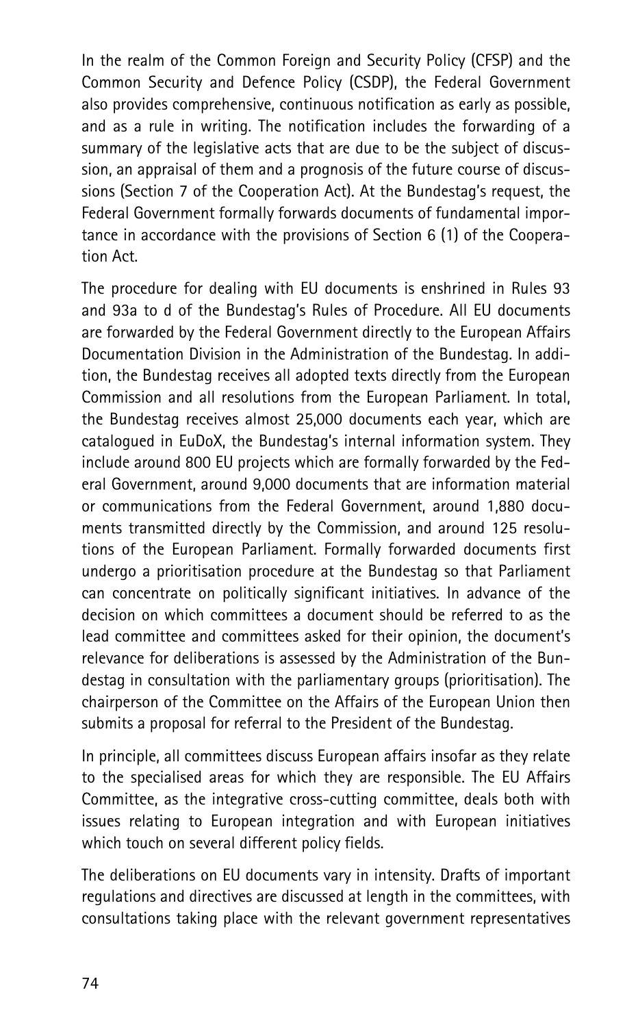In the realm of the Common Foreign and Security Policy (CFSP) and the Common Security and Defence Policy (CSDP), the Federal Government also provides comprehensive, continuous notification as early as possible, and as a rule in writing. The notification includes the forwarding of a summary of the legislative acts that are due to be the subject of discussion, an appraisal of them and a prognosis of the future course of discussions (Section 7 of the Cooperation Act). At the Bundestag's request, the Federal Government formally forwards documents of fundamental importance in accordance with the provisions of Section 6 (1) of the Cooperation Act.

The procedure for dealing with EU documents is enshrined in Rules 93 and 93a to d of the Bundestag's Rules of Procedure. All EU documents are forwarded by the Federal Government directly to the European Affairs Documentation Division in the Administration of the Bundestag. In addition, the Bundestag receives all adopted texts directly from the European Commission and all resolutions from the European Parliament. In total, the Bundestag receives almost 25,000 documents each year, which are catalogued in EuDoX, the Bundestag's internal information system. They include around 800 EU projects which are formally forwarded by the Federal Government, around 9,000 documents that are information material or communications from the Federal Government, around 1,880 documents transmitted directly by the Commission, and around 125 resolutions of the European Parliament. Formally forwarded documents first undergo a prioritisation procedure at the Bundestag so that Parliament can concentrate on politically significant initiatives. In advance of the decision on which committees a document should be referred to as the lead committee and committees asked for their opinion, the document's relevance for deliberations is assessed by the Administration of the Bundestag in consultation with the parliamentary groups (prioritisation). The chairperson of the Committee on the Affairs of the European Union then submits a proposal for referral to the President of the Bundestag.

In principle, all committees discuss European affairs insofar as they relate to the specialised areas for which they are responsible. The EU Affairs Committee, as the integrative cross-cutting committee, deals both with issues relating to European integration and with European initiatives which touch on several different policy fields.

The deliberations on EU documents vary in intensity. Drafts of important regulations and directives are discussed at length in the committees, with consultations taking place with the relevant government representatives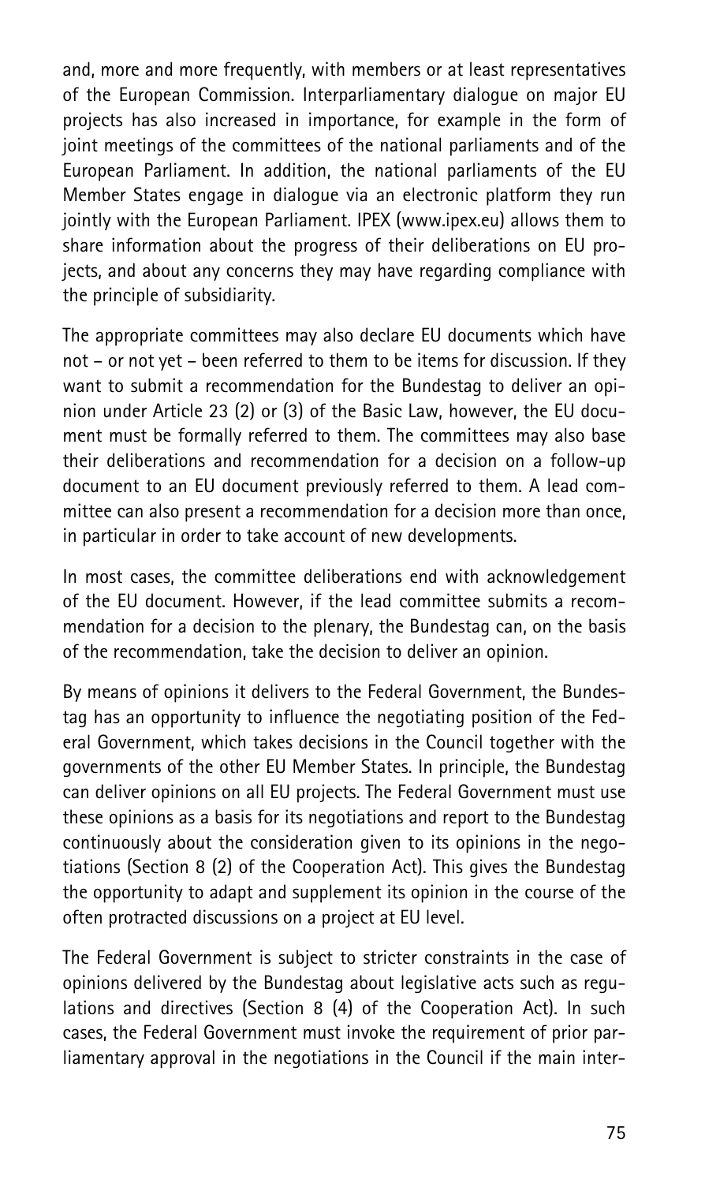and, more and more frequently, with members or at least representatives of the European Commission. Interparliamentary dialogue on major EU projects has also increased in importance, for example in the form of joint meetings of the committees of the national parliaments and of the European Parliament. In addition, the national parliaments of the EU Member States engage in dialogue via an electronic platform they run jointly with the European Parliament. IPEX (www.ipex.eu) allows them to share information about the progress of their deliberations on EU projects, and about any concerns they may have regarding compliance with the principle of subsidiarity.

The appropriate committees may also declare EU documents which have not – or not yet – been referred to them to be items for discussion. If they want to submit a recommendation for the Bundestag to deliver an opinion under Article 23 (2) or (3) of the Basic Law, however, the EU document must be formally referred to them. The committees may also base their deliberations and recommendation for a decision on a follow-up document to an EU document previously referred to them. A lead committee can also present a recommendation for a decision more than once, in particular in order to take account of new developments.

In most cases, the committee deliberations end with acknowledgement of the EU document. However, if the lead committee submits a recommendation for a decision to the plenary, the Bundestag can, on the basis of the recommendation, take the decision to deliver an opinion.

By means of opinions it delivers to the Federal Government, the Bundestag has an opportunity to influence the negotiating position of the Federal Government, which takes decisions in the Council together with the governments of the other EU Member States. In principle, the Bundestag can deliver opinions on all EU projects. The Federal Government must use these opinions as a basis for its negotiations and report to the Bundestag continuously about the consideration given to its opinions in the negotiations (Section 8 (2) of the Cooperation Act). This gives the Bundestag the opportunity to adapt and supplement its opinion in the course of the often protracted discussions on a project at EU level.

The Federal Government is subject to stricter constraints in the case of opinions delivered by the Bundestag about legislative acts such as regulations and directives (Section 8 (4) of the Cooperation Act). In such cases, the Federal Government must invoke the requirement of prior parliamentary approval in the negotiations in the Council if the main inter-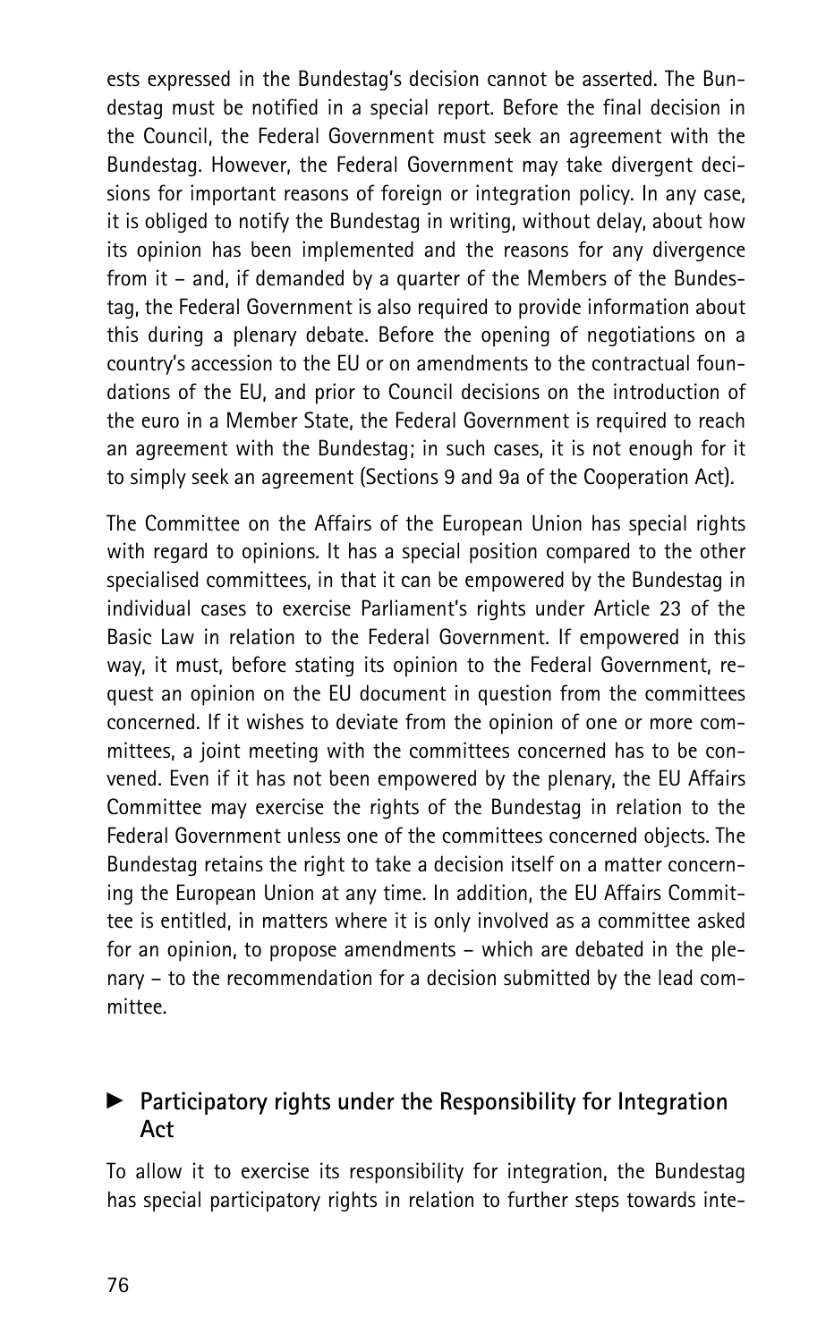ests expressed in the Bundestag's decision cannot be asserted. The Bundestag must be notified in a special report. Before the final decision in the Council, the Federal Government must seek an agreement with the Bundestag. However, the Federal Government may take divergent decisions for important reasons of foreign or integration policy. In any case, it is obliged to notify the Bundestag in writing, without delay, about how its opinion has been implemented and the reasons for any divergence from it – and, if demanded by a quarter of the Members of the Bundestag, the Federal Government is also required to provide information about this during a plenary debate. Before the opening of negotiations on a country's accession to the EU or on amendments to the contractual foundations of the EU, and prior to Council decisions on the introduction of the euro in a Member State, the Federal Government is required to reach an agreement with the Bundestag; in such cases, it is not enough for it to simply seek an agreement (Sections 9 and 9a of the Cooperation Act).

The Committee on the Affairs of the European Union has special rights with regard to opinions. It has a special position compared to the other specialised committees, in that it can be empowered by the Bundestag in individual cases to exercise Parliament's rights under Article 23 of the Basic Law in relation to the Federal Government. If empowered in this way, it must, before stating its opinion to the Federal Government, request an opinion on the EU document in question from the committees concerned. If it wishes to deviate from the opinion of one or more committees, a joint meeting with the committees concerned has to be convened. Even if it has not been empowered by the plenary, the EU Affairs Committee may exercise the rights of the Bundestag in relation to the Federal Government unless one of the committees concerned objects. The Bundestag retains the right to take a decision itself on a matter concerning the European Union at any time. In addition, the EU Affairs Committee is entitled, in matters where it is only involved as a committee asked for an opinion, to propose amendments – which are debated in the plenary – to the recommendation for a decision submitted by the lead committee.

### ► Participatory rights under the Responsibility for Integration Act

To allow it to exercise its responsibility for integration, the Bundestag has special participatory rights in relation to further steps towards inte-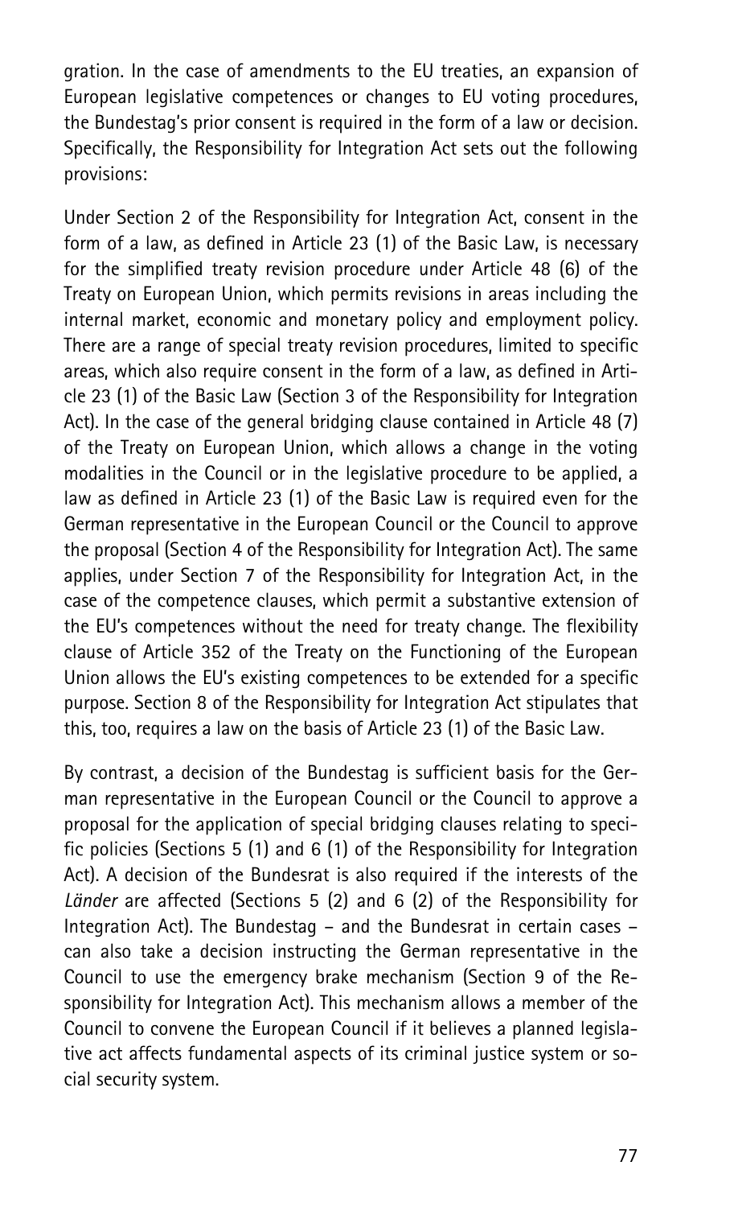gration. In the case of amendments to the EU treaties, an expansion of European legislative competences or changes to EU voting procedures, the Bundestag's prior consent is required in the form of a law or decision. Specifically, the Responsibility for Integration Act sets out the following provisions:

Under Section 2 of the Responsibility for Integration Act, consent in the form of a law, as defined in Article 23 (1) of the Basic Law, is necessary for the simplified treaty revision procedure under Article 48 (6) of the Treaty on European Union, which permits revisions in areas including the internal market, economic and monetary policy and employment policy. There are a range of special treaty revision procedures, limited to specific areas, which also require consent in the form of a law, as defined in Article 23 (1) of the Basic Law (Section 3 of the Responsibility for Integration Act). In the case of the general bridging clause contained in Article 48 (7) of the Treaty on European Union, which allows a change in the voting modalities in the Council or in the legislative procedure to be applied, a law as defined in Article 23 (1) of the Basic Law is required even for the German representative in the European Council or the Council to approve the proposal (Section 4 of the Responsibility for Integration Act). The same applies, under Section 7 of the Responsibility for Integration Act, in the case of the competence clauses, which permit a substantive extension of the EU's competences without the need for treaty change. The flexibility clause of Article 352 of the Treaty on the Functioning of the European Union allows the EU's existing competences to be extended for a specific purpose. Section 8 of the Responsibility for Integration Act stipulates that this, too, requires a law on the basis of Article 23 (1) of the Basic Law.

By contrast, a decision of the Bundestag is sufficient basis for the German representative in the European Council or the Council to approve a proposal for the application of special bridging clauses relating to specific policies (Sections 5 (1) and 6 (1) of the Responsibility for Integration Act). A decision of the Bundesrat is also required if the interests of the *Länder* are affected (Sections 5 (2) and 6 (2) of the Responsibility for Integration Act). The Bundestag – and the Bundesrat in certain cases – can also take a decision instructing the German representative in the Council to use the emergency brake mechanism (Section 9 of the Responsibility for Integration Act). This mechanism allows a member of the Council to convene the European Council if it believes a planned legislative act affects fundamental aspects of its criminal justice system or social security system.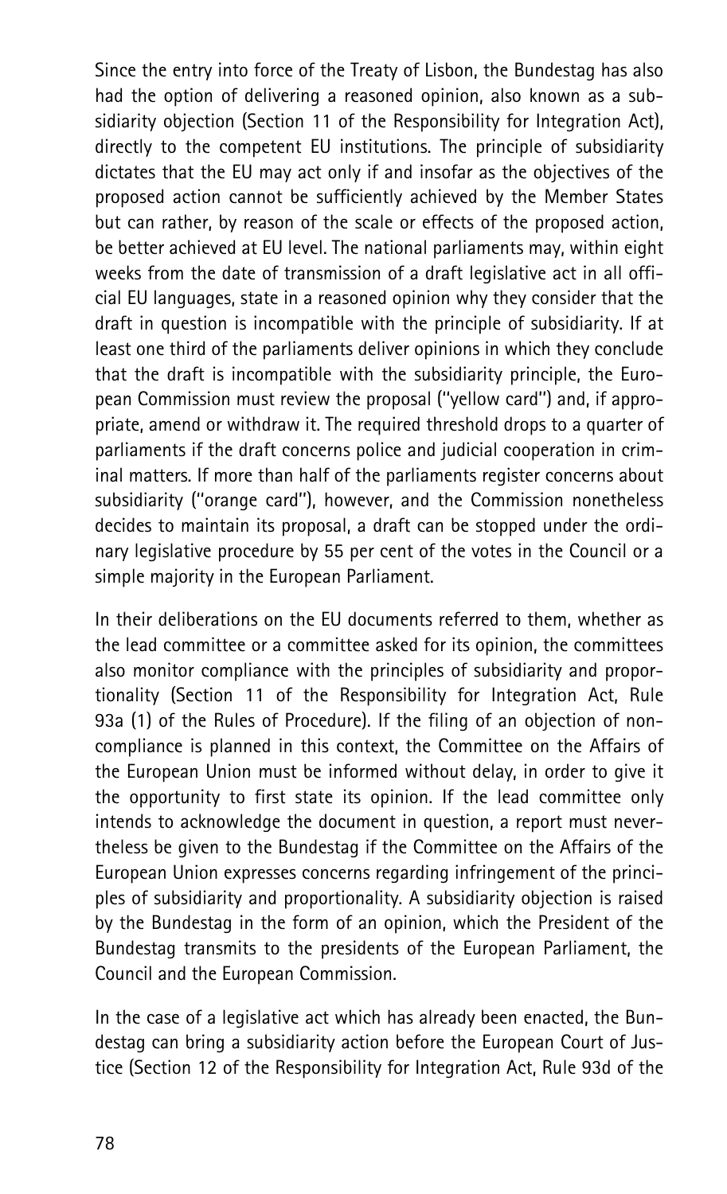Since the entry into force of the Treaty of Lisbon, the Bundestag has also had the option of delivering a reasoned opinion, also known as a subsidiarity objection (Section 11 of the Responsibility for Integration Act), directly to the competent EU institutions. The principle of subsidiarity dictates that the EU may act only if and insofar as the objectives of the proposed action cannot be sufficiently achieved by the Member States but can rather, by reason of the scale or effects of the proposed action, be better achieved at EU level. The national parliaments may, within eight weeks from the date of transmission of a draft legislative act in all official EU languages, state in a reasoned opinion why they consider that the draft in question is incompatible with the principle of subsidiarity. If at least one third of the parliaments deliver opinions in which they conclude that the draft is incompatible with the subsidiarity principle, the European Commission must review the proposal ("yellow card") and, if appropriate, amend or withdraw it. The required threshold drops to a quarter of parliaments if the draft concerns police and judicial cooperation in criminal matters. If more than half of the parliaments register concerns about subsidiarity ("orange card"), however, and the Commission nonetheless decides to maintain its proposal, a draft can be stopped under the ordinary legislative procedure by 55 per cent of the votes in the Council or a simple majority in the European Parliament.

In their deliberations on the EU documents referred to them, whether as the lead committee or a committee asked for its opinion, the committees also monitor compliance with the principles of subsidiarity and proportionality (Section 11 of the Responsibility for Integration Act, Rule 93a (1) of the Rules of Procedure). If the filing of an objection of non-compliance is planned in this context, the Committee on the Affairs of the European Union must be informed without delay, in order to give it the opportunity to first state its opinion. If the lead committee only intends to acknowledge the document in question, a report must nevertheless be given to the Bundestag if the Committee on the Affairs of the European Union expresses concerns regarding infringement of the principles of subsidiarity and proportionality. A subsidiarity objection is raised by the Bundestag in the form of an opinion, which the President of the Bundestag transmits to the presidents of the European Parliament, the Council and the European Commission.

In the case of a legislative act which has already been enacted, the Bundestag can bring a subsidiarity action before the European Court of Justice (Section 12 of the Responsibility for Integration Act, Rule 93d of the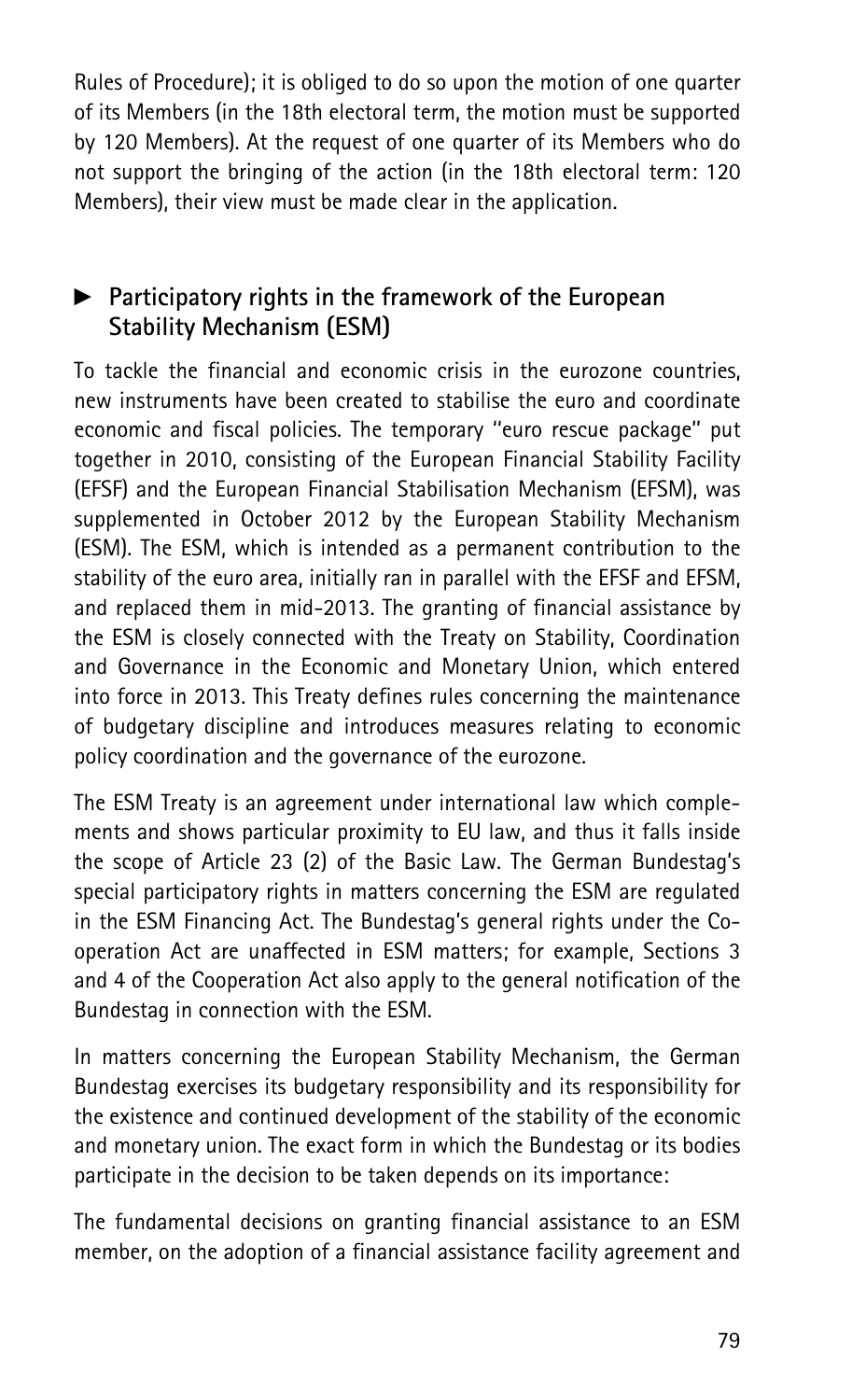Rules of Procedure); it is obliged to do so upon the motion of one quarter of its Members (in the 18th electoral term, the motion must be supported by 120 Members). At the request of one quarter of its Members who do not support the bringing of the action (in the 18th electoral term: 120 Members), their view must be made clear in the application.

## ► Participatory rights in the framework of the European Stability Mechanism (ESM)

To tackle the financial and economic crisis in the eurozone countries, new instruments have been created to stabilise the euro and coordinate economic and fiscal policies. The temporary "euro rescue package" put together in 2010, consisting of the European Financial Stability Facility (EFSF) and the European Financial Stabilisation Mechanism (EFSM), was supplemented in October 2012 by the European Stability Mechanism (ESM). The ESM, which is intended as a permanent contribution to the stability of the euro area, initially ran in parallel with the EFSF and EFSM, and replaced them in mid-2013. The granting of financial assistance by the ESM is closely connected with the Treaty on Stability, Coordination and Governance in the Economic and Monetary Union, which entered into force in 2013. This Treaty defines rules concerning the maintenance of budgetary discipline and introduces measures relating to economic policy coordination and the governance of the eurozone.

The ESM Treaty is an agreement under international law which complements and shows particular proximity to EU law, and thus it falls inside the scope of Article 23 (2) of the Basic Law. The German Bundestag's special participatory rights in matters concerning the ESM are regulated in the ESM Financing Act. The Bundestag's general rights under the Cooperation Act are unaffected in ESM matters; for example, Sections 3 and 4 of the Cooperation Act also apply to the general notification of the Bundestag in connection with the ESM.

In matters concerning the European Stability Mechanism, the German Bundestag exercises its budgetary responsibility and its responsibility for the existence and continued development of the stability of the economic and monetary union. The exact form in which the Bundestag or its bodies participate in the decision to be taken depends on its importance:

The fundamental decisions on granting financial assistance to an ESM member, on the adoption of a financial assistance facility agreement and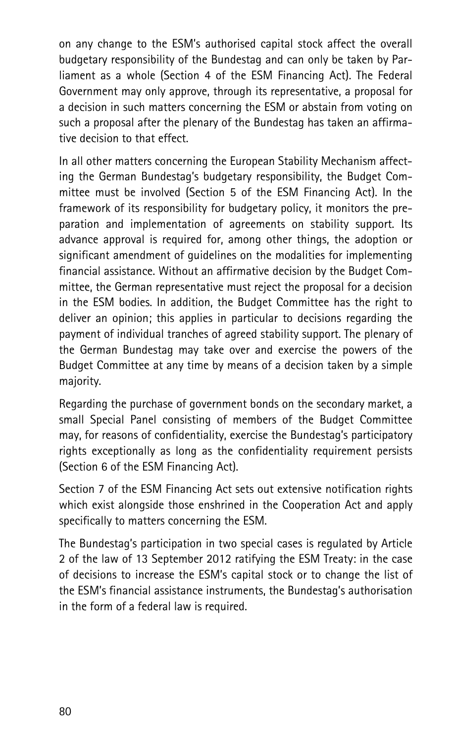on any change to the ESM's authorised capital stock affect the overall budgetary responsibility of the Bundestag and can only be taken by Parliament as a whole (Section 4 of the ESM Financing Act). The Federal Government may only approve, through its representative, a proposal for a decision in such matters concerning the ESM or abstain from voting on such a proposal after the plenary of the Bundestag has taken an affirmative decision to that effect.

In all other matters concerning the European Stability Mechanism affecting the German Bundestag's budgetary responsibility, the Budget Committee must be involved (Section 5 of the ESM Financing Act). In the framework of its responsibility for budgetary policy, it monitors the preparation and implementation of agreements on stability support. Its advance approval is required for, among other things, the adoption or significant amendment of guidelines on the modalities for implementing financial assistance. Without an affirmative decision by the Budget Committee, the German representative must reject the proposal for a decision in the ESM bodies. In addition, the Budget Committee has the right to deliver an opinion; this applies in particular to decisions regarding the payment of individual tranches of agreed stability support. The plenary of the German Bundestag may take over and exercise the powers of the Budget Committee at any time by means of a decision taken by a simple majority.

Regarding the purchase of government bonds on the secondary market, a small Special Panel consisting of members of the Budget Committee may, for reasons of confidentiality, exercise the Bundestag's participatory rights exceptionally as long as the confidentiality requirement persists (Section 6 of the ESM Financing Act).

Section 7 of the ESM Financing Act sets out extensive notification rights which exist alongside those enshrined in the Cooperation Act and apply specifically to matters concerning the ESM.

The Bundestag's participation in two special cases is regulated by Article 2 of the law of 13 September 2012 ratifying the ESM Treaty: in the case of decisions to increase the ESM's capital stock or to change the list of the ESM's financial assistance instruments, the Bundestag's authorisation in the form of a federal law is required.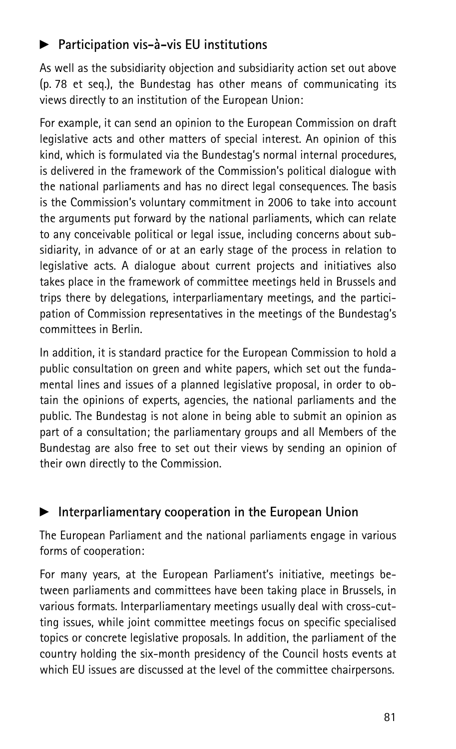## ► Participation vis-à-vis EU institutions

As well as the subsidiarity objection and subsidiarity action set out above (p. 78 et seq.), the Bundestag has other means of communicating its views directly to an institution of the European Union:

For example, it can send an opinion to the European Commission on draft legislative acts and other matters of special interest. An opinion of this kind, which is formulated via the Bundestag's normal internal procedures, is delivered in the framework of the Commission's political dialogue with the national parliaments and has no direct legal consequences. The basis is the Commission's voluntary commitment in 2006 to take into account the arguments put forward by the national parliaments, which can relate to any conceivable political or legal issue, including concerns about subsidiarity, in advance of or at an early stage of the process in relation to legislative acts. A dialogue about current projects and initiatives also takes place in the framework of committee meetings held in Brussels and trips there by delegations, interparliamentary meetings, and the participation of Commission representatives in the meetings of the Bundestag's committees in Berlin.

In addition, it is standard practice for the European Commission to hold a public consultation on green and white papers, which set out the fundamental lines and issues of a planned legislative proposal, in order to obtain the opinions of experts, agencies, the national parliaments and the public. The Bundestag is not alone in being able to submit an opinion as part of a consultation; the parliamentary groups and all Members of the Bundestag are also free to set out their views by sending an opinion of their own directly to the Commission.

## ► Interparliamentary cooperation in the European Union

The European Parliament and the national parliaments engage in various forms of cooperation:

For many years, at the European Parliament's initiative, meetings between parliaments and committees have been taking place in Brussels, in various formats. Interparliamentary meetings usually deal with cross-cutting issues, while joint committee meetings focus on specific specialised topics or concrete legislative proposals. In addition, the parliament of the country holding the six-month presidency of the Council hosts events at which EU issues are discussed at the level of the committee chairpersons.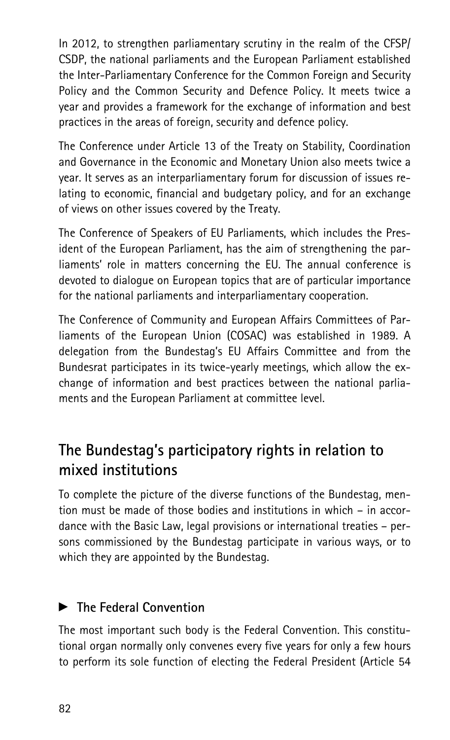In 2012, to strengthen parliamentary scrutiny in the realm of the CFSP/CSDP, the national parliaments and the European Parliament established the Inter-Parliamentary Conference for the Common Foreign and Security Policy and the Common Security and Defence Policy. It meets twice a year and provides a framework for the exchange of information and best practices in the areas of foreign, security and defence policy.

The Conference under Article 13 of the Treaty on Stability, Coordination and Governance in the Economic and Monetary Union also meets twice a year. It serves as an interparliamentary forum for discussion of issues relating to economic, financial and budgetary policy, and for an exchange of views on other issues covered by the Treaty.

The Conference of Speakers of EU Parliaments, which includes the President of the European Parliament, has the aim of strengthening the parliaments' role in matters concerning the EU. The annual conference is devoted to dialogue on European topics that are of particular importance for the national parliaments and interparliamentary cooperation.

The Conference of Community and European Affairs Committees of Parliaments of the European Union (COSAC) was established in 1989. A delegation from the Bundestag's EU Affairs Committee and from the Bundesrat participates in its twice-yearly meetings, which allow the exchange of information and best practices between the national parliaments and the European Parliament at committee level.

## The Bundestag's participatory rights in relation to mixed institutions

To complete the picture of the diverse functions of the Bundestag, mention must be made of those bodies and institutions in which – in accordance with the Basic Law, legal provisions or international treaties – persons commissioned by the Bundestag participate in various ways, or to which they are appointed by the Bundestag.

### ► The Federal Convention

The most important such body is the Federal Convention. This constitutional organ normally only convenes every five years for only a few hours to perform its sole function of electing the Federal President (Article 54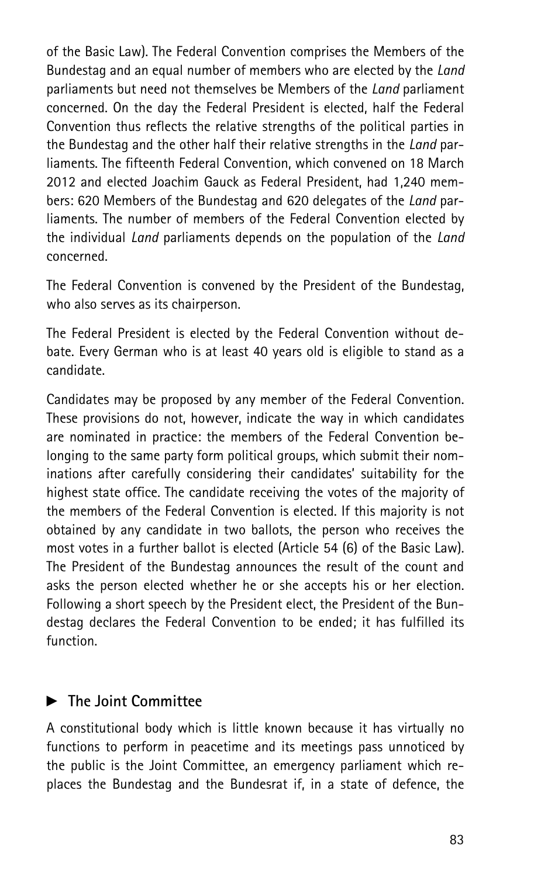of the Basic Law). The Federal Convention comprises the Members of the Bundestag and an equal number of members who are elected by the *Land* parliaments but need not themselves be Members of the *Land* parliament concerned. On the day the Federal President is elected, half the Federal Convention thus reflects the relative strengths of the political parties in the Bundestag and the other half their relative strengths in the *Land* parliaments. The fifteenth Federal Convention, which convened on 18 March 2012 and elected Joachim Gauck as Federal President, had 1,240 members: 620 Members of the Bundestag and 620 delegates of the *Land* parliaments. The number of members of the Federal Convention elected by the individual *Land* parliaments depends on the population of the *Land* concerned.

The Federal Convention is convened by the President of the Bundestag, who also serves as its chairperson.

The Federal President is elected by the Federal Convention without debate. Every German who is at least 40 years old is eligible to stand as a candidate.

Candidates may be proposed by any member of the Federal Convention. These provisions do not, however, indicate the way in which candidates are nominated in practice: the members of the Federal Convention belonging to the same party form political groups, which submit their nominations after carefully considering their candidates' suitability for the highest state office. The candidate receiving the votes of the majority of the members of the Federal Convention is elected. If this majority is not obtained by any candidate in two ballots, the person who receives the most votes in a further ballot is elected (Article 54 (6) of the Basic Law). The President of the Bundestag announces the result of the count and asks the person elected whether he or she accepts his or her election. Following a short speech by the President elect, the President of the Bundestag declares the Federal Convention to be ended; it has fulfilled its function.

## ► The Joint Committee

A constitutional body which is little known because it has virtually no functions to perform in peacetime and its meetings pass unnoticed by the public is the Joint Committee, an emergency parliament which replaces the Bundestag and the Bundesrat if, in a state of defence, the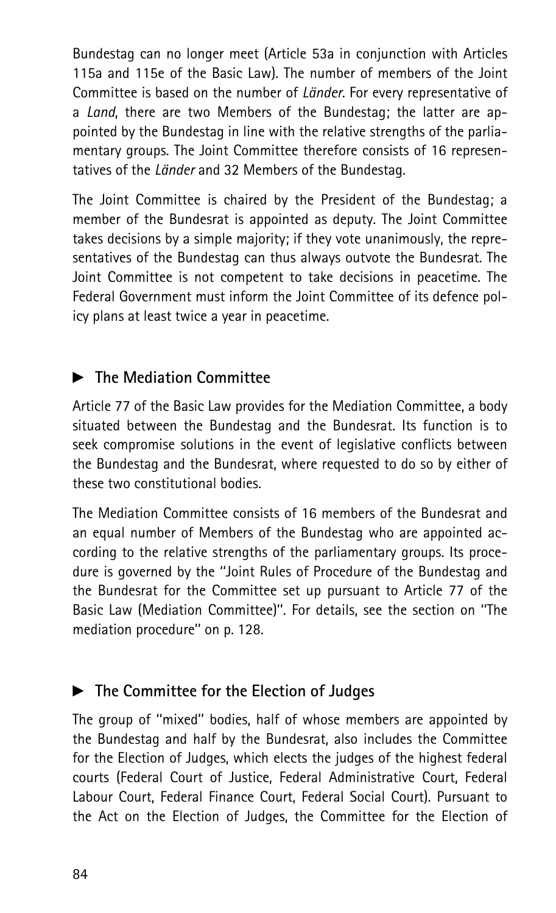Bundestag can no longer meet (Article 53a in conjunction with Articles 115a and 115e of the Basic Law). The number of members of the Joint Committee is based on the number of *Länder*. For every representative of a *Land*, there are two Members of the Bundestag; the latter are appointed by the Bundestag in line with the relative strengths of the parliamentary groups. The Joint Committee therefore consists of 16 representatives of the *Länder* and 32 Members of the Bundestag.

The Joint Committee is chaired by the President of the Bundestag; a member of the Bundesrat is appointed as deputy. The Joint Committee takes decisions by a simple majority; if they vote unanimously, the representatives of the Bundestag can thus always outvote the Bundesrat. The Joint Committee is not competent to take decisions in peacetime. The Federal Government must inform the Joint Committee of its defence policy plans at least twice a year in peacetime.

## ► The Mediation Committee

Article 77 of the Basic Law provides for the Mediation Committee, a body situated between the Bundestag and the Bundesrat. Its function is to seek compromise solutions in the event of legislative conflicts between the Bundestag and the Bundesrat, where requested to do so by either of these two constitutional bodies.

The Mediation Committee consists of 16 members of the Bundesrat and an equal number of Members of the Bundestag who are appointed according to the relative strengths of the parliamentary groups. Its procedure is governed by the "Joint Rules of Procedure of the Bundestag and the Bundesrat for the Committee set up pursuant to Article 77 of the Basic Law (Mediation Committee)". For details, see the section on "The mediation procedure" on p. 128.

## ► The Committee for the Election of Judges

The group of "mixed" bodies, half of whose members are appointed by the Bundestag and half by the Bundesrat, also includes the Committee for the Election of Judges, which elects the judges of the highest federal courts (Federal Court of Justice, Federal Administrative Court, Federal Labour Court, Federal Finance Court, Federal Social Court). Pursuant to the Act on the Election of Judges, the Committee for the Election of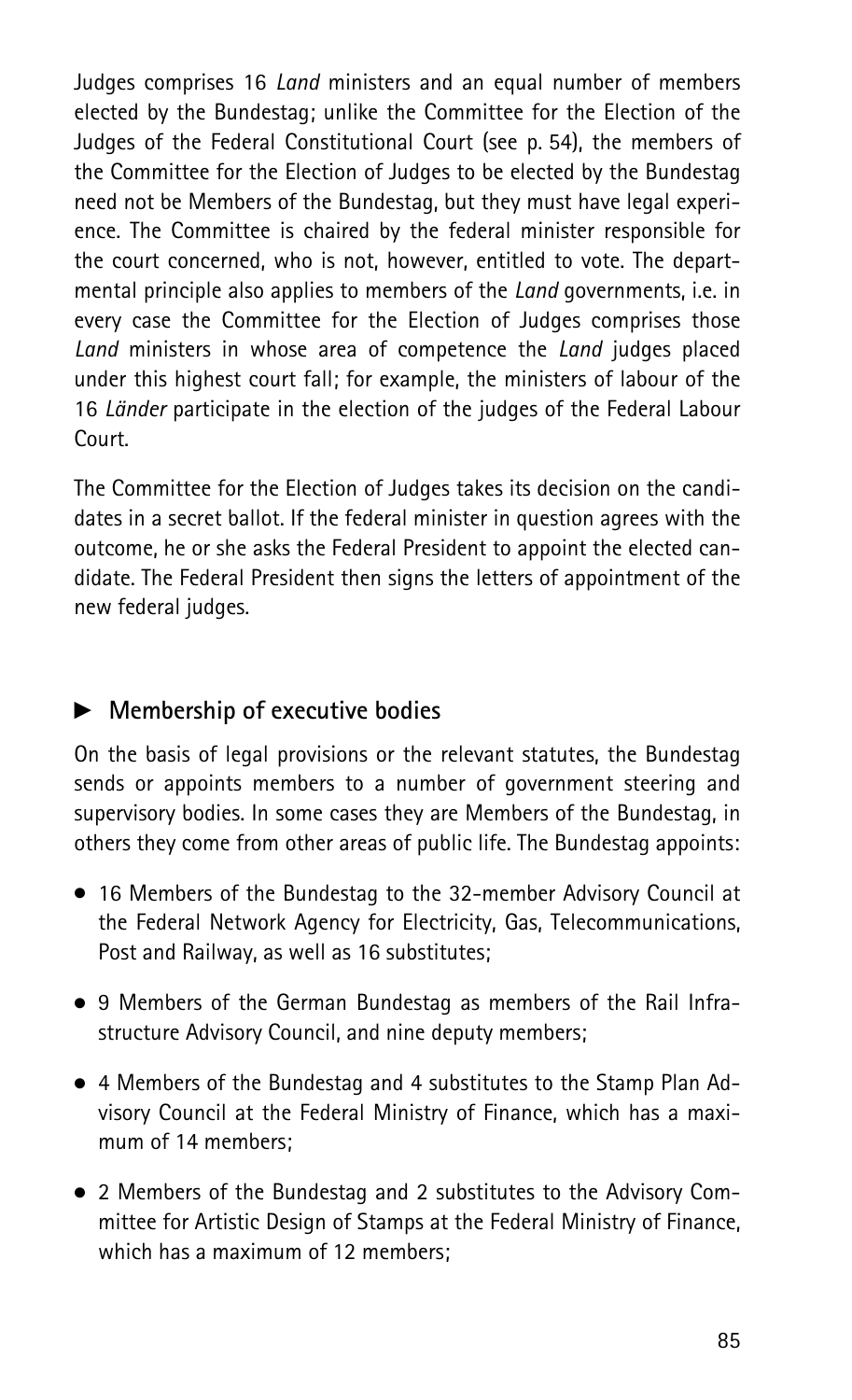Judges comprises 16 *Land* ministers and an equal number of members elected by the Bundestag; unlike the Committee for the Election of the Judges of the Federal Constitutional Court (see p. 54), the members of the Committee for the Election of Judges to be elected by the Bundestag need not be Members of the Bundestag, but they must have legal experience. The Committee is chaired by the federal minister responsible for the court concerned, who is not, however, entitled to vote. The departmental principle also applies to members of the *Land* governments, i.e. in every case the Committee for the Election of Judges comprises those *Land* ministers in whose area of competence the *Land* judges placed under this highest court fall; for example, the ministers of labour of the 16 *Länder* participate in the election of the judges of the Federal Labour Court.

The Committee for the Election of Judges takes its decision on the candidates in a secret ballot. If the federal minister in question agrees with the outcome, he or she asks the Federal President to appoint the elected candidate. The Federal President then signs the letters of appointment of the new federal judges.

## ► Membership of executive bodies

On the basis of legal provisions or the relevant statutes, the Bundestag sends or appoints members to a number of government steering and supervisory bodies. In some cases they are Members of the Bundestag, in others they come from other areas of public life. The Bundestag appoints:

- 16 Members of the Bundestag to the 32-member Advisory Council at the Federal Network Agency for Electricity, Gas, Telecommunications, Post and Railway, as well as 16 substitutes;
- 9 Members of the German Bundestag as members of the Rail Infrastructure Advisory Council, and nine deputy members;
- 4 Members of the Bundestag and 4 substitutes to the Stamp Plan Advisory Council at the Federal Ministry of Finance, which has a maximum of 14 members;
- 2 Members of the Bundestag and 2 substitutes to the Advisory Committee for Artistic Design of Stamps at the Federal Ministry of Finance, which has a maximum of 12 members;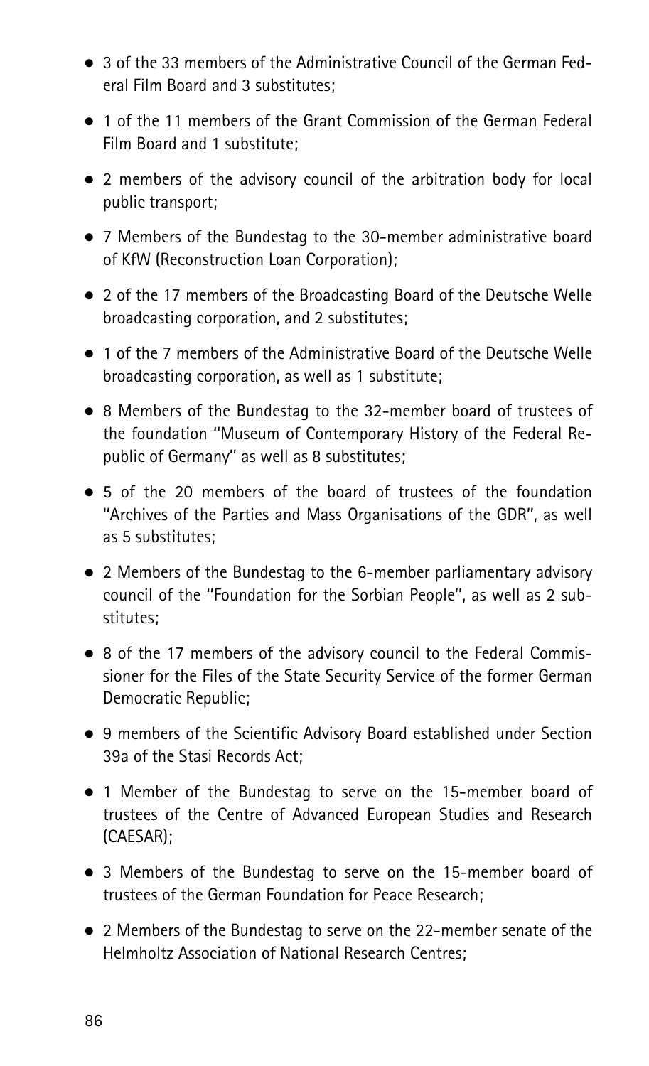- 3 of the 33 members of the Administrative Council of the German Federal Film Board and 3 substitutes;
- 1 of the 11 members of the Grant Commission of the German Federal Film Board and 1 substitute;
- 2 members of the advisory council of the arbitration body for local public transport;
- 7 Members of the Bundestag to the 30-member administrative board of KfW (Reconstruction Loan Corporation);
- 2 of the 17 members of the Broadcasting Board of the Deutsche Welle broadcasting corporation, and 2 substitutes;
- 1 of the 7 members of the Administrative Board of the Deutsche Welle broadcasting corporation, as well as 1 substitute;
- 8 Members of the Bundestag to the 32-member board of trustees of the foundation "Museum of Contemporary History of the Federal Republic of Germany" as well as 8 substitutes;
- 5 of the 20 members of the board of trustees of the foundation "Archives of the Parties and Mass Organisations of the GDR", as well as 5 substitutes;
- 2 Members of the Bundestag to the 6-member parliamentary advisory council of the "Foundation for the Sorbian People", as well as 2 substitutes;
- 8 of the 17 members of the advisory council to the Federal Commissioner for the Files of the State Security Service of the former German Democratic Republic;
- 9 members of the Scientific Advisory Board established under Section 39a of the Stasi Records Act;
- 1 Member of the Bundestag to serve on the 15-member board of trustees of the Centre of Advanced European Studies and Research (CAESAR);
- 3 Members of the Bundestag to serve on the 15-member board of trustees of the German Foundation for Peace Research;
- 2 Members of the Bundestag to serve on the 22-member senate of the Helmholtz Association of National Research Centres;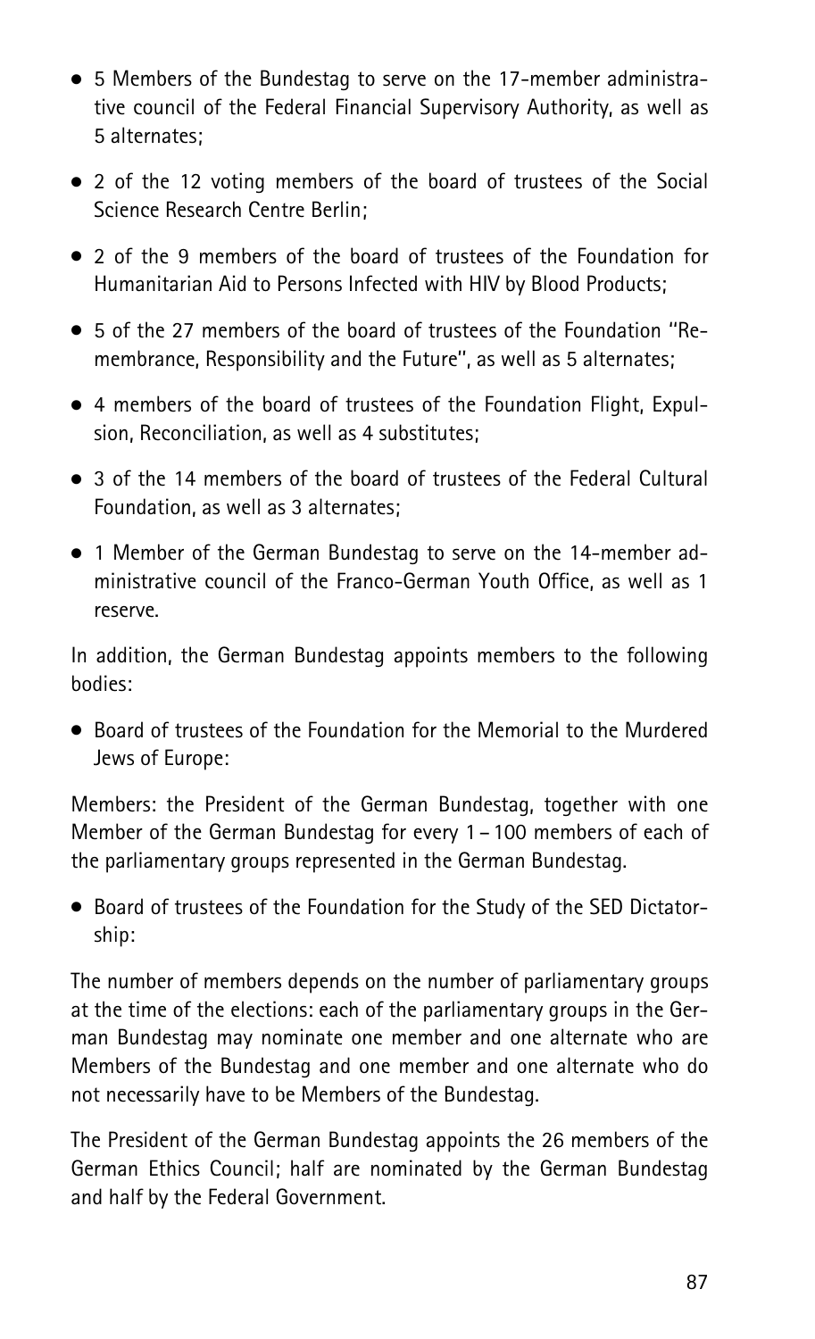- 5 Members of the Bundestag to serve on the 17-member administrative council of the Federal Financial Supervisory Authority, as well as 5 alternates;
- 2 of the 12 voting members of the board of trustees of the Social Science Research Centre Berlin;
- 2 of the 9 members of the board of trustees of the Foundation for Humanitarian Aid to Persons Infected with HIV by Blood Products;
- 5 of the 27 members of the board of trustees of the Foundation "Remembrance, Responsibility and the Future", as well as 5 alternates;
- 4 members of the board of trustees of the Foundation Flight, Expulsion, Reconciliation, as well as 4 substitutes;
- 3 of the 14 members of the board of trustees of the Federal Cultural Foundation, as well as 3 alternates;
- 1 Member of the German Bundestag to serve on the 14-member administrative council of the Franco-German Youth Office, as well as 1 reserve.

In addition, the German Bundestag appoints members to the following bodies:

- Board of trustees of the Foundation for the Memorial to the Murdered Jews of Europe:

Members: the President of the German Bundestag, together with one Member of the German Bundestag for every 1 – 100 members of each of the parliamentary groups represented in the German Bundestag.

- Board of trustees of the Foundation for the Study of the SED Dictatorship:

The number of members depends on the number of parliamentary groups at the time of the elections: each of the parliamentary groups in the German Bundestag may nominate one member and one alternate who are Members of the Bundestag and one member and one alternate who do not necessarily have to be Members of the Bundestag.

The President of the German Bundestag appoints the 26 members of the German Ethics Council; half are nominated by the German Bundestag and half by the Federal Government.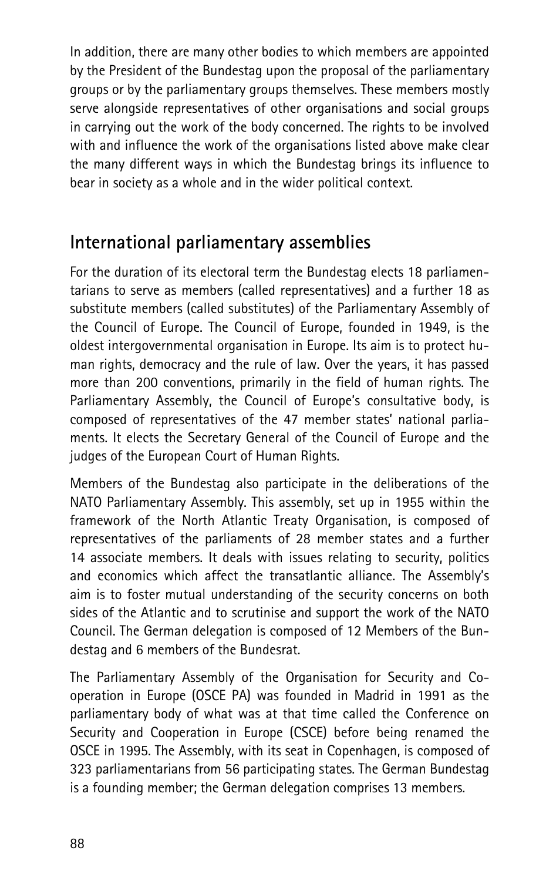In addition, there are many other bodies to which members are appointed by the President of the Bundestag upon the proposal of the parliamentary groups or by the parliamentary groups themselves. These members mostly serve alongside representatives of other organisations and social groups in carrying out the work of the body concerned. The rights to be involved with and influence the work of the organisations listed above make clear the many different ways in which the Bundestag brings its influence to bear in society as a whole and in the wider political context.

## International parliamentary assemblies

For the duration of its electoral term the Bundestag elects 18 parliamentarians to serve as members (called representatives) and a further 18 as substitute members (called substitutes) of the Parliamentary Assembly of the Council of Europe. The Council of Europe, founded in 1949, is the oldest intergovernmental organisation in Europe. Its aim is to protect human rights, democracy and the rule of law. Over the years, it has passed more than 200 conventions, primarily in the field of human rights. The Parliamentary Assembly, the Council of Europe's consultative body, is composed of representatives of the 47 member states' national parliaments. It elects the Secretary General of the Council of Europe and the judges of the European Court of Human Rights.

Members of the Bundestag also participate in the deliberations of the NATO Parliamentary Assembly. This assembly, set up in 1955 within the framework of the North Atlantic Treaty Organisation, is composed of representatives of the parliaments of 28 member states and a further 14 associate members. It deals with issues relating to security, politics and economics which affect the transatlantic alliance. The Assembly's aim is to foster mutual understanding of the security concerns on both sides of the Atlantic and to scrutinise and support the work of the NATO Council. The German delegation is composed of 12 Members of the Bundestag and 6 members of the Bundesrat.

The Parliamentary Assembly of the Organisation for Security and Co-operation in Europe (OSCE PA) was founded in Madrid in 1991 as the parliamentary body of what was at that time called the Conference on Security and Cooperation in Europe (CSCE) before being renamed the OSCE in 1995. The Assembly, with its seat in Copenhagen, is composed of 323 parliamentarians from 56 participating states. The German Bundestag is a founding member; the German delegation comprises 13 members.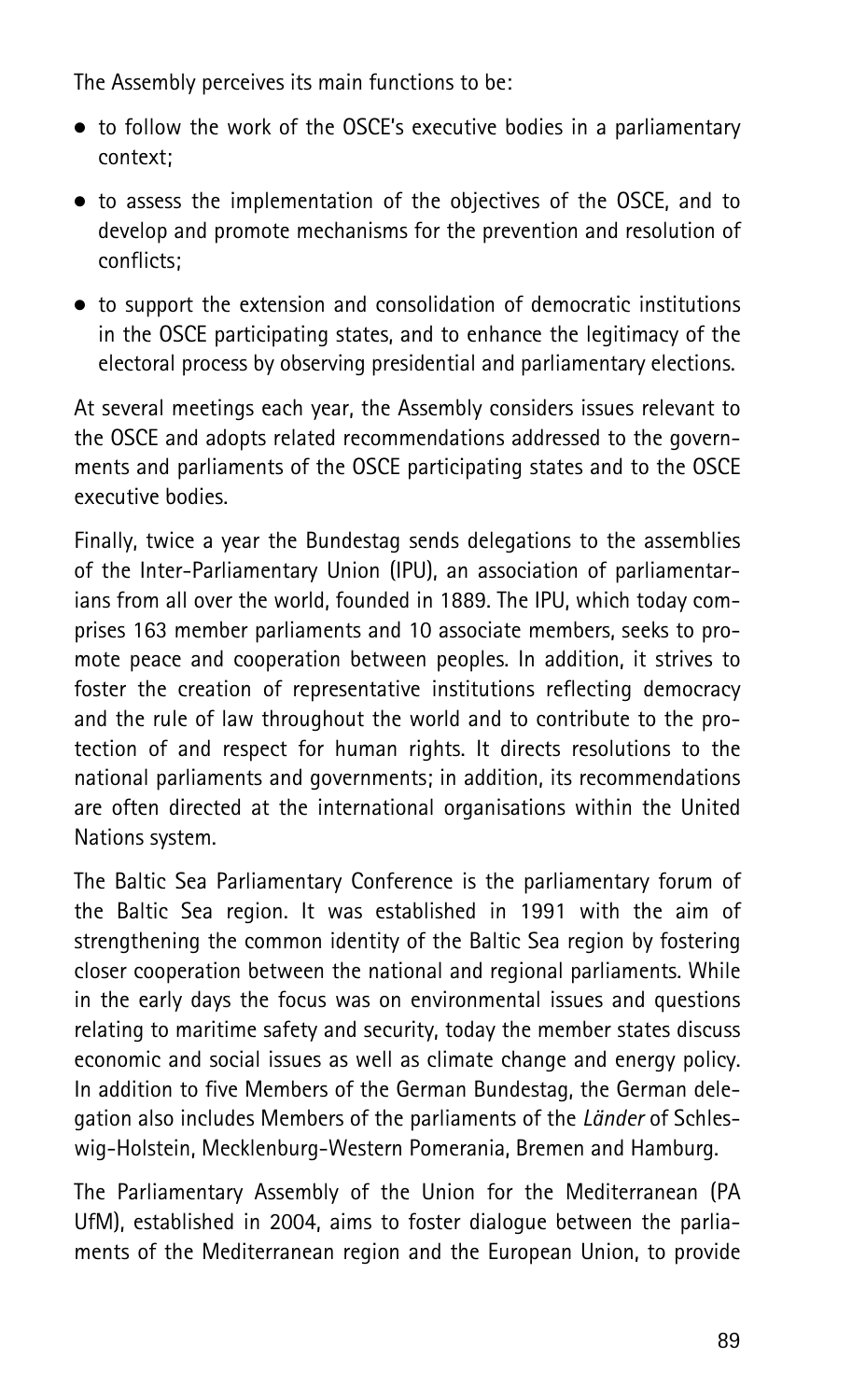The Assembly perceives its main functions to be:

- to follow the work of the OSCE's executive bodies in a parliamentary context;
- to assess the implementation of the objectives of the OSCE, and to develop and promote mechanisms for the prevention and resolution of conflicts;
- to support the extension and consolidation of democratic institutions in the OSCE participating states, and to enhance the legitimacy of the electoral process by observing presidential and parliamentary elections.

At several meetings each year, the Assembly considers issues relevant to the OSCE and adopts related recommendations addressed to the governments and parliaments of the OSCE participating states and to the OSCE executive bodies.

Finally, twice a year the Bundestag sends delegations to the assemblies of the Inter-Parliamentary Union (IPU), an association of parliamentarians from all over the world, founded in 1889. The IPU, which today comprises 163 member parliaments and 10 associate members, seeks to promote peace and cooperation between peoples. In addition, it strives to foster the creation of representative institutions reflecting democracy and the rule of law throughout the world and to contribute to the protection of and respect for human rights. It directs resolutions to the national parliaments and governments; in addition, its recommendations are often directed at the international organisations within the United Nations system.

The Baltic Sea Parliamentary Conference is the parliamentary forum of the Baltic Sea region. It was established in 1991 with the aim of strengthening the common identity of the Baltic Sea region by fostering closer cooperation between the national and regional parliaments. While in the early days the focus was on environmental issues and questions relating to maritime safety and security, today the member states discuss economic and social issues as well as climate change and energy policy. In addition to five Members of the German Bundestag, the German delegation also includes Members of the parliaments of the *Länder* of Schleswig-Holstein, Mecklenburg-Western Pomerania, Bremen and Hamburg.

The Parliamentary Assembly of the Union for the Mediterranean (PA UfM), established in 2004, aims to foster dialogue between the parliaments of the Mediterranean region and the European Union, to provide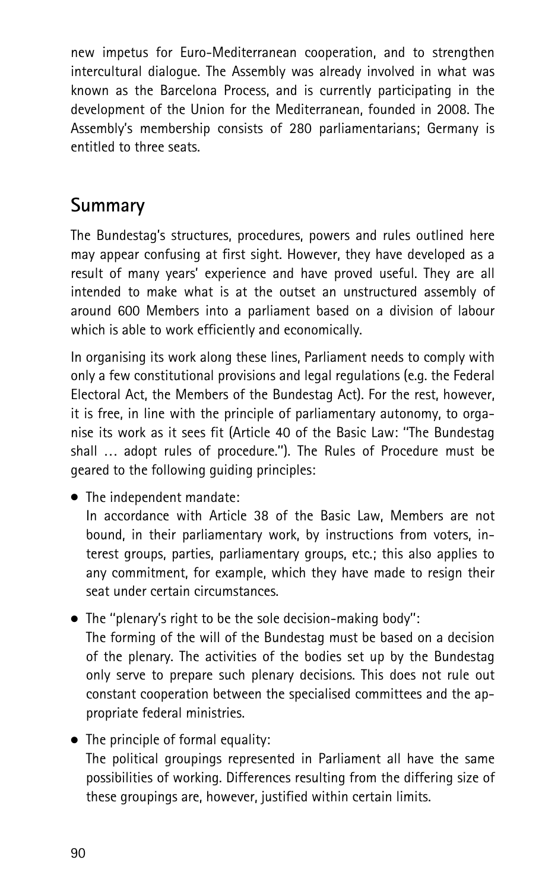new impetus for Euro-Mediterranean cooperation, and to strengthen intercultural dialogue. The Assembly was already involved in what was known as the Barcelona Process, and is currently participating in the development of the Union for the Mediterranean, founded in 2008. The Assembly's membership consists of 280 parliamentarians; Germany is entitled to three seats.

## Summary

The Bundestag's structures, procedures, powers and rules outlined here may appear confusing at first sight. However, they have developed as a result of many years' experience and have proved useful. They are all intended to make what is at the outset an unstructured assembly of around 600 Members into a parliament based on a division of labour which is able to work efficiently and economically.

In organising its work along these lines, Parliament needs to comply with only a few constitutional provisions and legal regulations (e.g. the Federal Electoral Act, the Members of the Bundestag Act). For the rest, however, it is free, in line with the principle of parliamentary autonomy, to organise its work as it sees fit (Article 40 of the Basic Law: "The Bundestag shall … adopt rules of procedure."). The Rules of Procedure must be geared to the following guiding principles:

- The independent mandate:
  In accordance with Article 38 of the Basic Law, Members are not bound, in their parliamentary work, by instructions from voters, interest groups, parties, parliamentary groups, etc.; this also applies to any commitment, for example, which they have made to resign their seat under certain circumstances.
- The "plenary's right to be the sole decision-making body":
  The forming of the will of the Bundestag must be based on a decision of the plenary. The activities of the bodies set up by the Bundestag only serve to prepare such plenary decisions. This does not rule out constant cooperation between the specialised committees and the appropriate federal ministries.
- The principle of formal equality:
  The political groupings represented in Parliament all have the same possibilities of working. Differences resulting from the differing size of these groupings are, however, justified within certain limits.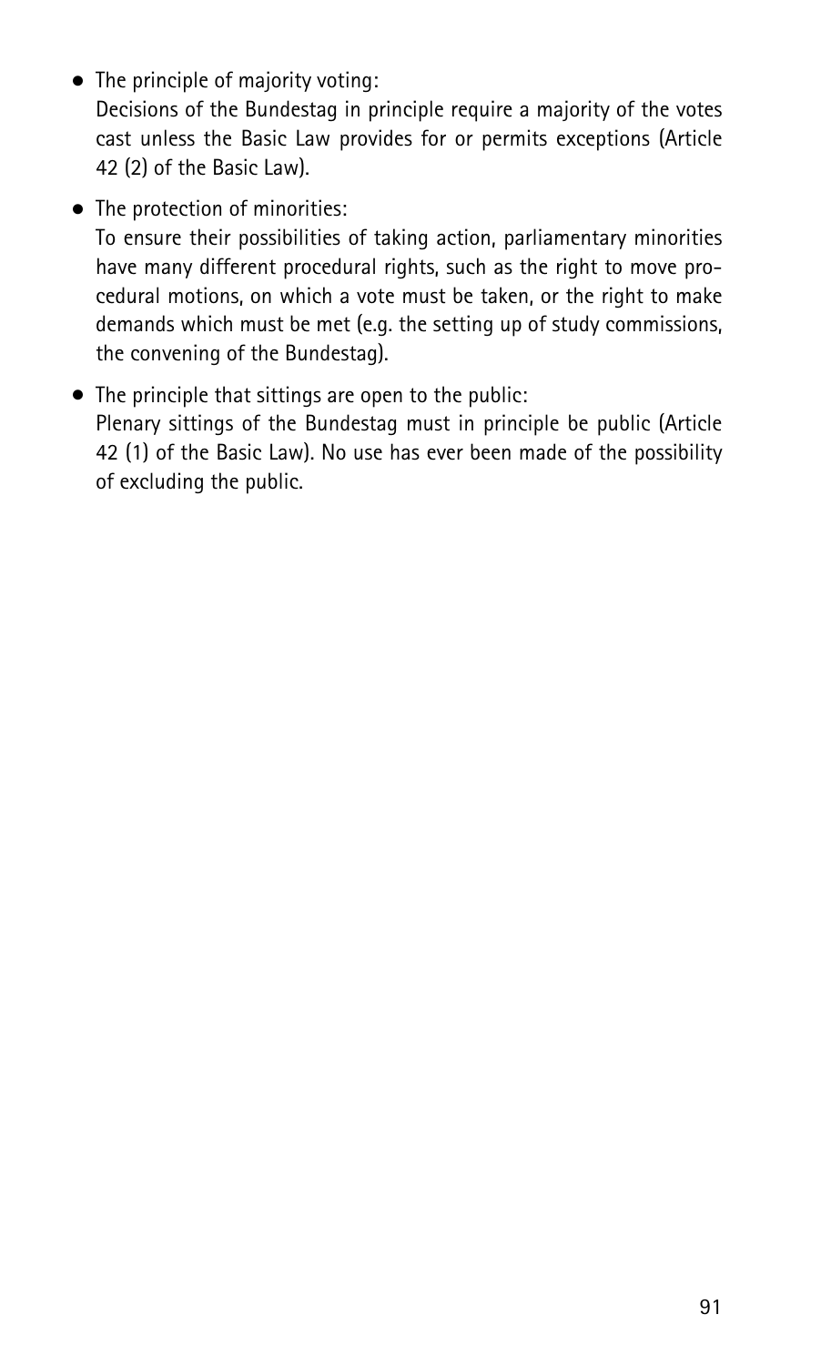- The principle of majority voting:
  Decisions of the Bundestag in principle require a majority of the votes cast unless the Basic Law provides for or permits exceptions (Article 42 (2) of the Basic Law).

- The protection of minorities:
  To ensure their possibilities of taking action, parliamentary minorities have many different procedural rights, such as the right to move procedural motions, on which a vote must be taken, or the right to make demands which must be met (e.g. the setting up of study commissions, the convening of the Bundestag).

- The principle that sittings are open to the public:
  Plenary sittings of the Bundestag must in principle be public (Article 42 (1) of the Basic Law). No use has ever been made of the possibility of excluding the public.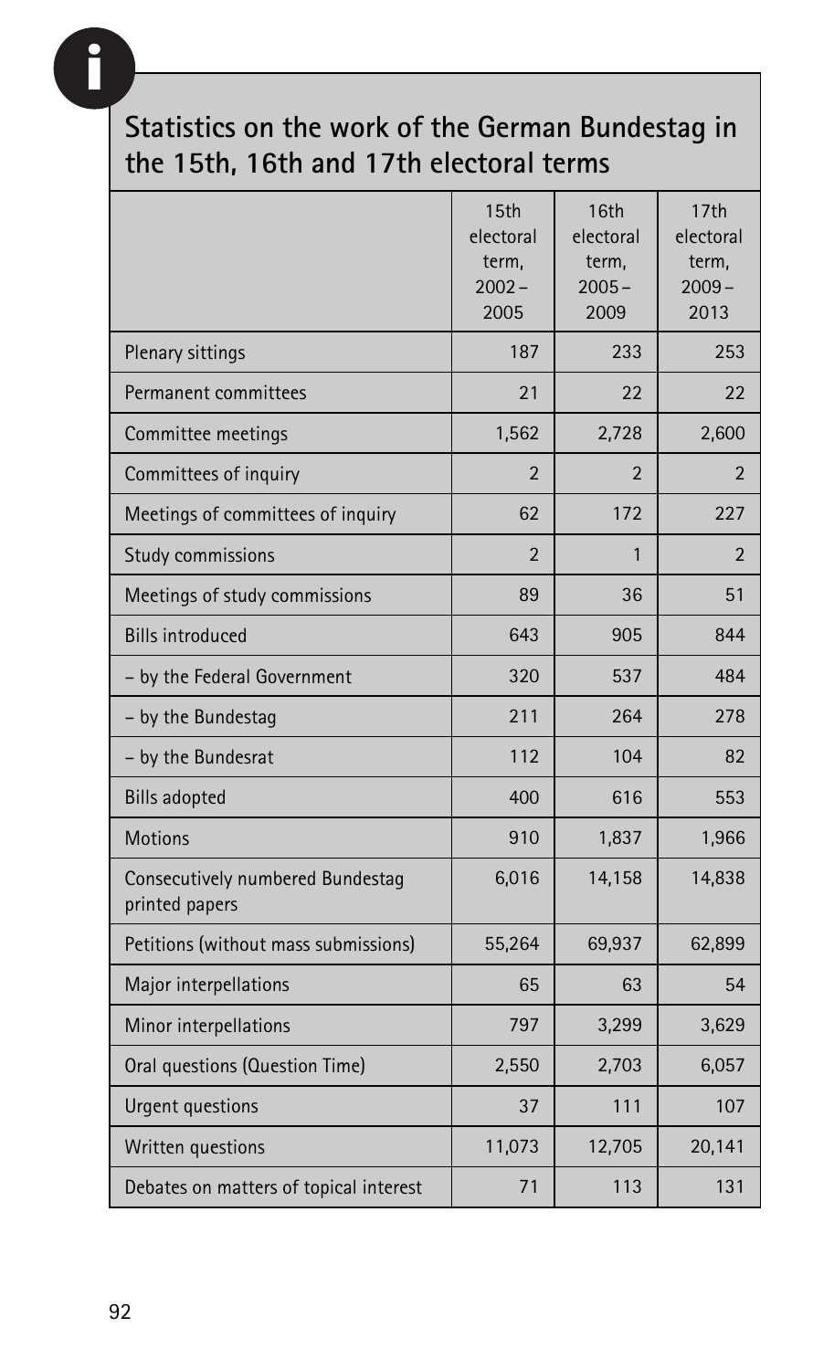## Statistics on the work of the German Bundestag in the 15th, 16th and 17th electoral terms

| | 15th electoral term, 2002–2005 | 16th electoral term, 2005–2009 | 17th electoral term, 2009–2013 |
|---|---|---|---|
| Plenary sittings | 187 | 233 | 253 |
| Permanent committees | 21 | 22 | 22 |
| Committee meetings | 1,562 | 2,728 | 2,600 |
| Committees of inquiry | 2 | 2 | 2 |
| Meetings of committees of inquiry | 62 | 172 | 227 |
| Study commissions | 2 | 1 | 2 |
| Meetings of study commissions | 89 | 36 | 51 |
| Bills introduced | 643 | 905 | 844 |
| – by the Federal Government | 320 | 537 | 484 |
| – by the Bundestag | 211 | 264 | 278 |
| – by the Bundesrat | 112 | 104 | 82 |
| Bills adopted | 400 | 616 | 553 |
| Motions | 910 | 1,837 | 1,966 |
| Consecutively numbered Bundestag printed papers | 6,016 | 14,158 | 14,838 |
| Petitions (without mass submissions) | 55,264 | 69,937 | 62,899 |
| Major interpellations | 65 | 63 | 54 |
| Minor interpellations | 797 | 3,299 | 3,629 |
| Oral questions (Question Time) | 2,550 | 2,703 | 6,057 |
| Urgent questions | 37 | 111 | 107 |
| Written questions | 11,073 | 12,705 | 20,141 |
| Debates on matters of topical interest | 71 | 113 | 131 |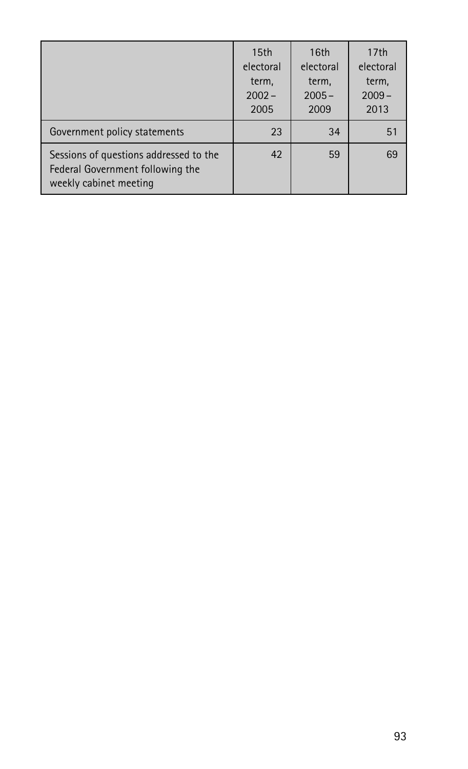| | 15th electoral term, 2002 – 2005 | 16th electoral term, 2005 – 2009 | 17th electoral term, 2009 – 2013 |
|---|---|---|---|
| Government policy statements | 23 | 34 | 51 |
| Sessions of questions addressed to the Federal Government following the weekly cabinet meeting | 42 | 59 | 69 |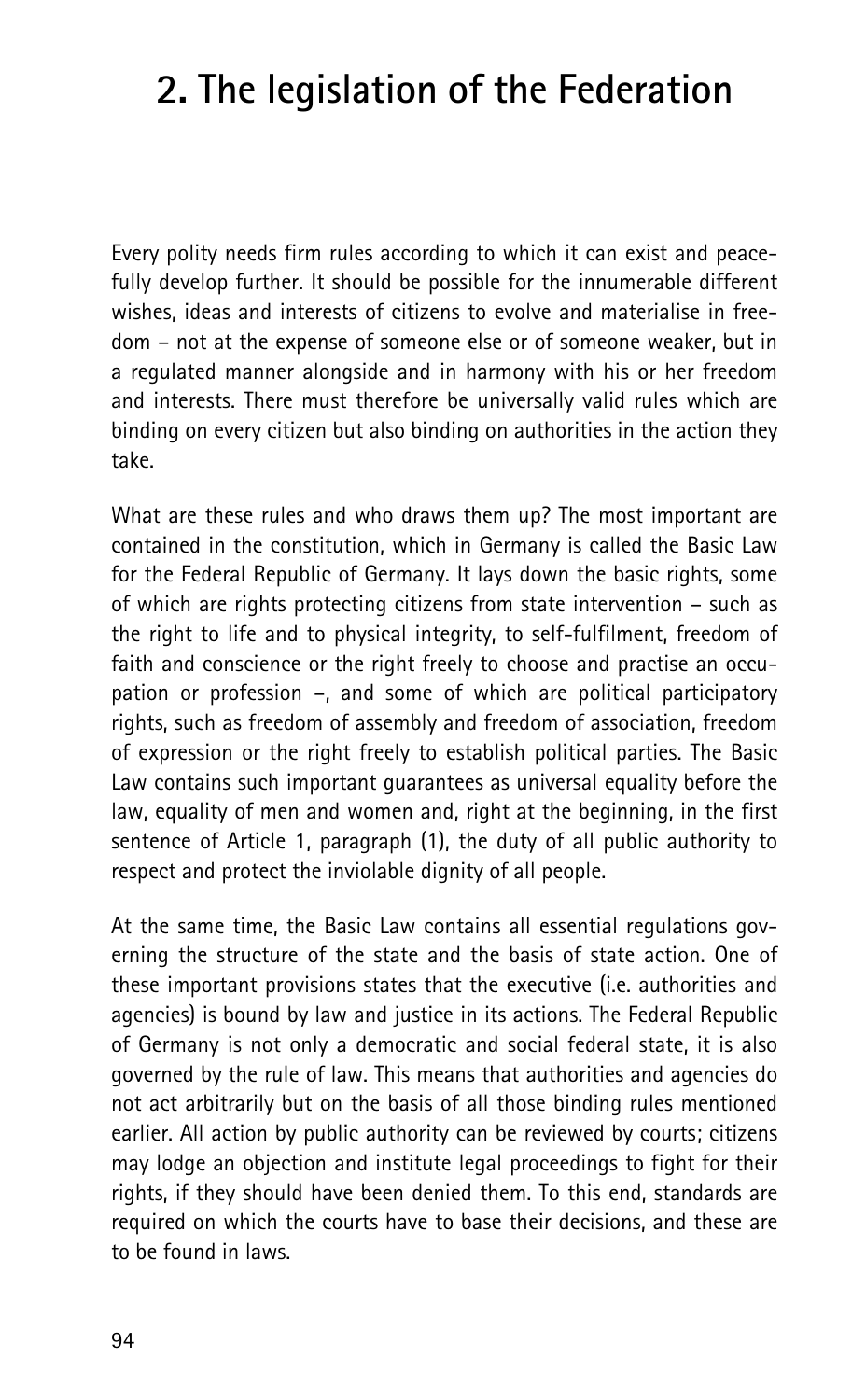# 2. The legislation of the Federation

Every polity needs firm rules according to which it can exist and peacefully develop further. It should be possible for the innumerable different wishes, ideas and interests of citizens to evolve and materialise in freedom – not at the expense of someone else or of someone weaker, but in a regulated manner alongside and in harmony with his or her freedom and interests. There must therefore be universally valid rules which are binding on every citizen but also binding on authorities in the action they take.

What are these rules and who draws them up? The most important are contained in the constitution, which in Germany is called the Basic Law for the Federal Republic of Germany. It lays down the basic rights, some of which are rights protecting citizens from state intervention – such as the right to life and to physical integrity, to self-fulfilment, freedom of faith and conscience or the right freely to choose and practise an occupation or profession –, and some of which are political participatory rights, such as freedom of assembly and freedom of association, freedom of expression or the right freely to establish political parties. The Basic Law contains such important guarantees as universal equality before the law, equality of men and women and, right at the beginning, in the first sentence of Article 1, paragraph (1), the duty of all public authority to respect and protect the inviolable dignity of all people.

At the same time, the Basic Law contains all essential regulations governing the structure of the state and the basis of state action. One of these important provisions states that the executive (i.e. authorities and agencies) is bound by law and justice in its actions. The Federal Republic of Germany is not only a democratic and social federal state, it is also governed by the rule of law. This means that authorities and agencies do not act arbitrarily but on the basis of all those binding rules mentioned earlier. All action by public authority can be reviewed by courts; citizens may lodge an objection and institute legal proceedings to fight for their rights, if they should have been denied them. To this end, standards are required on which the courts have to base their decisions, and these are to be found in laws.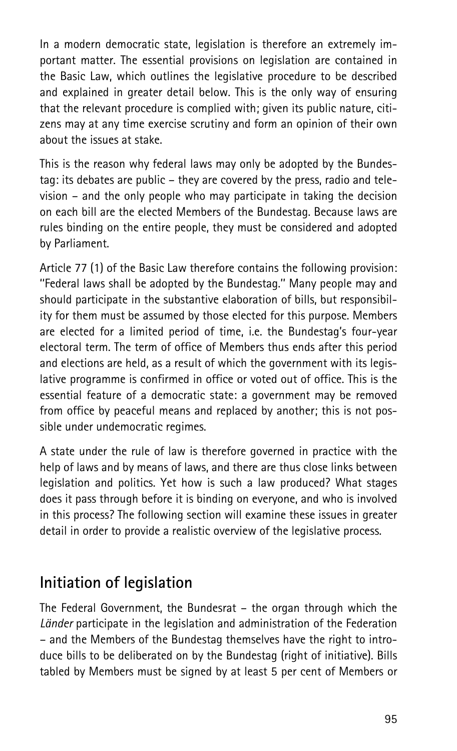In a modern democratic state, legislation is therefore an extremely important matter. The essential provisions on legislation are contained in the Basic Law, which outlines the legislative procedure to be described and explained in greater detail below. This is the only way of ensuring that the relevant procedure is complied with; given its public nature, citizens may at any time exercise scrutiny and form an opinion of their own about the issues at stake.

This is the reason why federal laws may only be adopted by the Bundestag: its debates are public – they are covered by the press, radio and television – and the only people who may participate in taking the decision on each bill are the elected Members of the Bundestag. Because laws are rules binding on the entire people, they must be considered and adopted by Parliament.

Article 77 (1) of the Basic Law therefore contains the following provision: "Federal laws shall be adopted by the Bundestag." Many people may and should participate in the substantive elaboration of bills, but responsibility for them must be assumed by those elected for this purpose. Members are elected for a limited period of time, i.e. the Bundestag's four-year electoral term. The term of office of Members thus ends after this period and elections are held, as a result of which the government with its legislative programme is confirmed in office or voted out of office. This is the essential feature of a democratic state: a government may be removed from office by peaceful means and replaced by another; this is not possible under undemocratic regimes.

A state under the rule of law is therefore governed in practice with the help of laws and by means of laws, and there are thus close links between legislation and politics. Yet how is such a law produced? What stages does it pass through before it is binding on everyone, and who is involved in this process? The following section will examine these issues in greater detail in order to provide a realistic overview of the legislative process.

## Initiation of legislation

The Federal Government, the Bundesrat – the organ through which the *Länder* participate in the legislation and administration of the Federation – and the Members of the Bundestag themselves have the right to introduce bills to be deliberated on by the Bundestag (right of initiative). Bills tabled by Members must be signed by at least 5 per cent of Members or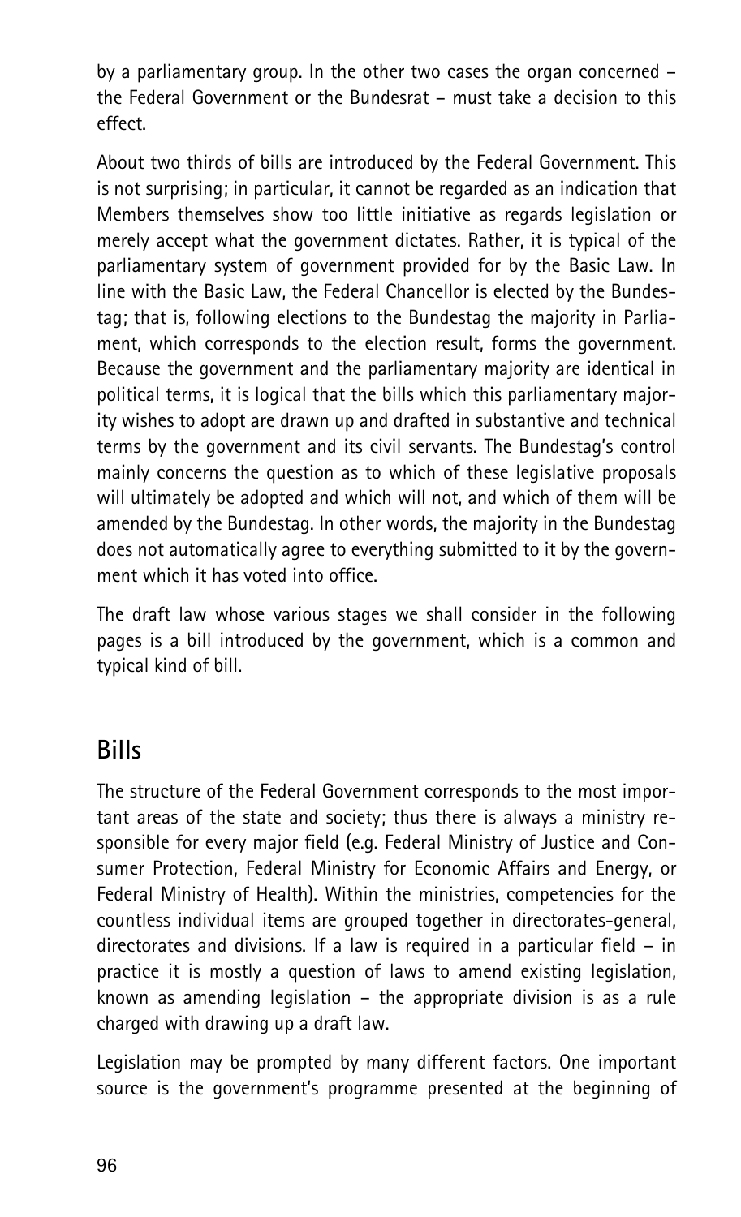by a parliamentary group. In the other two cases the organ concerned – the Federal Government or the Bundesrat – must take a decision to this effect.

About two thirds of bills are introduced by the Federal Government. This is not surprising; in particular, it cannot be regarded as an indication that Members themselves show too little initiative as regards legislation or merely accept what the government dictates. Rather, it is typical of the parliamentary system of government provided for by the Basic Law. In line with the Basic Law, the Federal Chancellor is elected by the Bundestag; that is, following elections to the Bundestag the majority in Parliament, which corresponds to the election result, forms the government. Because the government and the parliamentary majority are identical in political terms, it is logical that the bills which this parliamentary majority wishes to adopt are drawn up and drafted in substantive and technical terms by the government and its civil servants. The Bundestag's control mainly concerns the question as to which of these legislative proposals will ultimately be adopted and which will not, and which of them will be amended by the Bundestag. In other words, the majority in the Bundestag does not automatically agree to everything submitted to it by the government which it has voted into office.

The draft law whose various stages we shall consider in the following pages is a bill introduced by the government, which is a common and typical kind of bill.

## Bills

The structure of the Federal Government corresponds to the most important areas of the state and society; thus there is always a ministry responsible for every major field (e.g. Federal Ministry of Justice and Consumer Protection, Federal Ministry for Economic Affairs and Energy, or Federal Ministry of Health). Within the ministries, competencies for the countless individual items are grouped together in directorates-general, directorates and divisions. If a law is required in a particular field – in practice it is mostly a question of laws to amend existing legislation, known as amending legislation – the appropriate division is as a rule charged with drawing up a draft law.

Legislation may be prompted by many different factors. One important source is the government's programme presented at the beginning of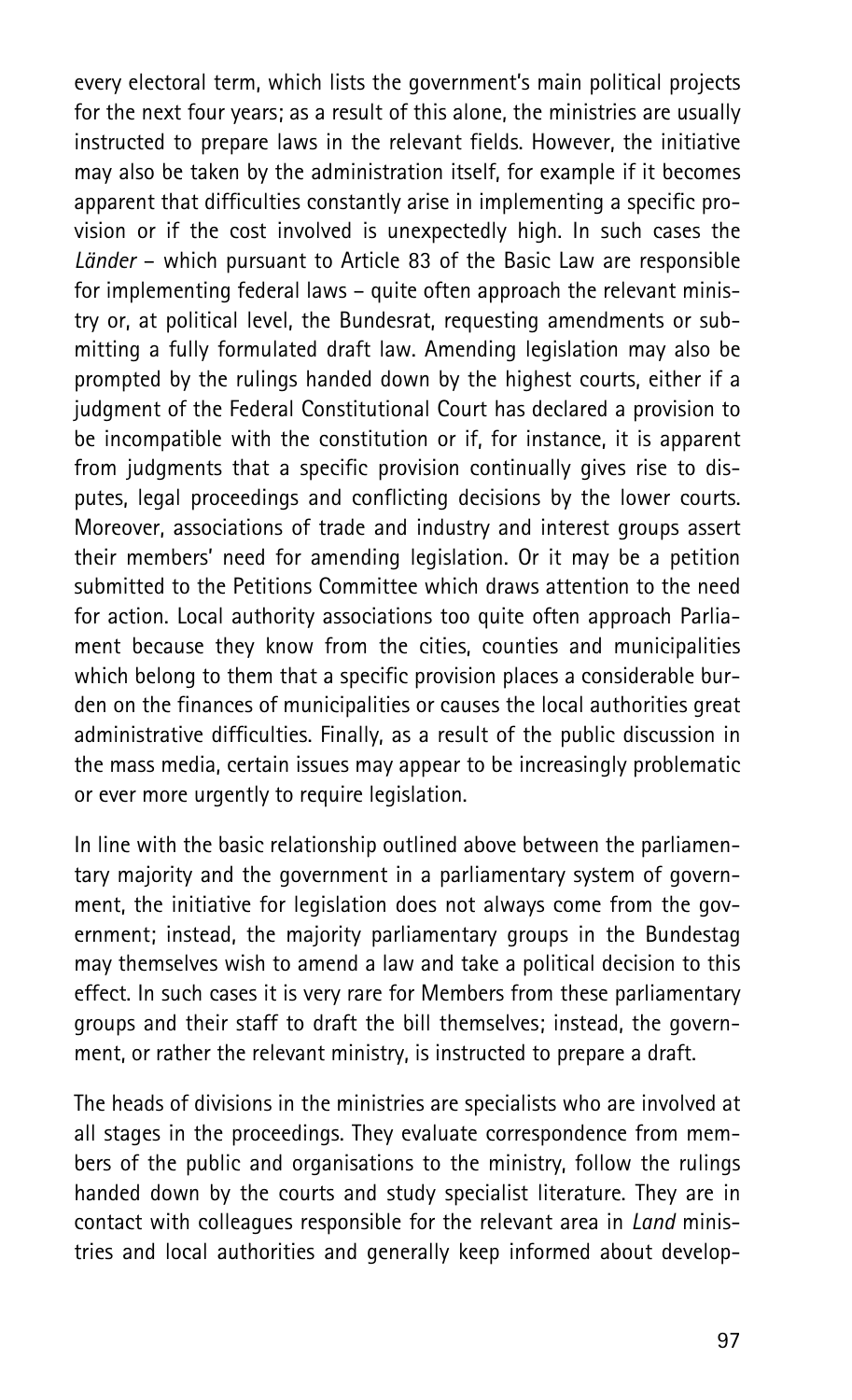every electoral term, which lists the government's main political projects for the next four years; as a result of this alone, the ministries are usually instructed to prepare laws in the relevant fields. However, the initiative may also be taken by the administration itself, for example if it becomes apparent that difficulties constantly arise in implementing a specific provision or if the cost involved is unexpectedly high. In such cases the *Länder* – which pursuant to Article 83 of the Basic Law are responsible for implementing federal laws – quite often approach the relevant ministry or, at political level, the Bundesrat, requesting amendments or submitting a fully formulated draft law. Amending legislation may also be prompted by the rulings handed down by the highest courts, either if a judgment of the Federal Constitutional Court has declared a provision to be incompatible with the constitution or if, for instance, it is apparent from judgments that a specific provision continually gives rise to disputes, legal proceedings and conflicting decisions by the lower courts. Moreover, associations of trade and industry and interest groups assert their members' need for amending legislation. Or it may be a petition submitted to the Petitions Committee which draws attention to the need for action. Local authority associations too quite often approach Parliament because they know from the cities, counties and municipalities which belong to them that a specific provision places a considerable burden on the finances of municipalities or causes the local authorities great administrative difficulties. Finally, as a result of the public discussion in the mass media, certain issues may appear to be increasingly problematic or ever more urgently to require legislation.

In line with the basic relationship outlined above between the parliamentary majority and the government in a parliamentary system of government, the initiative for legislation does not always come from the government; instead, the majority parliamentary groups in the Bundestag may themselves wish to amend a law and take a political decision to this effect. In such cases it is very rare for Members from these parliamentary groups and their staff to draft the bill themselves; instead, the government, or rather the relevant ministry, is instructed to prepare a draft.

The heads of divisions in the ministries are specialists who are involved at all stages in the proceedings. They evaluate correspondence from members of the public and organisations to the ministry, follow the rulings handed down by the courts and study specialist literature. They are in contact with colleagues responsible for the relevant area in *Land* ministries and local authorities and generally keep informed about develop-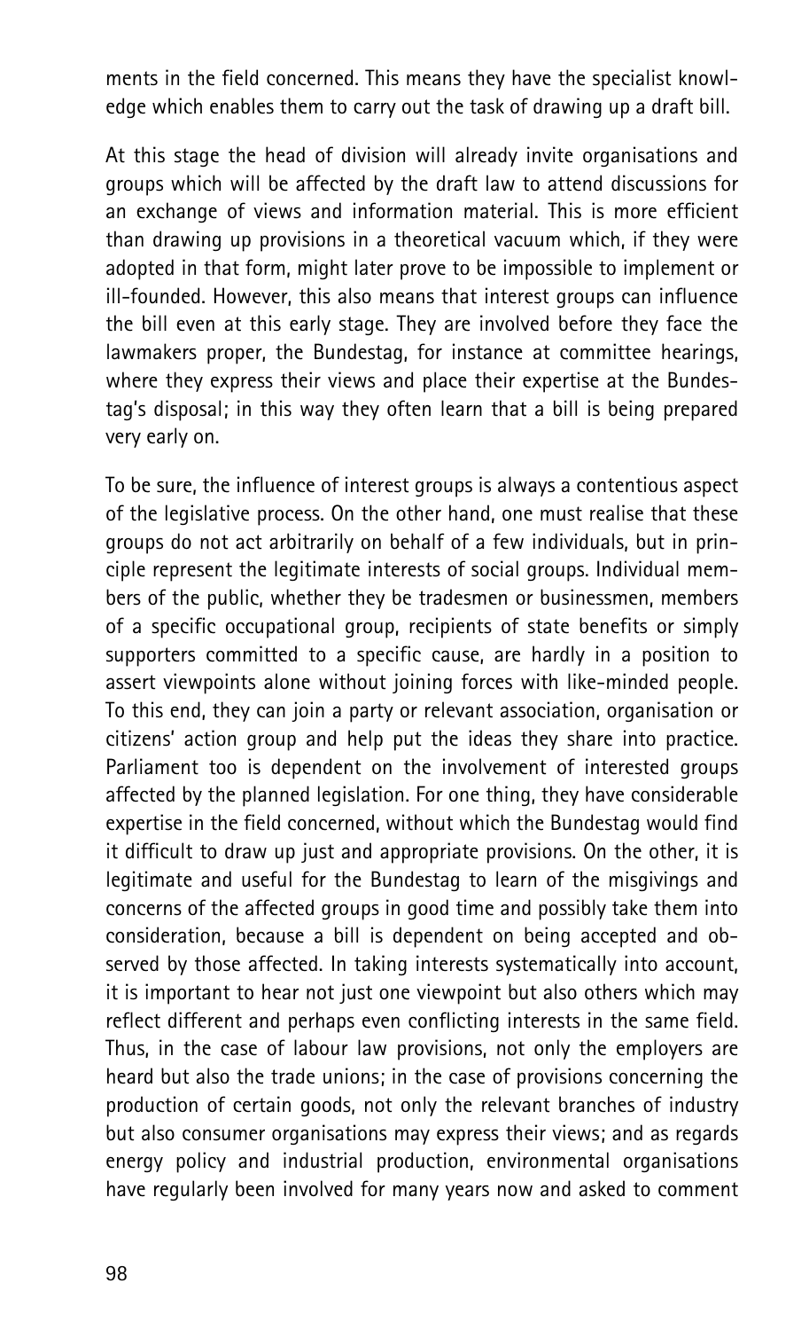ments in the field concerned. This means they have the specialist knowledge which enables them to carry out the task of drawing up a draft bill.

At this stage the head of division will already invite organisations and groups which will be affected by the draft law to attend discussions for an exchange of views and information material. This is more efficient than drawing up provisions in a theoretical vacuum which, if they were adopted in that form, might later prove to be impossible to implement or ill-founded. However, this also means that interest groups can influence the bill even at this early stage. They are involved before they face the lawmakers proper, the Bundestag, for instance at committee hearings, where they express their views and place their expertise at the Bundestag's disposal; in this way they often learn that a bill is being prepared very early on.

To be sure, the influence of interest groups is always a contentious aspect of the legislative process. On the other hand, one must realise that these groups do not act arbitrarily on behalf of a few individuals, but in principle represent the legitimate interests of social groups. Individual members of the public, whether they be tradesmen or businessmen, members of a specific occupational group, recipients of state benefits or simply supporters committed to a specific cause, are hardly in a position to assert viewpoints alone without joining forces with like-minded people. To this end, they can join a party or relevant association, organisation or citizens' action group and help put the ideas they share into practice. Parliament too is dependent on the involvement of interested groups affected by the planned legislation. For one thing, they have considerable expertise in the field concerned, without which the Bundestag would find it difficult to draw up just and appropriate provisions. On the other, it is legitimate and useful for the Bundestag to learn of the misgivings and concerns of the affected groups in good time and possibly take them into consideration, because a bill is dependent on being accepted and observed by those affected. In taking interests systematically into account, it is important to hear not just one viewpoint but also others which may reflect different and perhaps even conflicting interests in the same field. Thus, in the case of labour law provisions, not only the employers are heard but also the trade unions; in the case of provisions concerning the production of certain goods, not only the relevant branches of industry but also consumer organisations may express their views; and as regards energy policy and industrial production, environmental organisations have regularly been involved for many years now and asked to comment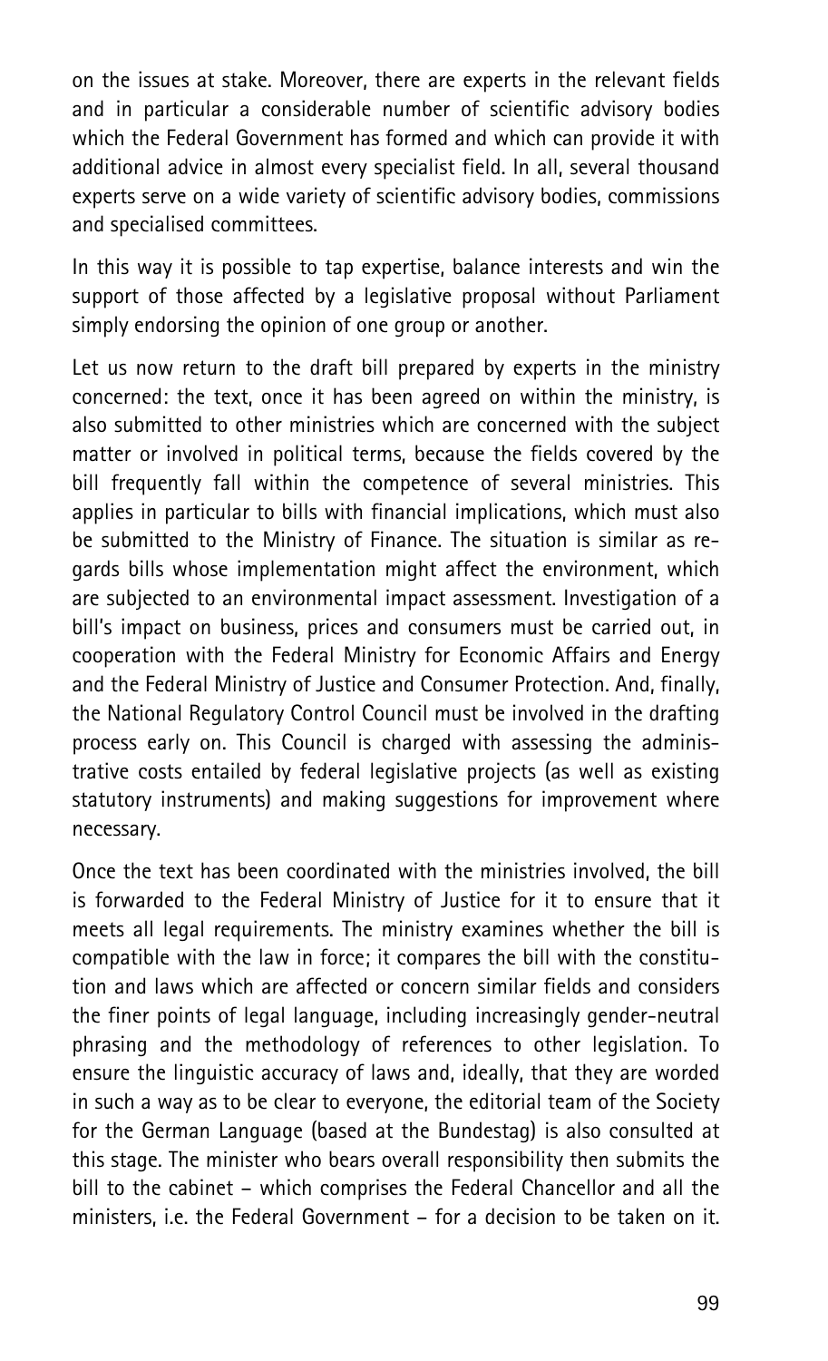on the issues at stake. Moreover, there are experts in the relevant fields and in particular a considerable number of scientific advisory bodies which the Federal Government has formed and which can provide it with additional advice in almost every specialist field. In all, several thousand experts serve on a wide variety of scientific advisory bodies, commissions and specialised committees.

In this way it is possible to tap expertise, balance interests and win the support of those affected by a legislative proposal without Parliament simply endorsing the opinion of one group or another.

Let us now return to the draft bill prepared by experts in the ministry concerned: the text, once it has been agreed on within the ministry, is also submitted to other ministries which are concerned with the subject matter or involved in political terms, because the fields covered by the bill frequently fall within the competence of several ministries. This applies in particular to bills with financial implications, which must also be submitted to the Ministry of Finance. The situation is similar as regards bills whose implementation might affect the environment, which are subjected to an environmental impact assessment. Investigation of a bill's impact on business, prices and consumers must be carried out, in cooperation with the Federal Ministry for Economic Affairs and Energy and the Federal Ministry of Justice and Consumer Protection. And, finally, the National Regulatory Control Council must be involved in the drafting process early on. This Council is charged with assessing the administrative costs entailed by federal legislative projects (as well as existing statutory instruments) and making suggestions for improvement where necessary.

Once the text has been coordinated with the ministries involved, the bill is forwarded to the Federal Ministry of Justice for it to ensure that it meets all legal requirements. The ministry examines whether the bill is compatible with the law in force; it compares the bill with the constitution and laws which are affected or concern similar fields and considers the finer points of legal language, including increasingly gender-neutral phrasing and the methodology of references to other legislation. To ensure the linguistic accuracy of laws and, ideally, that they are worded in such a way as to be clear to everyone, the editorial team of the Society for the German Language (based at the Bundestag) is also consulted at this stage. The minister who bears overall responsibility then submits the bill to the cabinet – which comprises the Federal Chancellor and all the ministers, i.e. the Federal Government – for a decision to be taken on it.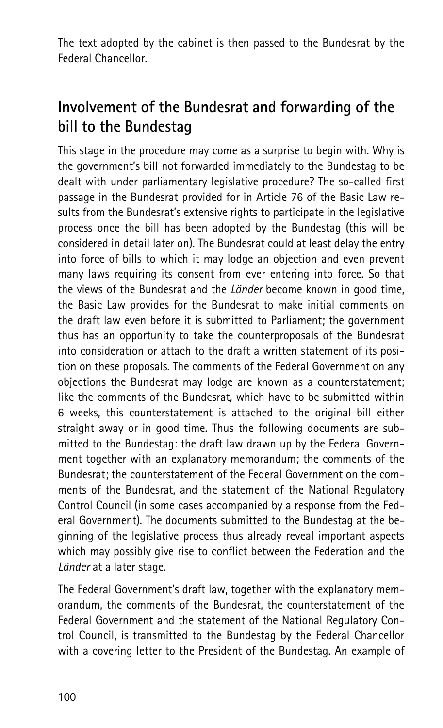The text adopted by the cabinet is then passed to the Bundesrat by the Federal Chancellor.

## Involvement of the Bundesrat and forwarding of the bill to the Bundestag

This stage in the procedure may come as a surprise to begin with. Why is the government's bill not forwarded immediately to the Bundestag to be dealt with under parliamentary legislative procedure? The so-called first passage in the Bundesrat provided for in Article 76 of the Basic Law results from the Bundesrat's extensive rights to participate in the legislative process once the bill has been adopted by the Bundestag (this will be considered in detail later on). The Bundesrat could at least delay the entry into force of bills to which it may lodge an objection and even prevent many laws requiring its consent from ever entering into force. So that the views of the Bundesrat and the *Länder* become known in good time, the Basic Law provides for the Bundesrat to make initial comments on the draft law even before it is submitted to Parliament; the government thus has an opportunity to take the counterproposals of the Bundesrat into consideration or attach to the draft a written statement of its position on these proposals. The comments of the Federal Government on any objections the Bundesrat may lodge are known as a counterstatement; like the comments of the Bundesrat, which have to be submitted within 6 weeks, this counterstatement is attached to the original bill either straight away or in good time. Thus the following documents are submitted to the Bundestag: the draft law drawn up by the Federal Government together with an explanatory memorandum; the comments of the Bundesrat; the counterstatement of the Federal Government on the comments of the Bundesrat, and the statement of the National Regulatory Control Council (in some cases accompanied by a response from the Federal Government). The documents submitted to the Bundestag at the beginning of the legislative process thus already reveal important aspects which may possibly give rise to conflict between the Federation and the *Länder* at a later stage.

The Federal Government's draft law, together with the explanatory memorandum, the comments of the Bundesrat, the counterstatement of the Federal Government and the statement of the National Regulatory Control Council, is transmitted to the Bundestag by the Federal Chancellor with a covering letter to the President of the Bundestag. An example of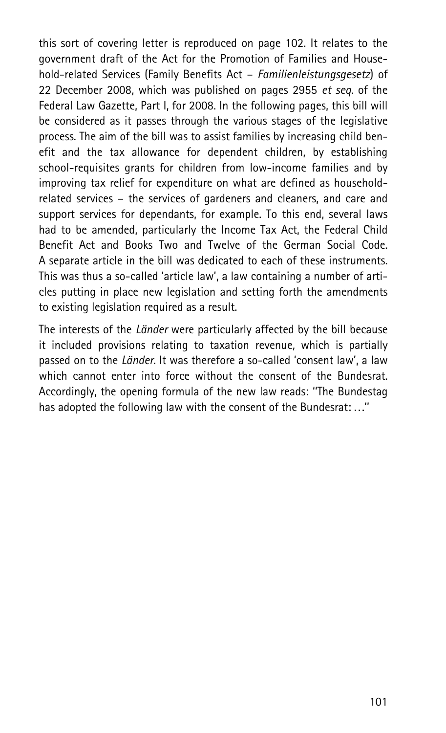this sort of covering letter is reproduced on page 102. It relates to the government draft of the Act for the Promotion of Families and Household-related Services (Family Benefits Act – *Familienleistungsgesetz*) of 22 December 2008, which was published on pages 2955 *et seq.* of the Federal Law Gazette, Part I, for 2008. In the following pages, this bill will be considered as it passes through the various stages of the legislative process. The aim of the bill was to assist families by increasing child benefit and the tax allowance for dependent children, by establishing school-requisites grants for children from low-income families and by improving tax relief for expenditure on what are defined as household-related services – the services of gardeners and cleaners, and care and support services for dependants, for example. To this end, several laws had to be amended, particularly the Income Tax Act, the Federal Child Benefit Act and Books Two and Twelve of the German Social Code. A separate article in the bill was dedicated to each of these instruments. This was thus a so-called 'article law', a law containing a number of articles putting in place new legislation and setting forth the amendments to existing legislation required as a result.

The interests of the *Länder* were particularly affected by the bill because it included provisions relating to taxation revenue, which is partially passed on to the *Länder*. It was therefore a so-called 'consent law', a law which cannot enter into force without the consent of the Bundesrat. Accordingly, the opening formula of the new law reads: "The Bundestag has adopted the following law with the consent of the Bundesrat: …"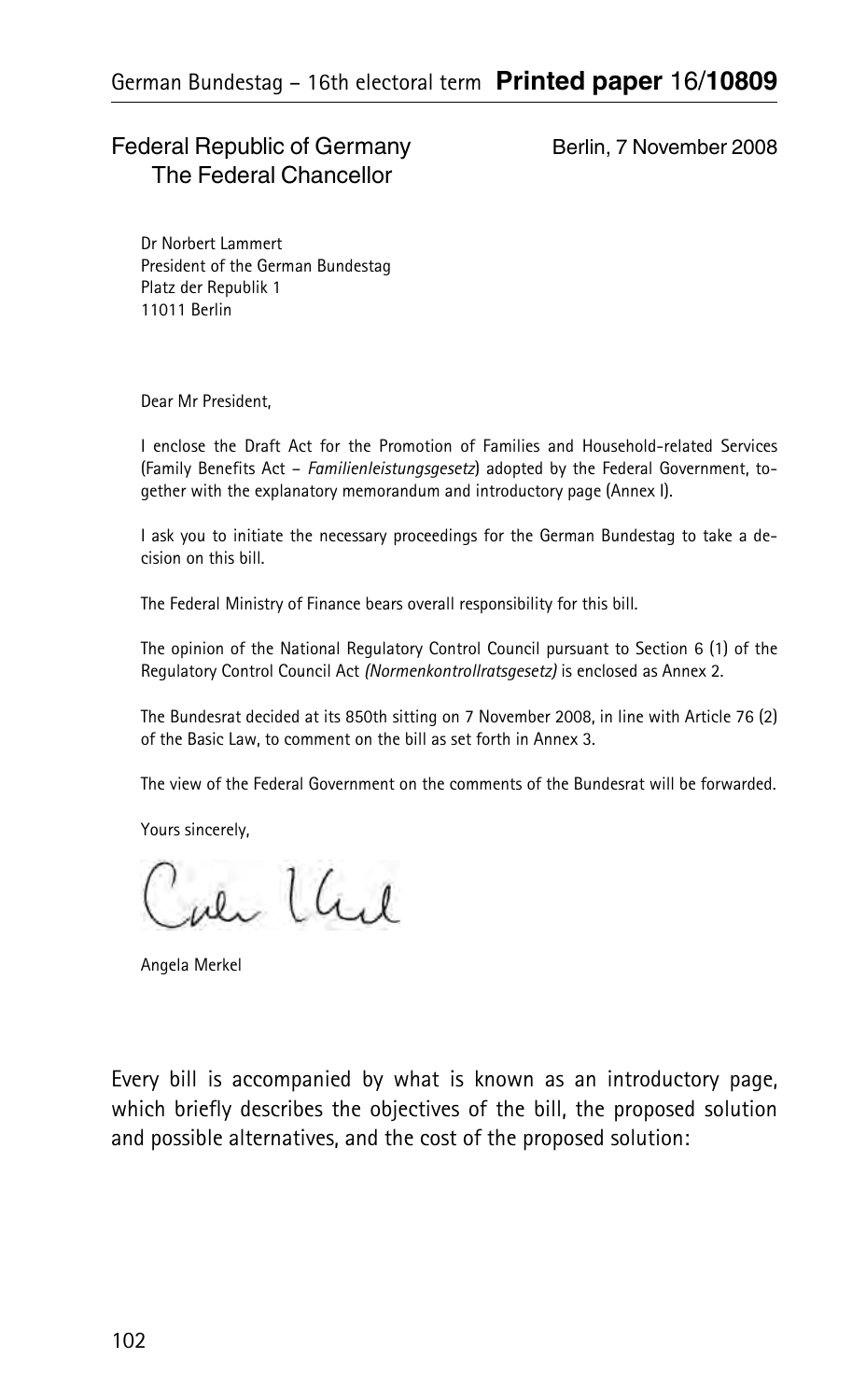German Bundestag – 16th electoral term **Printed paper** 16/**10809**

Federal Republic of Germany
The Federal Chancellor

Berlin, 7 November 2008

Dr Norbert Lammert
President of the German Bundestag
Platz der Republik 1
11011 Berlin

Dear Mr President,

I enclose the Draft Act for the Promotion of Families and Household-related Services (Family Benefits Act – *Familienleistungsgesetz*) adopted by the Federal Government, together with the explanatory memorandum and introductory page (Annex I).

I ask you to initiate the necessary proceedings for the German Bundestag to take a decision on this bill.

The Federal Ministry of Finance bears overall responsibility for this bill.

The opinion of the National Regulatory Control Council pursuant to Section 6 (1) of the Regulatory Control Council Act *(Normenkontrollratsgesetz)* is enclosed as Annex 2.

The Bundesrat decided at its 850th sitting on 7 November 2008, in line with Article 76 (2) of the Basic Law, to comment on the bill as set forth in Annex 3.

The view of the Federal Government on the comments of the Bundesrat will be forwarded.

Yours sincerely,

Angela Merkel

Every bill is accompanied by what is known as an introductory page, which briefly describes the objectives of the bill, the proposed solution and possible alternatives, and the cost of the proposed solution: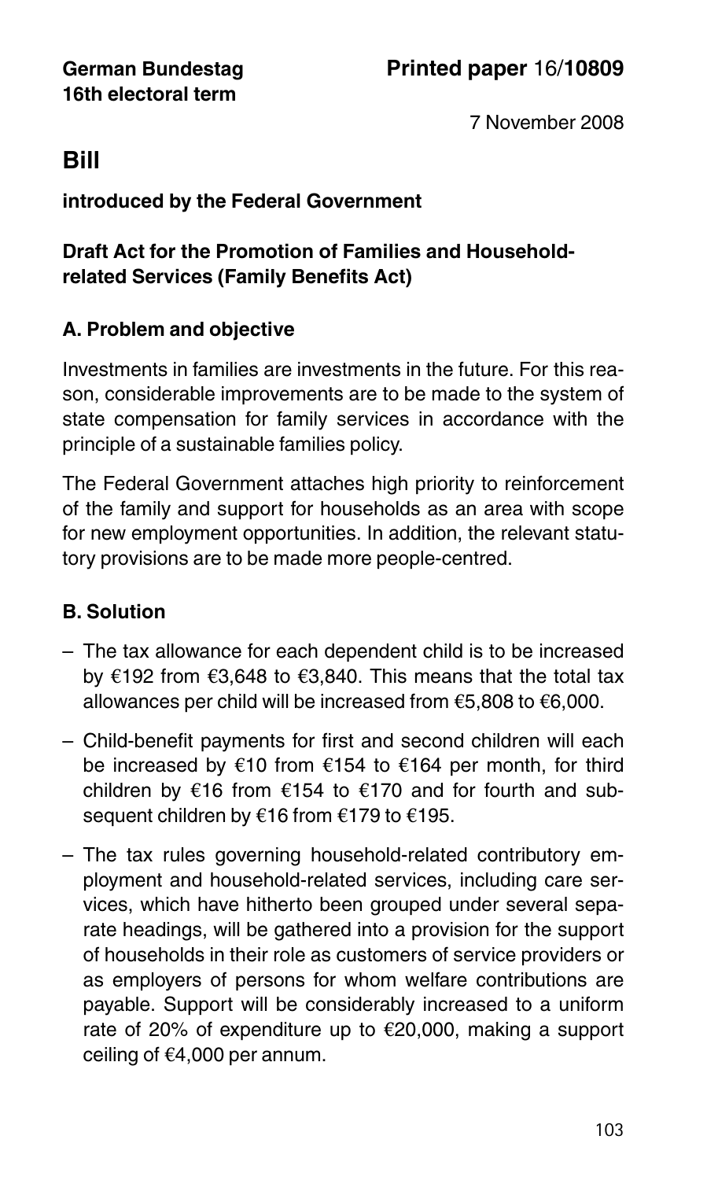German Bundestag
16th electoral term

**Printed paper** 16/**10809**

7 November 2008

# Bill

**introduced by the Federal Government**

**Draft Act for the Promotion of Families and Household-related Services (Family Benefits Act)**

## A. Problem and objective

Investments in families are investments in the future. For this reason, considerable improvements are to be made to the system of state compensation for family services in accordance with the principle of a sustainable families policy.

The Federal Government attaches high priority to reinforcement of the family and support for households as an area with scope for new employment opportunities. In addition, the relevant statutory provisions are to be made more people-centred.

## B. Solution

- The tax allowance for each dependent child is to be increased by €192 from €3,648 to €3,840. This means that the total tax allowances per child will be increased from €5,808 to €6,000.
- Child-benefit payments for first and second children will each be increased by €10 from €154 to €164 per month, for third children by €16 from €154 to €170 and for fourth and subsequent children by €16 from €179 to €195.
- The tax rules governing household-related contributory employment and household-related services, including care services, which have hitherto been grouped under several separate headings, will be gathered into a provision for the support of households in their role as customers of service providers or as employers of persons for whom welfare contributions are payable. Support will be considerably increased to a uniform rate of 20% of expenditure up to €20,000, making a support ceiling of €4,000 per annum.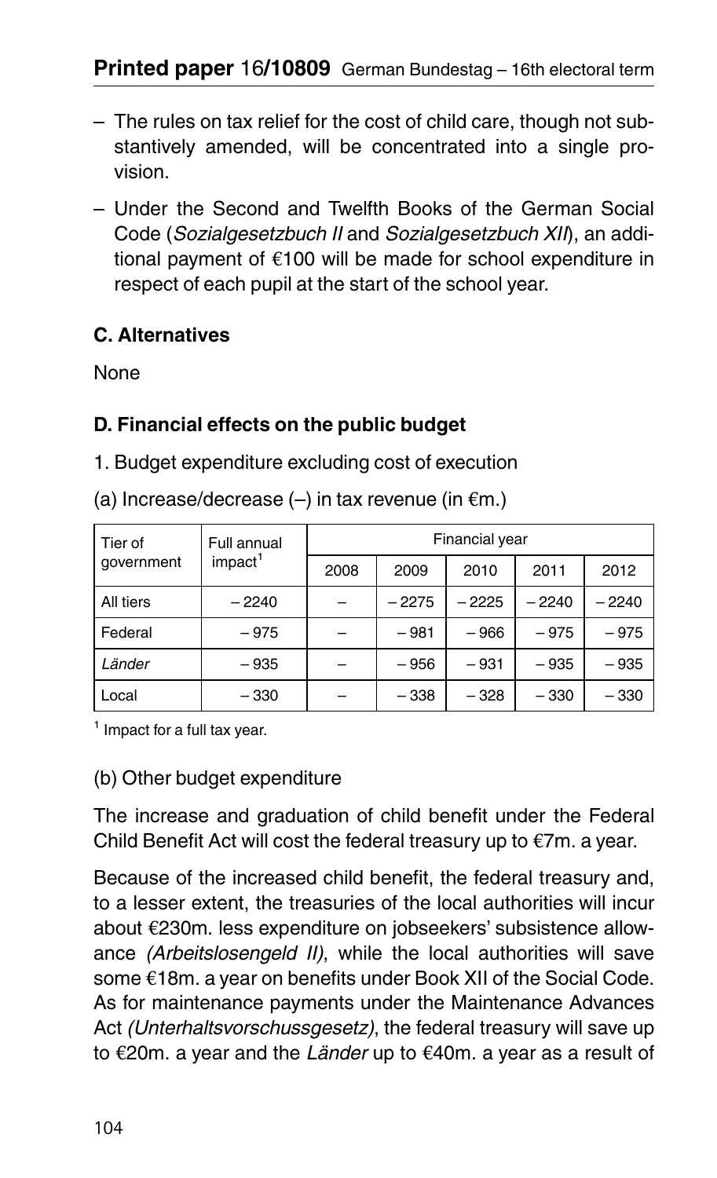- The rules on tax relief for the cost of child care, though not substantively amended, will be concentrated into a single provision.
- Under the Second and Twelfth Books of the German Social Code (*Sozialgesetzbuch II* and *Sozialgesetzbuch XII*), an additional payment of €100 will be made for school expenditure in respect of each pupil at the start of the school year.

### C. Alternatives

None

### D. Financial effects on the public budget

1. Budget expenditure excluding cost of execution

(a) Increase/decrease (–) in tax revenue (in €m.)

| Tier of government | Full annual impact[1] | Financial year | | | | |
|---|---|---|---|---|---|---|
| | | 2008 | 2009 | 2010 | 2011 | 2012 |
| All tiers | – 2240 | – | – 2275 | – 2225 | – 2240 | – 2240 |
| Federal | – 975 | – | – 981 | – 966 | – 975 | – 975 |
| *Länder* | – 935 | – | – 956 | – 931 | – 935 | – 935 |
| Local | – 330 | – | – 338 | – 328 | – 330 | – 330 |

[1] Impact for a full tax year.

(b) Other budget expenditure

The increase and graduation of child benefit under the Federal Child Benefit Act will cost the federal treasury up to €7m. a year.

Because of the increased child benefit, the federal treasury and, to a lesser extent, the treasuries of the local authorities will incur about €230m. less expenditure on jobseekers' subsistence allowance *(Arbeitslosengeld II)*, while the local authorities will save some €18m. a year on benefits under Book XII of the Social Code. As for maintenance payments under the Maintenance Advances Act *(Unterhaltsvorschussgesetz)*, the federal treasury will save up to €20m. a year and the *Länder* up to €40m. a year as a result of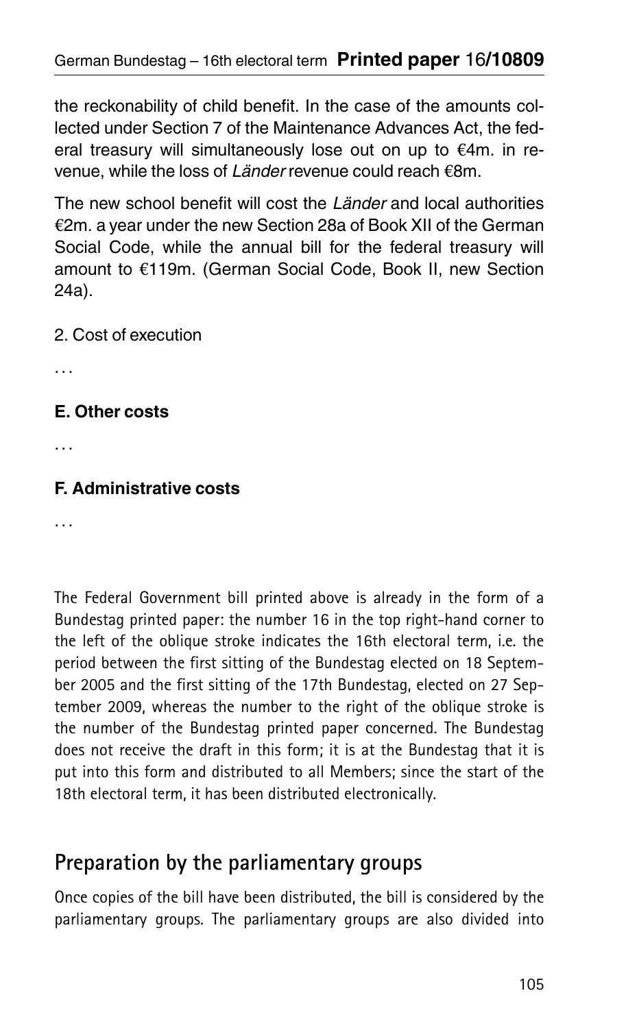the reckonability of child benefit. In the case of the amounts collected under Section 7 of the Maintenance Advances Act, the federal treasury will simultaneously lose out on up to €4m. in revenue, while the loss of *Länder* revenue could reach €8m.

The new school benefit will cost the *Länder* and local authorities €2m. a year under the new Section 28a of Book XII of the German Social Code, while the annual bill for the federal treasury will amount to €119m. (German Social Code, Book II, new Section 24a).

2. Cost of execution

…

**E. Other costs**

…

**F. Administrative costs**

…

The Federal Government bill printed above is already in the form of a Bundestag printed paper: the number 16 in the top right-hand corner to the left of the oblique stroke indicates the 16th electoral term, i.e. the period between the first sitting of the Bundestag elected on 18 September 2005 and the first sitting of the 17th Bundestag, elected on 27 September 2009, whereas the number to the right of the oblique stroke is the number of the Bundestag printed paper concerned. The Bundestag does not receive the draft in this form; it is at the Bundestag that it is put into this form and distributed to all Members; since the start of the 18th electoral term, it has been distributed electronically.

## Preparation by the parliamentary groups

Once copies of the bill have been distributed, the bill is considered by the parliamentary groups. The parliamentary groups are also divided into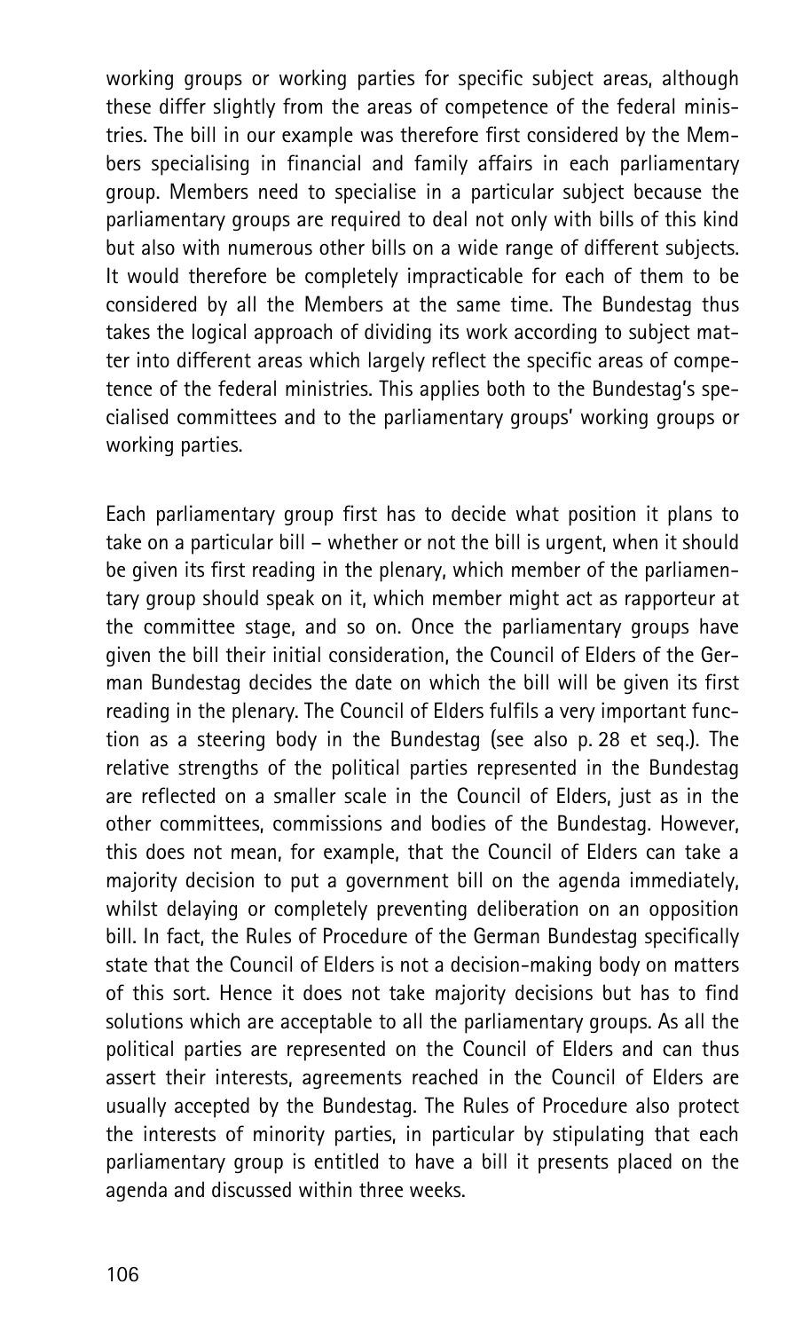working groups or working parties for specific subject areas, although these differ slightly from the areas of competence of the federal ministries. The bill in our example was therefore first considered by the Members specialising in financial and family affairs in each parliamentary group. Members need to specialise in a particular subject because the parliamentary groups are required to deal not only with bills of this kind but also with numerous other bills on a wide range of different subjects. It would therefore be completely impracticable for each of them to be considered by all the Members at the same time. The Bundestag thus takes the logical approach of dividing its work according to subject matter into different areas which largely reflect the specific areas of competence of the federal ministries. This applies both to the Bundestag's specialised committees and to the parliamentary groups' working groups or working parties.

Each parliamentary group first has to decide what position it plans to take on a particular bill – whether or not the bill is urgent, when it should be given its first reading in the plenary, which member of the parliamentary group should speak on it, which member might act as rapporteur at the committee stage, and so on. Once the parliamentary groups have given the bill their initial consideration, the Council of Elders of the German Bundestag decides the date on which the bill will be given its first reading in the plenary. The Council of Elders fulfils a very important function as a steering body in the Bundestag (see also p. 28 et seq.). The relative strengths of the political parties represented in the Bundestag are reflected on a smaller scale in the Council of Elders, just as in the other committees, commissions and bodies of the Bundestag. However, this does not mean, for example, that the Council of Elders can take a majority decision to put a government bill on the agenda immediately, whilst delaying or completely preventing deliberation on an opposition bill. In fact, the Rules of Procedure of the German Bundestag specifically state that the Council of Elders is not a decision-making body on matters of this sort. Hence it does not take majority decisions but has to find solutions which are acceptable to all the parliamentary groups. As all the political parties are represented on the Council of Elders and can thus assert their interests, agreements reached in the Council of Elders are usually accepted by the Bundestag. The Rules of Procedure also protect the interests of minority parties, in particular by stipulating that each parliamentary group is entitled to have a bill it presents placed on the agenda and discussed within three weeks.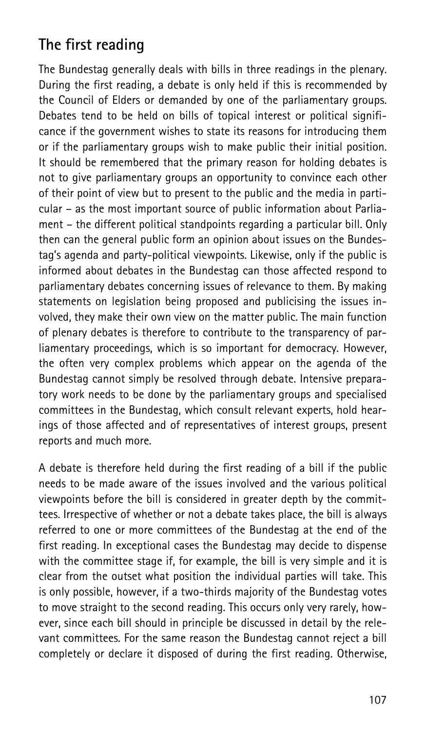## The first reading

The Bundestag generally deals with bills in three readings in the plenary. During the first reading, a debate is only held if this is recommended by the Council of Elders or demanded by one of the parliamentary groups. Debates tend to be held on bills of topical interest or political significance if the government wishes to state its reasons for introducing them or if the parliamentary groups wish to make public their initial position. It should be remembered that the primary reason for holding debates is not to give parliamentary groups an opportunity to convince each other of their point of view but to present to the public and the media in particular – as the most important source of public information about Parliament – the different political standpoints regarding a particular bill. Only then can the general public form an opinion about issues on the Bundestag's agenda and party-political viewpoints. Likewise, only if the public is informed about debates in the Bundestag can those affected respond to parliamentary debates concerning issues of relevance to them. By making statements on legislation being proposed and publicising the issues involved, they make their own view on the matter public. The main function of plenary debates is therefore to contribute to the transparency of parliamentary proceedings, which is so important for democracy. However, the often very complex problems which appear on the agenda of the Bundestag cannot simply be resolved through debate. Intensive preparatory work needs to be done by the parliamentary groups and specialised committees in the Bundestag, which consult relevant experts, hold hearings of those affected and of representatives of interest groups, present reports and much more.

A debate is therefore held during the first reading of a bill if the public needs to be made aware of the issues involved and the various political viewpoints before the bill is considered in greater depth by the committees. Irrespective of whether or not a debate takes place, the bill is always referred to one or more committees of the Bundestag at the end of the first reading. In exceptional cases the Bundestag may decide to dispense with the committee stage if, for example, the bill is very simple and it is clear from the outset what position the individual parties will take. This is only possible, however, if a two-thirds majority of the Bundestag votes to move straight to the second reading. This occurs only very rarely, however, since each bill should in principle be discussed in detail by the relevant committees. For the same reason the Bundestag cannot reject a bill completely or declare it disposed of during the first reading. Otherwise,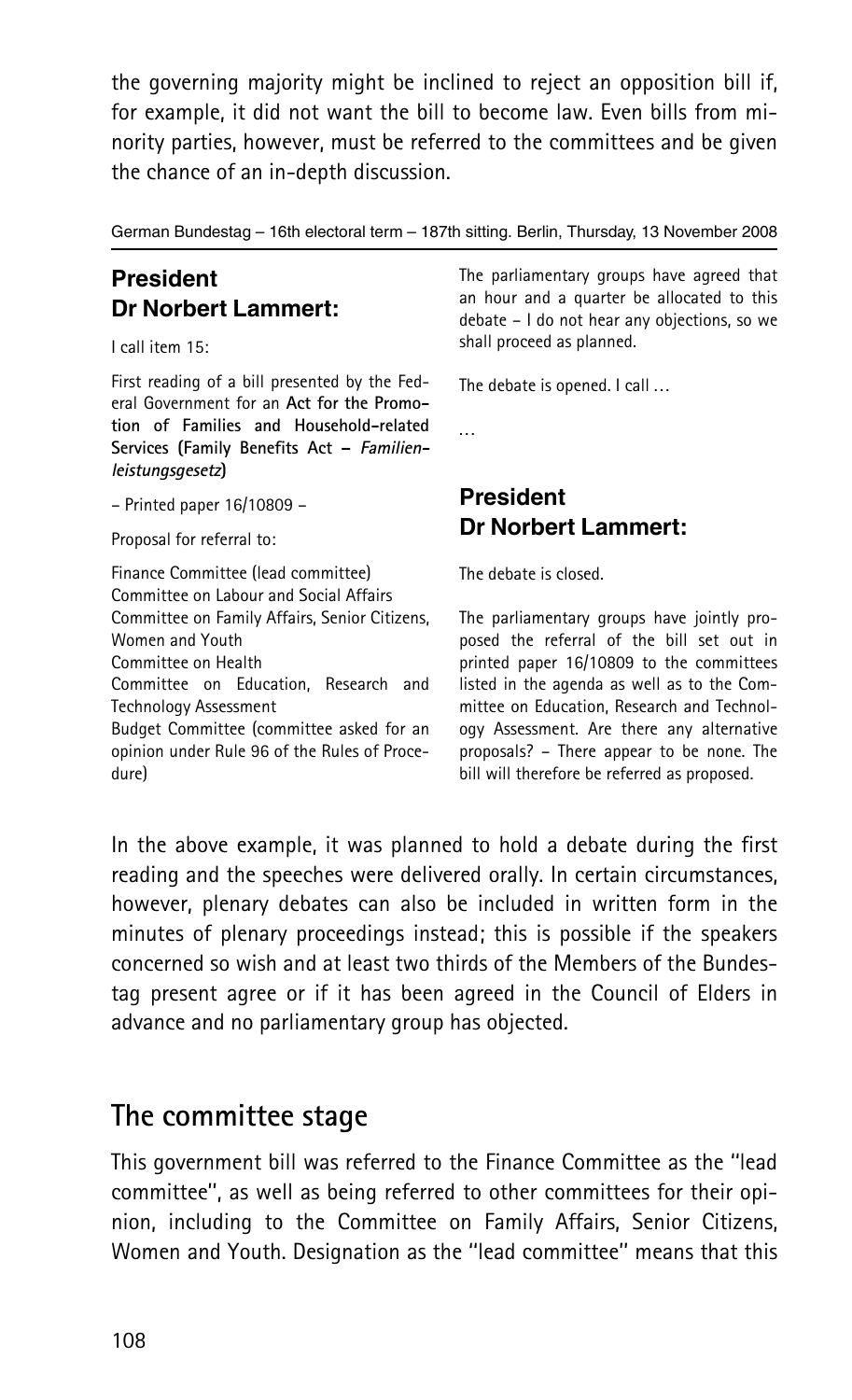the governing majority might be inclined to reject an opposition bill if, for example, it did not want the bill to become law. Even bills from minority parties, however, must be referred to the committees and be given the chance of an in-depth discussion.

German Bundestag – 16th electoral term – 187th sitting. Berlin, Thursday, 13 November 2008

**President Dr Norbert Lammert:**

I call item 15:

First reading of a bill presented by the Federal Government for an **Act for the Promotion of Families and Household-related Services (Family Benefits Act –** ***Familienleistungsgesetz*****)**

– Printed paper 16/10809 –

Proposal for referral to:

Finance Committee (lead committee)
Committee on Labour and Social Affairs
Committee on Family Affairs, Senior Citizens, Women and Youth
Committee on Health
Committee on Education, Research and Technology Assessment
Budget Committee (committee asked for an opinion under Rule 96 of the Rules of Procedure)

The parliamentary groups have agreed that an hour and a quarter be allocated to this debate – I do not hear any objections, so we shall proceed as planned.

The debate is opened. I call …

…

**President Dr Norbert Lammert:**

The debate is closed.

The parliamentary groups have jointly proposed the referral of the bill set out in printed paper 16/10809 to the committees listed in the agenda as well as to the Committee on Education, Research and Technology Assessment. Are there any alternative proposals? – There appear to be none. The bill will therefore be referred as proposed.

In the above example, it was planned to hold a debate during the first reading and the speeches were delivered orally. In certain circumstances, however, plenary debates can also be included in written form in the minutes of plenary proceedings instead; this is possible if the speakers concerned so wish and at least two thirds of the Members of the Bundestag present agree or if it has been agreed in the Council of Elders in advance and no parliamentary group has objected.

## The committee stage

This government bill was referred to the Finance Committee as the "lead committee", as well as being referred to other committees for their opinion, including to the Committee on Family Affairs, Senior Citizens, Women and Youth. Designation as the "lead committee" means that this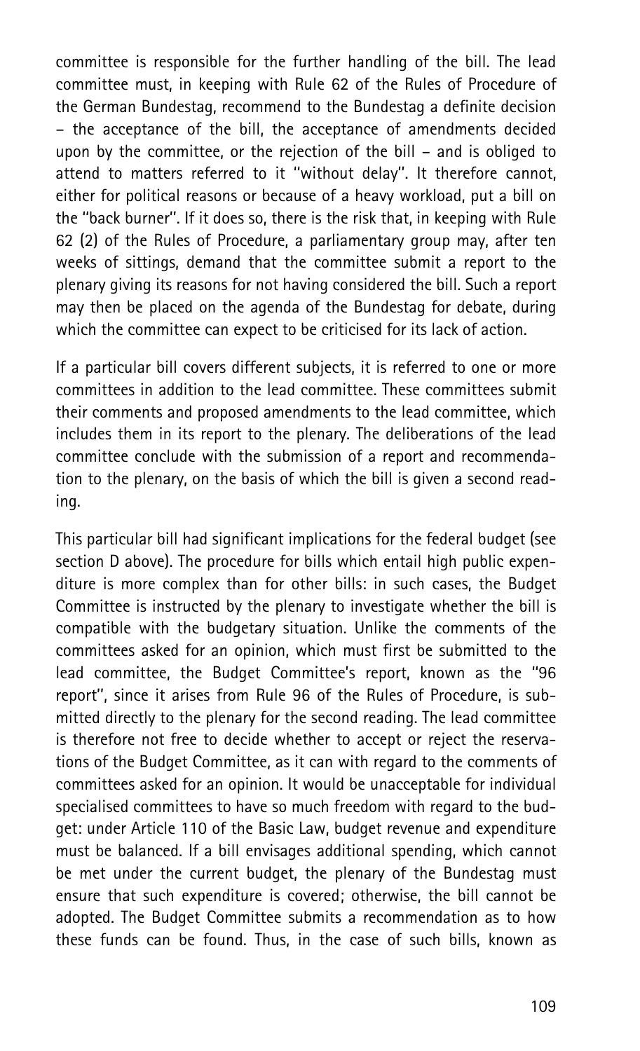committee is responsible for the further handling of the bill. The lead committee must, in keeping with Rule 62 of the Rules of Procedure of the German Bundestag, recommend to the Bundestag a definite decision – the acceptance of the bill, the acceptance of amendments decided upon by the committee, or the rejection of the bill – and is obliged to attend to matters referred to it "without delay". It therefore cannot, either for political reasons or because of a heavy workload, put a bill on the "back burner". If it does so, there is the risk that, in keeping with Rule 62 (2) of the Rules of Procedure, a parliamentary group may, after ten weeks of sittings, demand that the committee submit a report to the plenary giving its reasons for not having considered the bill. Such a report may then be placed on the agenda of the Bundestag for debate, during which the committee can expect to be criticised for its lack of action.

If a particular bill covers different subjects, it is referred to one or more committees in addition to the lead committee. These committees submit their comments and proposed amendments to the lead committee, which includes them in its report to the plenary. The deliberations of the lead committee conclude with the submission of a report and recommendation to the plenary, on the basis of which the bill is given a second reading.

This particular bill had significant implications for the federal budget (see section D above). The procedure for bills which entail high public expenditure is more complex than for other bills: in such cases, the Budget Committee is instructed by the plenary to investigate whether the bill is compatible with the budgetary situation. Unlike the comments of the committees asked for an opinion, which must first be submitted to the lead committee, the Budget Committee's report, known as the "96 report", since it arises from Rule 96 of the Rules of Procedure, is submitted directly to the plenary for the second reading. The lead committee is therefore not free to decide whether to accept or reject the reservations of the Budget Committee, as it can with regard to the comments of committees asked for an opinion. It would be unacceptable for individual specialised committees to have so much freedom with regard to the budget: under Article 110 of the Basic Law, budget revenue and expenditure must be balanced. If a bill envisages additional spending, which cannot be met under the current budget, the plenary of the Bundestag must ensure that such expenditure is covered; otherwise, the bill cannot be adopted. The Budget Committee submits a recommendation as to how these funds can be found. Thus, in the case of such bills, known as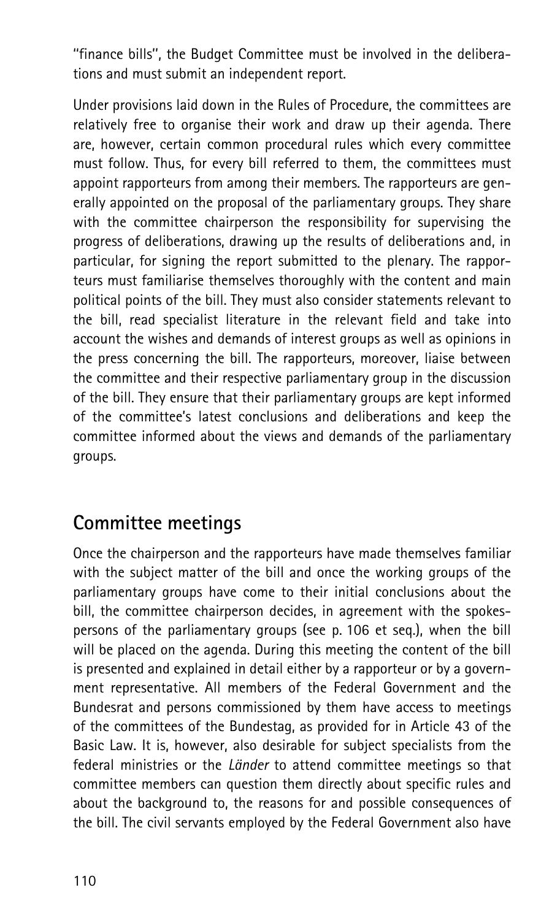"finance bills", the Budget Committee must be involved in the deliberations and must submit an independent report.

Under provisions laid down in the Rules of Procedure, the committees are relatively free to organise their work and draw up their agenda. There are, however, certain common procedural rules which every committee must follow. Thus, for every bill referred to them, the committees must appoint rapporteurs from among their members. The rapporteurs are generally appointed on the proposal of the parliamentary groups. They share with the committee chairperson the responsibility for supervising the progress of deliberations, drawing up the results of deliberations and, in particular, for signing the report submitted to the plenary. The rapporteurs must familiarise themselves thoroughly with the content and main political points of the bill. They must also consider statements relevant to the bill, read specialist literature in the relevant field and take into account the wishes and demands of interest groups as well as opinions in the press concerning the bill. The rapporteurs, moreover, liaise between the committee and their respective parliamentary group in the discussion of the bill. They ensure that their parliamentary groups are kept informed of the committee's latest conclusions and deliberations and keep the committee informed about the views and demands of the parliamentary groups.

## Committee meetings

Once the chairperson and the rapporteurs have made themselves familiar with the subject matter of the bill and once the working groups of the parliamentary groups have come to their initial conclusions about the bill, the committee chairperson decides, in agreement with the spokespersons of the parliamentary groups (see p. 106 et seq.), when the bill will be placed on the agenda. During this meeting the content of the bill is presented and explained in detail either by a rapporteur or by a government representative. All members of the Federal Government and the Bundesrat and persons commissioned by them have access to meetings of the committees of the Bundestag, as provided for in Article 43 of the Basic Law. It is, however, also desirable for subject specialists from the federal ministries or the *Länder* to attend committee meetings so that committee members can question them directly about specific rules and about the background to, the reasons for and possible consequences of the bill. The civil servants employed by the Federal Government also have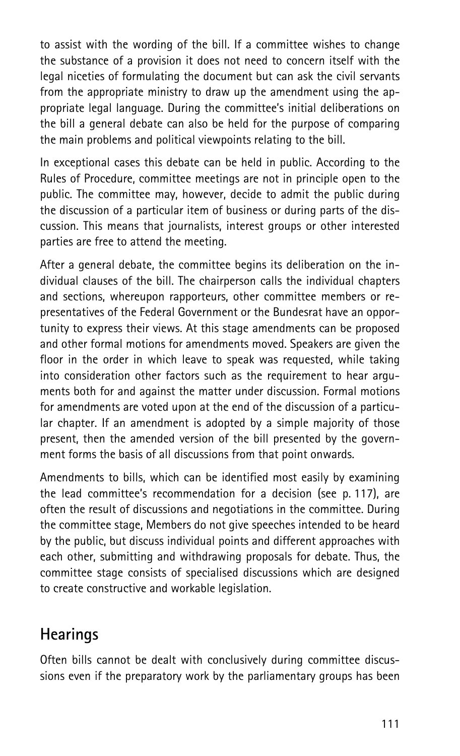to assist with the wording of the bill. If a committee wishes to change the substance of a provision it does not need to concern itself with the legal niceties of formulating the document but can ask the civil servants from the appropriate ministry to draw up the amendment using the appropriate legal language. During the committee's initial deliberations on the bill a general debate can also be held for the purpose of comparing the main problems and political viewpoints relating to the bill.

In exceptional cases this debate can be held in public. According to the Rules of Procedure, committee meetings are not in principle open to the public. The committee may, however, decide to admit the public during the discussion of a particular item of business or during parts of the discussion. This means that journalists, interest groups or other interested parties are free to attend the meeting.

After a general debate, the committee begins its deliberation on the individual clauses of the bill. The chairperson calls the individual chapters and sections, whereupon rapporteurs, other committee members or representatives of the Federal Government or the Bundesrat have an opportunity to express their views. At this stage amendments can be proposed and other formal motions for amendments moved. Speakers are given the floor in the order in which leave to speak was requested, while taking into consideration other factors such as the requirement to hear arguments both for and against the matter under discussion. Formal motions for amendments are voted upon at the end of the discussion of a particular chapter. If an amendment is adopted by a simple majority of those present, then the amended version of the bill presented by the government forms the basis of all discussions from that point onwards.

Amendments to bills, which can be identified most easily by examining the lead committee's recommendation for a decision (see p. 117), are often the result of discussions and negotiations in the committee. During the committee stage, Members do not give speeches intended to be heard by the public, but discuss individual points and different approaches with each other, submitting and withdrawing proposals for debate. Thus, the committee stage consists of specialised discussions which are designed to create constructive and workable legislation.

## Hearings

Often bills cannot be dealt with conclusively during committee discussions even if the preparatory work by the parliamentary groups has been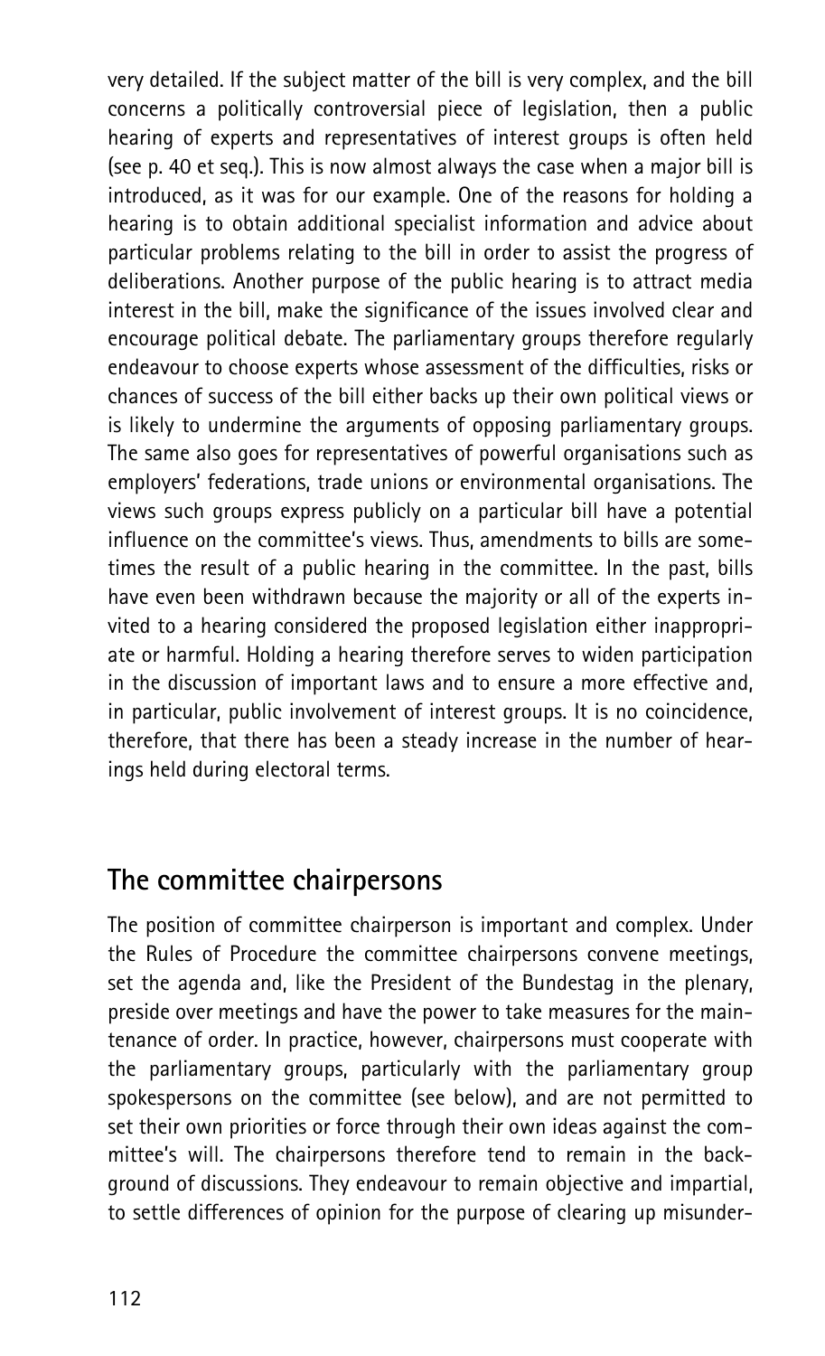very detailed. If the subject matter of the bill is very complex, and the bill concerns a politically controversial piece of legislation, then a public hearing of experts and representatives of interest groups is often held (see p. 40 et seq.). This is now almost always the case when a major bill is introduced, as it was for our example. One of the reasons for holding a hearing is to obtain additional specialist information and advice about particular problems relating to the bill in order to assist the progress of deliberations. Another purpose of the public hearing is to attract media interest in the bill, make the significance of the issues involved clear and encourage political debate. The parliamentary groups therefore regularly endeavour to choose experts whose assessment of the difficulties, risks or chances of success of the bill either backs up their own political views or is likely to undermine the arguments of opposing parliamentary groups. The same also goes for representatives of powerful organisations such as employers' federations, trade unions or environmental organisations. The views such groups express publicly on a particular bill have a potential influence on the committee's views. Thus, amendments to bills are sometimes the result of a public hearing in the committee. In the past, bills have even been withdrawn because the majority or all of the experts invited to a hearing considered the proposed legislation either inappropriate or harmful. Holding a hearing therefore serves to widen participation in the discussion of important laws and to ensure a more effective and, in particular, public involvement of interest groups. It is no coincidence, therefore, that there has been a steady increase in the number of hearings held during electoral terms.

## The committee chairpersons

The position of committee chairperson is important and complex. Under the Rules of Procedure the committee chairpersons convene meetings, set the agenda and, like the President of the Bundestag in the plenary, preside over meetings and have the power to take measures for the maintenance of order. In practice, however, chairpersons must cooperate with the parliamentary groups, particularly with the parliamentary group spokespersons on the committee (see below), and are not permitted to set their own priorities or force through their own ideas against the committee's will. The chairpersons therefore tend to remain in the background of discussions. They endeavour to remain objective and impartial, to settle differences of opinion for the purpose of clearing up misunder-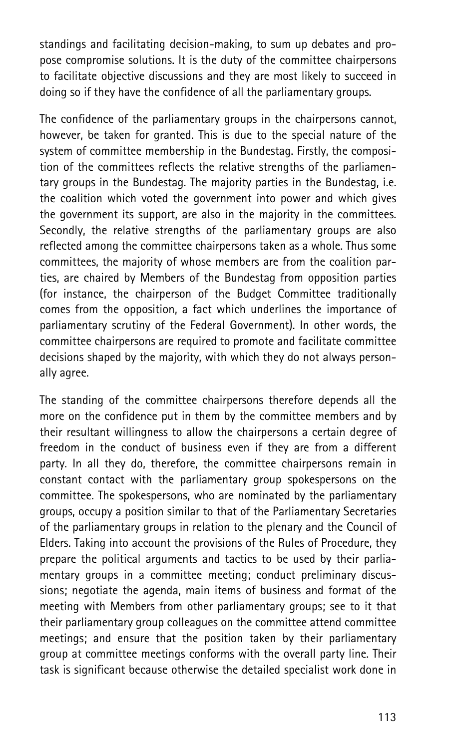standings and facilitating decision-making, to sum up debates and propose compromise solutions. It is the duty of the committee chairpersons to facilitate objective discussions and they are most likely to succeed in doing so if they have the confidence of all the parliamentary groups.

The confidence of the parliamentary groups in the chairpersons cannot, however, be taken for granted. This is due to the special nature of the system of committee membership in the Bundestag. Firstly, the composition of the committees reflects the relative strengths of the parliamentary groups in the Bundestag. The majority parties in the Bundestag, i.e. the coalition which voted the government into power and which gives the government its support, are also in the majority in the committees. Secondly, the relative strengths of the parliamentary groups are also reflected among the committee chairpersons taken as a whole. Thus some committees, the majority of whose members are from the coalition parties, are chaired by Members of the Bundestag from opposition parties (for instance, the chairperson of the Budget Committee traditionally comes from the opposition, a fact which underlines the importance of parliamentary scrutiny of the Federal Government). In other words, the committee chairpersons are required to promote and facilitate committee decisions shaped by the majority, with which they do not always personally agree.

The standing of the committee chairpersons therefore depends all the more on the confidence put in them by the committee members and by their resultant willingness to allow the chairpersons a certain degree of freedom in the conduct of business even if they are from a different party. In all they do, therefore, the committee chairpersons remain in constant contact with the parliamentary group spokespersons on the committee. The spokespersons, who are nominated by the parliamentary groups, occupy a position similar to that of the Parliamentary Secretaries of the parliamentary groups in relation to the plenary and the Council of Elders. Taking into account the provisions of the Rules of Procedure, they prepare the political arguments and tactics to be used by their parliamentary groups in a committee meeting; conduct preliminary discussions; negotiate the agenda, main items of business and format of the meeting with Members from other parliamentary groups; see to it that their parliamentary group colleagues on the committee attend committee meetings; and ensure that the position taken by their parliamentary group at committee meetings conforms with the overall party line. Their task is significant because otherwise the detailed specialist work done in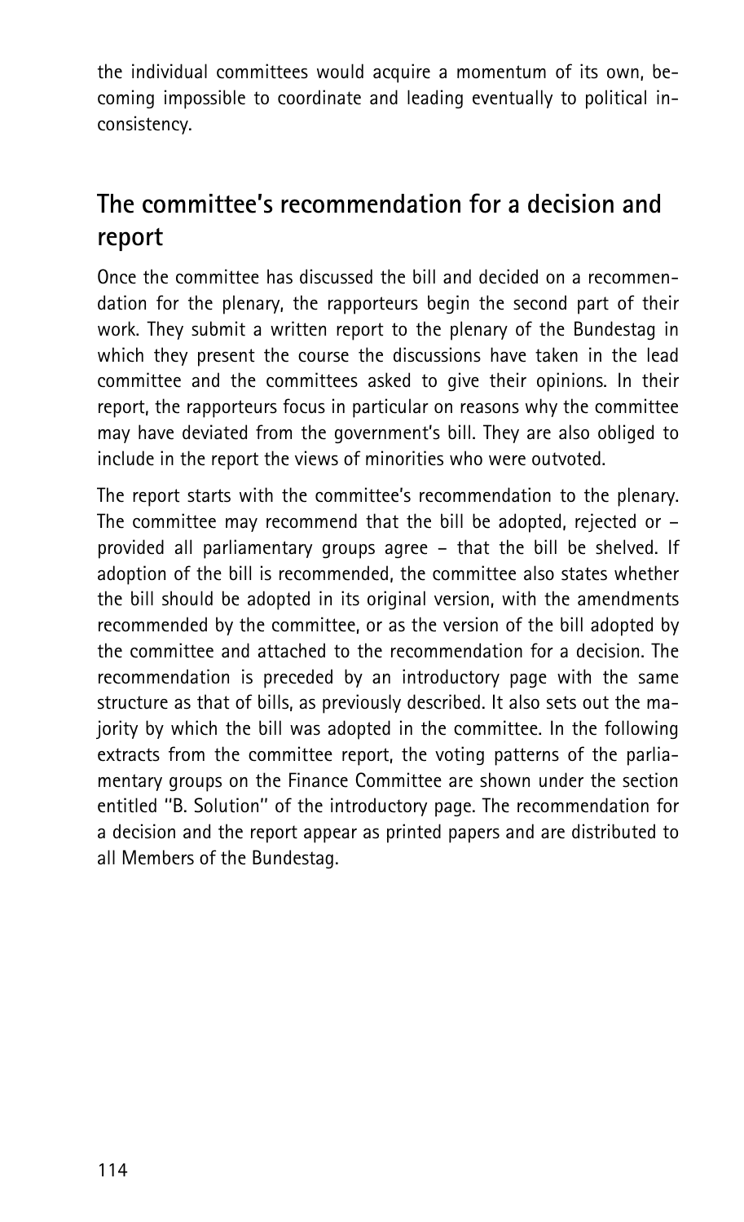the individual committees would acquire a momentum of its own, becoming impossible to coordinate and leading eventually to political inconsistency.

## The committee's recommendation for a decision and report

Once the committee has discussed the bill and decided on a recommendation for the plenary, the rapporteurs begin the second part of their work. They submit a written report to the plenary of the Bundestag in which they present the course the discussions have taken in the lead committee and the committees asked to give their opinions. In their report, the rapporteurs focus in particular on reasons why the committee may have deviated from the government's bill. They are also obliged to include in the report the views of minorities who were outvoted.

The report starts with the committee's recommendation to the plenary. The committee may recommend that the bill be adopted, rejected or – provided all parliamentary groups agree – that the bill be shelved. If adoption of the bill is recommended, the committee also states whether the bill should be adopted in its original version, with the amendments recommended by the committee, or as the version of the bill adopted by the committee and attached to the recommendation for a decision. The recommendation is preceded by an introductory page with the same structure as that of bills, as previously described. It also sets out the majority by which the bill was adopted in the committee. In the following extracts from the committee report, the voting patterns of the parliamentary groups on the Finance Committee are shown under the section entitled "B. Solution" of the introductory page. The recommendation for a decision and the report appear as printed papers and are distributed to all Members of the Bundestag.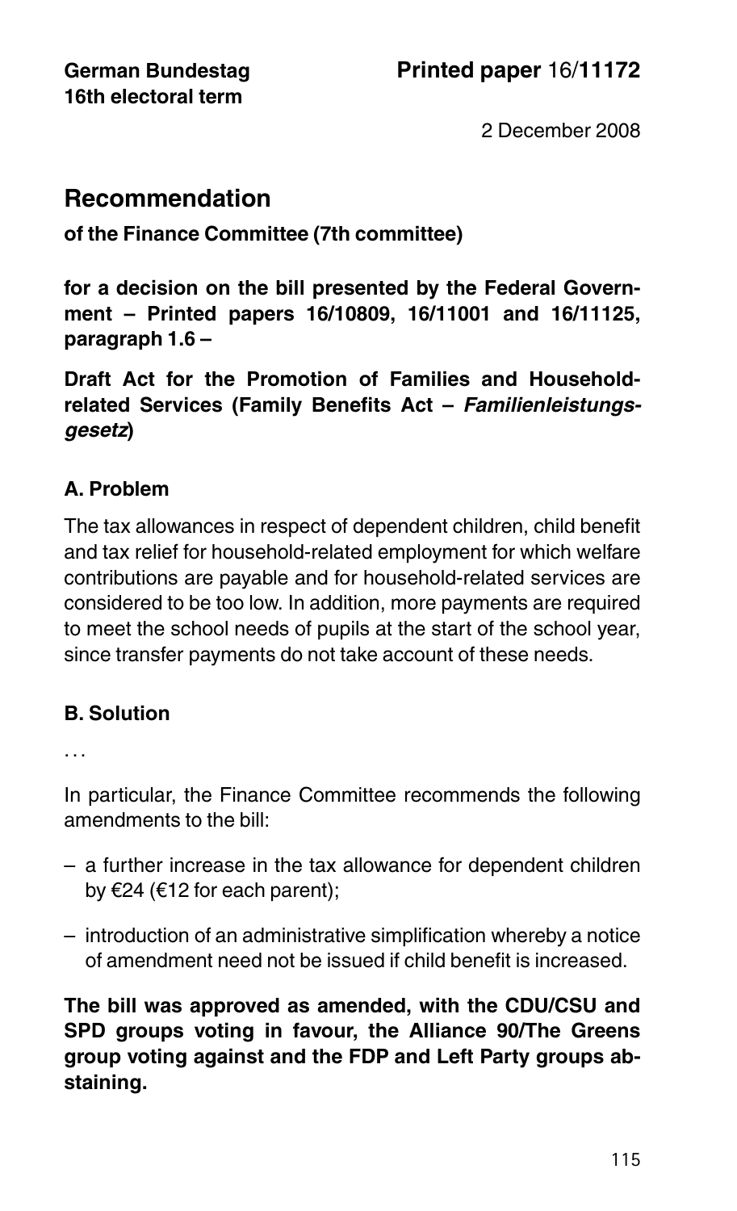**German Bundestag**
**16th electoral term**

**Printed paper** 16/**11172**

2 December 2008

# Recommendation

**of the Finance Committee (7th committee)**

**for a decision on the bill presented by the Federal Government – Printed papers 16/10809, 16/11001 and 16/11125, paragraph 1.6 –**

**Draft Act for the Promotion of Families and Household-related Services (Family Benefits Act – *Familienleistungsgesetz*)**

## A. Problem

The tax allowances in respect of dependent children, child benefit and tax relief for household-related employment for which welfare contributions are payable and for household-related services are considered to be too low. In addition, more payments are required to meet the school needs of pupils at the start of the school year, since transfer payments do not take account of these needs.

## B. Solution

. . .

In particular, the Finance Committee recommends the following amendments to the bill:

– a further increase in the tax allowance for dependent children by €24 (€12 for each parent);

– introduction of an administrative simplification whereby a notice of amendment need not be issued if child benefit is increased.

**The bill was approved as amended, with the CDU/CSU and SPD groups voting in favour, the Alliance 90/The Greens group voting against and the FDP and Left Party groups abstaining.**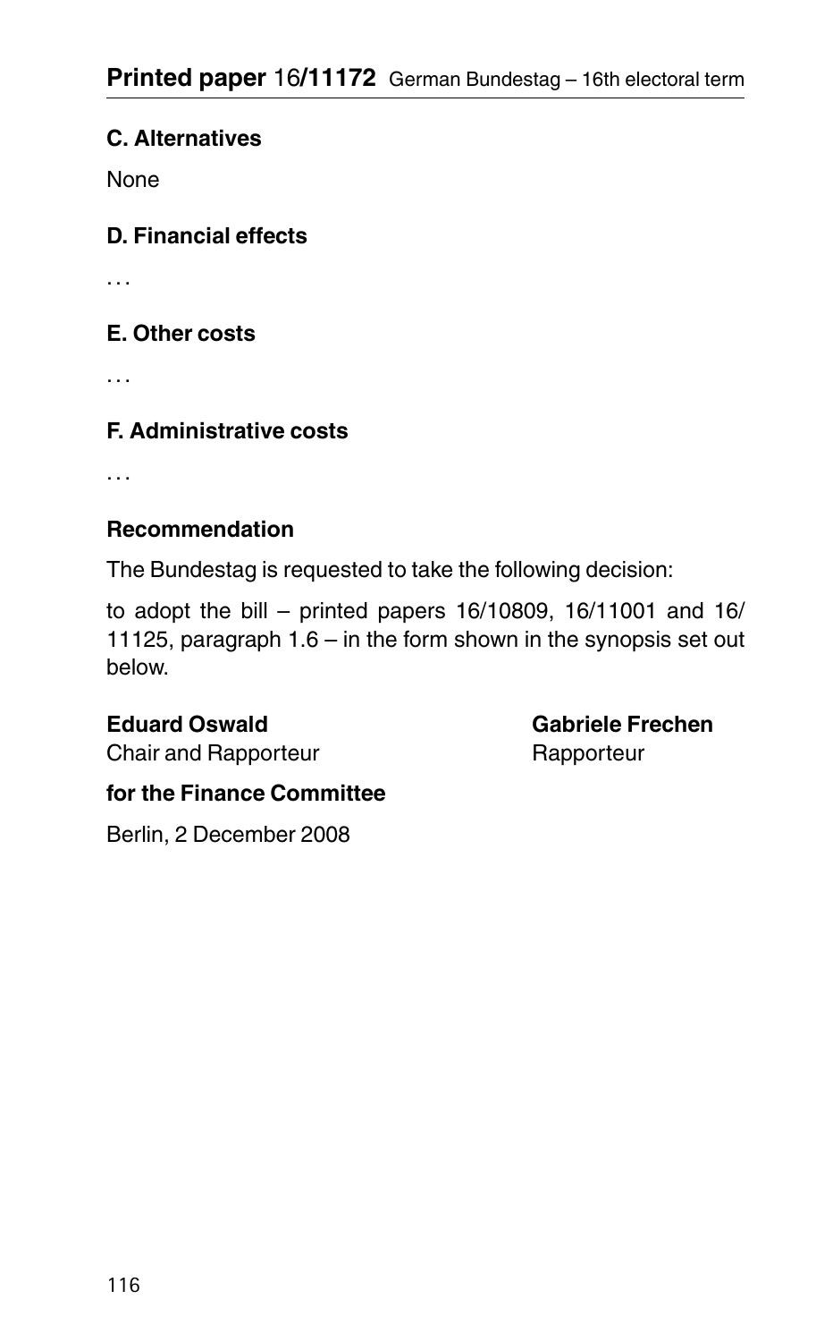### C. Alternatives

None

### D. Financial effects

. . .

### E. Other costs

. . .

### F. Administrative costs

. . .

### Recommendation

The Bundestag is requested to take the following decision:

to adopt the bill – printed papers 16/10809, 16/11001 and 16/11125, paragraph 1.6 – in the form shown in the synopsis set out below.

**Eduard Oswald**
Chair and Rapporteur

**Gabriele Frechen**
Rapporteur

**for the Finance Committee**

Berlin, 2 December 2008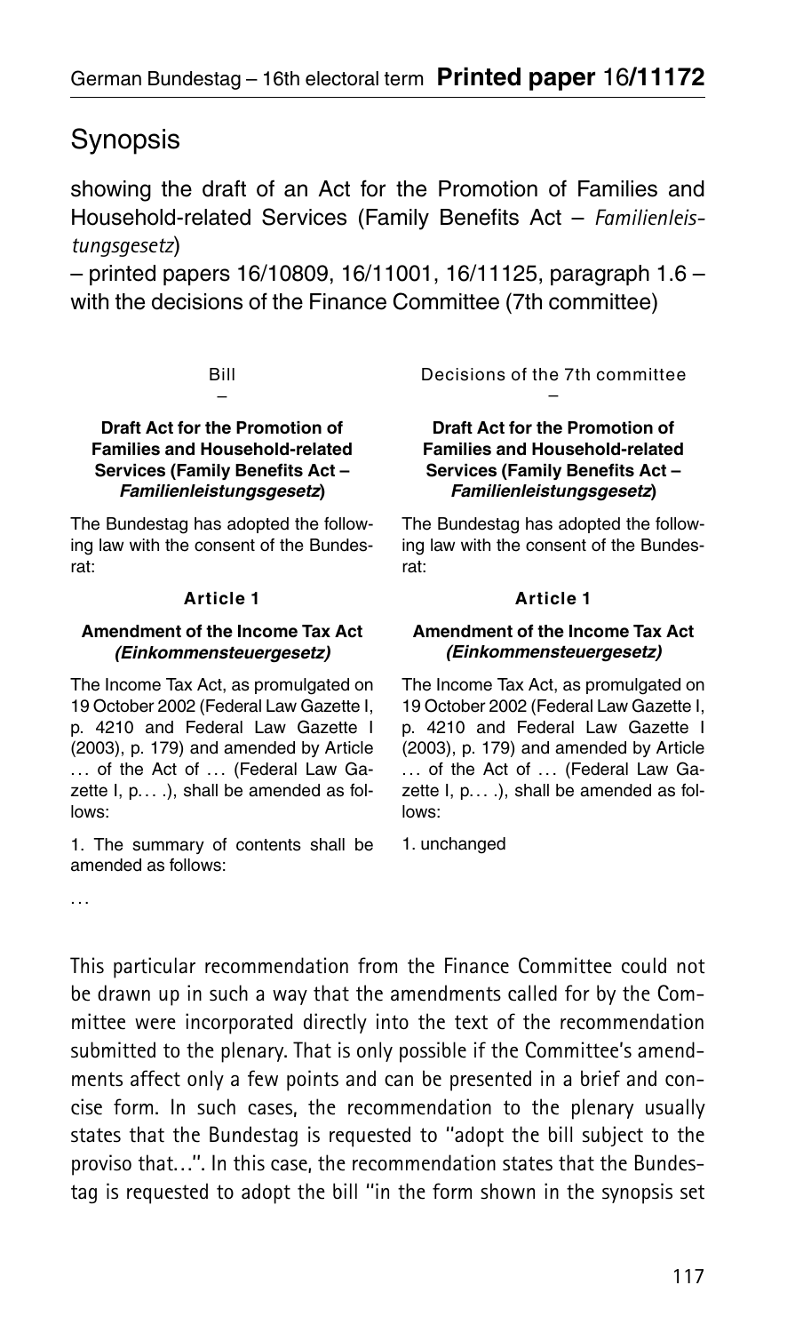# Synopsis

showing the draft of an Act for the Promotion of Families and Household-related Services (Family Benefits Act – *Familienleistungsgesetz*)

– printed papers 16/10809, 16/11001, 16/11125, paragraph 1.6 – with the decisions of the Finance Committee (7th committee)

| Bill<br>– | Decisions of the 7th committee<br>– |
|---|---|
| **Draft Act for the Promotion of Families and Household-related Services (Family Benefits Act – *Familienleistungsgesetz*)** | **Draft Act for the Promotion of Families and Household-related Services (Family Benefits Act – *Familienleistungsgesetz*)** |
| The Bundestag has adopted the following law with the consent of the Bundesrat: | The Bundestag has adopted the following law with the consent of the Bundesrat: |
| **Article 1** | **Article 1** |
| **Amendment of the Income Tax Act *(Einkommensteuergesetz)*** | **Amendment of the Income Tax Act *(Einkommensteuergesetz)*** |
| The Income Tax Act, as promulgated on 19 October 2002 (Federal Law Gazette I, p. 4210 and Federal Law Gazette I (2003), p. 179) and amended by Article … of the Act of … (Federal Law Gazette I, p. … .), shall be amended as follows: | The Income Tax Act, as promulgated on 19 October 2002 (Federal Law Gazette I, p. 4210 and Federal Law Gazette I (2003), p. 179) and amended by Article … of the Act of … (Federal Law Gazette I, p. … .), shall be amended as follows: |
| 1. The summary of contents shall be amended as follows: | 1. unchanged |

…

This particular recommendation from the Finance Committee could not be drawn up in such a way that the amendments called for by the Committee were incorporated directly into the text of the recommendation submitted to the plenary. That is only possible if the Committee's amendments affect only a few points and can be presented in a brief and concise form. In such cases, the recommendation to the plenary usually states that the Bundestag is requested to "adopt the bill subject to the proviso that…". In this case, the recommendation states that the Bundestag is requested to adopt the bill "in the form shown in the synopsis set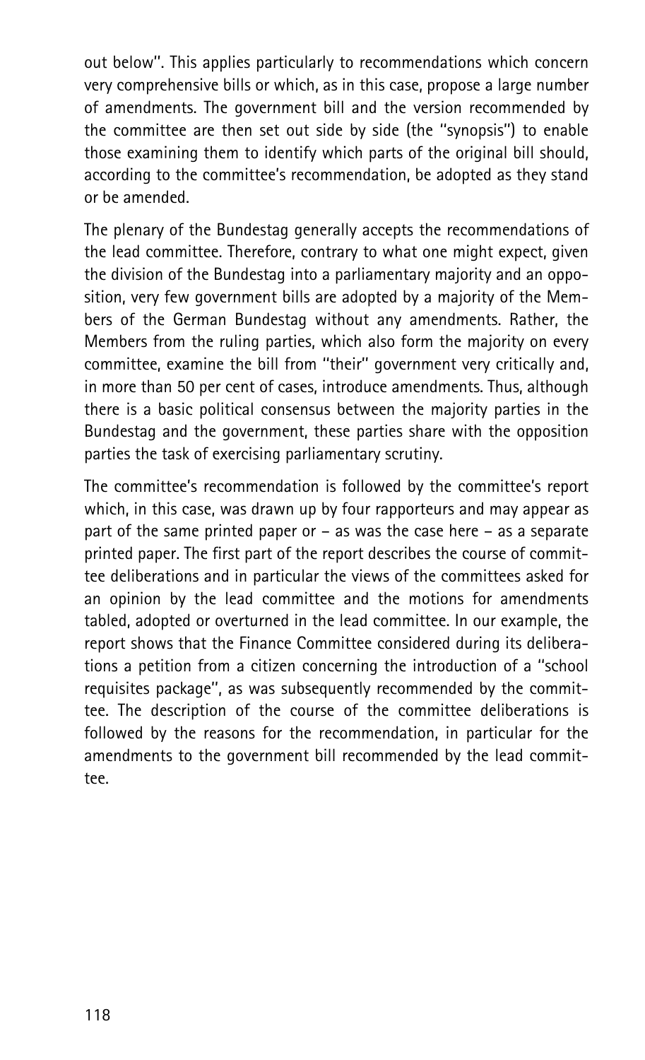out below". This applies particularly to recommendations which concern very comprehensive bills or which, as in this case, propose a large number of amendments. The government bill and the version recommended by the committee are then set out side by side (the "synopsis") to enable those examining them to identify which parts of the original bill should, according to the committee's recommendation, be adopted as they stand or be amended.

The plenary of the Bundestag generally accepts the recommendations of the lead committee. Therefore, contrary to what one might expect, given the division of the Bundestag into a parliamentary majority and an opposition, very few government bills are adopted by a majority of the Members of the German Bundestag without any amendments. Rather, the Members from the ruling parties, which also form the majority on every committee, examine the bill from "their" government very critically and, in more than 50 per cent of cases, introduce amendments. Thus, although there is a basic political consensus between the majority parties in the Bundestag and the government, these parties share with the opposition parties the task of exercising parliamentary scrutiny.

The committee's recommendation is followed by the committee's report which, in this case, was drawn up by four rapporteurs and may appear as part of the same printed paper or – as was the case here – as a separate printed paper. The first part of the report describes the course of committee deliberations and in particular the views of the committees asked for an opinion by the lead committee and the motions for amendments tabled, adopted or overturned in the lead committee. In our example, the report shows that the Finance Committee considered during its deliberations a petition from a citizen concerning the introduction of a "school requisites package", as was subsequently recommended by the committee. The description of the course of the committee deliberations is followed by the reasons for the recommendation, in particular for the amendments to the government bill recommended by the lead committee.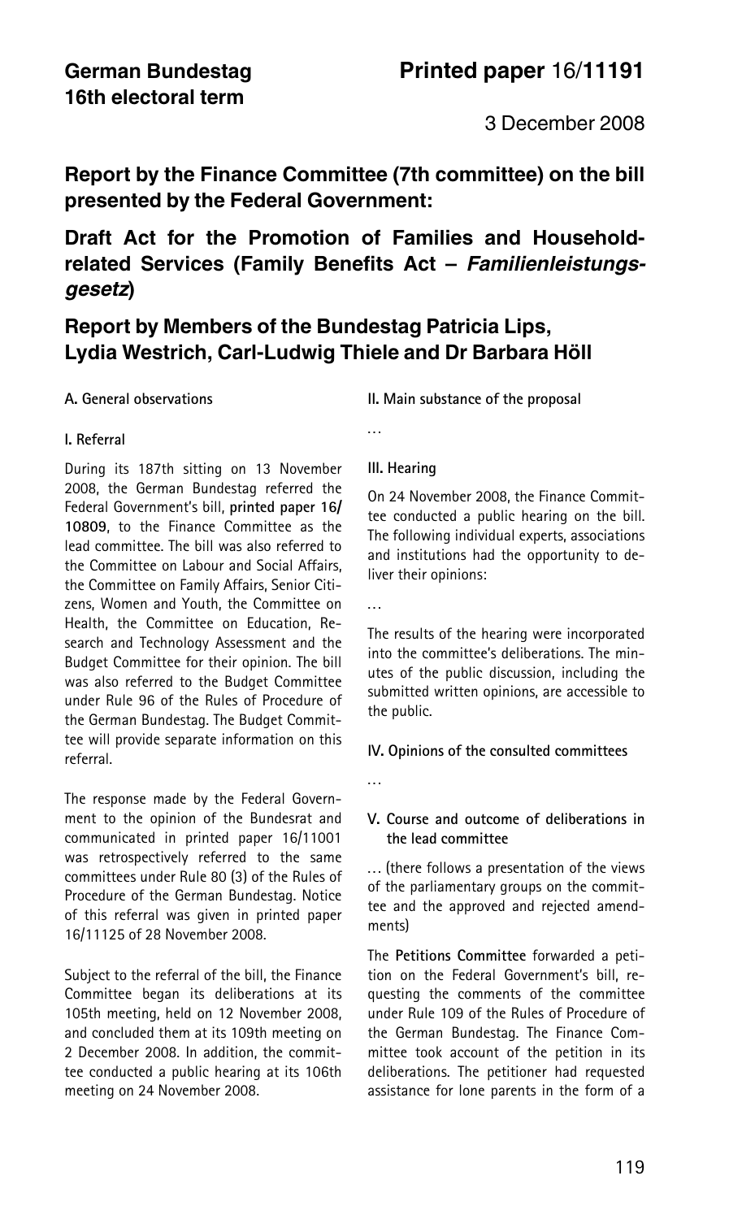**German Bundestag**
**16th electoral term**

**Printed paper** 16/**11191**

3 December 2008

## Report by the Finance Committee (7th committee) on the bill presented by the Federal Government:

## Draft Act for the Promotion of Families and Household-related Services (Family Benefits Act – *Familienleistungsgesetz*)

## Report by Members of the Bundestag Patricia Lips, Lydia Westrich, Carl-Ludwig Thiele and Dr Barbara Höll

### A. General observations

#### I. Referral

During its 187th sitting on 13 November 2008, the German Bundestag referred the Federal Government's bill, **printed paper 16/10809**, to the Finance Committee as the lead committee. The bill was also referred to the Committee on Labour and Social Affairs, the Committee on Family Affairs, Senior Citizens, Women and Youth, the Committee on Health, the Committee on Education, Research and Technology Assessment and the Budget Committee for their opinion. The bill was also referred to the Budget Committee under Rule 96 of the Rules of Procedure of the German Bundestag. The Budget Committee will provide separate information on this referral.

The response made by the Federal Government to the opinion of the Bundesrat and communicated in printed paper 16/11001 was retrospectively referred to the same committees under Rule 80 (3) of the Rules of Procedure of the German Bundestag. Notice of this referral was given in printed paper 16/11125 of 28 November 2008.

Subject to the referral of the bill, the Finance Committee began its deliberations at its 105th meeting, held on 12 November 2008, and concluded them at its 109th meeting on 2 December 2008. In addition, the committee conducted a public hearing at its 106th meeting on 24 November 2008.

#### II. Main substance of the proposal

…

#### III. Hearing

On 24 November 2008, the Finance Committee conducted a public hearing on the bill. The following individual experts, associations and institutions had the opportunity to deliver their opinions:

…

The results of the hearing were incorporated into the committee's deliberations. The minutes of the public discussion, including the submitted written opinions, are accessible to the public.

#### IV. Opinions of the consulted committees

…

#### V. Course and outcome of deliberations in the lead committee

… (there follows a presentation of the views of the parliamentary groups on the committee and the approved and rejected amendments)

The **Petitions Committee** forwarded a petition on the Federal Government's bill, requesting the comments of the committee under Rule 109 of the Rules of Procedure of the German Bundestag. The Finance Committee took account of the petition in its deliberations. The petitioner had requested assistance for lone parents in the form of a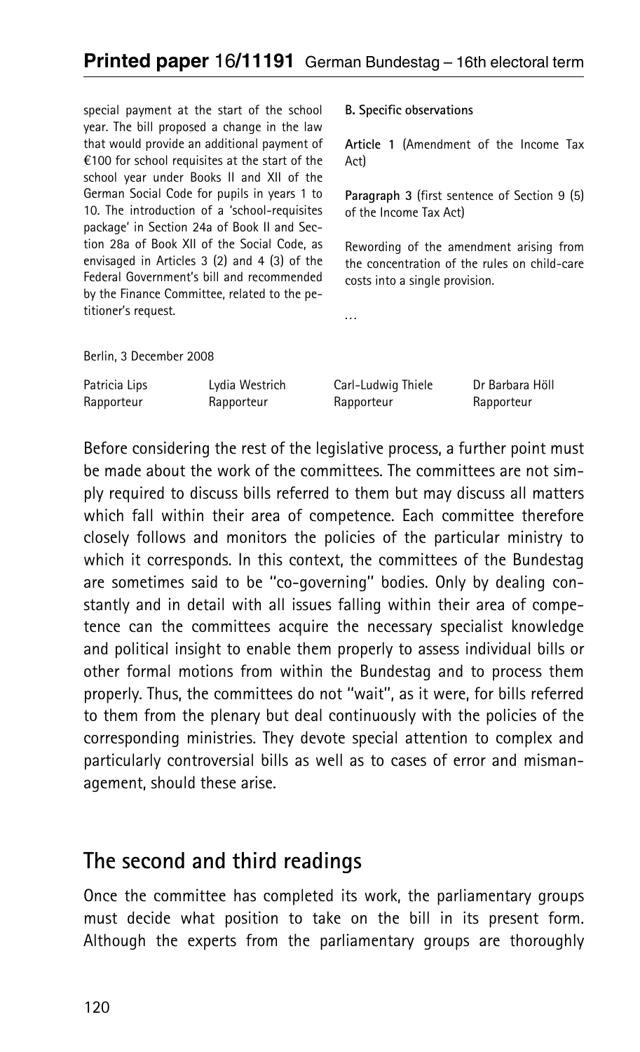**Printed paper 16/11191** German Bundestag – 16th electoral term

special payment at the start of the school year. The bill proposed a change in the law that would provide an additional payment of €100 for school requisites at the start of the school year under Books II and XII of the German Social Code for pupils in years 1 to 10. The introduction of a 'school-requisites package' in Section 24a of Book II and Section 28a of Book XII of the Social Code, as envisaged in Articles 3 (2) and 4 (3) of the Federal Government's bill and recommended by the Finance Committee, related to the petitioner's request.

**B. Specific observations**

**Article 1** (Amendment of the Income Tax Act)

**Paragraph 3** (first sentence of Section 9 (5) of the Income Tax Act)

Rewording of the amendment arising from the concentration of the rules on child-care costs into a single provision.

…

Berlin, 3 December 2008

| Patricia Lips | Lydia Westrich | Carl-Ludwig Thiele | Dr Barbara Höll |
|---|---|---|---|
| Rapporteur | Rapporteur | Rapporteur | Rapporteur |

Before considering the rest of the legislative process, a further point must be made about the work of the committees. The committees are not simply required to discuss bills referred to them but may discuss all matters which fall within their area of competence. Each committee therefore closely follows and monitors the policies of the particular ministry to which it corresponds. In this context, the committees of the Bundestag are sometimes said to be "co-governing" bodies. Only by dealing constantly and in detail with all issues falling within their area of competence can the committees acquire the necessary specialist knowledge and political insight to enable them properly to assess individual bills or other formal motions from within the Bundestag and to process them properly. Thus, the committees do not "wait", as it were, for bills referred to them from the plenary but deal continuously with the policies of the corresponding ministries. They devote special attention to complex and particularly controversial bills as well as to cases of error and mismanagement, should these arise.

## The second and third readings

Once the committee has completed its work, the parliamentary groups must decide what position to take on the bill in its present form. Although the experts from the parliamentary groups are thoroughly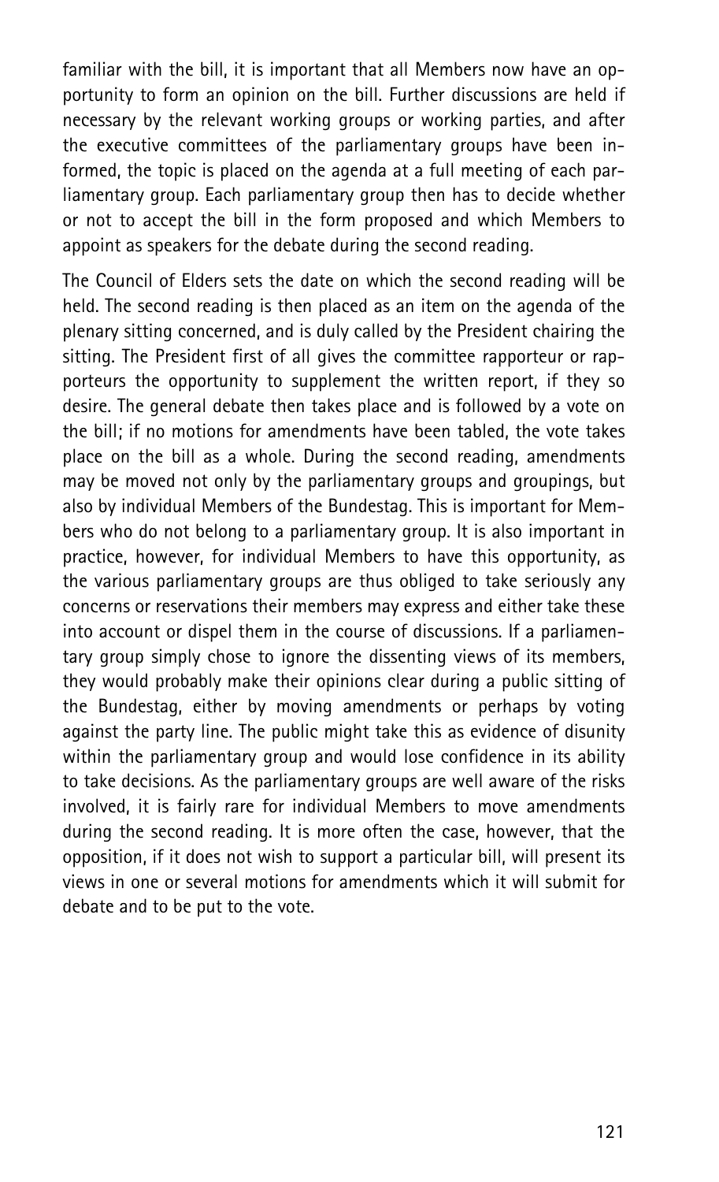familiar with the bill, it is important that all Members now have an opportunity to form an opinion on the bill. Further discussions are held if necessary by the relevant working groups or working parties, and after the executive committees of the parliamentary groups have been informed, the topic is placed on the agenda at a full meeting of each parliamentary group. Each parliamentary group then has to decide whether or not to accept the bill in the form proposed and which Members to appoint as speakers for the debate during the second reading.

The Council of Elders sets the date on which the second reading will be held. The second reading is then placed as an item on the agenda of the plenary sitting concerned, and is duly called by the President chairing the sitting. The President first of all gives the committee rapporteur or rapporteurs the opportunity to supplement the written report, if they so desire. The general debate then takes place and is followed by a vote on the bill; if no motions for amendments have been tabled, the vote takes place on the bill as a whole. During the second reading, amendments may be moved not only by the parliamentary groups and groupings, but also by individual Members of the Bundestag. This is important for Members who do not belong to a parliamentary group. It is also important in practice, however, for individual Members to have this opportunity, as the various parliamentary groups are thus obliged to take seriously any concerns or reservations their members may express and either take these into account or dispel them in the course of discussions. If a parliamentary group simply chose to ignore the dissenting views of its members, they would probably make their opinions clear during a public sitting of the Bundestag, either by moving amendments or perhaps by voting against the party line. The public might take this as evidence of disunity within the parliamentary group and would lose confidence in its ability to take decisions. As the parliamentary groups are well aware of the risks involved, it is fairly rare for individual Members to move amendments during the second reading. It is more often the case, however, that the opposition, if it does not wish to support a particular bill, will present its views in one or several motions for amendments which it will submit for debate and to be put to the vote.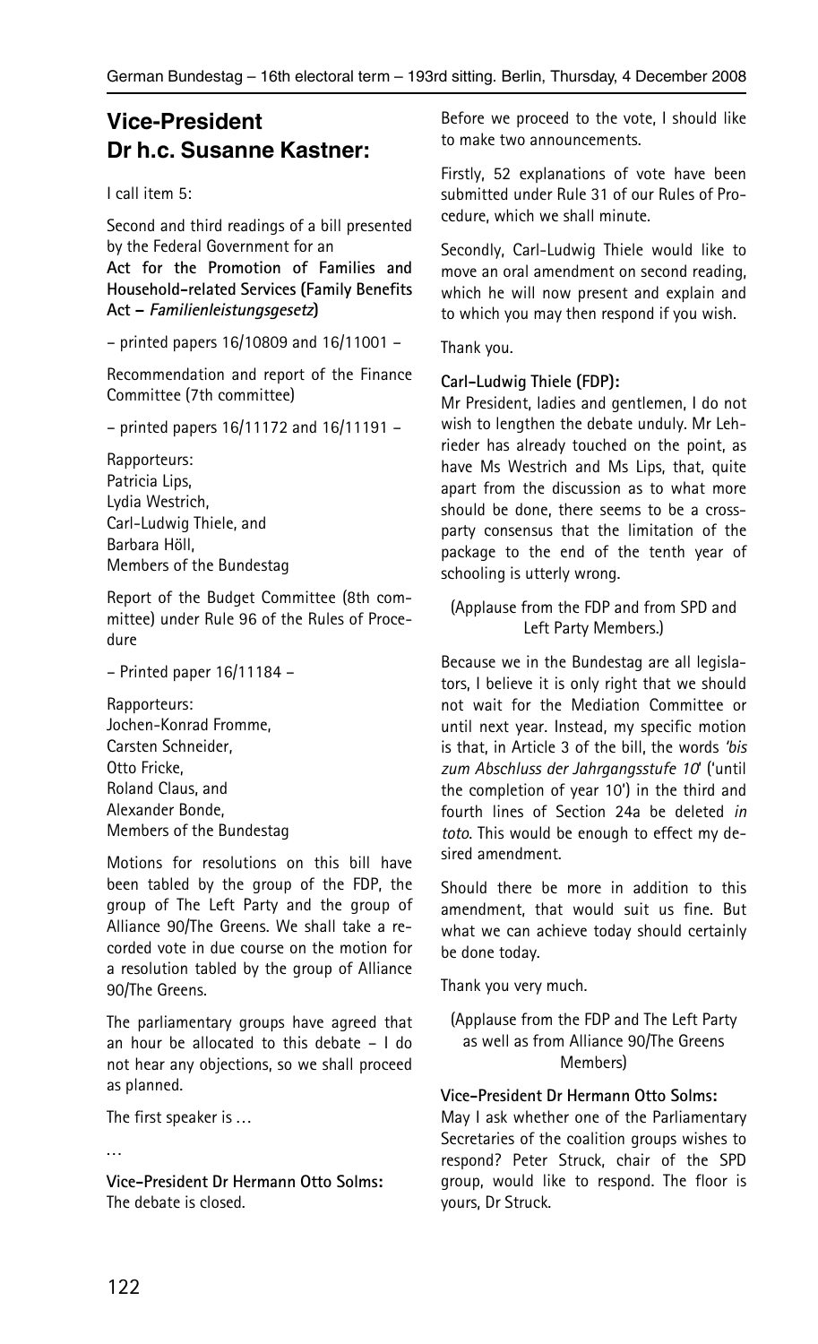## Vice-President Dr h.c. Susanne Kastner:

I call item 5:

Second and third readings of a bill presented by the Federal Government for an **Act for the Promotion of Families and Household-related Services (Family Benefits Act –** ***Familienleistungsgesetz*****)**

– printed papers 16/10809 and 16/11001 –

Recommendation and report of the Finance Committee (7th committee)

– printed papers 16/11172 and 16/11191 –

Rapporteurs:
Patricia Lips,
Lydia Westrich,
Carl-Ludwig Thiele, and
Barbara Höll,
Members of the Bundestag

Report of the Budget Committee (8th committee) under Rule 96 of the Rules of Procedure

– Printed paper 16/11184 –

Rapporteurs:
Jochen-Konrad Fromme,
Carsten Schneider,
Otto Fricke,
Roland Claus, and
Alexander Bonde,
Members of the Bundestag

Motions for resolutions on this bill have been tabled by the group of the FDP, the group of The Left Party and the group of Alliance 90/The Greens. We shall take a recorded vote in due course on the motion for a resolution tabled by the group of Alliance 90/The Greens.

The parliamentary groups have agreed that an hour be allocated to this debate – I do not hear any objections, so we shall proceed as planned.

The first speaker is …

…

**Vice-President Dr Hermann Otto Solms:**
The debate is closed.

Before we proceed to the vote, I should like to make two announcements.

Firstly, 52 explanations of vote have been submitted under Rule 31 of our Rules of Procedure, which we shall minute.

Secondly, Carl-Ludwig Thiele would like to move an oral amendment on second reading, which he will now present and explain and to which you may then respond if you wish.

Thank you.

**Carl-Ludwig Thiele (FDP):**
Mr President, ladies and gentlemen, I do not wish to lengthen the debate unduly. Mr Lehrieder has already touched on the point, as have Ms Westrich and Ms Lips, that, quite apart from the discussion as to what more should be done, there seems to be a cross-party consensus that the limitation of the package to the end of the tenth year of schooling is utterly wrong.

(Applause from the FDP and from SPD and Left Party Members.)

Because we in the Bundestag are all legislators, I believe it is only right that we should not wait for the Mediation Committee or until next year. Instead, my specific motion is that, in Article 3 of the bill, the words *'bis zum Abschluss der Jahrgangsstufe 10'* ('until the completion of year 10') in the third and fourth lines of Section 24a be deleted *in toto*. This would be enough to effect my desired amendment.

Should there be more in addition to this amendment, that would suit us fine. But what we can achieve today should certainly be done today.

Thank you very much.

(Applause from the FDP and The Left Party as well as from Alliance 90/The Greens Members)

**Vice-President Dr Hermann Otto Solms:**
May I ask whether one of the Parliamentary Secretaries of the coalition groups wishes to respond? Peter Struck, chair of the SPD group, would like to respond. The floor is yours, Dr Struck.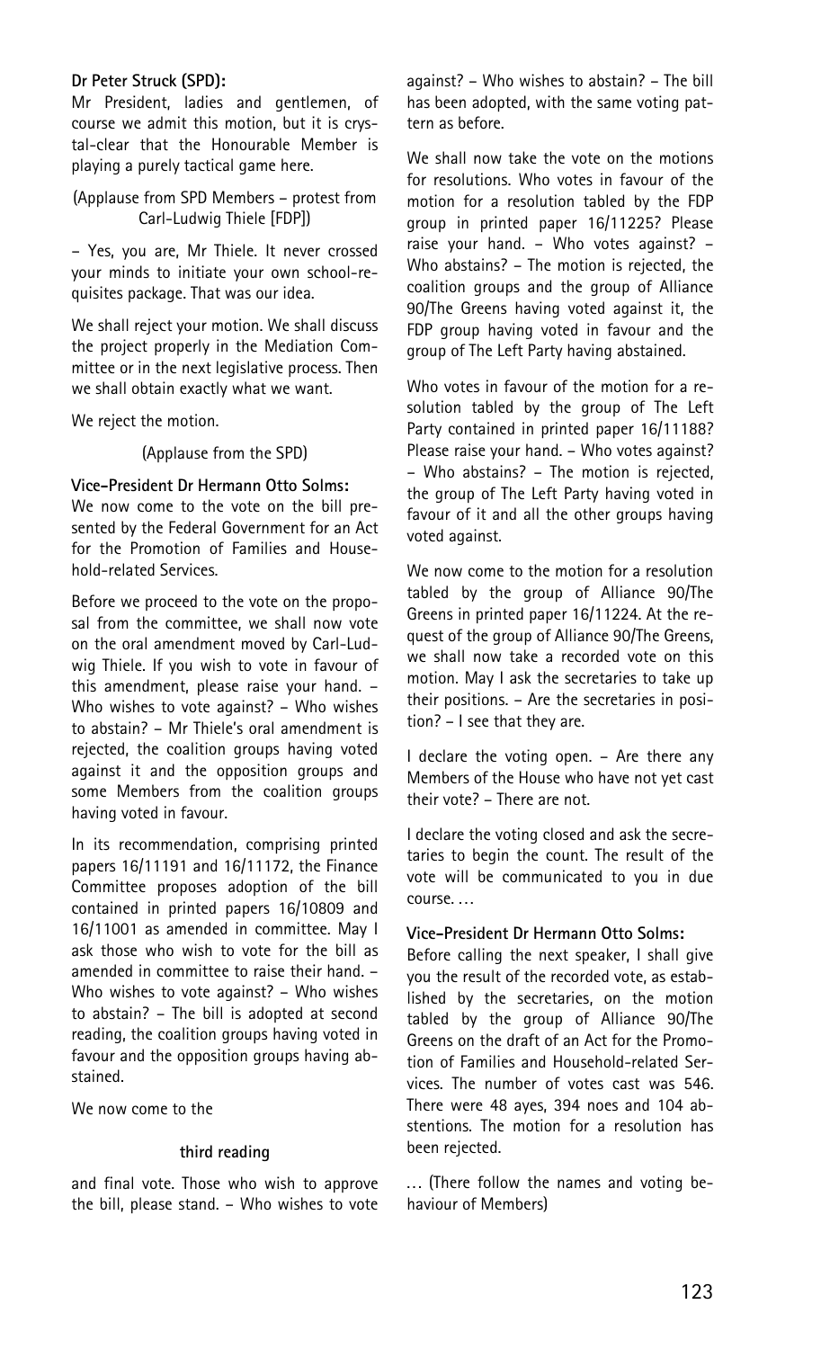**Dr Peter Struck (SPD):**
Mr President, ladies and gentlemen, of course we admit this motion, but it is crystal-clear that the Honourable Member is playing a purely tactical game here.

(Applause from SPD Members – protest from Carl-Ludwig Thiele [FDP])

– Yes, you are, Mr Thiele. It never crossed your minds to initiate your own school-requisites package. That was our idea.

We shall reject your motion. We shall discuss the project properly in the Mediation Committee or in the next legislative process. Then we shall obtain exactly what we want.

We reject the motion.

(Applause from the SPD)

**Vice-President Dr Hermann Otto Solms:**
We now come to the vote on the bill presented by the Federal Government for an Act for the Promotion of Families and Household-related Services.

Before we proceed to the vote on the proposal from the committee, we shall now vote on the oral amendment moved by Carl-Ludwig Thiele. If you wish to vote in favour of this amendment, please raise your hand. – Who wishes to vote against? – Who wishes to abstain? – Mr Thiele's oral amendment is rejected, the coalition groups having voted against it and the opposition groups and some Members from the coalition groups having voted in favour.

In its recommendation, comprising printed papers 16/11191 and 16/11172, the Finance Committee proposes adoption of the bill contained in printed papers 16/10809 and 16/11001 as amended in committee. May I ask those who wish to vote for the bill as amended in committee to raise their hand. – Who wishes to vote against? – Who wishes to abstain? – The bill is adopted at second reading, the coalition groups having voted in favour and the opposition groups having abstained.

We now come to the

**third reading**

and final vote. Those who wish to approve the bill, please stand. – Who wishes to vote against? – Who wishes to abstain? – The bill has been adopted, with the same voting pattern as before.

We shall now take the vote on the motions for resolutions. Who votes in favour of the motion for a resolution tabled by the FDP group in printed paper 16/11225? Please raise your hand. – Who votes against? – Who abstains? – The motion is rejected, the coalition groups and the group of Alliance 90/The Greens having voted against it, the FDP group having voted in favour and the group of The Left Party having abstained.

Who votes in favour of the motion for a resolution tabled by the group of The Left Party contained in printed paper 16/11188? Please raise your hand. – Who votes against? – Who abstains? – The motion is rejected, the group of The Left Party having voted in favour of it and all the other groups having voted against.

We now come to the motion for a resolution tabled by the group of Alliance 90/The Greens in printed paper 16/11224. At the request of the group of Alliance 90/The Greens, we shall now take a recorded vote on this motion. May I ask the secretaries to take up their positions. – Are the secretaries in position? – I see that they are.

I declare the voting open. – Are there any Members of the House who have not yet cast their vote? – There are not.

I declare the voting closed and ask the secretaries to begin the count. The result of the vote will be communicated to you in due course. …

**Vice-President Dr Hermann Otto Solms:**
Before calling the next speaker, I shall give you the result of the recorded vote, as established by the secretaries, on the motion tabled by the group of Alliance 90/The Greens on the draft of an Act for the Promotion of Families and Household-related Services. The number of votes cast was 546. There were 48 ayes, 394 noes and 104 abstentions. The motion for a resolution has been rejected.

… (There follow the names and voting behaviour of Members)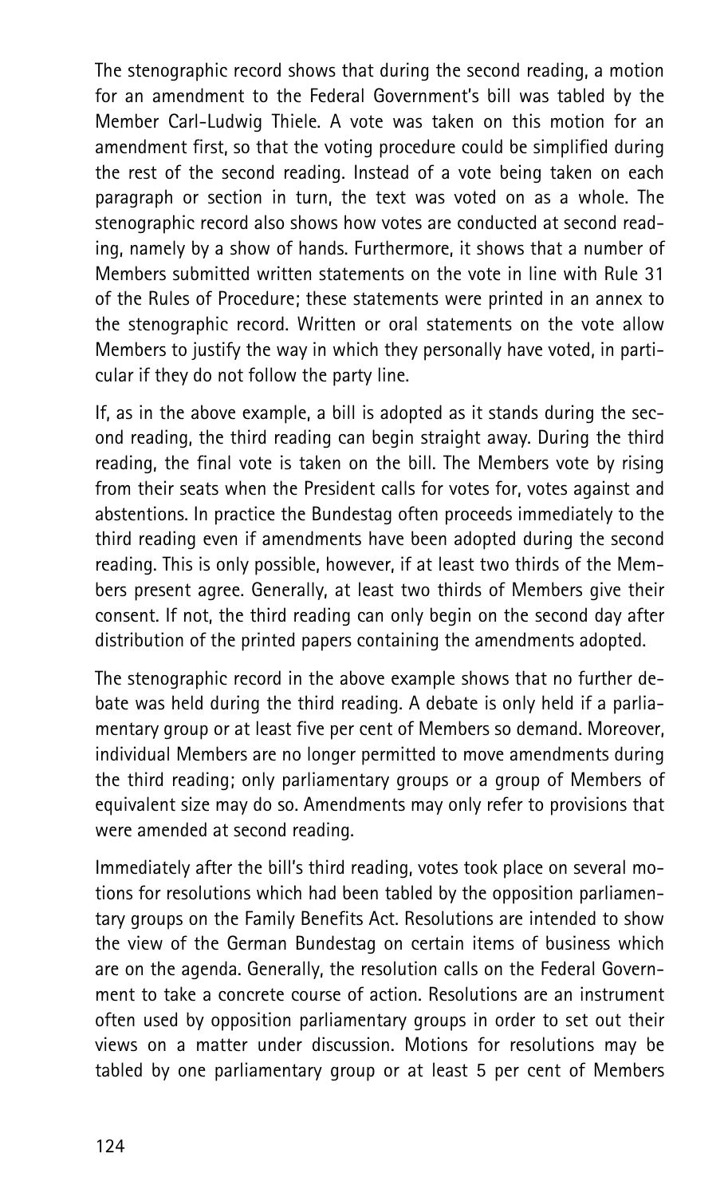The stenographic record shows that during the second reading, a motion for an amendment to the Federal Government's bill was tabled by the Member Carl-Ludwig Thiele. A vote was taken on this motion for an amendment first, so that the voting procedure could be simplified during the rest of the second reading. Instead of a vote being taken on each paragraph or section in turn, the text was voted on as a whole. The stenographic record also shows how votes are conducted at second reading, namely by a show of hands. Furthermore, it shows that a number of Members submitted written statements on the vote in line with Rule 31 of the Rules of Procedure; these statements were printed in an annex to the stenographic record. Written or oral statements on the vote allow Members to justify the way in which they personally have voted, in particular if they do not follow the party line.

If, as in the above example, a bill is adopted as it stands during the second reading, the third reading can begin straight away. During the third reading, the final vote is taken on the bill. The Members vote by rising from their seats when the President calls for votes for, votes against and abstentions. In practice the Bundestag often proceeds immediately to the third reading even if amendments have been adopted during the second reading. This is only possible, however, if at least two thirds of the Members present agree. Generally, at least two thirds of Members give their consent. If not, the third reading can only begin on the second day after distribution of the printed papers containing the amendments adopted.

The stenographic record in the above example shows that no further debate was held during the third reading. A debate is only held if a parliamentary group or at least five per cent of Members so demand. Moreover, individual Members are no longer permitted to move amendments during the third reading; only parliamentary groups or a group of Members of equivalent size may do so. Amendments may only refer to provisions that were amended at second reading.

Immediately after the bill's third reading, votes took place on several motions for resolutions which had been tabled by the opposition parliamentary groups on the Family Benefits Act. Resolutions are intended to show the view of the German Bundestag on certain items of business which are on the agenda. Generally, the resolution calls on the Federal Government to take a concrete course of action. Resolutions are an instrument often used by opposition parliamentary groups in order to set out their views on a matter under discussion. Motions for resolutions may be tabled by one parliamentary group or at least 5 per cent of Members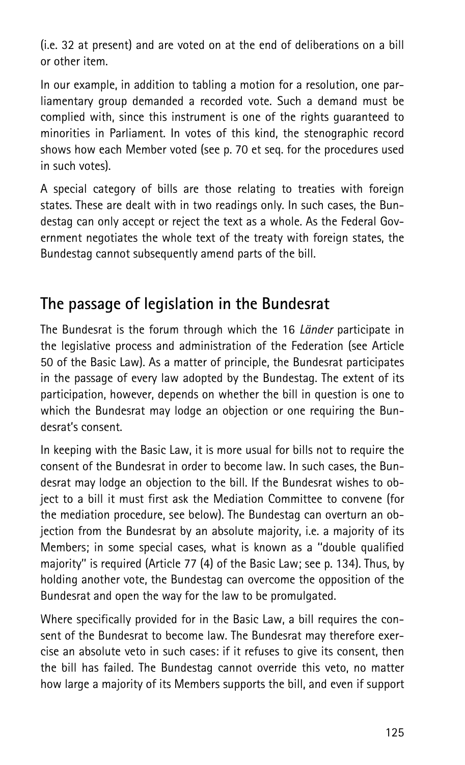(i.e. 32 at present) and are voted on at the end of deliberations on a bill or other item.

In our example, in addition to tabling a motion for a resolution, one parliamentary group demanded a recorded vote. Such a demand must be complied with, since this instrument is one of the rights guaranteed to minorities in Parliament. In votes of this kind, the stenographic record shows how each Member voted (see p. 70 et seq. for the procedures used in such votes).

A special category of bills are those relating to treaties with foreign states. These are dealt with in two readings only. In such cases, the Bundestag can only accept or reject the text as a whole. As the Federal Government negotiates the whole text of the treaty with foreign states, the Bundestag cannot subsequently amend parts of the bill.

## The passage of legislation in the Bundesrat

The Bundesrat is the forum through which the 16 *Länder* participate in the legislative process and administration of the Federation (see Article 50 of the Basic Law). As a matter of principle, the Bundesrat participates in the passage of every law adopted by the Bundestag. The extent of its participation, however, depends on whether the bill in question is one to which the Bundesrat may lodge an objection or one requiring the Bundesrat's consent.

In keeping with the Basic Law, it is more usual for bills not to require the consent of the Bundesrat in order to become law. In such cases, the Bundesrat may lodge an objection to the bill. If the Bundesrat wishes to object to a bill it must first ask the Mediation Committee to convene (for the mediation procedure, see below). The Bundestag can overturn an objection from the Bundesrat by an absolute majority, i.e. a majority of its Members; in some special cases, what is known as a "double qualified majority" is required (Article 77 (4) of the Basic Law; see p. 134). Thus, by holding another vote, the Bundestag can overcome the opposition of the Bundesrat and open the way for the law to be promulgated.

Where specifically provided for in the Basic Law, a bill requires the consent of the Bundesrat to become law. The Bundesrat may therefore exercise an absolute veto in such cases: if it refuses to give its consent, then the bill has failed. The Bundestag cannot override this veto, no matter how large a majority of its Members supports the bill, and even if support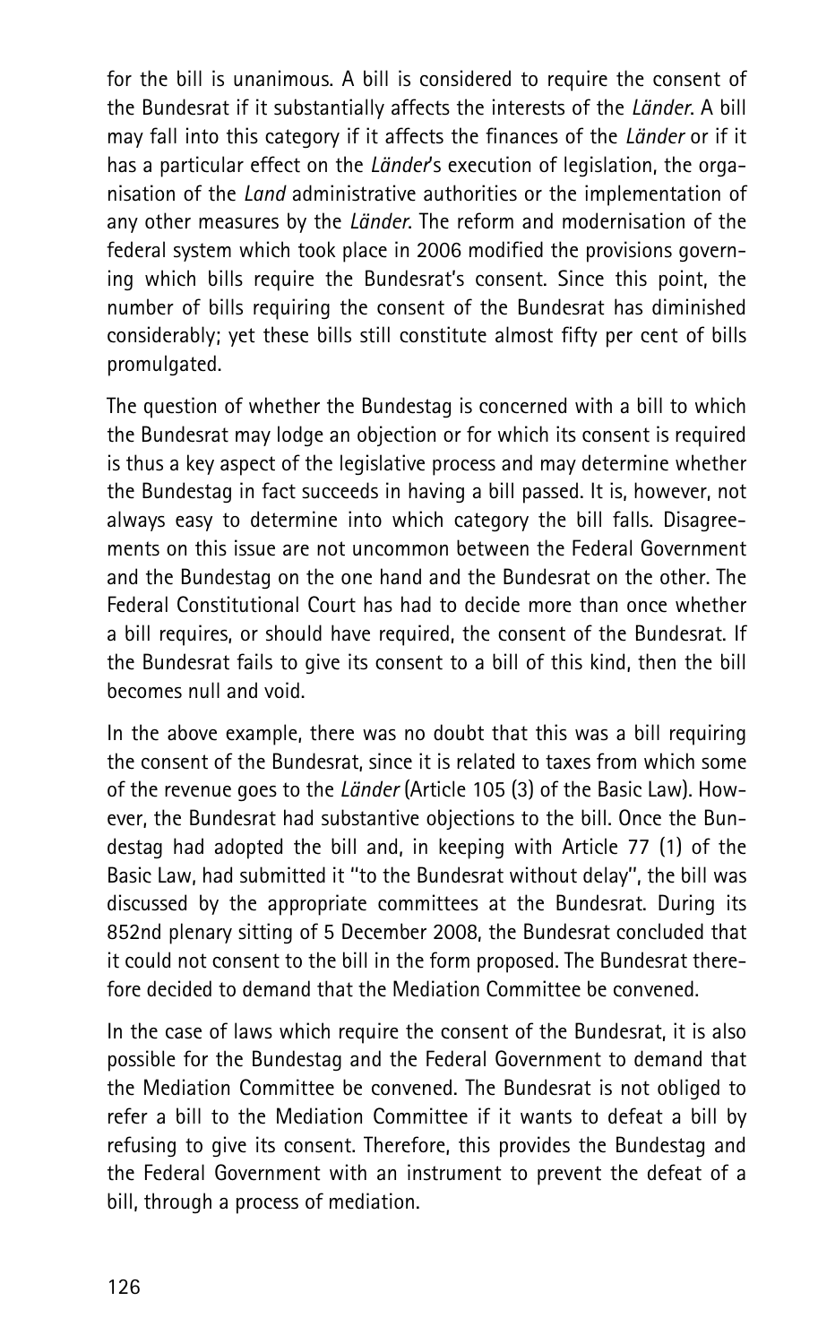for the bill is unanimous. A bill is considered to require the consent of the Bundesrat if it substantially affects the interests of the *Länder*. A bill may fall into this category if it affects the finances of the *Länder* or if it has a particular effect on the *Länder*'s execution of legislation, the organisation of the *Land* administrative authorities or the implementation of any other measures by the *Länder*. The reform and modernisation of the federal system which took place in 2006 modified the provisions governing which bills require the Bundesrat's consent. Since this point, the number of bills requiring the consent of the Bundesrat has diminished considerably; yet these bills still constitute almost fifty per cent of bills promulgated.

The question of whether the Bundestag is concerned with a bill to which the Bundesrat may lodge an objection or for which its consent is required is thus a key aspect of the legislative process and may determine whether the Bundestag in fact succeeds in having a bill passed. It is, however, not always easy to determine into which category the bill falls. Disagreements on this issue are not uncommon between the Federal Government and the Bundestag on the one hand and the Bundesrat on the other. The Federal Constitutional Court has had to decide more than once whether a bill requires, or should have required, the consent of the Bundesrat. If the Bundesrat fails to give its consent to a bill of this kind, then the bill becomes null and void.

In the above example, there was no doubt that this was a bill requiring the consent of the Bundesrat, since it is related to taxes from which some of the revenue goes to the *Länder* (Article 105 (3) of the Basic Law). However, the Bundesrat had substantive objections to the bill. Once the Bundestag had adopted the bill and, in keeping with Article 77 (1) of the Basic Law, had submitted it "to the Bundesrat without delay", the bill was discussed by the appropriate committees at the Bundesrat. During its 852nd plenary sitting of 5 December 2008, the Bundesrat concluded that it could not consent to the bill in the form proposed. The Bundesrat therefore decided to demand that the Mediation Committee be convened.

In the case of laws which require the consent of the Bundesrat, it is also possible for the Bundestag and the Federal Government to demand that the Mediation Committee be convened. The Bundesrat is not obliged to refer a bill to the Mediation Committee if it wants to defeat a bill by refusing to give its consent. Therefore, this provides the Bundestag and the Federal Government with an instrument to prevent the defeat of a bill, through a process of mediation.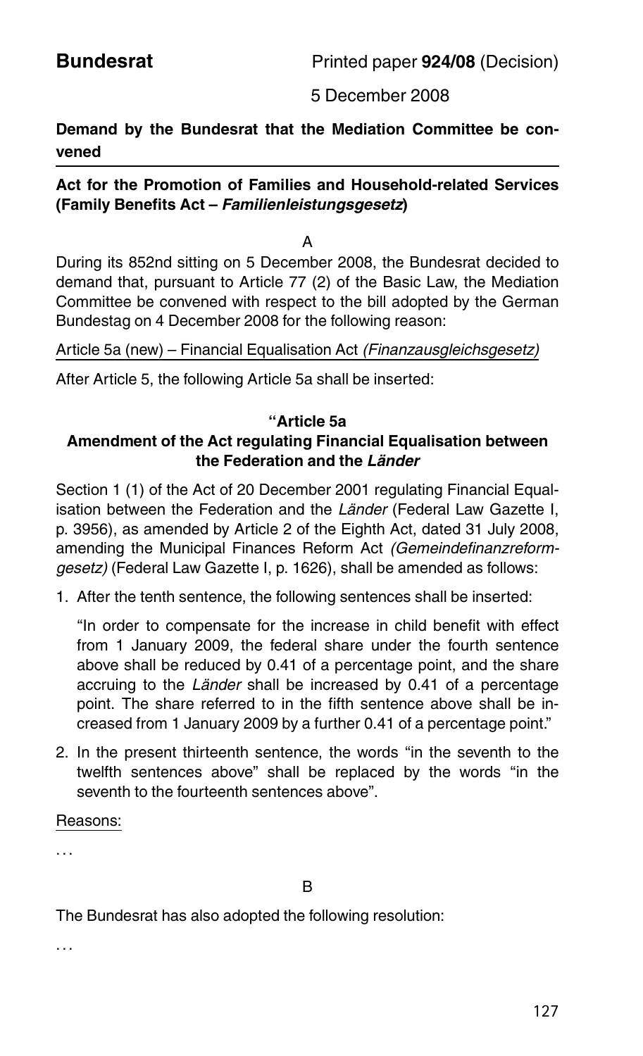**Bundesrat** Printed paper **924/08** (Decision)

5 December 2008

**Demand by the Bundesrat that the Mediation Committee be convened**

**Act for the Promotion of Families and Household-related Services (Family Benefits Act – *Familienleistungsgesetz*)**

A

During its 852nd sitting on 5 December 2008, the Bundesrat decided to demand that, pursuant to Article 77 (2) of the Basic Law, the Mediation Committee be convened with respect to the bill adopted by the German Bundestag on 4 December 2008 for the following reason:

Article 5a (new) – Financial Equalisation Act *(Finanzausgleichsgesetz)*

After Article 5, the following Article 5a shall be inserted:

**"Article 5a**
**Amendment of the Act regulating Financial Equalisation between the Federation and the *Länder***

Section 1 (1) of the Act of 20 December 2001 regulating Financial Equalisation between the Federation and the *Länder* (Federal Law Gazette I, p. 3956), as amended by Article 2 of the Eighth Act, dated 31 July 2008, amending the Municipal Finances Reform Act *(Gemeindefinanzreformgesetz)* (Federal Law Gazette I, p. 1626), shall be amended as follows:

1. After the tenth sentence, the following sentences shall be inserted:

   "In order to compensate for the increase in child benefit with effect from 1 January 2009, the federal share under the fourth sentence above shall be reduced by 0.41 of a percentage point, and the share accruing to the *Länder* shall be increased by 0.41 of a percentage point. The share referred to in the fifth sentence above shall be increased from 1 January 2009 by a further 0.41 of a percentage point."

2. In the present thirteenth sentence, the words "in the seventh to the twelfth sentences above" shall be replaced by the words "in the seventh to the fourteenth sentences above".

Reasons:

...

B

The Bundesrat has also adopted the following resolution:

...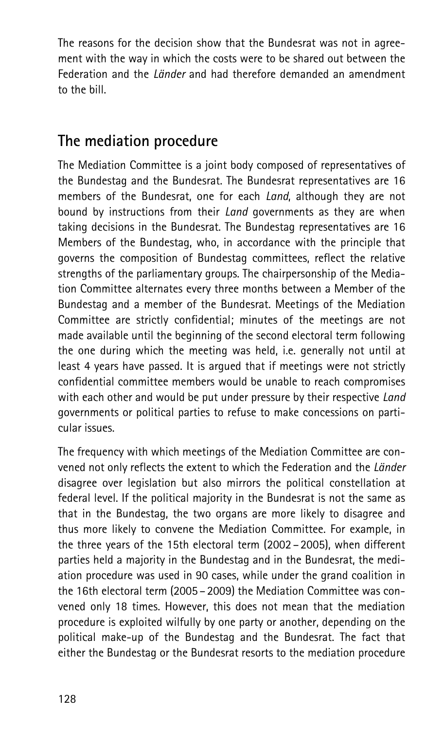The reasons for the decision show that the Bundesrat was not in agreement with the way in which the costs were to be shared out between the Federation and the *Länder* and had therefore demanded an amendment to the bill.

## The mediation procedure

The Mediation Committee is a joint body composed of representatives of the Bundestag and the Bundesrat. The Bundesrat representatives are 16 members of the Bundesrat, one for each *Land*, although they are not bound by instructions from their *Land* governments as they are when taking decisions in the Bundesrat. The Bundestag representatives are 16 Members of the Bundestag, who, in accordance with the principle that governs the composition of Bundestag committees, reflect the relative strengths of the parliamentary groups. The chairpersonship of the Mediation Committee alternates every three months between a Member of the Bundestag and a member of the Bundesrat. Meetings of the Mediation Committee are strictly confidential; minutes of the meetings are not made available until the beginning of the second electoral term following the one during which the meeting was held, i.e. generally not until at least 4 years have passed. It is argued that if meetings were not strictly confidential committee members would be unable to reach compromises with each other and would be put under pressure by their respective *Land* governments or political parties to refuse to make concessions on particular issues.

The frequency with which meetings of the Mediation Committee are convened not only reflects the extent to which the Federation and the *Länder* disagree over legislation but also mirrors the political constellation at federal level. If the political majority in the Bundesrat is not the same as that in the Bundestag, the two organs are more likely to disagree and thus more likely to convene the Mediation Committee. For example, in the three years of the 15th electoral term (2002 – 2005), when different parties held a majority in the Bundestag and in the Bundesrat, the mediation procedure was used in 90 cases, while under the grand coalition in the 16th electoral term (2005 – 2009) the Mediation Committee was convened only 18 times. However, this does not mean that the mediation procedure is exploited wilfully by one party or another, depending on the political make-up of the Bundestag and the Bundesrat. The fact that either the Bundestag or the Bundesrat resorts to the mediation procedure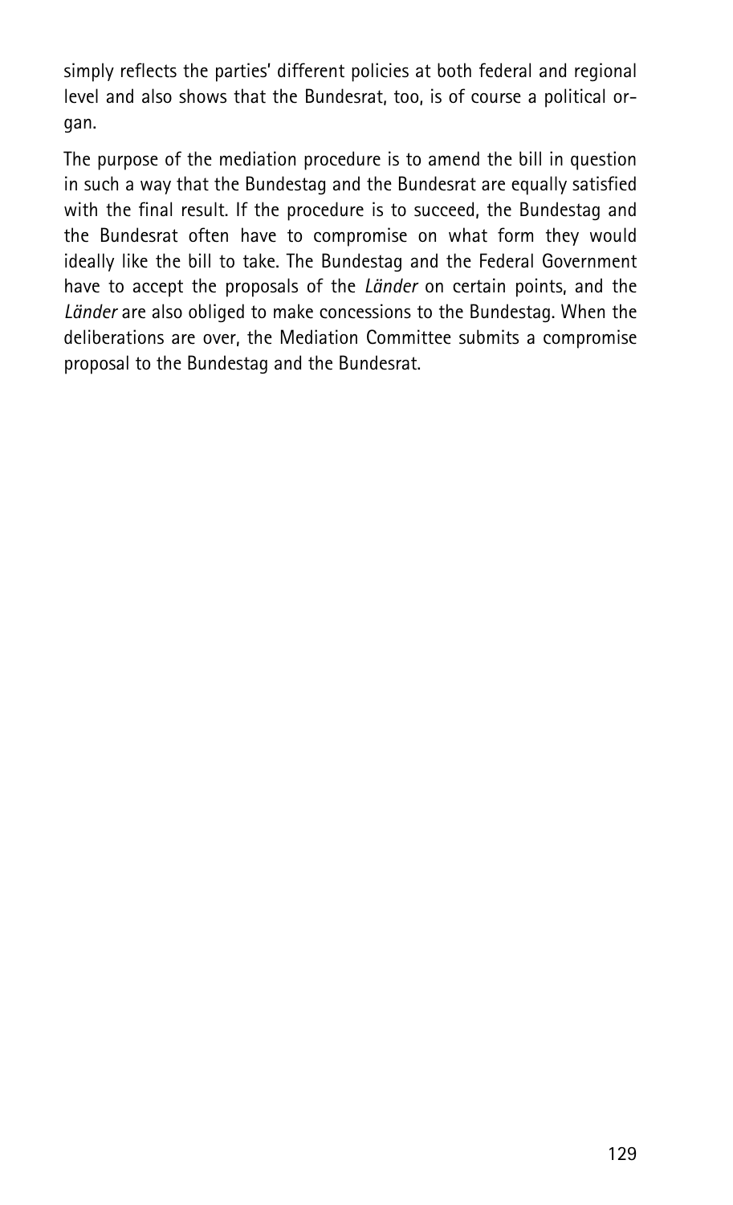simply reflects the parties' different policies at both federal and regional level and also shows that the Bundesrat, too, is of course a political organ.

The purpose of the mediation procedure is to amend the bill in question in such a way that the Bundestag and the Bundesrat are equally satisfied with the final result. If the procedure is to succeed, the Bundestag and the Bundesrat often have to compromise on what form they would ideally like the bill to take. The Bundestag and the Federal Government have to accept the proposals of the *Länder* on certain points, and the *Länder* are also obliged to make concessions to the Bundestag. When the deliberations are over, the Mediation Committee submits a compromise proposal to the Bundestag and the Bundesrat.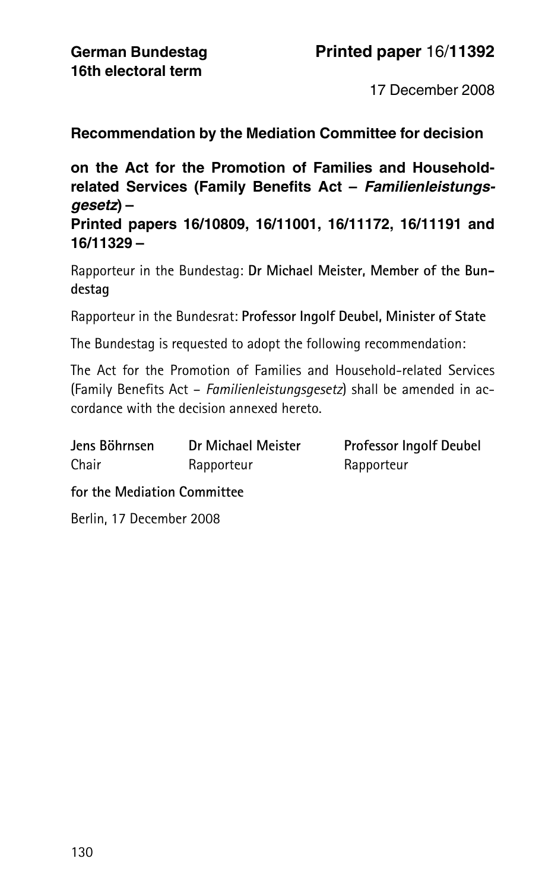**German Bundestag**
**16th electoral term**

**Printed paper** 16/**11392**

17 December 2008

## Recommendation by the Mediation Committee for decision

### on the Act for the Promotion of Families and Household-related Services (Family Benefits Act – *Familienleistungsgesetz*) –
### Printed papers 16/10809, 16/11001, 16/11172, 16/11191 and 16/11329 –

Rapporteur in the Bundestag: **Dr Michael Meister, Member of the Bundestag**

Rapporteur in the Bundesrat: **Professor Ingolf Deubel, Minister of State**

The Bundestag is requested to adopt the following recommendation:

The Act for the Promotion of Families and Household-related Services (Family Benefits Act – *Familienleistungsgesetz*) shall be amended in accordance with the decision annexed hereto.

| **Jens Böhrnsen** | **Dr Michael Meister** | **Professor Ingolf Deubel** |
|---|---|---|
| Chair | Rapporteur | Rapporteur |

**for the Mediation Committee**

Berlin, 17 December 2008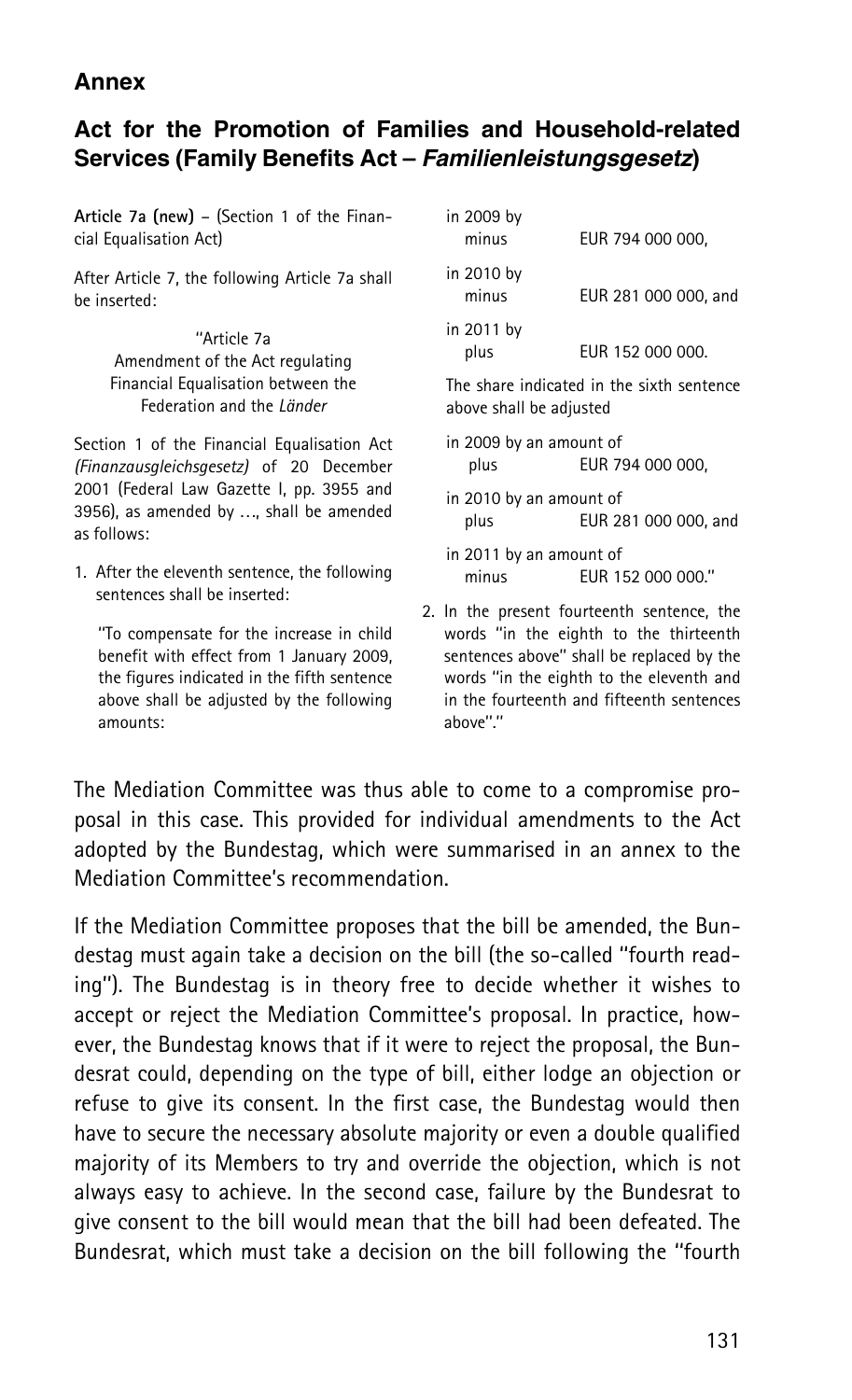## Annex

### Act for the Promotion of Families and Household-related Services (Family Benefits Act – *Familienleistungsgesetz*)

**Article 7a (new)** – (Section 1 of the Financial Equalisation Act)

After Article 7, the following Article 7a shall be inserted:

"Article 7a
Amendment of the Act regulating Financial Equalisation between the Federation and the *Länder*

Section 1 of the Financial Equalisation Act *(Finanzausgleichsgesetz)* of 20 December 2001 (Federal Law Gazette I, pp. 3955 and 3956), as amended by …, shall be amended as follows:

1. After the eleventh sentence, the following sentences shall be inserted:

   "To compensate for the increase in child benefit with effect from 1 January 2009, the figures indicated in the fifth sentence above shall be adjusted by the following amounts:

   in 2009 by
   minus EUR 794 000 000,

   in 2010 by
   minus EUR 281 000 000, and

   in 2011 by
   plus EUR 152 000 000.

   The share indicated in the sixth sentence above shall be adjusted

   in 2009 by an amount of
   plus EUR 794 000 000,

   in 2010 by an amount of
   plus EUR 281 000 000, and

   in 2011 by an amount of
   minus EUR 152 000 000."

2. In the present fourteenth sentence, the words "in the eighth to the thirteenth sentences above" shall be replaced by the words "in the eighth to the eleventh and in the fourteenth and fifteenth sentences above"."

The Mediation Committee was thus able to come to a compromise proposal in this case. This provided for individual amendments to the Act adopted by the Bundestag, which were summarised in an annex to the Mediation Committee's recommendation.

If the Mediation Committee proposes that the bill be amended, the Bundestag must again take a decision on the bill (the so-called "fourth reading"). The Bundestag is in theory free to decide whether it wishes to accept or reject the Mediation Committee's proposal. In practice, however, the Bundestag knows that if it were to reject the proposal, the Bundesrat could, depending on the type of bill, either lodge an objection or refuse to give its consent. In the first case, the Bundestag would then have to secure the necessary absolute majority or even a double qualified majority of its Members to try and override the objection, which is not always easy to achieve. In the second case, failure by the Bundesrat to give consent to the bill would mean that the bill had been defeated. The Bundesrat, which must take a decision on the bill following the "fourth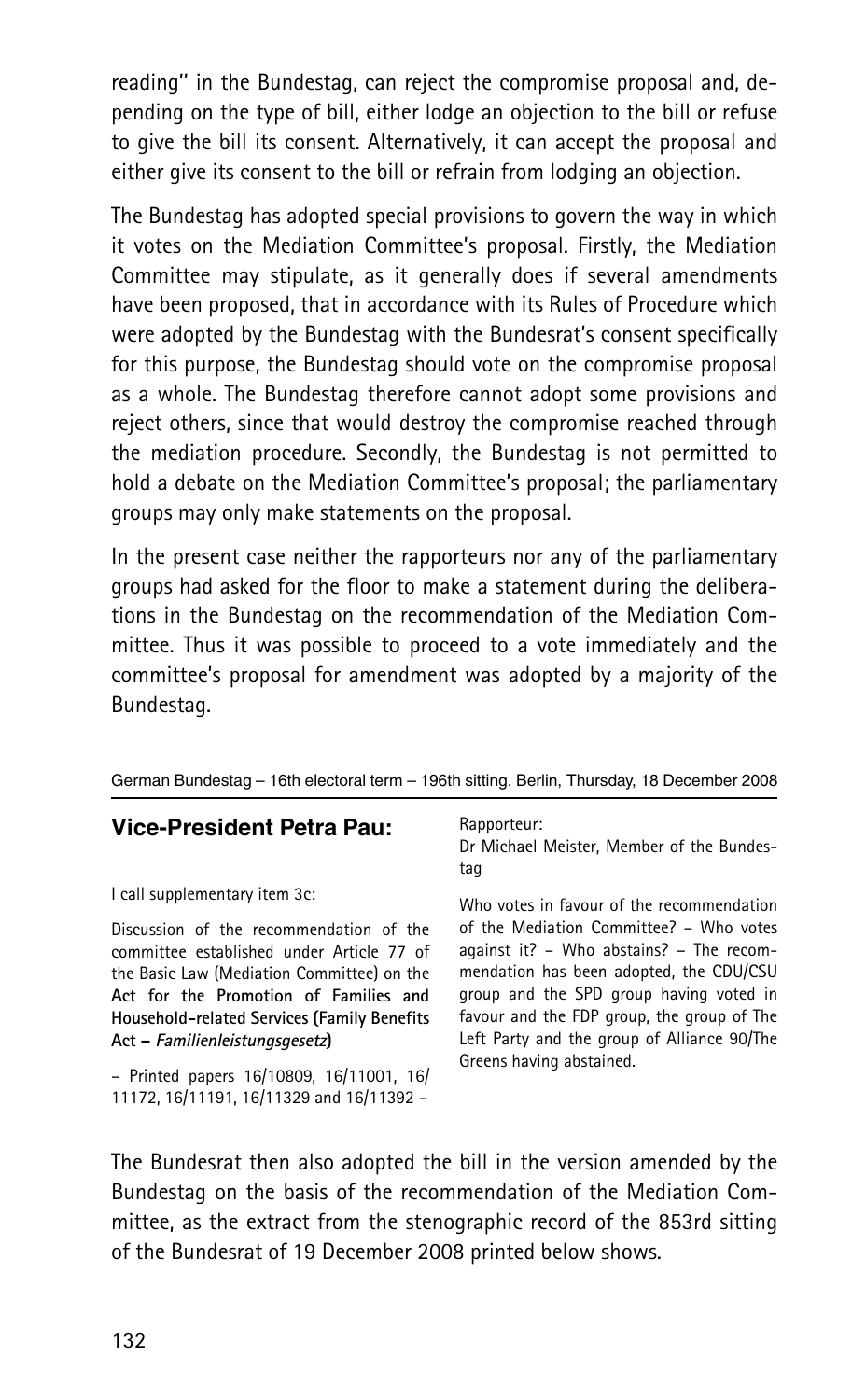reading" in the Bundestag, can reject the compromise proposal and, depending on the type of bill, either lodge an objection to the bill or refuse to give the bill its consent. Alternatively, it can accept the proposal and either give its consent to the bill or refrain from lodging an objection.

The Bundestag has adopted special provisions to govern the way in which it votes on the Mediation Committee's proposal. Firstly, the Mediation Committee may stipulate, as it generally does if several amendments have been proposed, that in accordance with its Rules of Procedure which were adopted by the Bundestag with the Bundesrat's consent specifically for this purpose, the Bundestag should vote on the compromise proposal as a whole. The Bundestag therefore cannot adopt some provisions and reject others, since that would destroy the compromise reached through the mediation procedure. Secondly, the Bundestag is not permitted to hold a debate on the Mediation Committee's proposal; the parliamentary groups may only make statements on the proposal.

In the present case neither the rapporteurs nor any of the parliamentary groups had asked for the floor to make a statement during the deliberations in the Bundestag on the recommendation of the Mediation Committee. Thus it was possible to proceed to a vote immediately and the committee's proposal for amendment was adopted by a majority of the Bundestag.

German Bundestag – 16th electoral term – 196th sitting. Berlin, Thursday, 18 December 2008

**Vice-President Petra Pau:**

I call supplementary item 3c:

Discussion of the recommendation of the committee established under Article 77 of the Basic Law (Mediation Committee) on the **Act for the Promotion of Families and Household-related Services (Family Benefits Act –** ***Familienleistungsgesetz*****)**

– Printed papers 16/10809, 16/11001, 16/11172, 16/11191, 16/11329 and 16/11392 –

Rapporteur:
Dr Michael Meister, Member of the Bundestag

Who votes in favour of the recommendation of the Mediation Committee? – Who votes against it? – Who abstains? – The recommendation has been adopted, the CDU/CSU group and the SPD group having voted in favour and the FDP group, the group of The Left Party and the group of Alliance 90/The Greens having abstained.

The Bundesrat then also adopted the bill in the version amended by the Bundestag on the basis of the recommendation of the Mediation Committee, as the extract from the stenographic record of the 853rd sitting of the Bundesrat of 19 December 2008 printed below shows.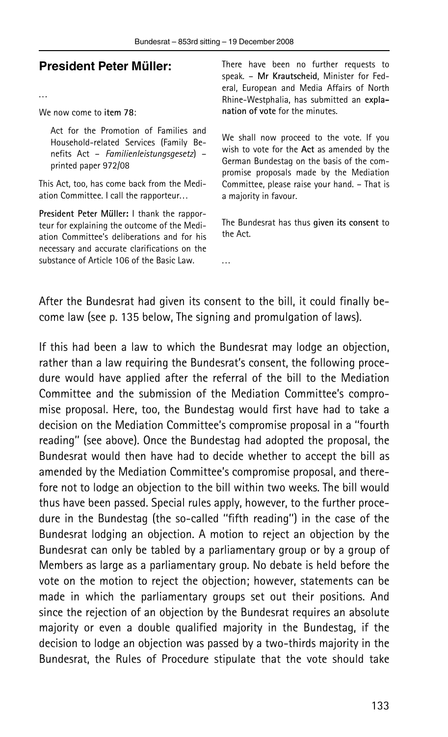**President Peter Müller:**

…

We now come to **item 78**:

> Act for the Promotion of Families and Household-related Services (Family Benefits Act – *Familienleistungsgesetz*) – printed paper 972/08

This Act, too, has come back from the Mediation Committee. I call the rapporteur…

**President Peter Müller:** I thank the rapporteur for explaining the outcome of the Mediation Committee's deliberations and for his necessary and accurate clarifications on the substance of Article 106 of the Basic Law.

There have been no further requests to speak. – **Mr Krautscheid**, Minister for Federal, European and Media Affairs of North Rhine-Westphalia, has submitted an **explanation of vote** for the minutes.

We shall now proceed to the vote. If you wish to vote for the **Act** as amended by the German Bundestag on the basis of the compromise proposals made by the Mediation Committee, please raise your hand. – That is a majority in favour.

The Bundesrat has thus **given its consent** to the Act.

…

After the Bundesrat had given its consent to the bill, it could finally become law (see p. 135 below, The signing and promulgation of laws).

If this had been a law to which the Bundesrat may lodge an objection, rather than a law requiring the Bundesrat's consent, the following procedure would have applied after the referral of the bill to the Mediation Committee and the submission of the Mediation Committee's compromise proposal. Here, too, the Bundestag would first have had to take a decision on the Mediation Committee's compromise proposal in a "fourth reading" (see above). Once the Bundestag had adopted the proposal, the Bundesrat would then have had to decide whether to accept the bill as amended by the Mediation Committee's compromise proposal, and therefore not to lodge an objection to the bill within two weeks. The bill would thus have been passed. Special rules apply, however, to the further procedure in the Bundestag (the so-called "fifth reading") in the case of the Bundesrat lodging an objection. A motion to reject an objection by the Bundesrat can only be tabled by a parliamentary group or by a group of Members as large as a parliamentary group. No debate is held before the vote on the motion to reject the objection; however, statements can be made in which the parliamentary groups set out their positions. And since the rejection of an objection by the Bundesrat requires an absolute majority or even a double qualified majority in the Bundestag, if the decision to lodge an objection was passed by a two-thirds majority in the Bundesrat, the Rules of Procedure stipulate that the vote should take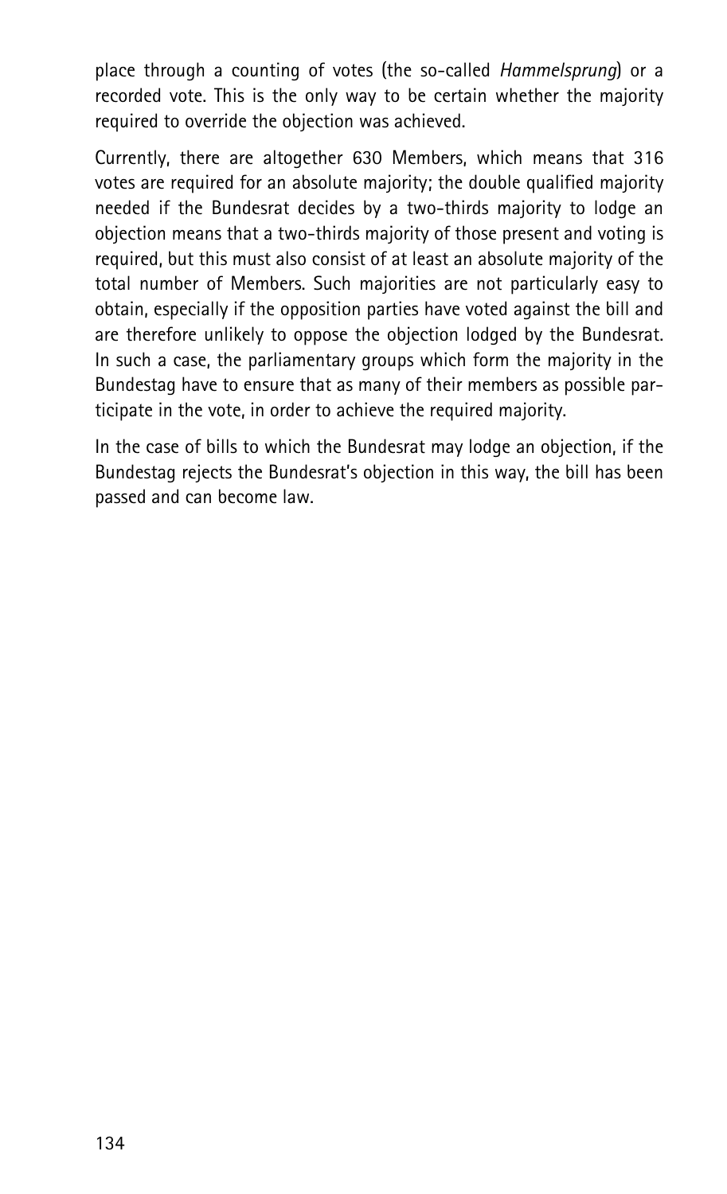place through a counting of votes (the so-called *Hammelsprung*) or a recorded vote. This is the only way to be certain whether the majority required to override the objection was achieved.

Currently, there are altogether 630 Members, which means that 316 votes are required for an absolute majority; the double qualified majority needed if the Bundesrat decides by a two-thirds majority to lodge an objection means that a two-thirds majority of those present and voting is required, but this must also consist of at least an absolute majority of the total number of Members. Such majorities are not particularly easy to obtain, especially if the opposition parties have voted against the bill and are therefore unlikely to oppose the objection lodged by the Bundesrat. In such a case, the parliamentary groups which form the majority in the Bundestag have to ensure that as many of their members as possible participate in the vote, in order to achieve the required majority.

In the case of bills to which the Bundesrat may lodge an objection, if the Bundestag rejects the Bundesrat's objection in this way, the bill has been passed and can become law.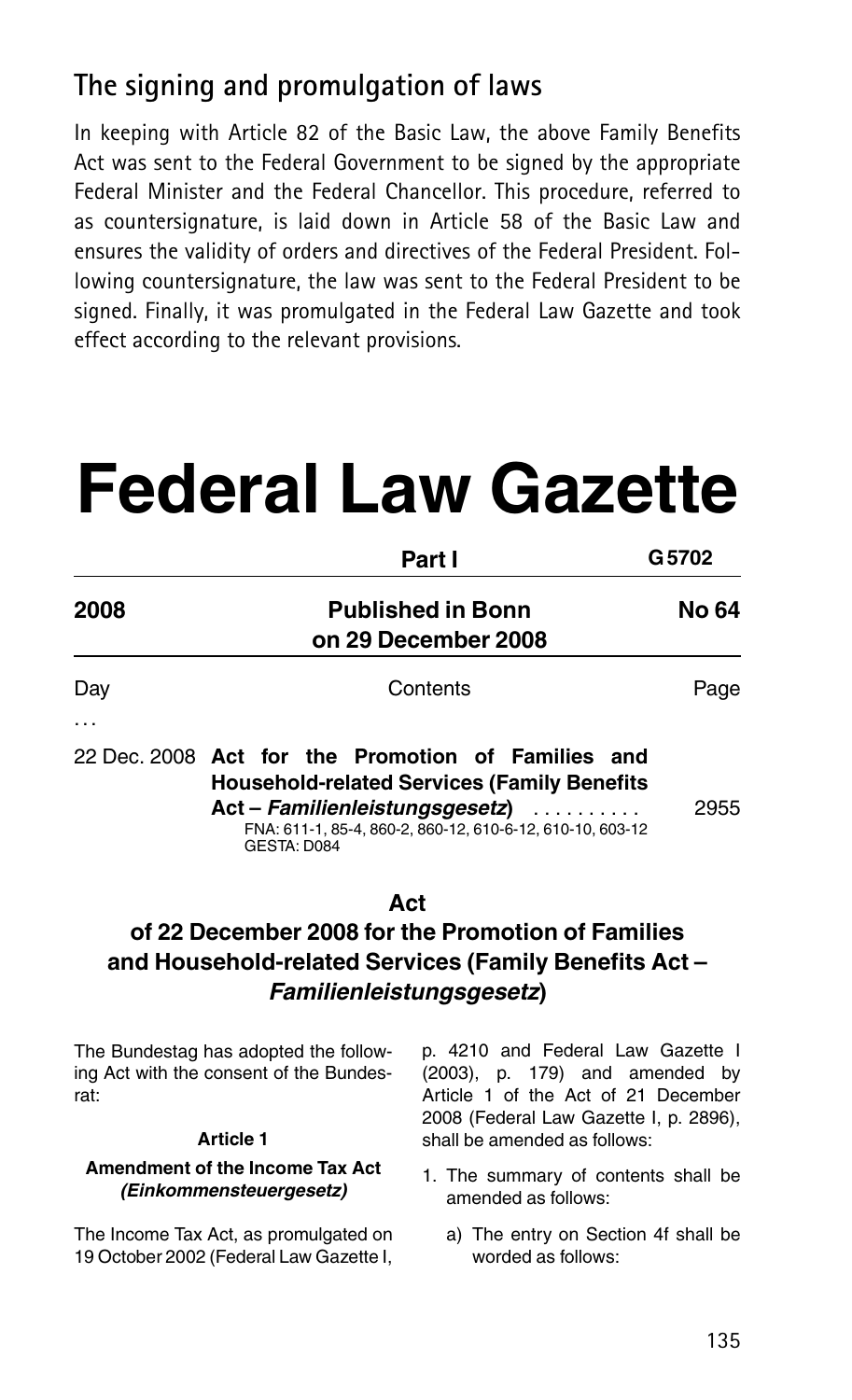## The signing and promulgation of laws

In keeping with Article 82 of the Basic Law, the above Family Benefits Act was sent to the Federal Government to be signed by the appropriate Federal Minister and the Federal Chancellor. This procedure, referred to as countersignature, is laid down in Article 58 of the Basic Law and ensures the validity of orders and directives of the Federal President. Following countersignature, the law was sent to the Federal President to be signed. Finally, it was promulgated in the Federal Law Gazette and took effect according to the relevant provisions.

# Federal Law Gazette

| | Part I | G 5702 |
|---|---|---|
| **2008** | **Published in Bonn on 29 December 2008** | **No 64** |

| Day | Contents | Page |
|---|---|---|
| ... | | |
| 22 Dec. 2008 | **Act for the Promotion of Families and Household-related Services (Family Benefits Act – *Familienleistungsgesetz*)** .......... FNA: 611-1, 85-4, 860-2, 860-12, 610-6-12, 610-10, 603-12 GESTA: D084 | 2955 |

### Act of 22 December 2008 for the Promotion of Families and Household-related Services (Family Benefits Act – *Familienleistungsgesetz*)

The Bundestag has adopted the following Act with the consent of the Bundesrat:

**Article 1**

**Amendment of the Income Tax Act *(Einkommensteuergesetz)***

The Income Tax Act, as promulgated on 19 October 2002 (Federal Law Gazette I, p. 4210 and Federal Law Gazette I (2003), p. 179) and amended by Article 1 of the Act of 21 December 2008 (Federal Law Gazette I, p. 2896), shall be amended as follows:

1. The summary of contents shall be amended as follows:

   a) The entry on Section 4f shall be worded as follows: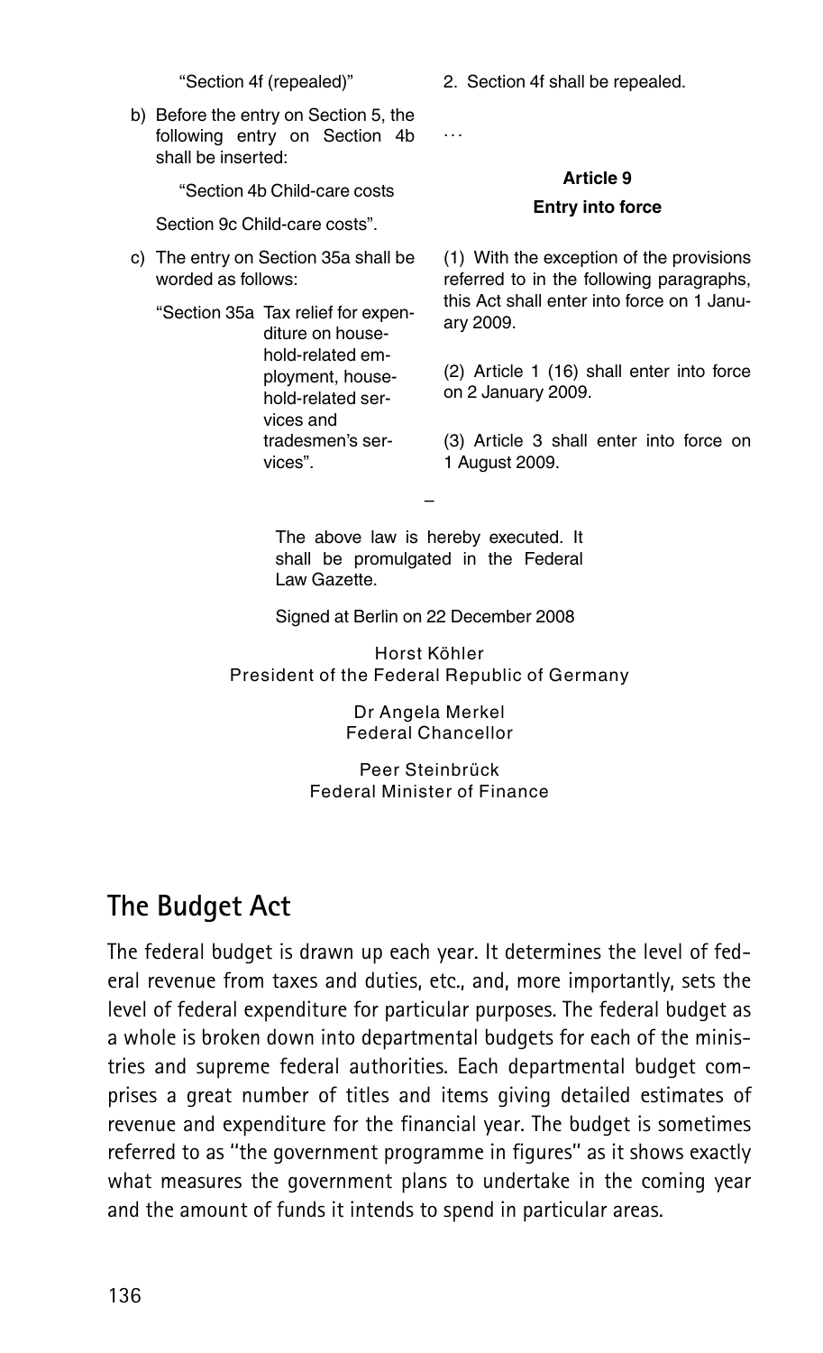"Section 4f (repealed)"

b) Before the entry on Section 5, the following entry on Section 4b shall be inserted:

"Section 4b Child-care costs

Section 9c Child-care costs".

c) The entry on Section 35a shall be worded as follows:

"Section 35a Tax relief for expenditure on household-related employment, household-related services and tradesmen's services".

2. Section 4f shall be repealed.

…

**Article 9**

**Entry into force**

(1) With the exception of the provisions referred to in the following paragraphs, this Act shall enter into force on 1 January 2009.

(2) Article 1 (16) shall enter into force on 2 January 2009.

(3) Article 3 shall enter into force on 1 August 2009.

–

The above law is hereby executed. It shall be promulgated in the Federal Law Gazette.

Signed at Berlin on 22 December 2008

Horst Köhler
President of the Federal Republic of Germany

Dr Angela Merkel
Federal Chancellor

Peer Steinbrück
Federal Minister of Finance

## The Budget Act

The federal budget is drawn up each year. It determines the level of federal revenue from taxes and duties, etc., and, more importantly, sets the level of federal expenditure for particular purposes. The federal budget as a whole is broken down into departmental budgets for each of the ministries and supreme federal authorities. Each departmental budget comprises a great number of titles and items giving detailed estimates of revenue and expenditure for the financial year. The budget is sometimes referred to as "the government programme in figures" as it shows exactly what measures the government plans to undertake in the coming year and the amount of funds it intends to spend in particular areas.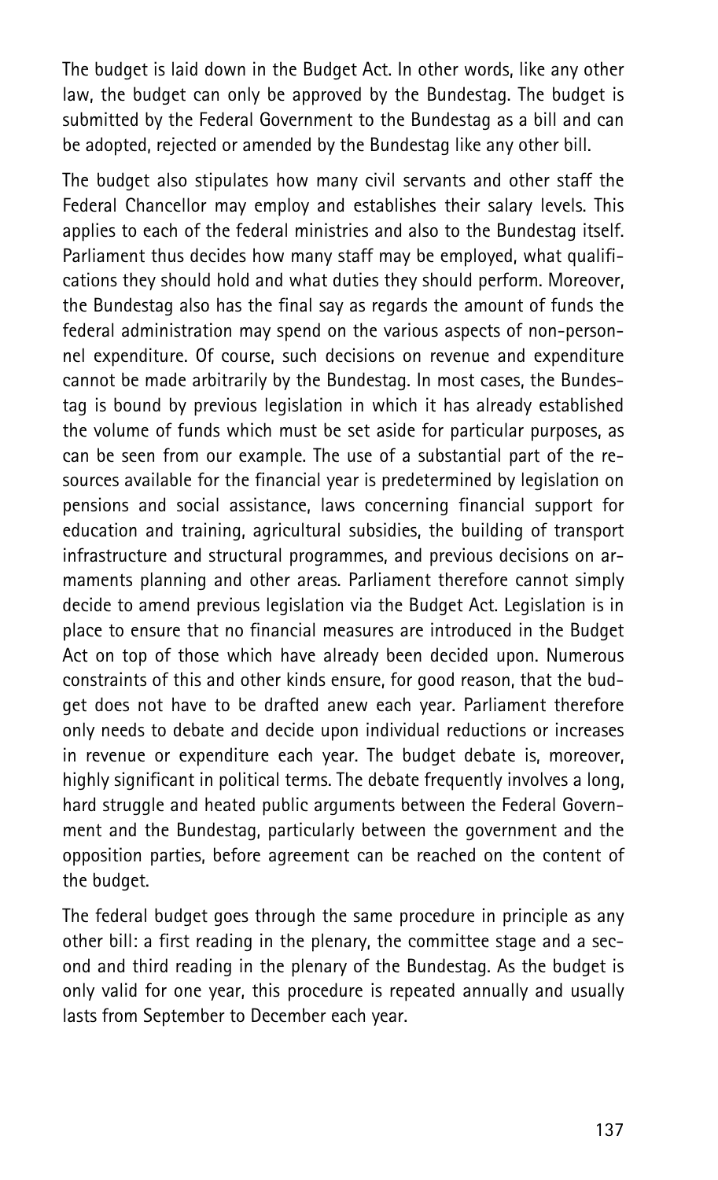The budget is laid down in the Budget Act. In other words, like any other law, the budget can only be approved by the Bundestag. The budget is submitted by the Federal Government to the Bundestag as a bill and can be adopted, rejected or amended by the Bundestag like any other bill.

The budget also stipulates how many civil servants and other staff the Federal Chancellor may employ and establishes their salary levels. This applies to each of the federal ministries and also to the Bundestag itself. Parliament thus decides how many staff may be employed, what qualifications they should hold and what duties they should perform. Moreover, the Bundestag also has the final say as regards the amount of funds the federal administration may spend on the various aspects of non-personnel expenditure. Of course, such decisions on revenue and expenditure cannot be made arbitrarily by the Bundestag. In most cases, the Bundestag is bound by previous legislation in which it has already established the volume of funds which must be set aside for particular purposes, as can be seen from our example. The use of a substantial part of the resources available for the financial year is predetermined by legislation on pensions and social assistance, laws concerning financial support for education and training, agricultural subsidies, the building of transport infrastructure and structural programmes, and previous decisions on armaments planning and other areas. Parliament therefore cannot simply decide to amend previous legislation via the Budget Act. Legislation is in place to ensure that no financial measures are introduced in the Budget Act on top of those which have already been decided upon. Numerous constraints of this and other kinds ensure, for good reason, that the budget does not have to be drafted anew each year. Parliament therefore only needs to debate and decide upon individual reductions or increases in revenue or expenditure each year. The budget debate is, moreover, highly significant in political terms. The debate frequently involves a long, hard struggle and heated public arguments between the Federal Government and the Bundestag, particularly between the government and the opposition parties, before agreement can be reached on the content of the budget.

The federal budget goes through the same procedure in principle as any other bill: a first reading in the plenary, the committee stage and a second and third reading in the plenary of the Bundestag. As the budget is only valid for one year, this procedure is repeated annually and usually lasts from September to December each year.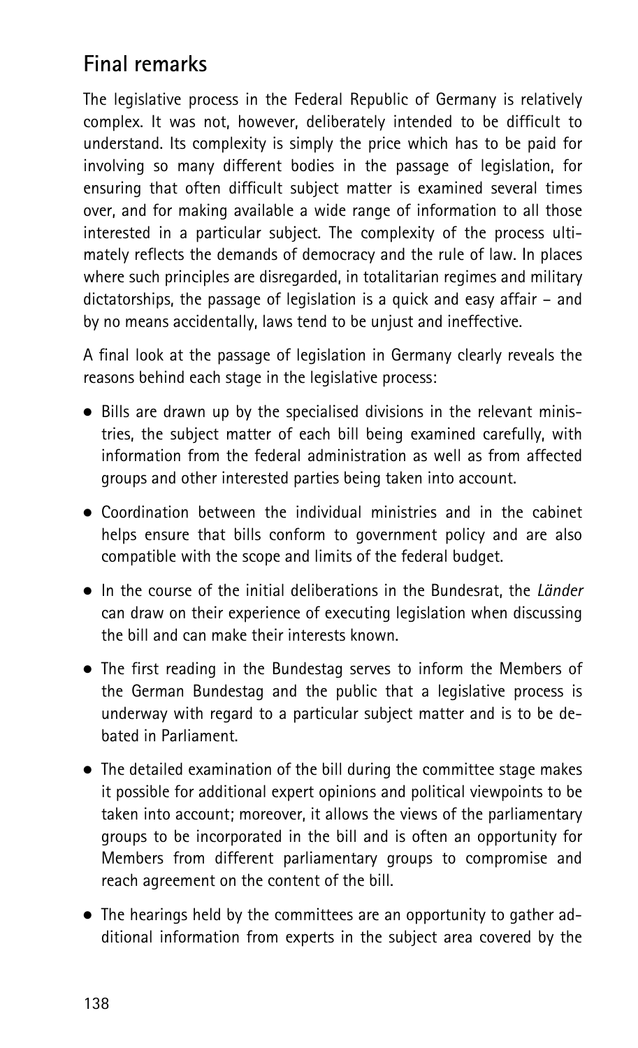## Final remarks

The legislative process in the Federal Republic of Germany is relatively complex. It was not, however, deliberately intended to be difficult to understand. Its complexity is simply the price which has to be paid for involving so many different bodies in the passage of legislation, for ensuring that often difficult subject matter is examined several times over, and for making available a wide range of information to all those interested in a particular subject. The complexity of the process ultimately reflects the demands of democracy and the rule of law. In places where such principles are disregarded, in totalitarian regimes and military dictatorships, the passage of legislation is a quick and easy affair – and by no means accidentally, laws tend to be unjust and ineffective.

A final look at the passage of legislation in Germany clearly reveals the reasons behind each stage in the legislative process:

- Bills are drawn up by the specialised divisions in the relevant ministries, the subject matter of each bill being examined carefully, with information from the federal administration as well as from affected groups and other interested parties being taken into account.
- Coordination between the individual ministries and in the cabinet helps ensure that bills conform to government policy and are also compatible with the scope and limits of the federal budget.
- In the course of the initial deliberations in the Bundesrat, the *Länder* can draw on their experience of executing legislation when discussing the bill and can make their interests known.
- The first reading in the Bundestag serves to inform the Members of the German Bundestag and the public that a legislative process is underway with regard to a particular subject matter and is to be debated in Parliament.
- The detailed examination of the bill during the committee stage makes it possible for additional expert opinions and political viewpoints to be taken into account; moreover, it allows the views of the parliamentary groups to be incorporated in the bill and is often an opportunity for Members from different parliamentary groups to compromise and reach agreement on the content of the bill.
- The hearings held by the committees are an opportunity to gather additional information from experts in the subject area covered by the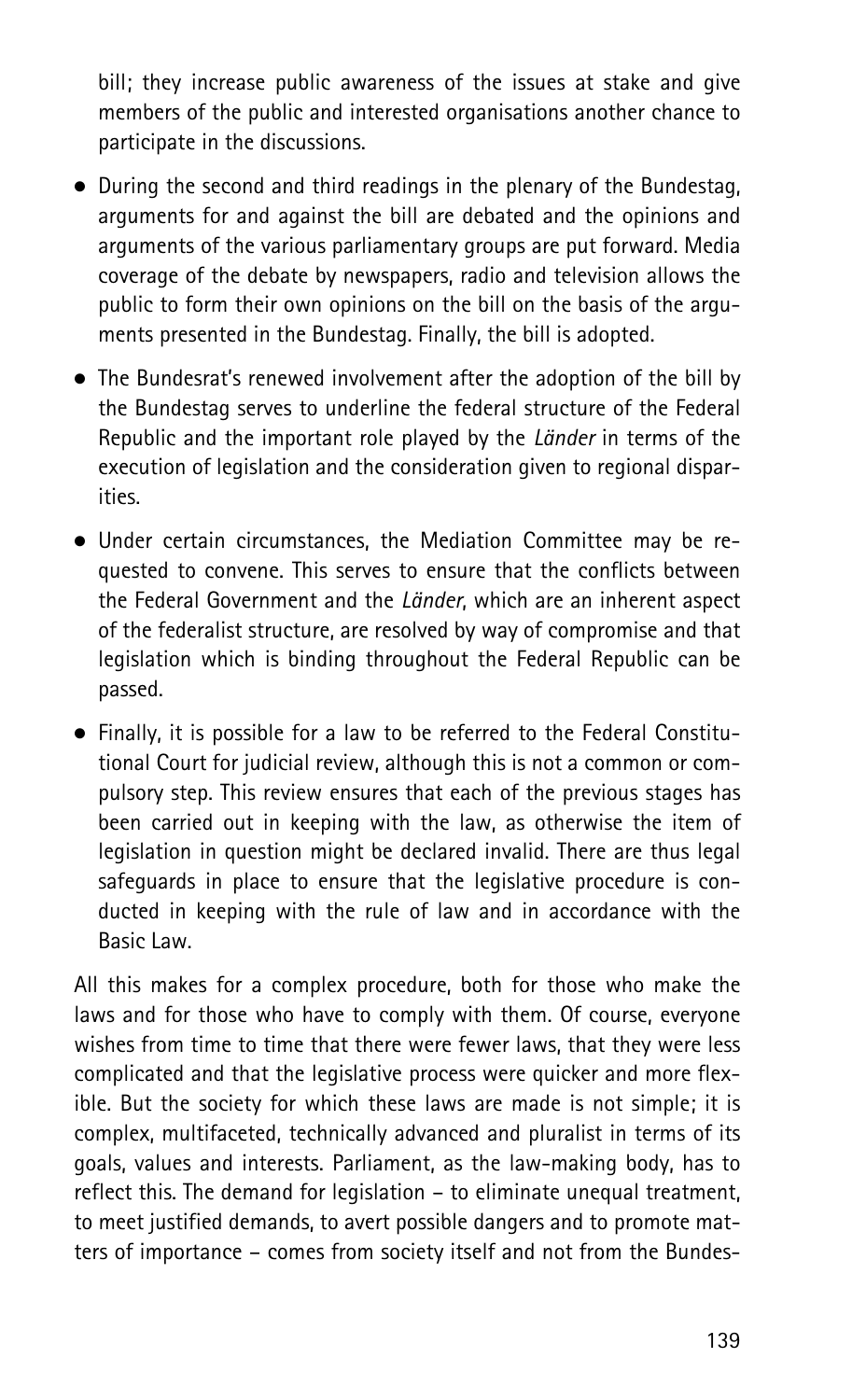bill; they increase public awareness of the issues at stake and give members of the public and interested organisations another chance to participate in the discussions.

- During the second and third readings in the plenary of the Bundestag, arguments for and against the bill are debated and the opinions and arguments of the various parliamentary groups are put forward. Media coverage of the debate by newspapers, radio and television allows the public to form their own opinions on the bill on the basis of the arguments presented in the Bundestag. Finally, the bill is adopted.

- The Bundesrat's renewed involvement after the adoption of the bill by the Bundestag serves to underline the federal structure of the Federal Republic and the important role played by the *Länder* in terms of the execution of legislation and the consideration given to regional disparities.

- Under certain circumstances, the Mediation Committee may be requested to convene. This serves to ensure that the conflicts between the Federal Government and the *Länder*, which are an inherent aspect of the federalist structure, are resolved by way of compromise and that legislation which is binding throughout the Federal Republic can be passed.

- Finally, it is possible for a law to be referred to the Federal Constitutional Court for judicial review, although this is not a common or compulsory step. This review ensures that each of the previous stages has been carried out in keeping with the law, as otherwise the item of legislation in question might be declared invalid. There are thus legal safeguards in place to ensure that the legislative procedure is conducted in keeping with the rule of law and in accordance with the Basic Law.

All this makes for a complex procedure, both for those who make the laws and for those who have to comply with them. Of course, everyone wishes from time to time that there were fewer laws, that they were less complicated and that the legislative process were quicker and more flexible. But the society for which these laws are made is not simple; it is complex, multifaceted, technically advanced and pluralist in terms of its goals, values and interests. Parliament, as the law-making body, has to reflect this. The demand for legislation – to eliminate unequal treatment, to meet justified demands, to avert possible dangers and to promote matters of importance – comes from society itself and not from the Bundes-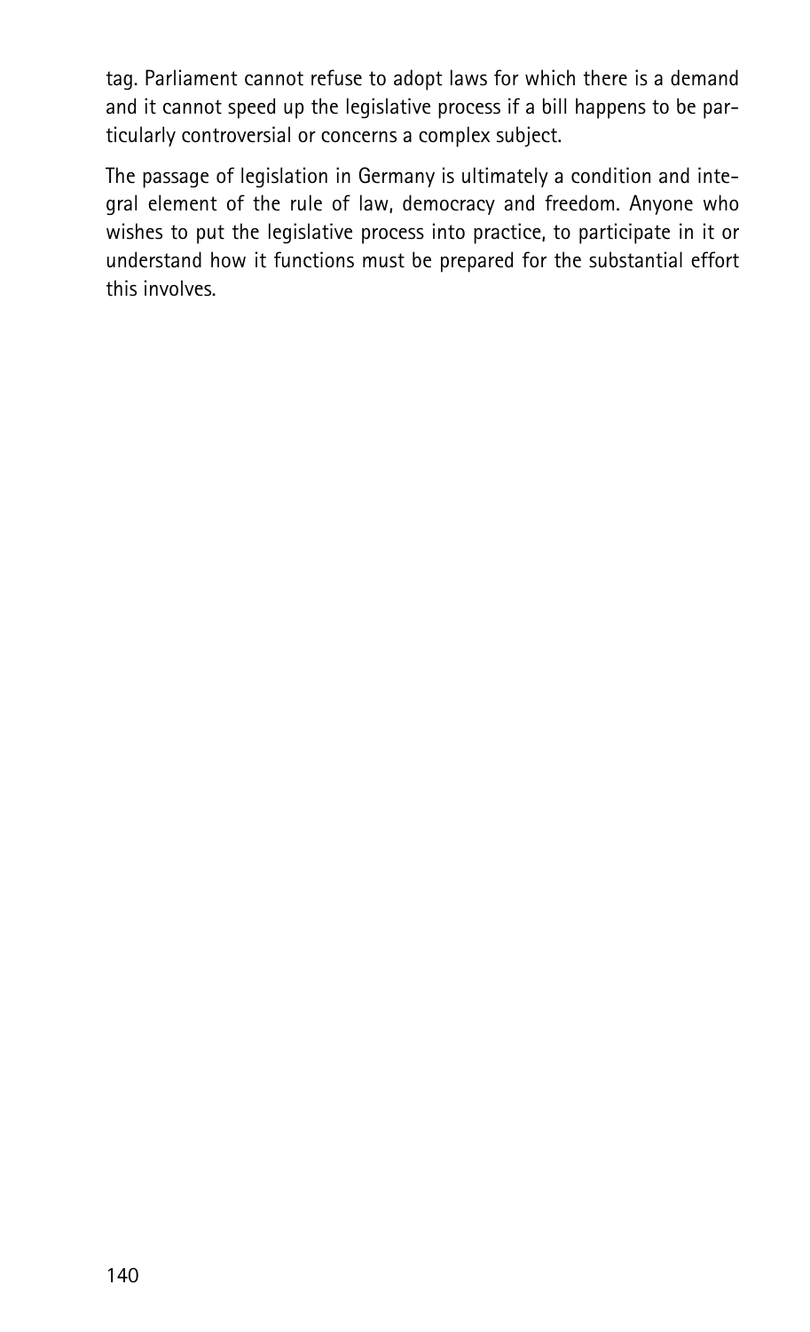tag. Parliament cannot refuse to adopt laws for which there is a demand and it cannot speed up the legislative process if a bill happens to be particularly controversial or concerns a complex subject.

The passage of legislation in Germany is ultimately a condition and integral element of the rule of law, democracy and freedom. Anyone who wishes to put the legislative process into practice, to participate in it or understand how it functions must be prepared for the substantial effort this involves.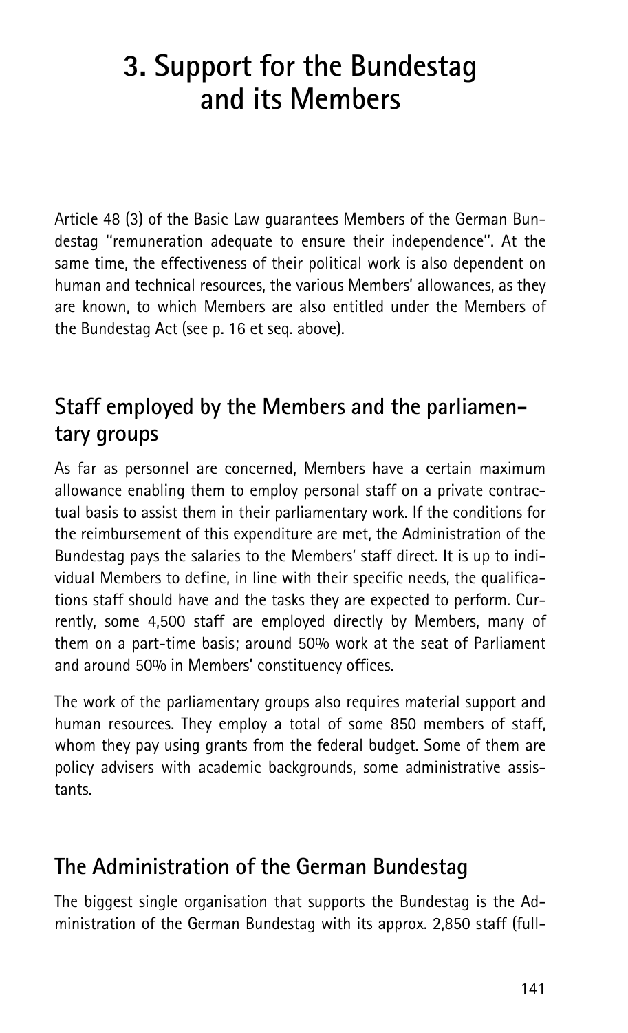# 3. Support for the Bundestag and its Members

Article 48 (3) of the Basic Law guarantees Members of the German Bundestag "remuneration adequate to ensure their independence". At the same time, the effectiveness of their political work is also dependent on human and technical resources, the various Members' allowances, as they are known, to which Members are also entitled under the Members of the Bundestag Act (see p. 16 et seq. above).

## Staff employed by the Members and the parliamentary groups

As far as personnel are concerned, Members have a certain maximum allowance enabling them to employ personal staff on a private contractual basis to assist them in their parliamentary work. If the conditions for the reimbursement of this expenditure are met, the Administration of the Bundestag pays the salaries to the Members' staff direct. It is up to individual Members to define, in line with their specific needs, the qualifications staff should have and the tasks they are expected to perform. Currently, some 4,500 staff are employed directly by Members, many of them on a part-time basis; around 50% work at the seat of Parliament and around 50% in Members' constituency offices.

The work of the parliamentary groups also requires material support and human resources. They employ a total of some 850 members of staff, whom they pay using grants from the federal budget. Some of them are policy advisers with academic backgrounds, some administrative assistants.

## The Administration of the German Bundestag

The biggest single organisation that supports the Bundestag is the Administration of the German Bundestag with its approx. 2,850 staff (full-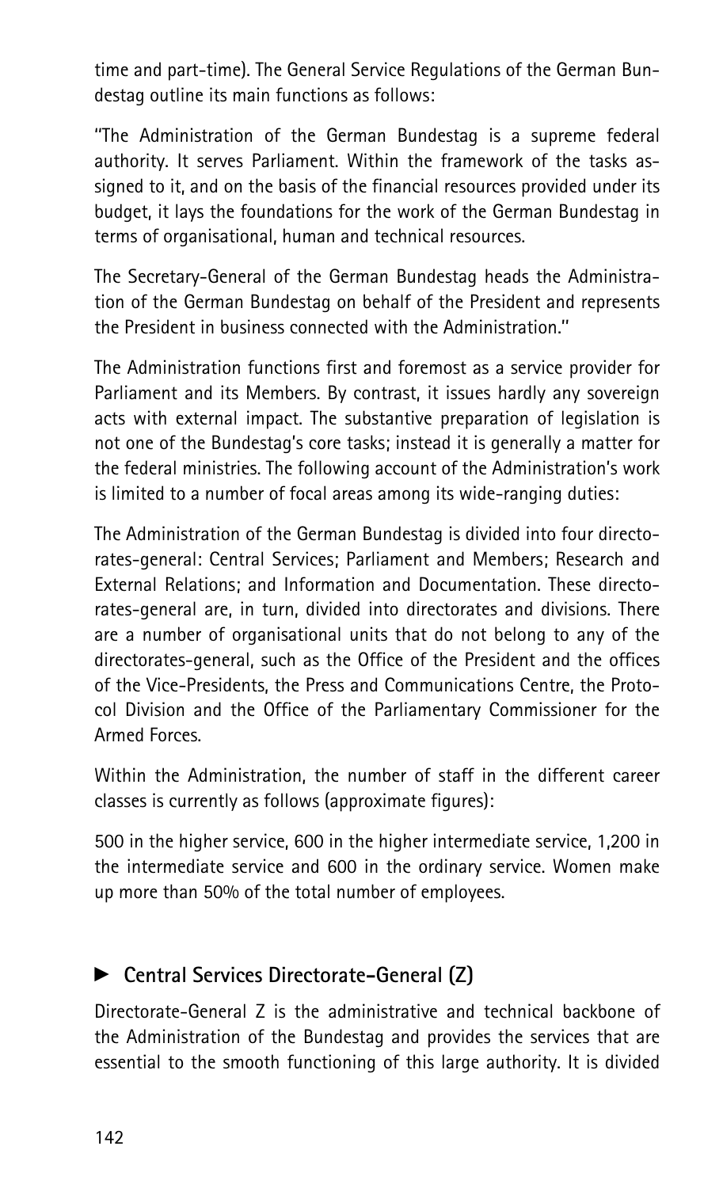time and part-time). The General Service Regulations of the German Bundestag outline its main functions as follows:

"The Administration of the German Bundestag is a supreme federal authority. It serves Parliament. Within the framework of the tasks assigned to it, and on the basis of the financial resources provided under its budget, it lays the foundations for the work of the German Bundestag in terms of organisational, human and technical resources.

The Secretary-General of the German Bundestag heads the Administration of the German Bundestag on behalf of the President and represents the President in business connected with the Administration."

The Administration functions first and foremost as a service provider for Parliament and its Members. By contrast, it issues hardly any sovereign acts with external impact. The substantive preparation of legislation is not one of the Bundestag's core tasks; instead it is generally a matter for the federal ministries. The following account of the Administration's work is limited to a number of focal areas among its wide-ranging duties:

The Administration of the German Bundestag is divided into four directorates-general: Central Services; Parliament and Members; Research and External Relations; and Information and Documentation. These directorates-general are, in turn, divided into directorates and divisions. There are a number of organisational units that do not belong to any of the directorates-general, such as the Office of the President and the offices of the Vice-Presidents, the Press and Communications Centre, the Protocol Division and the Office of the Parliamentary Commissioner for the Armed Forces.

Within the Administration, the number of staff in the different career classes is currently as follows (approximate figures):

500 in the higher service, 600 in the higher intermediate service, 1,200 in the intermediate service and 600 in the ordinary service. Women make up more than 50% of the total number of employees.

## ► Central Services Directorate-General (Z)

Directorate-General Z is the administrative and technical backbone of the Administration of the Bundestag and provides the services that are essential to the smooth functioning of this large authority. It is divided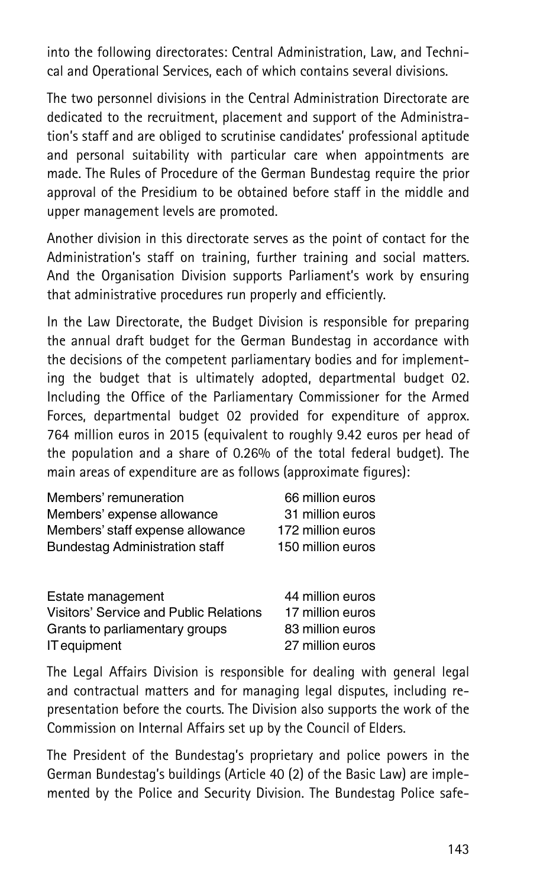into the following directorates: Central Administration, Law, and Technical and Operational Services, each of which contains several divisions.

The two personnel divisions in the Central Administration Directorate are dedicated to the recruitment, placement and support of the Administration's staff and are obliged to scrutinise candidates' professional aptitude and personal suitability with particular care when appointments are made. The Rules of Procedure of the German Bundestag require the prior approval of the Presidium to be obtained before staff in the middle and upper management levels are promoted.

Another division in this directorate serves as the point of contact for the Administration's staff on training, further training and social matters. And the Organisation Division supports Parliament's work by ensuring that administrative procedures run properly and efficiently.

In the Law Directorate, the Budget Division is responsible for preparing the annual draft budget for the German Bundestag in accordance with the decisions of the competent parliamentary bodies and for implementing the budget that is ultimately adopted, departmental budget 02. Including the Office of the Parliamentary Commissioner for the Armed Forces, departmental budget 02 provided for expenditure of approx. 764 million euros in 2015 (equivalent to roughly 9.42 euros per head of the population and a share of 0.26% of the total federal budget). The main areas of expenditure are as follows (approximate figures):

| | |
|---|---|
| Members' remuneration | 66 million euros |
| Members' expense allowance | 31 million euros |
| Members' staff expense allowance | 172 million euros |
| Bundestag Administration staff | 150 million euros |
| Estate management | 44 million euros |
| Visitors' Service and Public Relations | 17 million euros |
| Grants to parliamentary groups | 83 million euros |
| IT equipment | 27 million euros |

The Legal Affairs Division is responsible for dealing with general legal and contractual matters and for managing legal disputes, including representation before the courts. The Division also supports the work of the Commission on Internal Affairs set up by the Council of Elders.

The President of the Bundestag's proprietary and police powers in the German Bundestag's buildings (Article 40 (2) of the Basic Law) are implemented by the Police and Security Division. The Bundestag Police safe-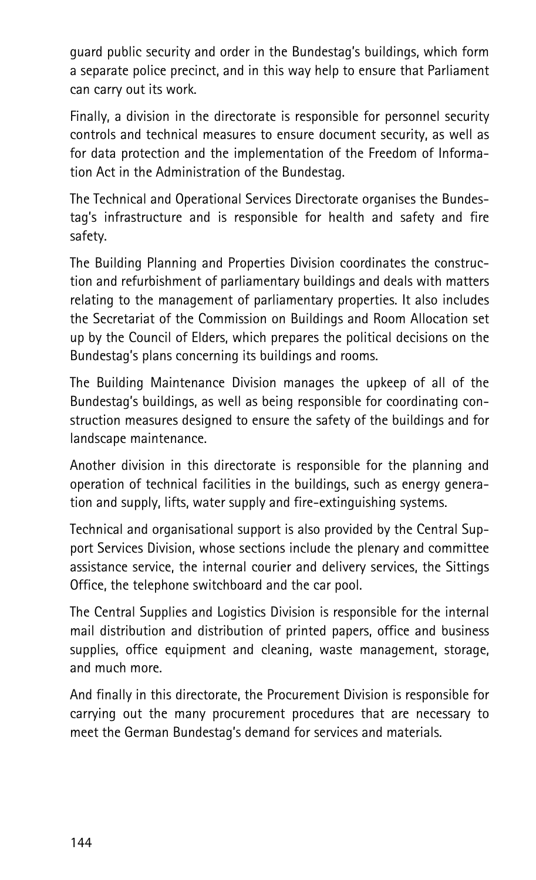guard public security and order in the Bundestag's buildings, which form a separate police precinct, and in this way help to ensure that Parliament can carry out its work.

Finally, a division in the directorate is responsible for personnel security controls and technical measures to ensure document security, as well as for data protection and the implementation of the Freedom of Information Act in the Administration of the Bundestag.

The Technical and Operational Services Directorate organises the Bundestag's infrastructure and is responsible for health and safety and fire safety.

The Building Planning and Properties Division coordinates the construction and refurbishment of parliamentary buildings and deals with matters relating to the management of parliamentary properties. It also includes the Secretariat of the Commission on Buildings and Room Allocation set up by the Council of Elders, which prepares the political decisions on the Bundestag's plans concerning its buildings and rooms.

The Building Maintenance Division manages the upkeep of all of the Bundestag's buildings, as well as being responsible for coordinating construction measures designed to ensure the safety of the buildings and for landscape maintenance.

Another division in this directorate is responsible for the planning and operation of technical facilities in the buildings, such as energy generation and supply, lifts, water supply and fire-extinguishing systems.

Technical and organisational support is also provided by the Central Support Services Division, whose sections include the plenary and committee assistance service, the internal courier and delivery services, the Sittings Office, the telephone switchboard and the car pool.

The Central Supplies and Logistics Division is responsible for the internal mail distribution and distribution of printed papers, office and business supplies, office equipment and cleaning, waste management, storage, and much more.

And finally in this directorate, the Procurement Division is responsible for carrying out the many procurement procedures that are necessary to meet the German Bundestag's demand for services and materials.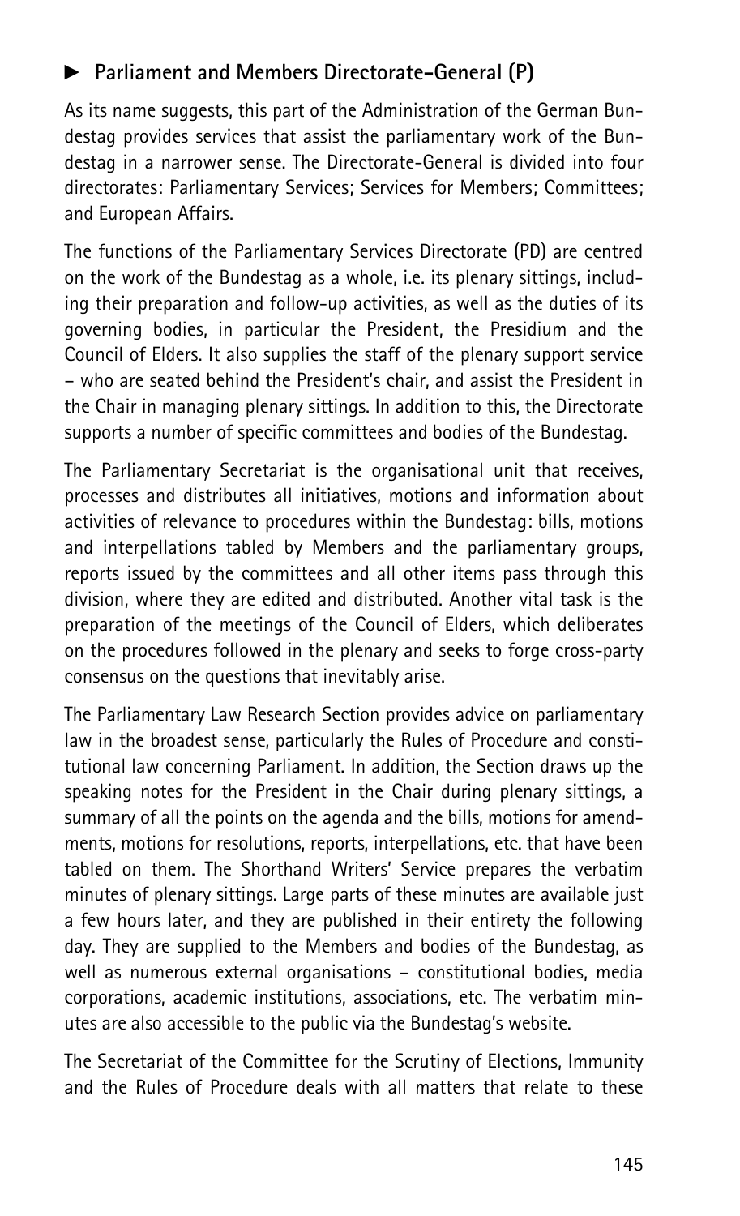## ► Parliament and Members Directorate-General (P)

As its name suggests, this part of the Administration of the German Bundestag provides services that assist the parliamentary work of the Bundestag in a narrower sense. The Directorate-General is divided into four directorates: Parliamentary Services; Services for Members; Committees; and European Affairs.

The functions of the Parliamentary Services Directorate (PD) are centred on the work of the Bundestag as a whole, i.e. its plenary sittings, including their preparation and follow-up activities, as well as the duties of its governing bodies, in particular the President, the Presidium and the Council of Elders. It also supplies the staff of the plenary support service – who are seated behind the President's chair, and assist the President in the Chair in managing plenary sittings. In addition to this, the Directorate supports a number of specific committees and bodies of the Bundestag.

The Parliamentary Secretariat is the organisational unit that receives, processes and distributes all initiatives, motions and information about activities of relevance to procedures within the Bundestag: bills, motions and interpellations tabled by Members and the parliamentary groups, reports issued by the committees and all other items pass through this division, where they are edited and distributed. Another vital task is the preparation of the meetings of the Council of Elders, which deliberates on the procedures followed in the plenary and seeks to forge cross-party consensus on the questions that inevitably arise.

The Parliamentary Law Research Section provides advice on parliamentary law in the broadest sense, particularly the Rules of Procedure and constitutional law concerning Parliament. In addition, the Section draws up the speaking notes for the President in the Chair during plenary sittings, a summary of all the points on the agenda and the bills, motions for amendments, motions for resolutions, reports, interpellations, etc. that have been tabled on them. The Shorthand Writers' Service prepares the verbatim minutes of plenary sittings. Large parts of these minutes are available just a few hours later, and they are published in their entirety the following day. They are supplied to the Members and bodies of the Bundestag, as well as numerous external organisations – constitutional bodies, media corporations, academic institutions, associations, etc. The verbatim minutes are also accessible to the public via the Bundestag's website.

The Secretariat of the Committee for the Scrutiny of Elections, Immunity and the Rules of Procedure deals with all matters that relate to these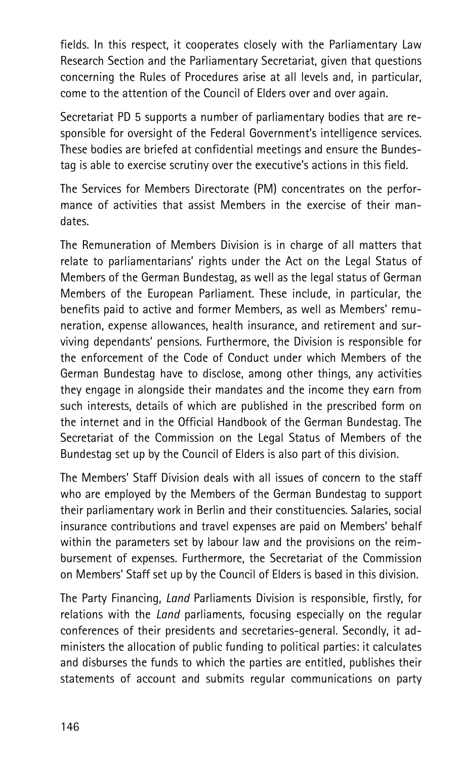fields. In this respect, it cooperates closely with the Parliamentary Law Research Section and the Parliamentary Secretariat, given that questions concerning the Rules of Procedures arise at all levels and, in particular, come to the attention of the Council of Elders over and over again.

Secretariat PD 5 supports a number of parliamentary bodies that are responsible for oversight of the Federal Government's intelligence services. These bodies are briefed at confidential meetings and ensure the Bundestag is able to exercise scrutiny over the executive's actions in this field.

The Services for Members Directorate (PM) concentrates on the performance of activities that assist Members in the exercise of their mandates.

The Remuneration of Members Division is in charge of all matters that relate to parliamentarians' rights under the Act on the Legal Status of Members of the German Bundestag, as well as the legal status of German Members of the European Parliament. These include, in particular, the benefits paid to active and former Members, as well as Members' remuneration, expense allowances, health insurance, and retirement and surviving dependants' pensions. Furthermore, the Division is responsible for the enforcement of the Code of Conduct under which Members of the German Bundestag have to disclose, among other things, any activities they engage in alongside their mandates and the income they earn from such interests, details of which are published in the prescribed form on the internet and in the Official Handbook of the German Bundestag. The Secretariat of the Commission on the Legal Status of Members of the Bundestag set up by the Council of Elders is also part of this division.

The Members' Staff Division deals with all issues of concern to the staff who are employed by the Members of the German Bundestag to support their parliamentary work in Berlin and their constituencies. Salaries, social insurance contributions and travel expenses are paid on Members' behalf within the parameters set by labour law and the provisions on the reimbursement of expenses. Furthermore, the Secretariat of the Commission on Members' Staff set up by the Council of Elders is based in this division.

The Party Financing, *Land* Parliaments Division is responsible, firstly, for relations with the *Land* parliaments, focusing especially on the regular conferences of their presidents and secretaries-general. Secondly, it administers the allocation of public funding to political parties: it calculates and disburses the funds to which the parties are entitled, publishes their statements of account and submits regular communications on party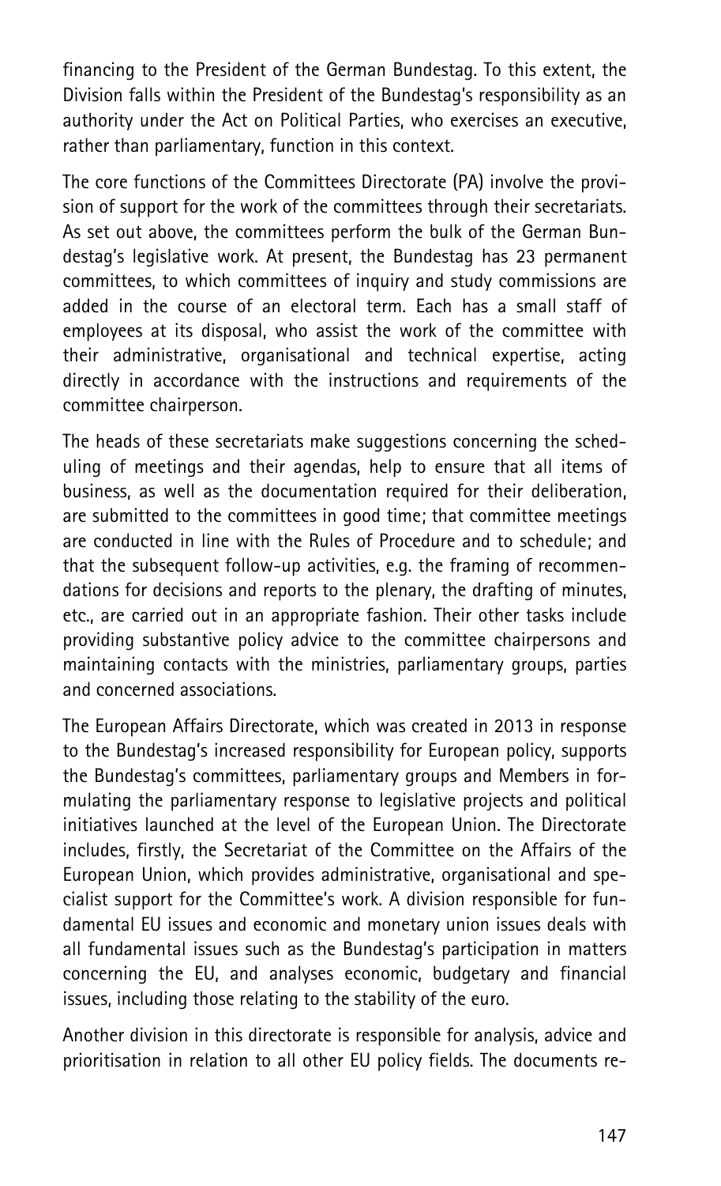financing to the President of the German Bundestag. To this extent, the Division falls within the President of the Bundestag's responsibility as an authority under the Act on Political Parties, who exercises an executive, rather than parliamentary, function in this context.

The core functions of the Committees Directorate (PA) involve the provision of support for the work of the committees through their secretariats. As set out above, the committees perform the bulk of the German Bundestag's legislative work. At present, the Bundestag has 23 permanent committees, to which committees of inquiry and study commissions are added in the course of an electoral term. Each has a small staff of employees at its disposal, who assist the work of the committee with their administrative, organisational and technical expertise, acting directly in accordance with the instructions and requirements of the committee chairperson.

The heads of these secretariats make suggestions concerning the scheduling of meetings and their agendas, help to ensure that all items of business, as well as the documentation required for their deliberation, are submitted to the committees in good time; that committee meetings are conducted in line with the Rules of Procedure and to schedule; and that the subsequent follow-up activities, e.g. the framing of recommendations for decisions and reports to the plenary, the drafting of minutes, etc., are carried out in an appropriate fashion. Their other tasks include providing substantive policy advice to the committee chairpersons and maintaining contacts with the ministries, parliamentary groups, parties and concerned associations.

The European Affairs Directorate, which was created in 2013 in response to the Bundestag's increased responsibility for European policy, supports the Bundestag's committees, parliamentary groups and Members in formulating the parliamentary response to legislative projects and political initiatives launched at the level of the European Union. The Directorate includes, firstly, the Secretariat of the Committee on the Affairs of the European Union, which provides administrative, organisational and specialist support for the Committee's work. A division responsible for fundamental EU issues and economic and monetary union issues deals with all fundamental issues such as the Bundestag's participation in matters concerning the EU, and analyses economic, budgetary and financial issues, including those relating to the stability of the euro.

Another division in this directorate is responsible for analysis, advice and prioritisation in relation to all other EU policy fields. The documents re-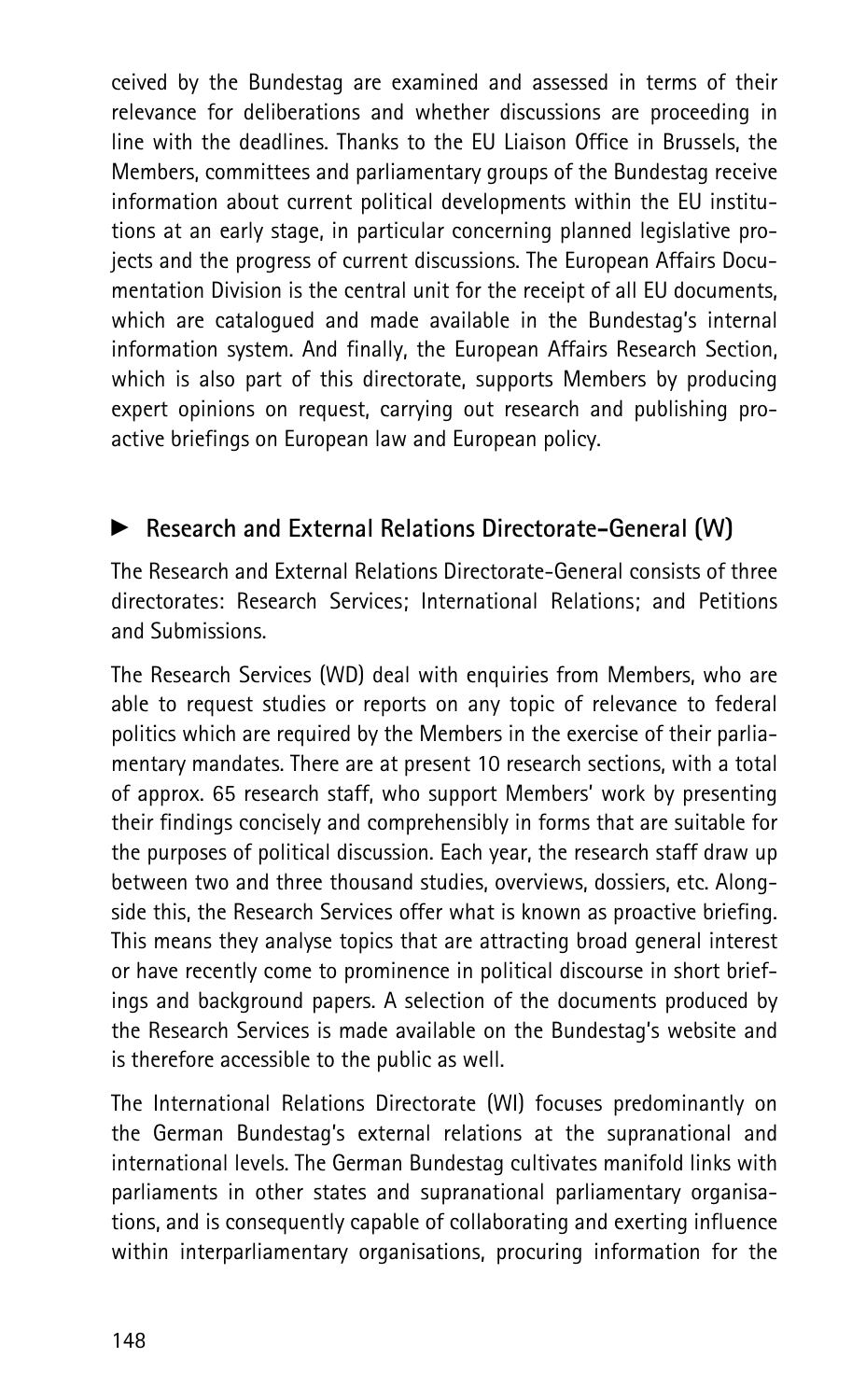ceived by the Bundestag are examined and assessed in terms of their relevance for deliberations and whether discussions are proceeding in line with the deadlines. Thanks to the EU Liaison Office in Brussels, the Members, committees and parliamentary groups of the Bundestag receive information about current political developments within the EU institutions at an early stage, in particular concerning planned legislative projects and the progress of current discussions. The European Affairs Documentation Division is the central unit for the receipt of all EU documents, which are catalogued and made available in the Bundestag's internal information system. And finally, the European Affairs Research Section, which is also part of this directorate, supports Members by producing expert opinions on request, carrying out research and publishing proactive briefings on European law and European policy.

## ► Research and External Relations Directorate-General (W)

The Research and External Relations Directorate-General consists of three directorates: Research Services; International Relations; and Petitions and Submissions.

The Research Services (WD) deal with enquiries from Members, who are able to request studies or reports on any topic of relevance to federal politics which are required by the Members in the exercise of their parliamentary mandates. There are at present 10 research sections, with a total of approx. 65 research staff, who support Members' work by presenting their findings concisely and comprehensibly in forms that are suitable for the purposes of political discussion. Each year, the research staff draw up between two and three thousand studies, overviews, dossiers, etc. Alongside this, the Research Services offer what is known as proactive briefing. This means they analyse topics that are attracting broad general interest or have recently come to prominence in political discourse in short briefings and background papers. A selection of the documents produced by the Research Services is made available on the Bundestag's website and is therefore accessible to the public as well.

The International Relations Directorate (WI) focuses predominantly on the German Bundestag's external relations at the supranational and international levels. The German Bundestag cultivates manifold links with parliaments in other states and supranational parliamentary organisations, and is consequently capable of collaborating and exerting influence within interparliamentary organisations, procuring information for the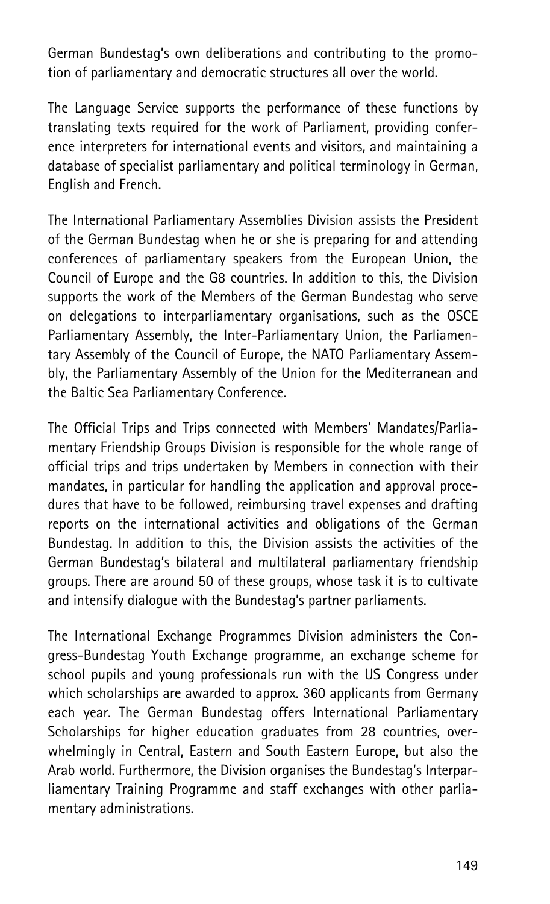German Bundestag's own deliberations and contributing to the promotion of parliamentary and democratic structures all over the world.

The Language Service supports the performance of these functions by translating texts required for the work of Parliament, providing conference interpreters for international events and visitors, and maintaining a database of specialist parliamentary and political terminology in German, English and French.

The International Parliamentary Assemblies Division assists the President of the German Bundestag when he or she is preparing for and attending conferences of parliamentary speakers from the European Union, the Council of Europe and the G8 countries. In addition to this, the Division supports the work of the Members of the German Bundestag who serve on delegations to interparliamentary organisations, such as the OSCE Parliamentary Assembly, the Inter-Parliamentary Union, the Parliamentary Assembly of the Council of Europe, the NATO Parliamentary Assembly, the Parliamentary Assembly of the Union for the Mediterranean and the Baltic Sea Parliamentary Conference.

The Official Trips and Trips connected with Members' Mandates/Parliamentary Friendship Groups Division is responsible for the whole range of official trips and trips undertaken by Members in connection with their mandates, in particular for handling the application and approval procedures that have to be followed, reimbursing travel expenses and drafting reports on the international activities and obligations of the German Bundestag. In addition to this, the Division assists the activities of the German Bundestag's bilateral and multilateral parliamentary friendship groups. There are around 50 of these groups, whose task it is to cultivate and intensify dialogue with the Bundestag's partner parliaments.

The International Exchange Programmes Division administers the Congress-Bundestag Youth Exchange programme, an exchange scheme for school pupils and young professionals run with the US Congress under which scholarships are awarded to approx. 360 applicants from Germany each year. The German Bundestag offers International Parliamentary Scholarships for higher education graduates from 28 countries, overwhelmingly in Central, Eastern and South Eastern Europe, but also the Arab world. Furthermore, the Division organises the Bundestag's Interparliamentary Training Programme and staff exchanges with other parliamentary administrations.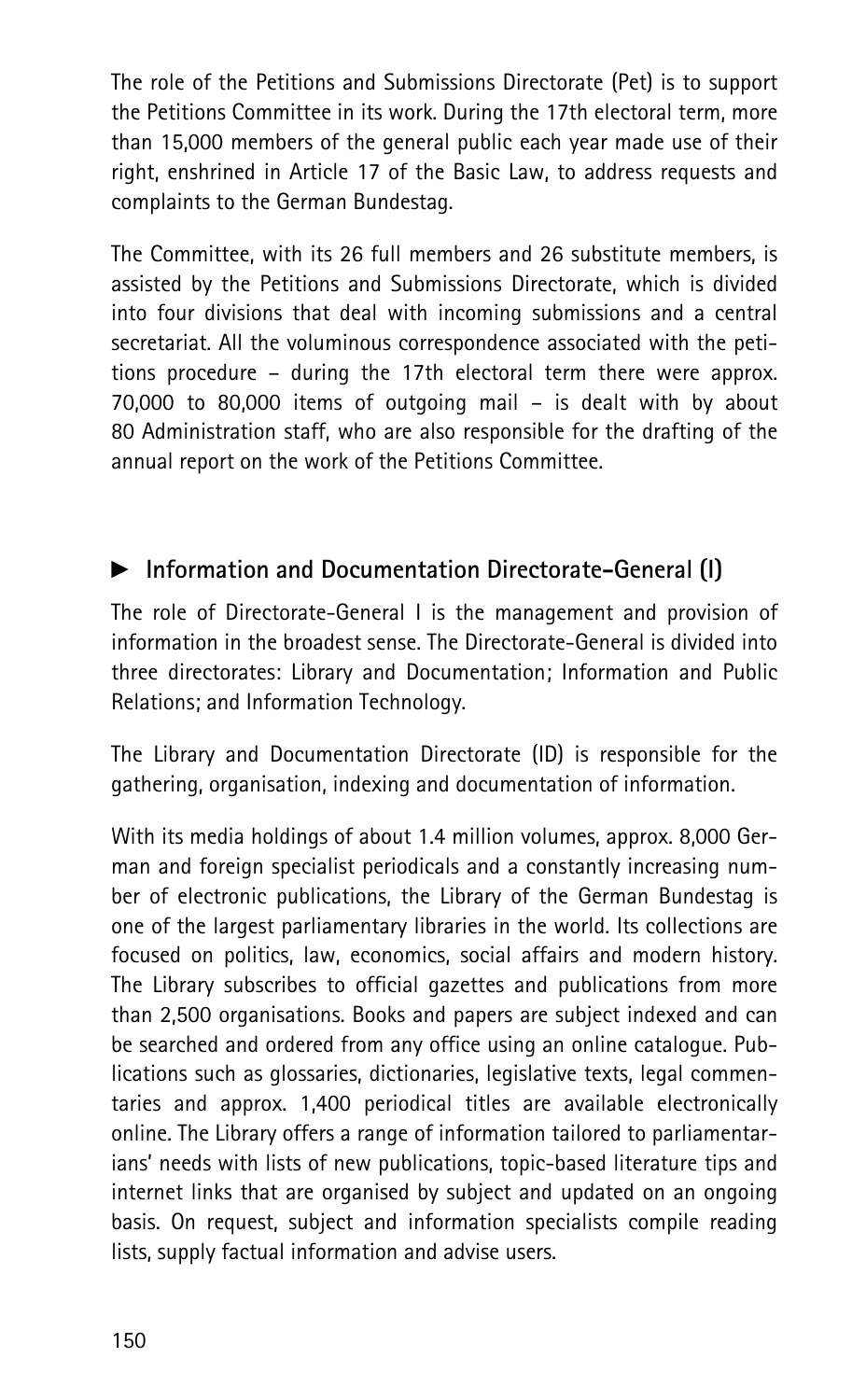The role of the Petitions and Submissions Directorate (Pet) is to support the Petitions Committee in its work. During the 17th electoral term, more than 15,000 members of the general public each year made use of their right, enshrined in Article 17 of the Basic Law, to address requests and complaints to the German Bundestag.

The Committee, with its 26 full members and 26 substitute members, is assisted by the Petitions and Submissions Directorate, which is divided into four divisions that deal with incoming submissions and a central secretariat. All the voluminous correspondence associated with the petitions procedure – during the 17th electoral term there were approx. 70,000 to 80,000 items of outgoing mail – is dealt with by about 80 Administration staff, who are also responsible for the drafting of the annual report on the work of the Petitions Committee.

## ► Information and Documentation Directorate-General (I)

The role of Directorate-General I is the management and provision of information in the broadest sense. The Directorate-General is divided into three directorates: Library and Documentation; Information and Public Relations; and Information Technology.

The Library and Documentation Directorate (ID) is responsible for the gathering, organisation, indexing and documentation of information.

With its media holdings of about 1.4 million volumes, approx. 8,000 German and foreign specialist periodicals and a constantly increasing number of electronic publications, the Library of the German Bundestag is one of the largest parliamentary libraries in the world. Its collections are focused on politics, law, economics, social affairs and modern history. The Library subscribes to official gazettes and publications from more than 2,500 organisations. Books and papers are subject indexed and can be searched and ordered from any office using an online catalogue. Publications such as glossaries, dictionaries, legislative texts, legal commentaries and approx. 1,400 periodical titles are available electronically online. The Library offers a range of information tailored to parliamentarians' needs with lists of new publications, topic-based literature tips and internet links that are organised by subject and updated on an ongoing basis. On request, subject and information specialists compile reading lists, supply factual information and advise users.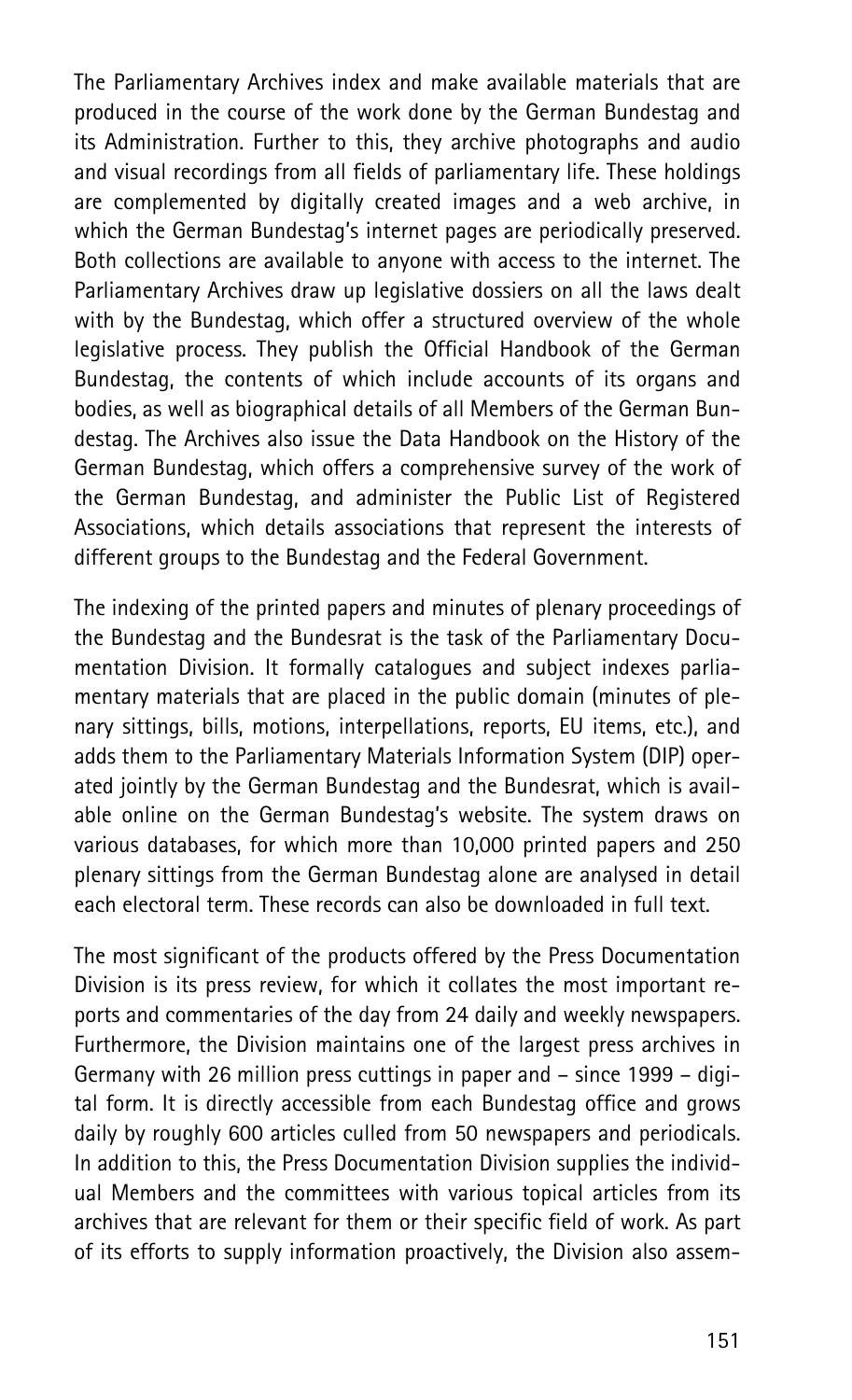The Parliamentary Archives index and make available materials that are produced in the course of the work done by the German Bundestag and its Administration. Further to this, they archive photographs and audio and visual recordings from all fields of parliamentary life. These holdings are complemented by digitally created images and a web archive, in which the German Bundestag's internet pages are periodically preserved. Both collections are available to anyone with access to the internet. The Parliamentary Archives draw up legislative dossiers on all the laws dealt with by the Bundestag, which offer a structured overview of the whole legislative process. They publish the Official Handbook of the German Bundestag, the contents of which include accounts of its organs and bodies, as well as biographical details of all Members of the German Bundestag. The Archives also issue the Data Handbook on the History of the German Bundestag, which offers a comprehensive survey of the work of the German Bundestag, and administer the Public List of Registered Associations, which details associations that represent the interests of different groups to the Bundestag and the Federal Government.

The indexing of the printed papers and minutes of plenary proceedings of the Bundestag and the Bundesrat is the task of the Parliamentary Documentation Division. It formally catalogues and subject indexes parliamentary materials that are placed in the public domain (minutes of plenary sittings, bills, motions, interpellations, reports, EU items, etc.), and adds them to the Parliamentary Materials Information System (DIP) operated jointly by the German Bundestag and the Bundesrat, which is available online on the German Bundestag's website. The system draws on various databases, for which more than 10,000 printed papers and 250 plenary sittings from the German Bundestag alone are analysed in detail each electoral term. These records can also be downloaded in full text.

The most significant of the products offered by the Press Documentation Division is its press review, for which it collates the most important reports and commentaries of the day from 24 daily and weekly newspapers. Furthermore, the Division maintains one of the largest press archives in Germany with 26 million press cuttings in paper and – since 1999 – digital form. It is directly accessible from each Bundestag office and grows daily by roughly 600 articles culled from 50 newspapers and periodicals. In addition to this, the Press Documentation Division supplies the individual Members and the committees with various topical articles from its archives that are relevant for them or their specific field of work. As part of its efforts to supply information proactively, the Division also assem-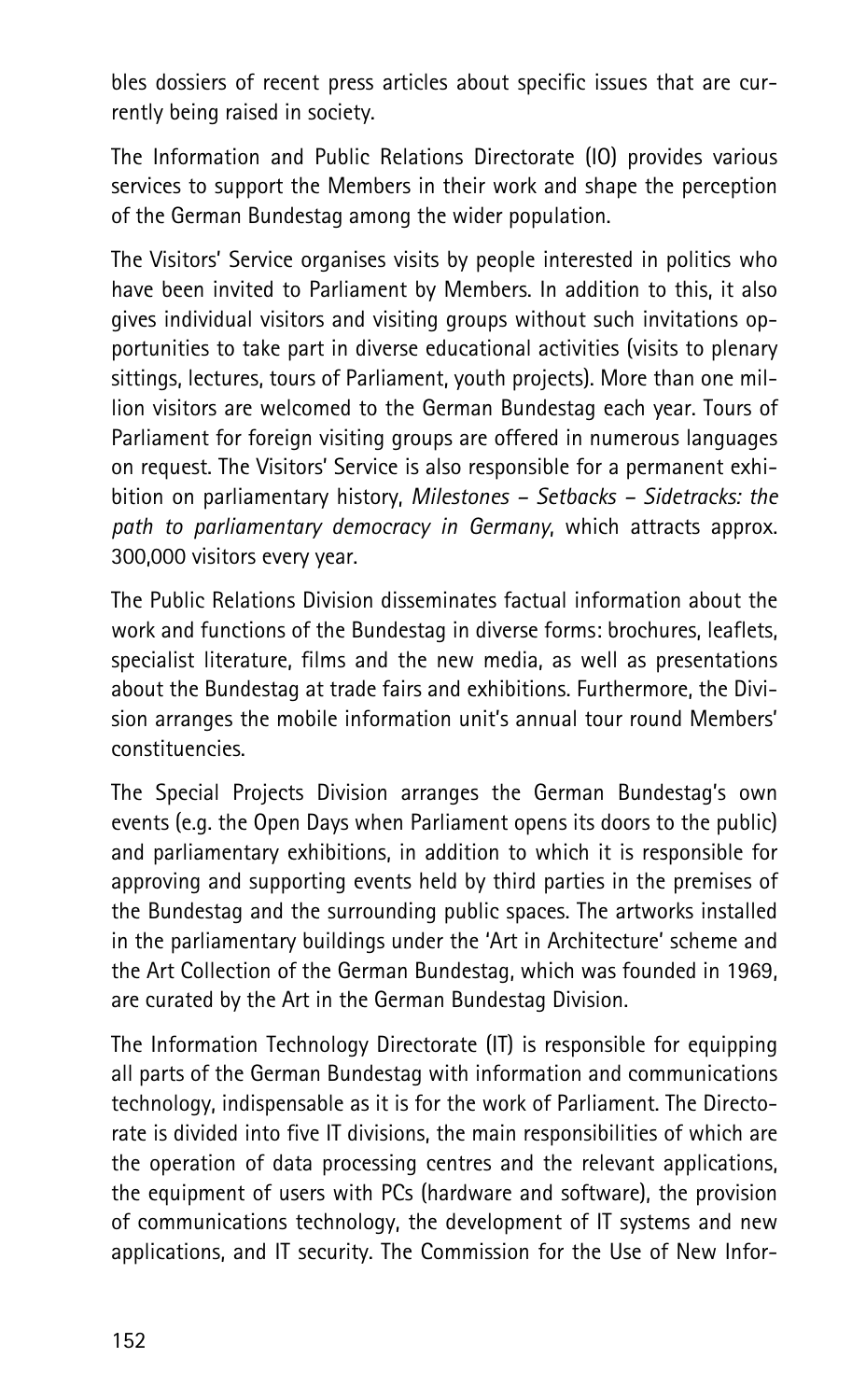bles dossiers of recent press articles about specific issues that are currently being raised in society.

The Information and Public Relations Directorate (IO) provides various services to support the Members in their work and shape the perception of the German Bundestag among the wider population.

The Visitors' Service organises visits by people interested in politics who have been invited to Parliament by Members. In addition to this, it also gives individual visitors and visiting groups without such invitations opportunities to take part in diverse educational activities (visits to plenary sittings, lectures, tours of Parliament, youth projects). More than one million visitors are welcomed to the German Bundestag each year. Tours of Parliament for foreign visiting groups are offered in numerous languages on request. The Visitors' Service is also responsible for a permanent exhibition on parliamentary history, *Milestones – Setbacks – Sidetracks: the path to parliamentary democracy in Germany*, which attracts approx. 300,000 visitors every year.

The Public Relations Division disseminates factual information about the work and functions of the Bundestag in diverse forms: brochures, leaflets, specialist literature, films and the new media, as well as presentations about the Bundestag at trade fairs and exhibitions. Furthermore, the Division arranges the mobile information unit's annual tour round Members' constituencies.

The Special Projects Division arranges the German Bundestag's own events (e.g. the Open Days when Parliament opens its doors to the public) and parliamentary exhibitions, in addition to which it is responsible for approving and supporting events held by third parties in the premises of the Bundestag and the surrounding public spaces. The artworks installed in the parliamentary buildings under the 'Art in Architecture' scheme and the Art Collection of the German Bundestag, which was founded in 1969, are curated by the Art in the German Bundestag Division.

The Information Technology Directorate (IT) is responsible for equipping all parts of the German Bundestag with information and communications technology, indispensable as it is for the work of Parliament. The Directorate is divided into five IT divisions, the main responsibilities of which are the operation of data processing centres and the relevant applications, the equipment of users with PCs (hardware and software), the provision of communications technology, the development of IT systems and new applications, and IT security. The Commission for the Use of New Infor-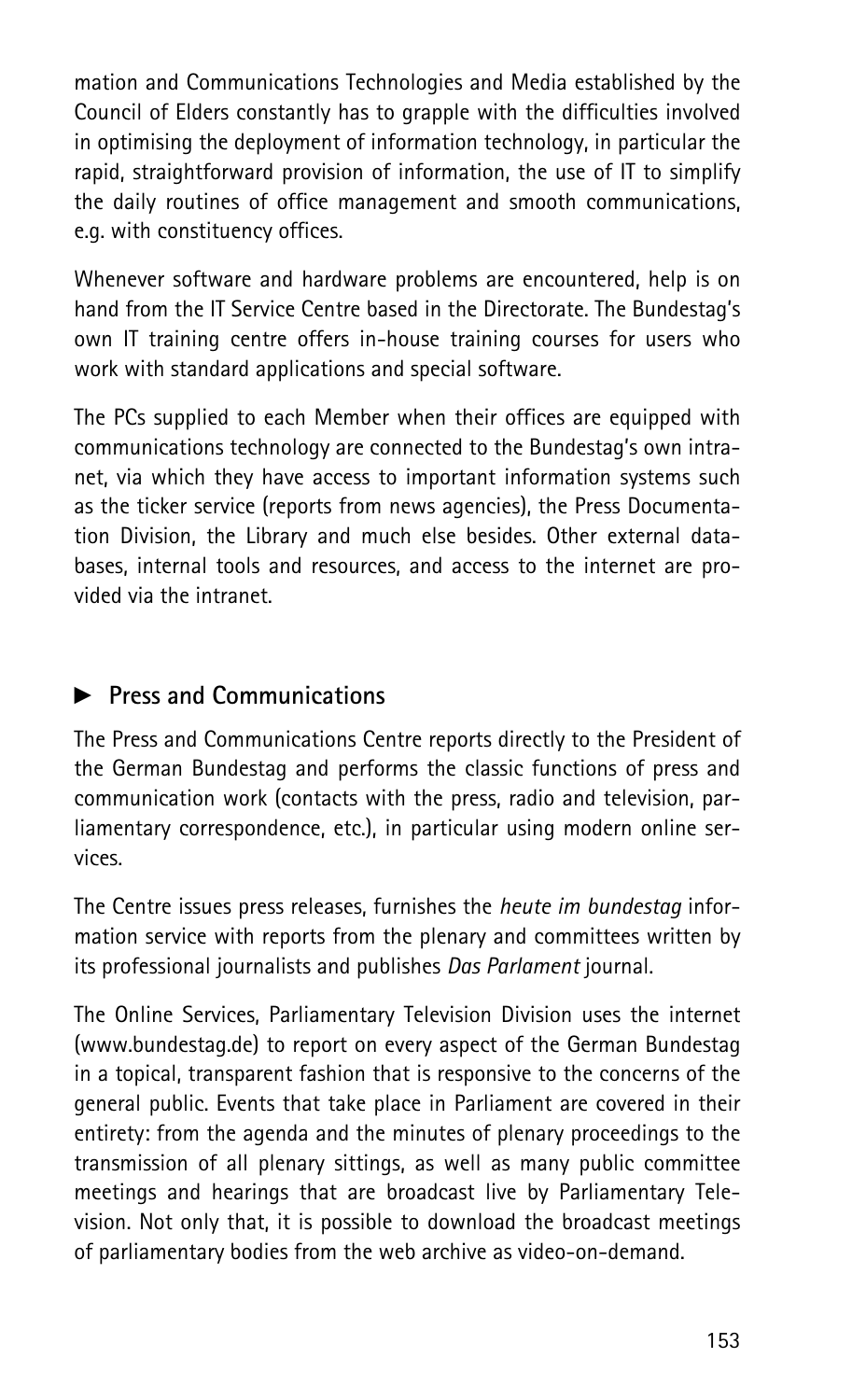mation and Communications Technologies and Media established by the Council of Elders constantly has to grapple with the difficulties involved in optimising the deployment of information technology, in particular the rapid, straightforward provision of information, the use of IT to simplify the daily routines of office management and smooth communications, e.g. with constituency offices.

Whenever software and hardware problems are encountered, help is on hand from the IT Service Centre based in the Directorate. The Bundestag's own IT training centre offers in-house training courses for users who work with standard applications and special software.

The PCs supplied to each Member when their offices are equipped with communications technology are connected to the Bundestag's own intranet, via which they have access to important information systems such as the ticker service (reports from news agencies), the Press Documentation Division, the Library and much else besides. Other external databases, internal tools and resources, and access to the internet are provided via the intranet.

## ► Press and Communications

The Press and Communications Centre reports directly to the President of the German Bundestag and performs the classic functions of press and communication work (contacts with the press, radio and television, parliamentary correspondence, etc.), in particular using modern online services.

The Centre issues press releases, furnishes the *heute im bundestag* information service with reports from the plenary and committees written by its professional journalists and publishes *Das Parlament* journal.

The Online Services, Parliamentary Television Division uses the internet (www.bundestag.de) to report on every aspect of the German Bundestag in a topical, transparent fashion that is responsive to the concerns of the general public. Events that take place in Parliament are covered in their entirety: from the agenda and the minutes of plenary proceedings to the transmission of all plenary sittings, as well as many public committee meetings and hearings that are broadcast live by Parliamentary Television. Not only that, it is possible to download the broadcast meetings of parliamentary bodies from the web archive as video-on-demand.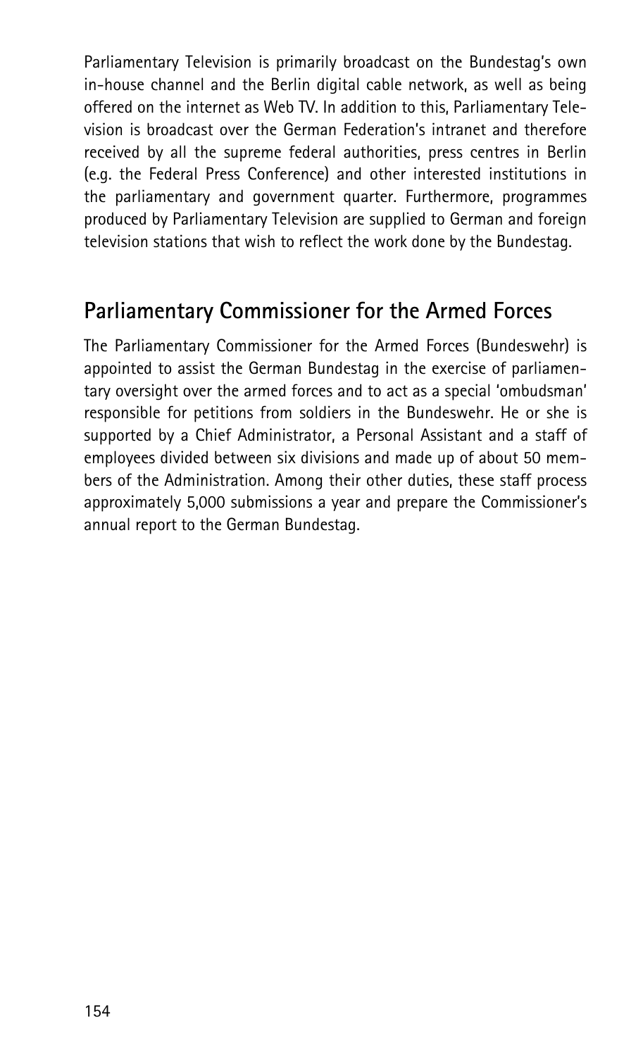Parliamentary Television is primarily broadcast on the Bundestag's own in-house channel and the Berlin digital cable network, as well as being offered on the internet as Web TV. In addition to this, Parliamentary Television is broadcast over the German Federation's intranet and therefore received by all the supreme federal authorities, press centres in Berlin (e.g. the Federal Press Conference) and other interested institutions in the parliamentary and government quarter. Furthermore, programmes produced by Parliamentary Television are supplied to German and foreign television stations that wish to reflect the work done by the Bundestag.

## Parliamentary Commissioner for the Armed Forces

The Parliamentary Commissioner for the Armed Forces (Bundeswehr) is appointed to assist the German Bundestag in the exercise of parliamentary oversight over the armed forces and to act as a special 'ombudsman' responsible for petitions from soldiers in the Bundeswehr. He or she is supported by a Chief Administrator, a Personal Assistant and a staff of employees divided between six divisions and made up of about 50 members of the Administration. Among their other duties, these staff process approximately 5,000 submissions a year and prepare the Commissioner's annual report to the German Bundestag.